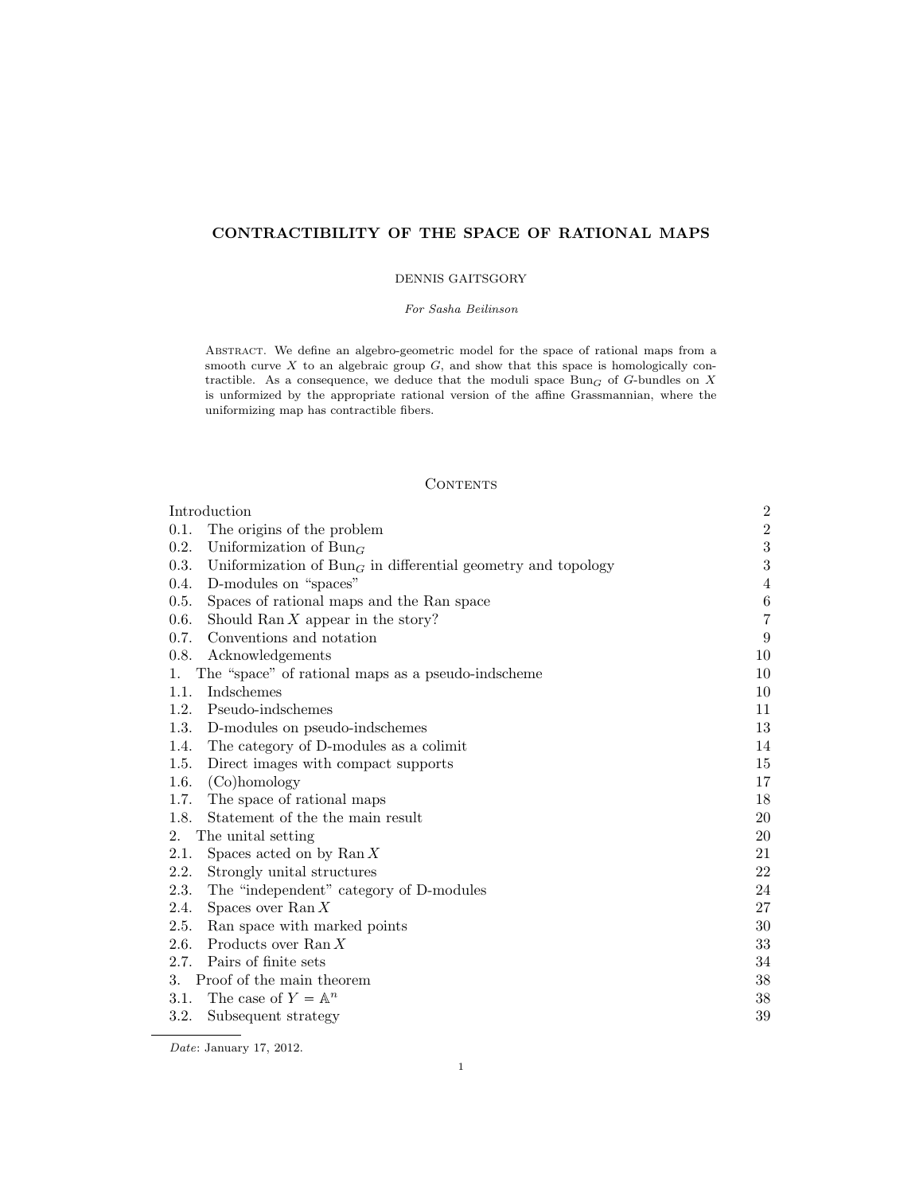# CONTRACTIBILITY OF THE SPACE OF RATIONAL MAPS

DENNIS GAITSGORY

*For Sasha Beilinson*

Abstract. We define an algebro-geometric model for the space of rational maps from a smooth curve $X$ to an algebraic group $G$, and show that this space is homologically contractible. As a consequence, we deduce that the moduli space $\mathrm{Bun}_G$ of $G$-bundles on $X$ is unformized by the appropriate rational version of the affine Grassmannian, where the uniformizing map has contractible fibers.

## Contents

| | |
|---|---|
| Introduction | 2 |
| 0.1. The origins of the problem | 2 |
| 0.2. Uniformization of $\mathrm{Bun}_G$ | 3 |
| 0.3. Uniformization of $\mathrm{Bun}_G$ in differential geometry and topology | 3 |
| 0.4. D-modules on "spaces" | 4 |
| 0.5. Spaces of rational maps and the Ran space | 6 |
| 0.6. Should $\mathrm{Ran}\, X$ appear in the story? | 7 |
| 0.7. Conventions and notation | 9 |
| 0.8. Acknowledgements | 10 |
| 1. The "space" of rational maps as a pseudo-indscheme | 10 |
| 1.1. Indschemes | 10 |
| 1.2. Pseudo-indschemes | 11 |
| 1.3. D-modules on pseudo-indschemes | 13 |
| 1.4. The category of D-modules as a colimit | 14 |
| 1.5. Direct images with compact supports | 15 |
| 1.6. (Co)homology | 17 |
| 1.7. The space of rational maps | 18 |
| 1.8. Statement of the the main result | 20 |
| 2. The unital setting | 20 |
| 2.1. Spaces acted on by $\mathrm{Ran}\, X$ | 21 |
| 2.2. Strongly unital structures | 22 |
| 2.3. The "independent" category of D-modules | 24 |
| 2.4. Spaces over $\mathrm{Ran}\, X$ | 27 |
| 2.5. Ran space with marked points | 30 |
| 2.6. Products over $\mathrm{Ran}\, X$ | 33 |
| 2.7. Pairs of finite sets | 34 |
| 3. Proof of the main theorem | 38 |
| 3.1. The case of $Y = \mathbb{A}^n$ | 38 |
| 3.2. Subsequent strategy | 39 |

*Date*: January 17, 2012.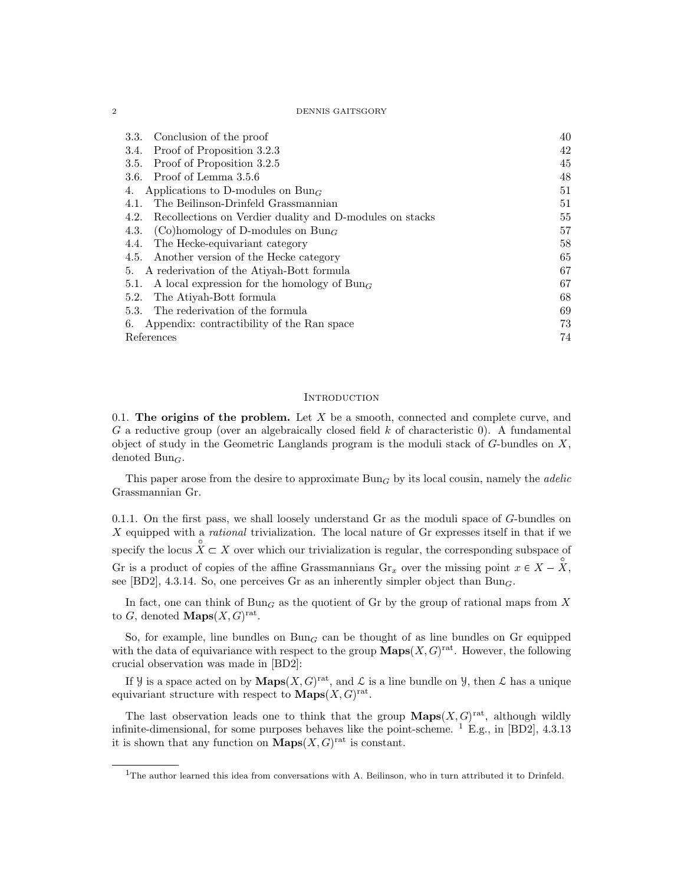| | |
|---|---|
| 3.3. Conclusion of the proof | 40 |
| 3.4. Proof of Proposition 3.2.3 | 42 |
| 3.5. Proof of Proposition 3.2.5 | 45 |
| 3.6. Proof of Lemma 3.5.6 | 48 |
| 4. Applications to D-modules on $\mathrm{Bun}_G$ | 51 |
| 4.1. The Beilinson-Drinfeld Grassmannian | 51 |
| 4.2. Recollections on Verdier duality and D-modules on stacks | 55 |
| 4.3. (Co)homology of D-modules on $\mathrm{Bun}_G$ | 57 |
| 4.4. The Hecke-equivariant category | 58 |
| 4.5. Another version of the Hecke category | 65 |
| 5. A rederivation of the Atiyah-Bott formula | 67 |
| 5.1. A local expression for the homology of $\mathrm{Bun}_G$ | 67 |
| 5.2. The Atiyah-Bott formula | 68 |
| 5.3. The rederivation of the formula | 69 |
| 6. Appendix: contractibility of the Ran space | 73 |
| References | 74 |

## Introduction

0.1. **The origins of the problem.** Let $X$ be a smooth, connected and complete curve, and $G$ a reductive group (over an algebraically closed field $k$ of characteristic 0). A fundamental object of study in the Geometric Langlands program is the moduli stack of $G$-bundles on $X$, denoted $\mathrm{Bun}_G$.

This paper arose from the desire to approximate $\mathrm{Bun}_G$ by its local cousin, namely the *adelic* Grassmannian $\mathrm{Gr}$.

0.1.1. On the first pass, we shall loosely understand $\mathrm{Gr}$ as the moduli space of $G$-bundles on $X$ equipped with a *rational* trivialization. The local nature of $\mathrm{Gr}$ expresses itself in that if we specify the locus $\overset{\circ}{X} \subset X$ over which our trivialization is regular, the corresponding subspace of $\mathrm{Gr}$ is a product of copies of the affine Grassmannians $\mathrm{Gr}_x$ over the missing point $x \in X - \overset{\circ}{X}$, see [BD2], 4.3.14. So, one perceives $\mathrm{Gr}$ as an inherently simpler object than $\mathrm{Bun}_G$.

In fact, one can think of $\mathrm{Bun}_G$ as the quotient of $\mathrm{Gr}$ by the group of rational maps from $X$ to $G$, denoted $\mathbf{Maps}(X, G)^{\mathrm{rat}}$.

So, for example, line bundles on $\mathrm{Bun}_G$ can be thought of as line bundles on $\mathrm{Gr}$ equipped with the data of equivariance with respect to the group $\mathbf{Maps}(X, G)^{\mathrm{rat}}$. However, the following crucial observation was made in [BD2]:

If $\mathcal{Y}$ is a space acted on by $\mathbf{Maps}(X, G)^{\mathrm{rat}}$, and $\mathcal{L}$ is a line bundle on $\mathcal{Y}$, then $\mathcal{L}$ has a unique equivariant structure with respect to $\mathbf{Maps}(X, G)^{\mathrm{rat}}$.

The last observation leads one to think that the group $\mathbf{Maps}(X, G)^{\mathrm{rat}}$, although wildly infinite-dimensional, for some purposes behaves like the point-scheme. [1] E.g., in [BD2], 4.3.13 it is shown that any function on $\mathbf{Maps}(X, G)^{\mathrm{rat}}$ is constant.

[1] The author learned this idea from conversations with A. Beilinson, who in turn attributed it to Drinfeld.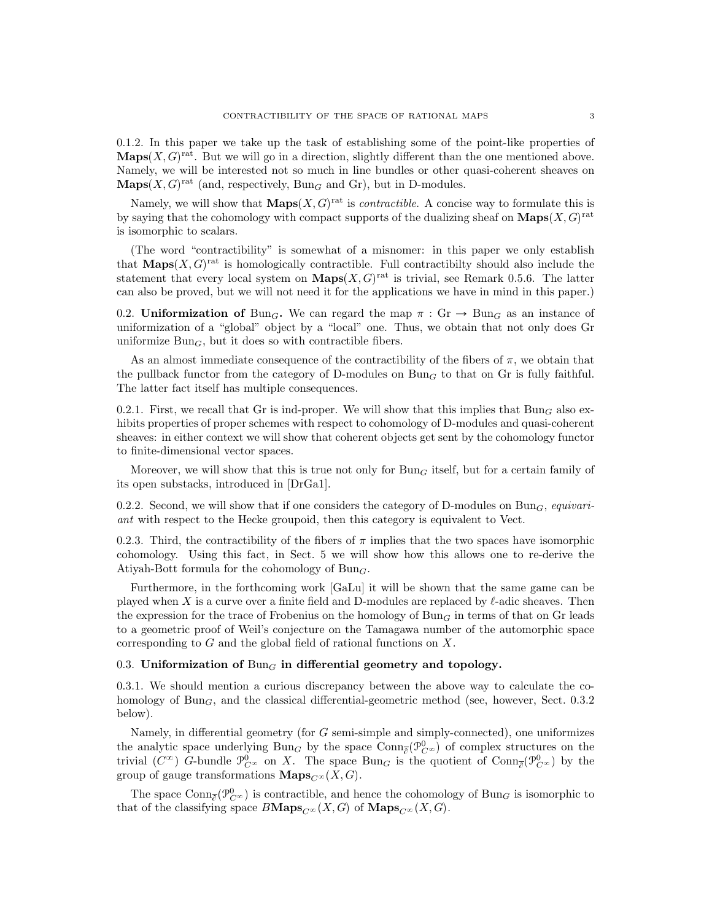0.1.2. In this paper we take up the task of establishing some of the point-like properties of $\mathbf{Maps}(X, G)^{\mathrm{rat}}$. But we will go in a direction, slightly different than the one mentioned above. Namely, we will be interested not so much in line bundles or other quasi-coherent sheaves on $\mathbf{Maps}(X, G)^{\mathrm{rat}}$ (and, respectively, $\mathrm{Bun}_G$ and $\mathrm{Gr}$), but in D-modules.

Namely, we will show that $\mathbf{Maps}(X, G)^{\mathrm{rat}}$ is *contractible*. A concise way to formulate this is by saying that the cohomology with compact supports of the dualizing sheaf on $\mathbf{Maps}(X, G)^{\mathrm{rat}}$ is isomorphic to scalars.

(The word "contractibility" is somewhat of a misnomer: in this paper we only establish that $\mathbf{Maps}(X, G)^{\mathrm{rat}}$ is homologically contractible. Full contractibilty should also include the statement that every local system on $\mathbf{Maps}(X, G)^{\mathrm{rat}}$ is trivial, see Remark 0.5.6. The latter can also be proved, but we will not need it for the applications we have in mind in this paper.)

0.2. **Uniformization of** $\mathrm{Bun}_G$**.** We can regard the map $\pi : \mathrm{Gr} \to \mathrm{Bun}_G$ as an instance of uniformization of a "global" object by a "local" one. Thus, we obtain that not only does $\mathrm{Gr}$ uniformize $\mathrm{Bun}_G$, but it does so with contractible fibers.

As an almost immediate consequence of the contractibility of the fibers of $\pi$, we obtain that the pullback functor from the category of D-modules on $\mathrm{Bun}_G$ to that on $\mathrm{Gr}$ is fully faithful. The latter fact itself has multiple consequences.

0.2.1. First, we recall that $\mathrm{Gr}$ is ind-proper. We will show that this implies that $\mathrm{Bun}_G$ also exhibits properties of proper schemes with respect to cohomology of D-modules and quasi-coherent sheaves: in either context we will show that coherent objects get sent by the cohomology functor to finite-dimensional vector spaces.

Moreover, we will show that this is true not only for $\mathrm{Bun}_G$ itself, but for a certain family of its open substacks, introduced in [DrGa1].

0.2.2. Second, we will show that if one considers the category of D-modules on $\mathrm{Bun}_G$, *equivariant* with respect to the Hecke groupoid, then this category is equivalent to Vect.

0.2.3. Third, the contractibility of the fibers of $\pi$ implies that the two spaces have isomorphic cohomology. Using this fact, in Sect. 5 we will show how this allows one to re-derive the Atiyah-Bott formula for the cohomology of $\mathrm{Bun}_G$.

Furthermore, in the forthcoming work [GaLu] it will be shown that the same game can be played when $X$ is a curve over a finite field and D-modules are replaced by $\ell$-adic sheaves. Then the expression for the trace of Frobenius on the homology of $\mathrm{Bun}_G$ in terms of that on $\mathrm{Gr}$ leads to a geometric proof of Weil's conjecture on the Tamagawa number of the automorphic space corresponding to $G$ and the global field of rational functions on $X$.

0.3. **Uniformization of** $\mathrm{Bun}_G$ **in differential geometry and topology.**

0.3.1. We should mention a curious discrepancy between the above way to calculate the cohomology of $\mathrm{Bun}_G$, and the classical differential-geometric method (see, however, Sect. 0.3.2 below).

Namely, in differential geometry (for $G$ semi-simple and simply-connected), one uniformizes the analytic space underlying $\mathrm{Bun}_G$ by the space $\mathrm{Conn}_{\bar{\partial}}(\mathcal{P}^0_{C^\infty})$ of complex structures on the trivial ($C^\infty$) $G$-bundle $\mathcal{P}^0_{C^\infty}$ on $X$. The space $\mathrm{Bun}_G$ is the quotient of $\mathrm{Conn}_{\bar{\partial}}(\mathcal{P}^0_{C^\infty})$ by the group of gauge transformations $\mathbf{Maps}_{C^\infty}(X, G)$.

The space $\mathrm{Conn}_{\bar{\partial}}(\mathcal{P}^0_{C^\infty})$ is contractible, and hence the cohomology of $\mathrm{Bun}_G$ is isomorphic to that of the classifying space $B\mathbf{Maps}_{C^\infty}(X, G)$ of $\mathbf{Maps}_{C^\infty}(X, G)$.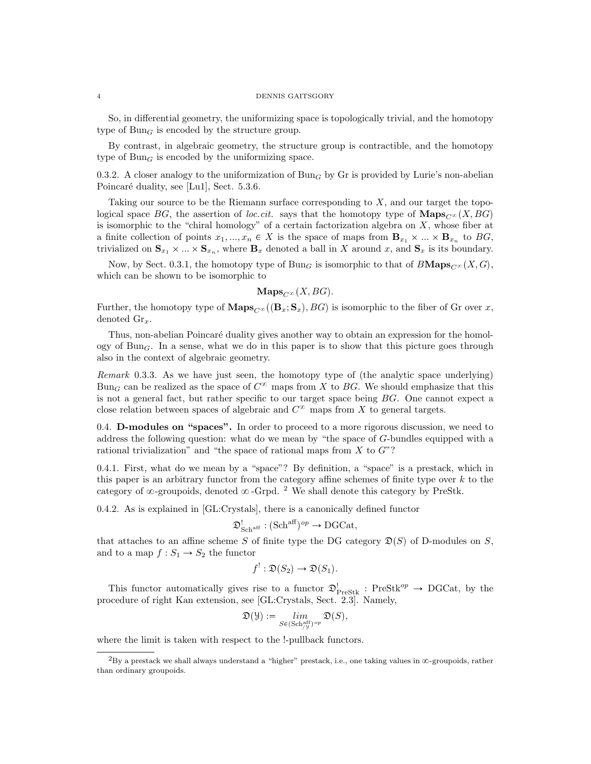So, in differential geometry, the uniformizing space is topologically trivial, and the homotopy type of $\operatorname{Bun}_G$ is encoded by the structure group.

By contrast, in algebraic geometry, the structure group is contractible, and the homotopy type of $\operatorname{Bun}_G$ is encoded by the uniformizing space.

0.3.2. A closer analogy to the uniformization of $\operatorname{Bun}_G$ by Gr is provided by Lurie's non-abelian Poincaré duality, see [Lu1], Sect. 5.3.6.

Taking our source to be the Riemann surface corresponding to $X$, and our target the topological space $BG$, the assertion of *loc.cit.* says that the homotopy type of $\mathbf{Maps}_{C^\infty}(X, BG)$ is isomorphic to the "chiral homology" of a certain factorization algebra on $X$, whose fiber at a finite collection of points $x_1, ..., x_n \in X$ is the space of maps from $\mathbf{B}_{x_1} \times ... \times \mathbf{B}_{x_n}$ to $BG$, trivialized on $\mathbf{S}_{x_1} \times ... \times \mathbf{S}_{x_n}$, where $\mathbf{B}_x$ denoted a ball in $X$ around $x$, and $\mathbf{S}_x$ is its boundary.

Now, by Sect. 0.3.1, the homotopy type of $\operatorname{Bun}_G$ is isomorphic to that of $B\mathbf{Maps}_{C^\infty}(X, G)$, which can be shown to be isomorphic to

$$\mathbf{Maps}_{C^\infty}(X, BG).$$

Further, the homotopy type of $\mathbf{Maps}_{C^\infty}((\mathbf{B}_x; \mathbf{S}_x), BG)$ is isomorphic to the fiber of Gr over $x$, denoted $\operatorname{Gr}_x$.

Thus, non-abelian Poincaré duality gives another way to obtain an expression for the homology of $\operatorname{Bun}_G$. In a sense, what we do in this paper is to show that this picture goes through also in the context of algebraic geometry.

*Remark* 0.3.3. As we have just seen, the homotopy type of (the analytic space underlying) $\operatorname{Bun}_G$ can be realized as the space of $C^\infty$ maps from $X$ to $BG$. We should emphasize that this is not a general fact, but rather specific to our target space being $BG$. One cannot expect a close relation between spaces of algebraic and $C^\infty$ maps from $X$ to general targets.

0.4. **D-modules on "spaces".** In order to proceed to a more rigorous discussion, we need to address the following question: what do we mean by "the space of $G$-bundles equipped with a rational trivialization" and "the space of rational maps from $X$ to $G$"?

0.4.1. First, what do we mean by a "space"? By definition, a "space" is a prestack, which in this paper is an arbitrary functor from the category affine schemes of finite type over $k$ to the category of $\infty$-groupoids, denoted $\infty$-Grpd. [2] We shall denote this category by PreStk.

0.4.2. As is explained in [GL:Crystals], there is a canonically defined functor

$$\mathfrak{D}^!_{\operatorname{Sch}^{\operatorname{aff}}} : (\operatorname{Sch}^{\operatorname{aff}})^{op} \to \operatorname{DGCat},$$

that attaches to an affine scheme $S$ of finite type the DG category $\mathfrak{D}(S)$ of D-modules on $S$, and to a map $f : S_1 \to S_2$ the functor

$$f^! : \mathfrak{D}(S_2) \to \mathfrak{D}(S_1).$$

This functor automatically gives rise to a functor $\mathfrak{D}^!_{\operatorname{PreStk}} : \operatorname{PreStk}^{op} \to \operatorname{DGCat}$, by the procedure of right Kan extension, see [GL:Crystals, Sect. 2.3]. Namely,

$$\mathfrak{D}(\mathcal{Y}) := \underset{S \in (\operatorname{Sch}^{\operatorname{aff}}_{/\mathcal{Y}})^{op}}{lim} \mathfrak{D}(S),$$

where the limit is taken with respect to the !-pullback functors.

[2] By a prestack we shall always understand a "higher" prestack, i.e., one taking values in $\infty$-groupoids, rather than ordinary groupoids.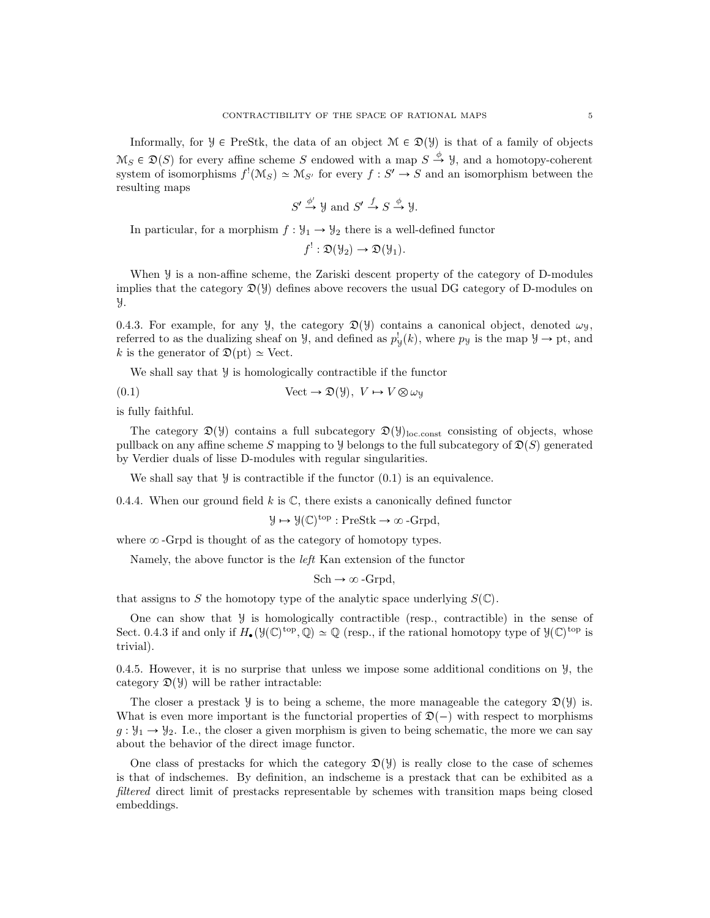Informally, for $\mathcal{Y} \in \text{PreStk}$, the data of an object $\mathcal{M} \in \mathfrak{D}(\mathcal{Y})$ is that of a family of objects $\mathcal{M}_S \in \mathfrak{D}(S)$ for every affine scheme $S$ endowed with a map $S \overset{\phi}{\to} \mathcal{Y}$, and a homotopy-coherent system of isomorphisms $f^!(\mathcal{M}_S) \simeq \mathcal{M}_{S'}$ for every $f : S' \to S$ and an isomorphism between the resulting maps

$$S' \overset{\phi'}{\to} \mathcal{Y} \text{ and } S' \overset{f}{\to} S \overset{\phi}{\to} \mathcal{Y}.$$

In particular, for a morphism $f : \mathcal{Y}_1 \to \mathcal{Y}_2$ there is a well-defined functor

$$f^! : \mathfrak{D}(\mathcal{Y}_2) \to \mathfrak{D}(\mathcal{Y}_1).$$

When $\mathcal{Y}$ is a non-affine scheme, the Zariski descent property of the category of D-modules implies that the category $\mathfrak{D}(\mathcal{Y})$ defines above recovers the usual DG category of D-modules on $\mathcal{Y}$.

0.4.3. For example, for any $\mathcal{Y}$, the category $\mathfrak{D}(\mathcal{Y})$ contains a canonical object, denoted $\omega_{\mathcal{Y}}$, referred to as the dualizing sheaf on $\mathcal{Y}$, and defined as $p^!_{\mathcal{Y}}(k)$, where $p_{\mathcal{Y}}$ is the map $\mathcal{Y} \to \text{pt}$, and $k$ is the generator of $\mathfrak{D}(\text{pt}) \simeq \text{Vect}$.

We shall say that $\mathcal{Y}$ is homologically contractible if the functor

$$\text{Vect} \to \mathfrak{D}(\mathcal{Y}),\ V \mapsto V \otimes \omega_{\mathcal{Y}} \tag{0.1}$$

is fully faithful.

The category $\mathfrak{D}(\mathcal{Y})$ contains a full subcategory $\mathfrak{D}(\mathcal{Y})_{\text{loc.const}}$ consisting of objects, whose pullback on any affine scheme $S$ mapping to $\mathcal{Y}$ belongs to the full subcategory of $\mathfrak{D}(S)$ generated by Verdier duals of lisse D-modules with regular singularities.

We shall say that $\mathcal{Y}$ is contractible if the functor (0.1) is an equivalence.

0.4.4. When our ground field $k$ is $\mathbb{C}$, there exists a canonically defined functor

$$\mathcal{Y} \mapsto \mathcal{Y}(\mathbb{C})^{\text{top}} : \text{PreStk} \to \infty\text{-Grpd},$$

where $\infty$-Grpd is thought of as the category of homotopy types.

Namely, the above functor is the *left* Kan extension of the functor

$$\text{Sch} \to \infty\text{-Grpd},$$

that assigns to $S$ the homotopy type of the analytic space underlying $S(\mathbb{C})$.

One can show that $\mathcal{Y}$ is homologically contractible (resp., contractible) in the sense of Sect. 0.4.3 if and only if $H_\bullet(\mathcal{Y}(\mathbb{C})^{\text{top}}, \mathbb{Q}) \simeq \mathbb{Q}$ (resp., if the rational homotopy type of $\mathcal{Y}(\mathbb{C})^{\text{top}}$ is trivial).

0.4.5. However, it is no surprise that unless we impose some additional conditions on $\mathcal{Y}$, the category $\mathfrak{D}(\mathcal{Y})$ will be rather intractable:

The closer a prestack $\mathcal{Y}$ is to being a scheme, the more manageable the category $\mathfrak{D}(\mathcal{Y})$ is. What is even more important is the functorial properties of $\mathfrak{D}(-)$ with respect to morphisms $g : \mathcal{Y}_1 \to \mathcal{Y}_2$. I.e., the closer a given morphism is given to being schematic, the more we can say about the behavior of the direct image functor.

One class of prestacks for which the category $\mathfrak{D}(\mathcal{Y})$ is really close to the case of schemes is that of indschemes. By definition, an indscheme is a prestack that can be exhibited as a *filtered* direct limit of prestacks representable by schemes with transition maps being closed embeddings.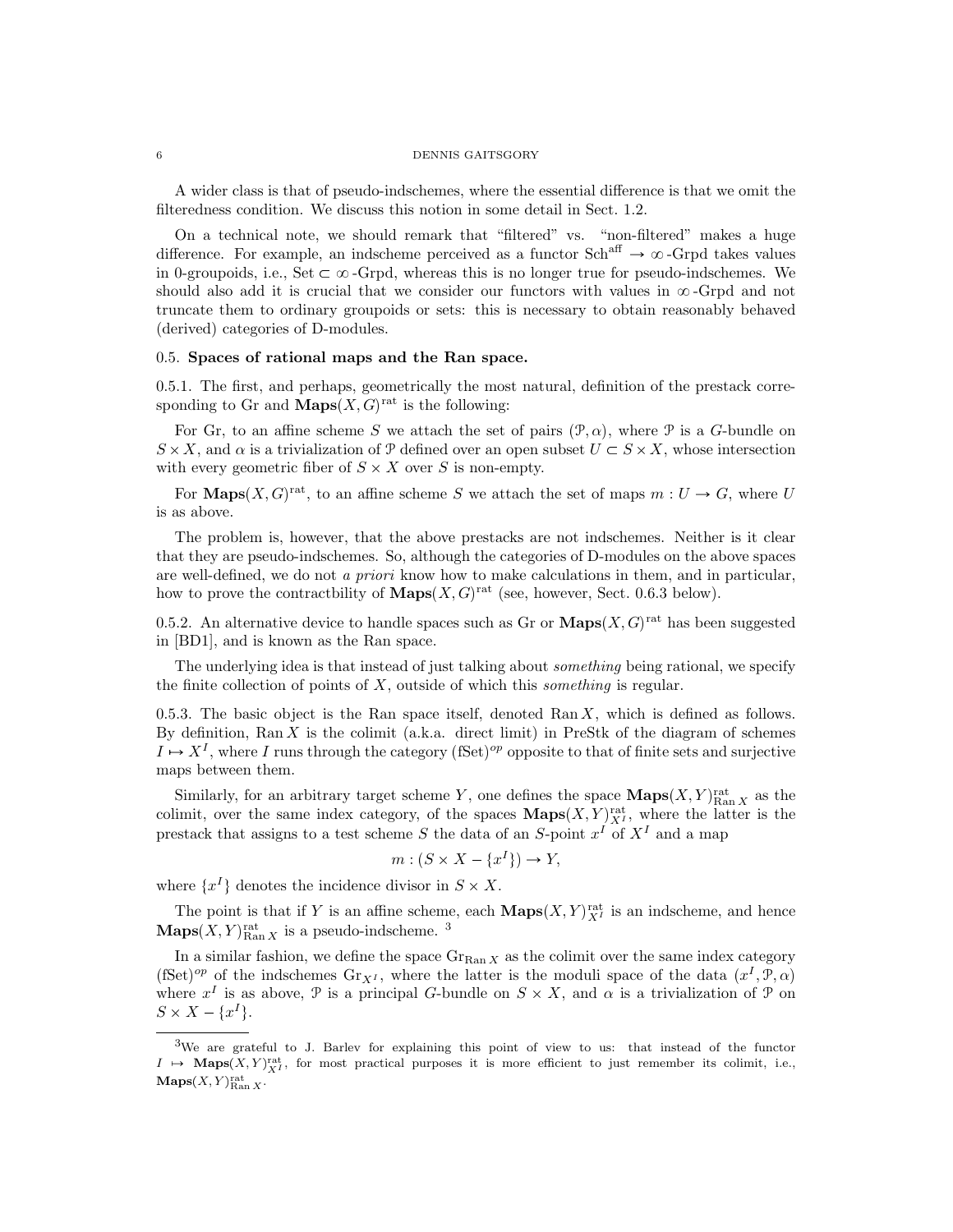A wider class is that of pseudo-indschemes, where the essential difference is that we omit the filteredness condition. We discuss this notion in some detail in Sect. 1.2.

On a technical note, we should remark that "filtered" vs. "non-filtered" makes a huge difference. For example, an indscheme perceived as a functor $\mathrm{Sch}^{\mathrm{aff}} \to \infty\text{-Grpd}$ takes values in 0-groupoids, i.e., $\mathrm{Set} \subset \infty\text{-Grpd}$, whereas this is no longer true for pseudo-indschemes. We should also add it is crucial that we consider our functors with values in $\infty$-Grpd and not truncate them to ordinary groupoids or sets: this is necessary to obtain reasonably behaved (derived) categories of D-modules.

### 0.5. Spaces of rational maps and the Ran space.

0.5.1. The first, and perhaps, geometrically the most natural, definition of the prestack corresponding to Gr and $\mathbf{Maps}(X,G)^{\mathrm{rat}}$ is the following:

For Gr, to an affine scheme $S$ we attach the set of pairs $(\mathcal{P},\alpha)$, where $\mathcal{P}$ is a $G$-bundle on $S\times X$, and $\alpha$ is a trivialization of $\mathcal{P}$ defined over an open subset $U\subset S\times X$, whose intersection with every geometric fiber of $S\times X$ over $S$ is non-empty.

For $\mathbf{Maps}(X,G)^{\mathrm{rat}}$, to an affine scheme $S$ we attach the set of maps $m:U\to G$, where $U$ is as above.

The problem is, however, that the above prestacks are not indschemes. Neither is it clear that they are pseudo-indschemes. So, although the categories of D-modules on the above spaces are well-defined, we do not *a priori* know how to make calculations in them, and in particular, how to prove the contractbility of $\mathbf{Maps}(X,G)^{\mathrm{rat}}$ (see, however, Sect. 0.6.3 below).

0.5.2. An alternative device to handle spaces such as Gr or $\mathbf{Maps}(X,G)^{\mathrm{rat}}$ has been suggested in [BD1], and is known as the Ran space.

The underlying idea is that instead of just talking about *something* being rational, we specify the finite collection of points of $X$, outside of which this *something* is regular.

0.5.3. The basic object is the Ran space itself, denoted $\mathrm{Ran}\,X$, which is defined as follows. By definition, $\mathrm{Ran}\,X$ is the colimit (a.k.a. direct limit) in PreStk of the diagram of schemes $I\mapsto X^I$, where $I$ runs through the category $(\mathrm{fSet})^{op}$ opposite to that of finite sets and surjective maps between them.

Similarly, for an arbitrary target scheme $Y$, one defines the space $\mathbf{Maps}(X,Y)^{\mathrm{rat}}_{\mathrm{Ran}\,X}$ as the colimit, over the same index category, of the spaces $\mathbf{Maps}(X,Y)^{\mathrm{rat}}_{X^I}$, where the latter is the prestack that assigns to a test scheme $S$ the data of an $S$-point $x^I$ of $X^I$ and a map

$$m:(S\times X-\{x^I\})\to Y,$$

where $\{x^I\}$ denotes the incidence divisor in $S\times X$.

The point is that if $Y$ is an affine scheme, each $\mathbf{Maps}(X,Y)^{\mathrm{rat}}_{X^I}$ is an indscheme, and hence $\mathbf{Maps}(X,Y)^{\mathrm{rat}}_{\mathrm{Ran}\,X}$ is a pseudo-indscheme. [3]

In a similar fashion, we define the space $\mathrm{Gr}_{\mathrm{Ran}\,X}$ as the colimit over the same index category $(\mathrm{fSet})^{op}$ of the indschemes $\mathrm{Gr}_{X^I}$, where the latter is the moduli space of the data $(x^I,\mathcal{P},\alpha)$ where $x^I$ is as above, $\mathcal{P}$ is a principal $G$-bundle on $S\times X$, and $\alpha$ is a trivialization of $\mathcal{P}$ on $S\times X-\{x^I\}$.

---

[3] We are grateful to J. Barlev for explaining this point of view to us: that instead of the functor $I\mapsto \mathbf{Maps}(X,Y)^{\mathrm{rat}}_{X^I}$, for most practical purposes it is more efficient to just remember its colimit, i.e., $\mathbf{Maps}(X,Y)^{\mathrm{rat}}_{\mathrm{Ran}\,X}$.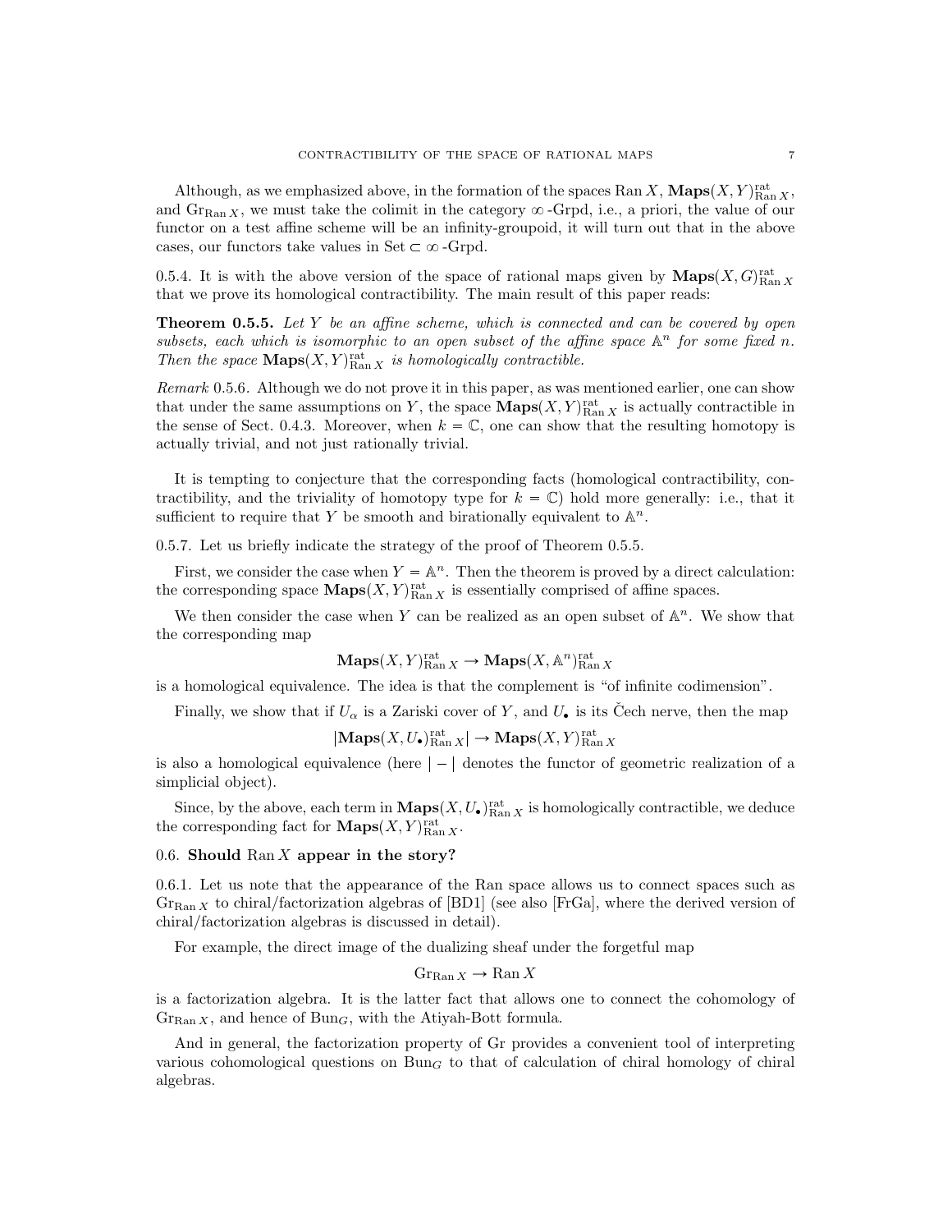Although, as we emphasized above, in the formation of the spaces $\operatorname{Ran} X$, $\mathbf{Maps}(X,Y)^{\mathrm{rat}}_{\operatorname{Ran} X}$, and $\mathrm{Gr}_{\operatorname{Ran} X}$, we must take the colimit in the category $\infty$-Grpd, i.e., a priori, the value of our functor on a test affine scheme will be an infinity-groupoid, it will turn out that in the above cases, our functors take values in $\mathrm{Set} \subset \infty$-Grpd.

0.5.4. It is with the above version of the space of rational maps given by $\mathbf{Maps}(X,G)^{\mathrm{rat}}_{\operatorname{Ran} X}$ that we prove its homological contractibility. The main result of this paper reads:

**Theorem 0.5.5.** *Let $Y$ be an affine scheme, which is connected and can be covered by open subsets, each which is isomorphic to an open subset of the affine space $\mathbb{A}^n$ for some fixed $n$. Then the space $\mathbf{Maps}(X,Y)^{\mathrm{rat}}_{\operatorname{Ran} X}$ is homologically contractible.*

*Remark* 0.5.6. Although we do not prove it in this paper, as was mentioned earlier, one can show that under the same assumptions on $Y$, the space $\mathbf{Maps}(X,Y)^{\mathrm{rat}}_{\operatorname{Ran} X}$ is actually contractible in the sense of Sect. 0.4.3. Moreover, when $k = \mathbb{C}$, one can show that the resulting homotopy is actually trivial, and not just rationally trivial.

It is tempting to conjecture that the corresponding facts (homological contractibility, contractibility, and the triviality of homotopy type for $k = \mathbb{C}$) hold more generally: i.e., that it sufficient to require that $Y$ be smooth and birationally equivalent to $\mathbb{A}^n$.

0.5.7. Let us briefly indicate the strategy of the proof of Theorem 0.5.5.

First, we consider the case when $Y = \mathbb{A}^n$. Then the theorem is proved by a direct calculation: the corresponding space $\mathbf{Maps}(X,Y)^{\mathrm{rat}}_{\operatorname{Ran} X}$ is essentially comprised of affine spaces.

We then consider the case when $Y$ can be realized as an open subset of $\mathbb{A}^n$. We show that the corresponding map

$$\mathbf{Maps}(X,Y)^{\mathrm{rat}}_{\operatorname{Ran} X} \to \mathbf{Maps}(X,\mathbb{A}^n)^{\mathrm{rat}}_{\operatorname{Ran} X}$$

is a homological equivalence. The idea is that the complement is "of infinite codimension".

Finally, we show that if $U_\alpha$ is a Zariski cover of $Y$, and $U_\bullet$ is its Čech nerve, then the map

$$|\mathbf{Maps}(X,U_\bullet)^{\mathrm{rat}}_{\operatorname{Ran} X}| \to \mathbf{Maps}(X,Y)^{\mathrm{rat}}_{\operatorname{Ran} X}$$

is also a homological equivalence (here $|-|$ denotes the functor of geometric realization of a simplicial object).

Since, by the above, each term in $\mathbf{Maps}(X,U_\bullet)^{\mathrm{rat}}_{\operatorname{Ran} X}$ is homologically contractible, we deduce the corresponding fact for $\mathbf{Maps}(X,Y)^{\mathrm{rat}}_{\operatorname{Ran} X}$.

## 0.6. Should $\operatorname{Ran} X$ appear in the story?

0.6.1. Let us note that the appearance of the Ran space allows us to connect spaces such as $\mathrm{Gr}_{\operatorname{Ran} X}$ to chiral/factorization algebras of [BD1] (see also [FrGa], where the derived version of chiral/factorization algebras is discussed in detail).

For example, the direct image of the dualizing sheaf under the forgetful map

$$\mathrm{Gr}_{\operatorname{Ran} X} \to \operatorname{Ran} X$$

is a factorization algebra. It is the latter fact that allows one to connect the cohomology of $\mathrm{Gr}_{\operatorname{Ran} X}$, and hence of $\mathrm{Bun}_G$, with the Atiyah-Bott formula.

And in general, the factorization property of Gr provides a convenient tool of interpreting various cohomological questions on $\mathrm{Bun}_G$ to that of calculation of chiral homology of chiral algebras.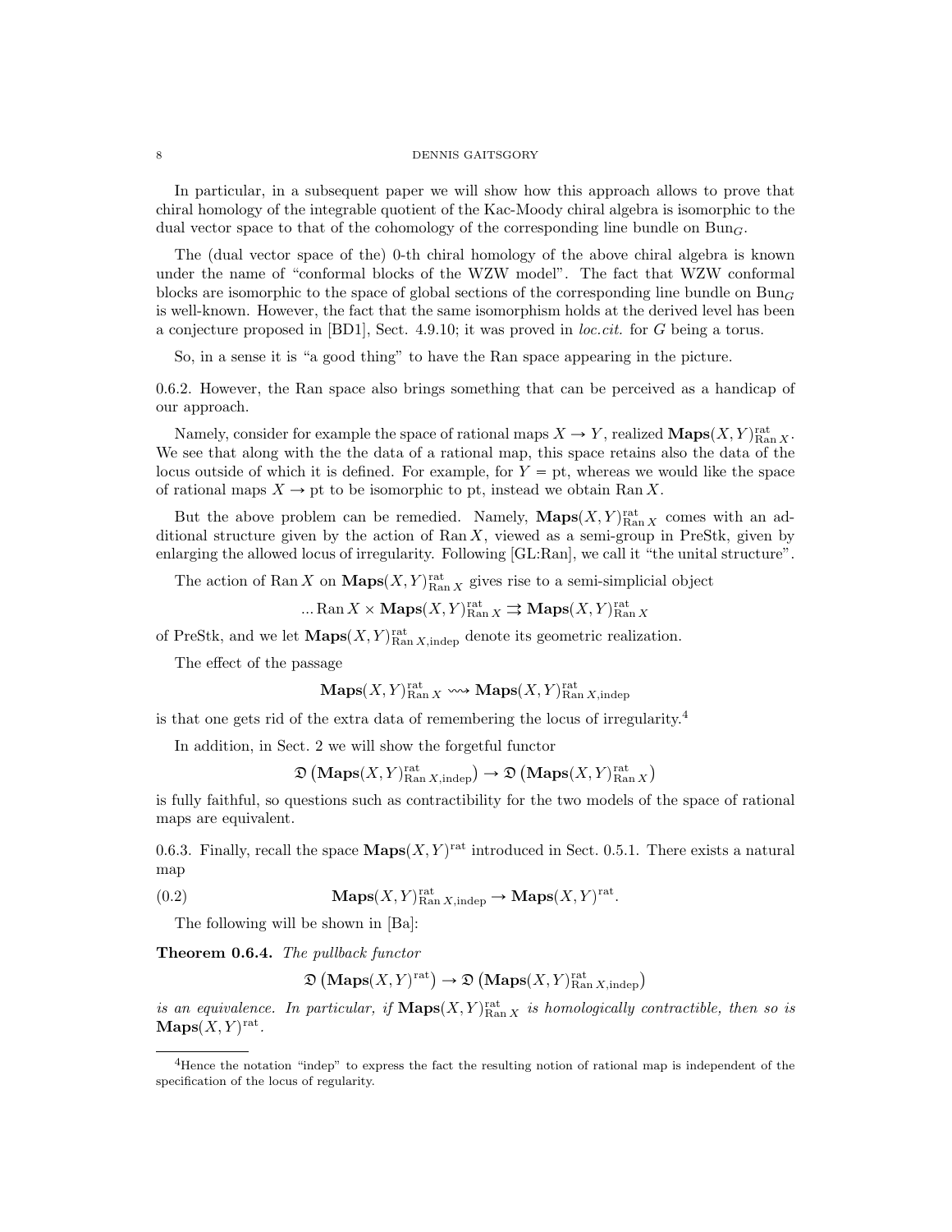In particular, in a subsequent paper we will show how this approach allows to prove that chiral homology of the integrable quotient of the Kac-Moody chiral algebra is isomorphic to the dual vector space to that of the cohomology of the corresponding line bundle on $\mathrm{Bun}_G$.

The (dual vector space of the) 0-th chiral homology of the above chiral algebra is known under the name of "conformal blocks of the WZW model". The fact that WZW conformal blocks are isomorphic to the space of global sections of the corresponding line bundle on $\mathrm{Bun}_G$ is well-known. However, the fact that the same isomorphism holds at the derived level has been a conjecture proposed in [BD1], Sect. 4.9.10; it was proved in *loc.cit.* for $G$ being a torus.

So, in a sense it is "a good thing" to have the Ran space appearing in the picture.

0.6.2. However, the Ran space also brings something that can be perceived as a handicap of our approach.

Namely, consider for example the space of rational maps $X \to Y$, realized $\mathbf{Maps}(X,Y)^{\mathrm{rat}}_{\mathrm{Ran}\, X}$. We see that along with the the data of a rational map, this space retains also the data of the locus outside of which it is defined. For example, for $Y = \mathrm{pt}$, whereas we would like the space of rational maps $X \to \mathrm{pt}$ to be isomorphic to pt, instead we obtain $\mathrm{Ran}\, X$.

But the above problem can be remedied. Namely, $\mathbf{Maps}(X,Y)^{\mathrm{rat}}_{\mathrm{Ran}\, X}$ comes with an additional structure given by the action of $\mathrm{Ran}\, X$, viewed as a semi-group in PreStk, given by enlarging the allowed locus of irregularity. Following [GL:Ran], we call it "the unital structure".

The action of $\mathrm{Ran}\, X$ on $\mathbf{Maps}(X,Y)^{\mathrm{rat}}_{\mathrm{Ran}\, X}$ gives rise to a semi-simplicial object

$$... \mathrm{Ran}\, X \times \mathbf{Maps}(X,Y)^{\mathrm{rat}}_{\mathrm{Ran}\, X} \rightrightarrows \mathbf{Maps}(X,Y)^{\mathrm{rat}}_{\mathrm{Ran}\, X}$$

of PreStk, and we let $\mathbf{Maps}(X,Y)^{\mathrm{rat}}_{\mathrm{Ran}\, X,\mathrm{indep}}$ denote its geometric realization.

The effect of the passage

$$\mathbf{Maps}(X,Y)^{\mathrm{rat}}_{\mathrm{Ran}\, X} \rightsquigarrow \mathbf{Maps}(X,Y)^{\mathrm{rat}}_{\mathrm{Ran}\, X,\mathrm{indep}}$$

is that one gets rid of the extra data of remembering the locus of irregularity.[4]

In addition, in Sect. 2 we will show the forgetful functor

$$\mathfrak{D}\left(\mathbf{Maps}(X,Y)^{\mathrm{rat}}_{\mathrm{Ran}\, X,\mathrm{indep}}\right) \to \mathfrak{D}\left(\mathbf{Maps}(X,Y)^{\mathrm{rat}}_{\mathrm{Ran}\, X}\right)$$

is fully faithful, so questions such as contractibility for the two models of the space of rational maps are equivalent.

0.6.3. Finally, recall the space $\mathbf{Maps}(X,Y)^{\mathrm{rat}}$ introduced in Sect. 0.5.1. There exists a natural map

$$\mathbf{Maps}(X,Y)^{\mathrm{rat}}_{\mathrm{Ran}\, X,\mathrm{indep}} \to \mathbf{Maps}(X,Y)^{\mathrm{rat}}. \tag{0.2}$$

The following will be shown in [Ba]:

**Theorem 0.6.4.** *The pullback functor*

$$\mathfrak{D}\left(\mathbf{Maps}(X,Y)^{\mathrm{rat}}\right) \to \mathfrak{D}\left(\mathbf{Maps}(X,Y)^{\mathrm{rat}}_{\mathrm{Ran}\, X,\mathrm{indep}}\right)$$

*is an equivalence. In particular, if $\mathbf{Maps}(X,Y)^{\mathrm{rat}}_{\mathrm{Ran}\, X}$ is homologically contractible, then so is $\mathbf{Maps}(X,Y)^{\mathrm{rat}}$.*

---

[4] Hence the notation "indep" to express the fact the resulting notion of rational map is independent of the specification of the locus of regularity.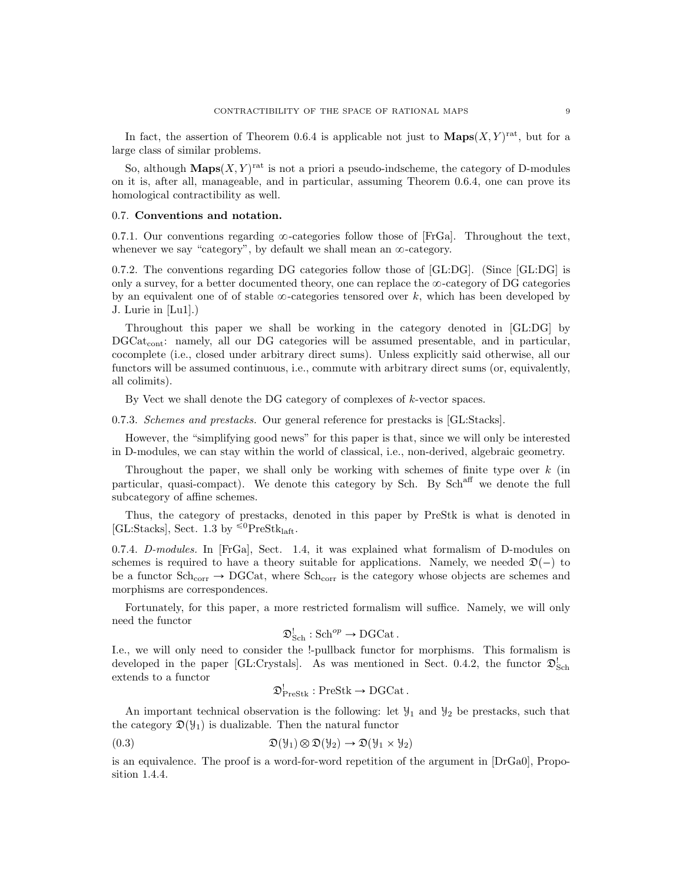In fact, the assertion of Theorem 0.6.4 is applicable not just to $\mathbf{Maps}(X,Y)^{\mathrm{rat}}$, but for a large class of similar problems.

So, although $\mathbf{Maps}(X,Y)^{\mathrm{rat}}$ is not a priori a pseudo-indscheme, the category of D-modules on it is, after all, manageable, and in particular, assuming Theorem 0.6.4, one can prove its homological contractibility as well.

## 0.7. Conventions and notation.

0.7.1. Our conventions regarding $\infty$-categories follow those of [FrGa]. Throughout the text, whenever we say "category", by default we shall mean an $\infty$-category.

0.7.2. The conventions regarding DG categories follow those of [GL:DG]. (Since [GL:DG] is only a survey, for a better documented theory, one can replace the $\infty$-category of DG categories by an equivalent one of of stable $\infty$-categories tensored over $k$, which has been developed by J. Lurie in [Lu1].)

Throughout this paper we shall be working in the category denoted in [GL:DG] by $\mathrm{DGCat}_{\mathrm{cont}}$: namely, all our DG categories will be assumed presentable, and in particular, cocomplete (i.e., closed under arbitrary direct sums). Unless explicitly said otherwise, all our functors will be assumed continuous, i.e., commute with arbitrary direct sums (or, equivalently, all colimits).

By Vect we shall denote the DG category of complexes of $k$-vector spaces.

0.7.3. *Schemes and prestacks.* Our general reference for prestacks is [GL:Stacks].

However, the "simplifying good news" for this paper is that, since we will only be interested in D-modules, we can stay within the world of classical, i.e., non-derived, algebraic geometry.

Throughout the paper, we shall only be working with schemes of finite type over $k$ (in particular, quasi-compact). We denote this category by Sch. By $\mathrm{Sch}^{\mathrm{aff}}$ we denote the full subcategory of affine schemes.

Thus, the category of prestacks, denoted in this paper by PreStk is what is denoted in [GL:Stacks], Sect. 1.3 by ${}^{\leqslant 0}\mathrm{PreStk}_{\mathrm{laft}}$.

0.7.4. *D-modules.* In [FrGa], Sect. 1.4, it was explained what formalism of D-modules on schemes is required to have a theory suitable for applications. Namely, we needed $\mathfrak{D}(-)$ to be a functor $\mathrm{Sch}_{\mathrm{corr}} \to \mathrm{DGCat}$, where $\mathrm{Sch}_{\mathrm{corr}}$ is the category whose objects are schemes and morphisms are correspondences.

Fortunately, for this paper, a more restricted formalism will suffice. Namely, we will only need the functor

$$\mathfrak{D}^!_{\mathrm{Sch}} : \mathrm{Sch}^{op} \to \mathrm{DGCat}\,.$$

I.e., we will only need to consider the !-pullback functor for morphisms. This formalism is developed in the paper [GL:Crystals]. As was mentioned in Sect. 0.4.2, the functor $\mathfrak{D}^!_{\mathrm{Sch}}$ extends to a functor

$$\mathfrak{D}^!_{\mathrm{PreStk}} : \mathrm{PreStk} \to \mathrm{DGCat}\,.$$

An important technical observation is the following: let $\mathcal{Y}_1$ and $\mathcal{Y}_2$ be prestacks, such that the category $\mathfrak{D}(\mathcal{Y}_1)$ is dualizable. Then the natural functor

$$\mathfrak{D}(\mathcal{Y}_1) \otimes \mathfrak{D}(\mathcal{Y}_2) \to \mathfrak{D}(\mathcal{Y}_1 \times \mathcal{Y}_2) \tag{0.3}$$

is an equivalence. The proof is a word-for-word repetition of the argument in [DrGa0], Proposition 1.4.4.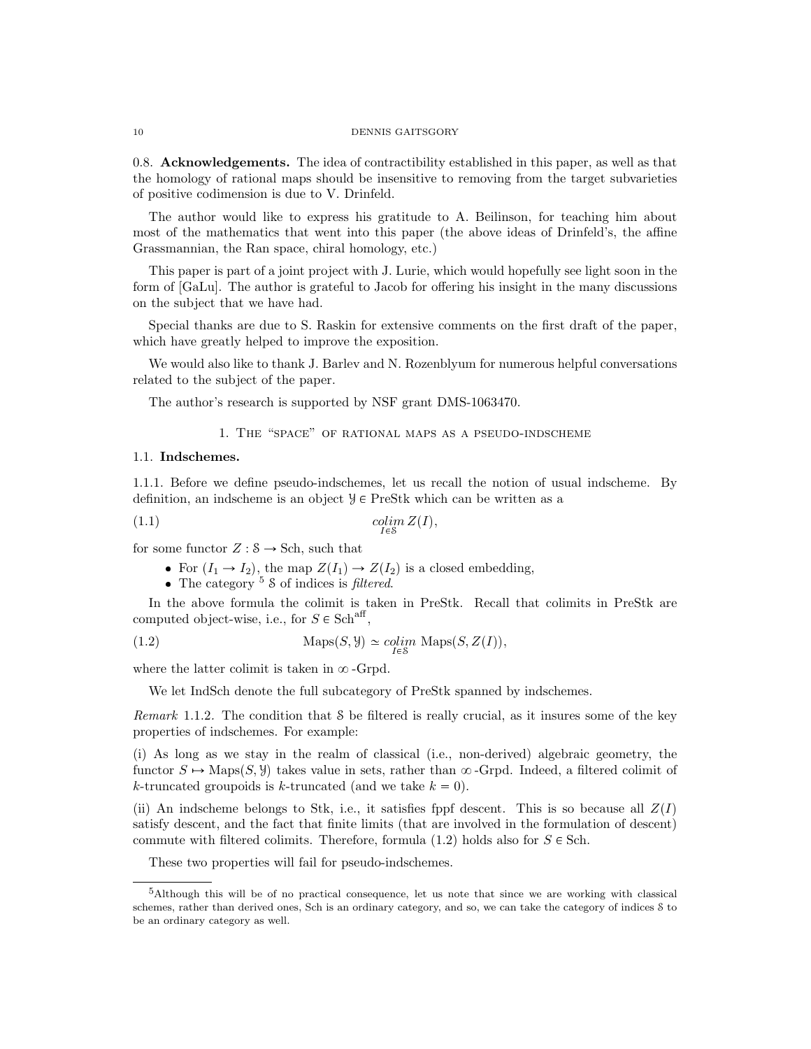0.8. **Acknowledgements.** The idea of contractibility established in this paper, as well as that the homology of rational maps should be insensitive to removing from the target subvarieties of positive codimension is due to V. Drinfeld.

The author would like to express his gratitude to A. Beilinson, for teaching him about most of the mathematics that went into this paper (the above ideas of Drinfeld's, the affine Grassmannian, the Ran space, chiral homology, etc.)

This paper is part of a joint project with J. Lurie, which would hopefully see light soon in the form of [GaLu]. The author is grateful to Jacob for offering his insight in the many discussions on the subject that we have had.

Special thanks are due to S. Raskin for extensive comments on the first draft of the paper, which have greatly helped to improve the exposition.

We would also like to thank J. Barlev and N. Rozenblyum for numerous helpful conversations related to the subject of the paper.

The author's research is supported by NSF grant DMS-1063470.

## 1. The "space" of rational maps as a pseudo-indscheme

### 1.1. Indschemes.

1.1.1. Before we define pseudo-indschemes, let us recall the notion of usual indscheme. By definition, an indscheme is an object $\mathcal{Y} \in \mathrm{PreStk}$ which can be written as a

$$\underset{I \in \mathcal{S}}{colim}\, Z(I), \tag{1.1}$$

for some functor $Z : \mathcal{S} \to \mathrm{Sch}$, such that

- For $(I_1 \to I_2)$, the map $Z(I_1) \to Z(I_2)$ is a closed embedding,
- The category [5] $\mathcal{S}$ of indices is *filtered*.

In the above formula the colimit is taken in PreStk. Recall that colimits in PreStk are computed object-wise, i.e., for $S \in \mathrm{Sch}^{\mathrm{aff}}$,

$$\mathrm{Maps}(S, \mathcal{Y}) \simeq \underset{I \in \mathcal{S}}{colim}\ \mathrm{Maps}(S, Z(I)), \tag{1.2}$$

where the latter colimit is taken in $\infty$-Grpd.

We let IndSch denote the full subcategory of PreStk spanned by indschemes.

*Remark* 1.1.2. The condition that $\mathcal{S}$ be filtered is really crucial, as it insures some of the key properties of indschemes. For example:

(i) As long as we stay in the realm of classical (i.e., non-derived) algebraic geometry, the functor $S \mapsto \mathrm{Maps}(S, \mathcal{Y})$ takes value in sets, rather than $\infty$-Grpd. Indeed, a filtered colimit of $k$-truncated groupoids is $k$-truncated (and we take $k = 0$).

(ii) An indscheme belongs to Stk, i.e., it satisfies fppf descent. This is so because all $Z(I)$ satisfy descent, and the fact that finite limits (that are involved in the formulation of descent) commute with filtered colimits. Therefore, formula (1.2) holds also for $S \in \mathrm{Sch}$.

These two properties will fail for pseudo-indschemes.

---

[5] Although this will be of no practical consequence, let us note that since we are working with classical schemes, rather than derived ones, Sch is an ordinary category, and so, we can take the category of indices $\mathcal{S}$ to be an ordinary category as well.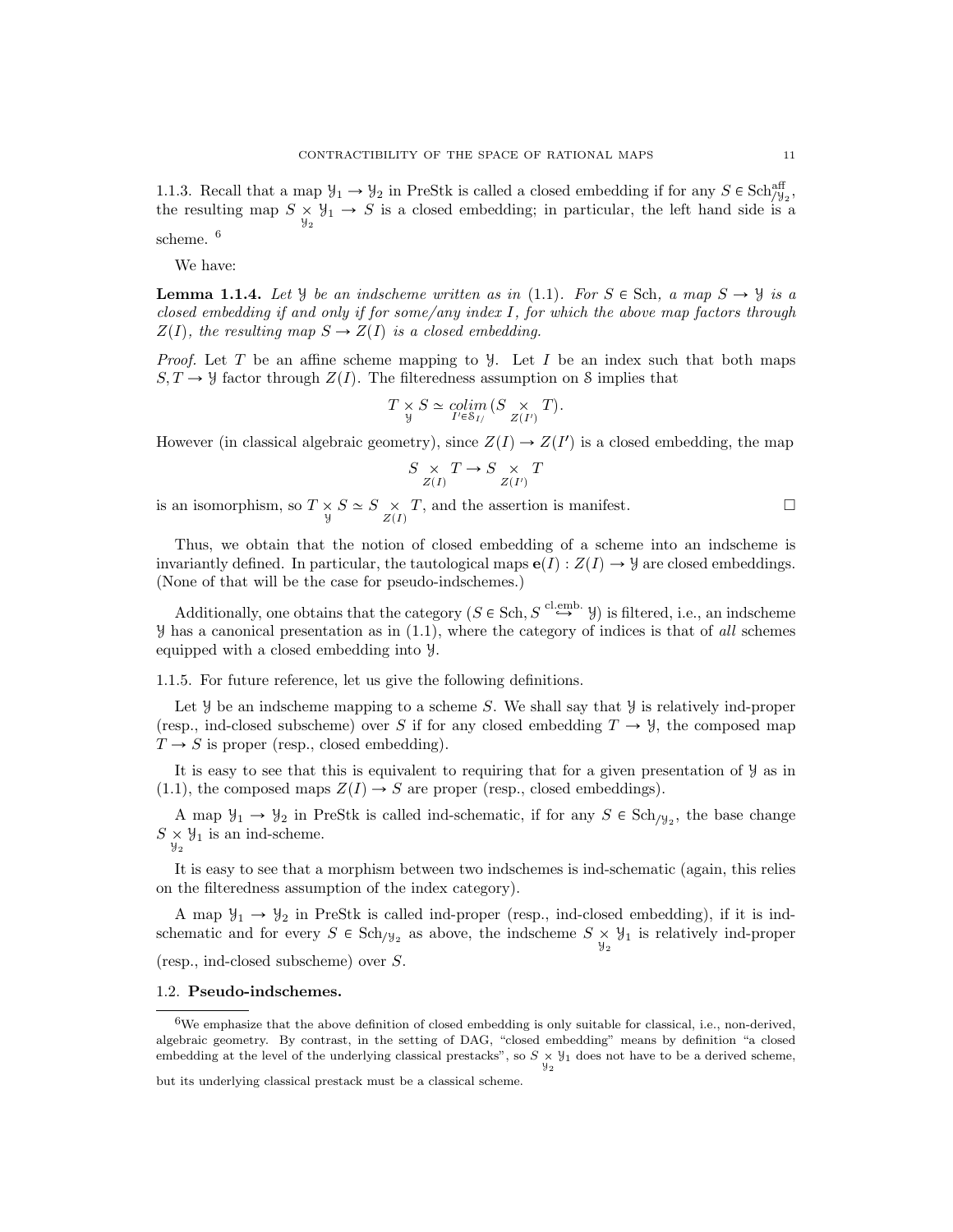1.1.3. Recall that a map $\mathcal{Y}_1 \to \mathcal{Y}_2$ in PreStk is called a closed embedding if for any $S \in \mathrm{Sch}^{\mathrm{aff}}_{/\mathcal{Y}_2}$, the resulting map $S \underset{\mathcal{Y}_2}{\times} \mathcal{Y}_1 \to S$ is a closed embedding; in particular, the left hand side is a scheme. [6]

We have:

**Lemma 1.1.4.** *Let $\mathcal{Y}$ be an indscheme written as in* (1.1)*. For $S \in \mathrm{Sch}$, a map $S \to \mathcal{Y}$ is a closed embedding if and only if for some/any index $I$, for which the above map factors through $Z(I)$, the resulting map $S \to Z(I)$ is a closed embedding.*

*Proof.* Let $T$ be an affine scheme mapping to $\mathcal{Y}$. Let $I$ be an index such that both maps $S, T \to \mathcal{Y}$ factor through $Z(I)$. The filteredness assumption on $\mathcal{S}$ implies that

$$T \underset{\mathcal{Y}}{\times} S \simeq \underset{I' \in \mathcal{S}_{I/}}{colim} \, (S \underset{Z(I')}{\times} T).$$

However (in classical algebraic geometry), since $Z(I) \to Z(I')$ is a closed embedding, the map

$$S \underset{Z(I)}{\times} T \to S \underset{Z(I')}{\times} T$$

is an isomorphism, so $T \underset{\mathcal{Y}}{\times} S \simeq S \underset{Z(I)}{\times} T$, and the assertion is manifest. $\square$

Thus, we obtain that the notion of closed embedding of a scheme into an indscheme is invariantly defined. In particular, the tautological maps $\mathbf{e}(I) : Z(I) \to \mathcal{Y}$ are closed embeddings. (None of that will be the case for pseudo-indschemes.)

Additionally, one obtains that the category $(S \in \mathrm{Sch}, S \overset{\text{cl.emb.}}{\hookrightarrow} \mathcal{Y})$ is filtered, i.e., an indscheme $\mathcal{Y}$ has a canonical presentation as in (1.1), where the category of indices is that of *all* schemes equipped with a closed embedding into $\mathcal{Y}$.

1.1.5. For future reference, let us give the following definitions.

Let $\mathcal{Y}$ be an indscheme mapping to a scheme $S$. We shall say that $\mathcal{Y}$ is relatively ind-proper (resp., ind-closed subscheme) over $S$ if for any closed embedding $T \to \mathcal{Y}$, the composed map $T \to S$ is proper (resp., closed embedding).

It is easy to see that this is equivalent to requiring that for a given presentation of $\mathcal{Y}$ as in (1.1), the composed maps $Z(I) \to S$ are proper (resp., closed embeddings).

A map $\mathcal{Y}_1 \to \mathcal{Y}_2$ in PreStk is called ind-schematic, if for any $S \in \mathrm{Sch}_{/\mathcal{Y}_2}$, the base change $S \underset{\mathcal{Y}_2}{\times} \mathcal{Y}_1$ is an ind-scheme.

It is easy to see that a morphism between two indschemes is ind-schematic (again, this relies on the filteredness assumption of the index category).

A map $\mathcal{Y}_1 \to \mathcal{Y}_2$ in PreStk is called ind-proper (resp., ind-closed embedding), if it is ind-schematic and for every $S \in \mathrm{Sch}_{/\mathcal{Y}_2}$ as above, the indscheme $S \underset{\mathcal{Y}_2}{\times} \mathcal{Y}_1$ is relatively ind-proper (resp., ind-closed subscheme) over $S$.

## 1.2. **Pseudo-indschemes.**

[6] We emphasize that the above definition of closed embedding is only suitable for classical, i.e., non-derived, algebraic geometry. By contrast, in the setting of DAG, "closed embedding" means by definition "a closed embedding at the level of the underlying classical prestacks", so $S \underset{\mathcal{Y}_2}{\times} \mathcal{Y}_1$ does not have to be a derived scheme, but its underlying classical prestack must be a classical scheme.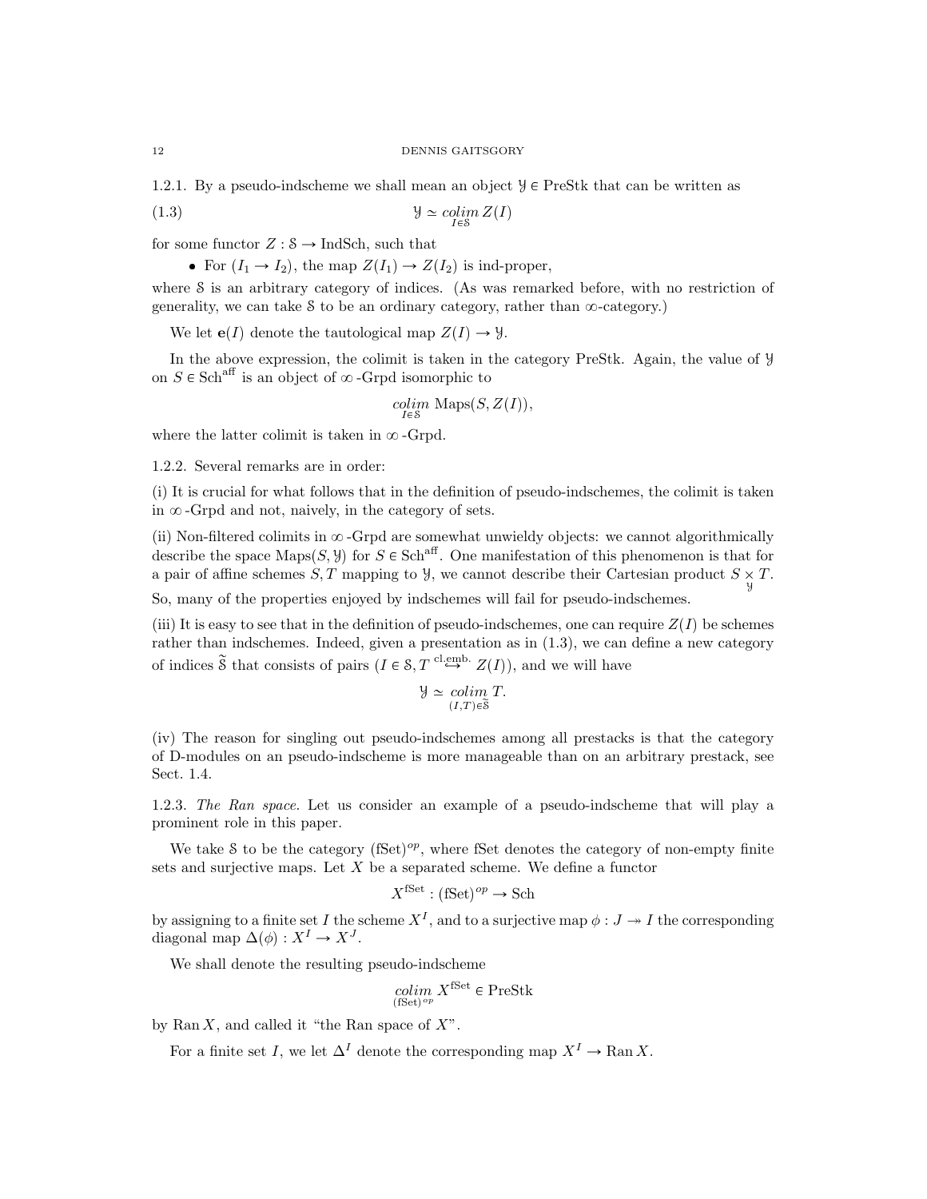1.2.1. By a pseudo-indscheme we shall mean an object $\mathcal{Y} \in \text{PreStk}$ that can be written as

$$\mathcal{Y} \simeq \underset{I \in \mathcal{S}}{colim}\, Z(I) \tag{1.3}$$

for some functor $Z : \mathcal{S} \to \text{IndSch}$, such that

- For $(I_1 \to I_2)$, the map $Z(I_1) \to Z(I_2)$ is ind-proper,

where $\mathcal{S}$ is an arbitrary category of indices. (As was remarked before, with no restriction of generality, we can take $\mathcal{S}$ to be an ordinary category, rather than $\infty$-category.)

We let $\mathbf{e}(I)$ denote the tautological map $Z(I) \to \mathcal{Y}$.

In the above expression, the colimit is taken in the category PreStk. Again, the value of $\mathcal{Y}$ on $S \in \text{Sch}^{\text{aff}}$ is an object of $\infty$-Grpd isomorphic to

$$\underset{I \in \mathcal{S}}{colim}\, \text{Maps}(S, Z(I)),$$

where the latter colimit is taken in $\infty$-Grpd.

1.2.2. Several remarks are in order:

(i) It is crucial for what follows that in the definition of pseudo-indschemes, the colimit is taken in $\infty$-Grpd and not, naively, in the category of sets.

(ii) Non-filtered colimits in $\infty$-Grpd are somewhat unwieldy objects: we cannot algorithmically describe the space $\text{Maps}(S, \mathcal{Y})$ for $S \in \text{Sch}^{\text{aff}}$. One manifestation of this phenomenon is that for a pair of affine schemes $S, T$ mapping to $\mathcal{Y}$, we cannot describe their Cartesian product $S \underset{\mathcal{Y}}{\times} T$. So, many of the properties enjoyed by indschemes will fail for pseudo-indschemes.

(iii) It is easy to see that in the definition of pseudo-indschemes, one can require $Z(I)$ be schemes rather than indschemes. Indeed, given a presentation as in (1.3), we can define a new category of indices $\widetilde{\mathcal{S}}$ that consists of pairs $(I \in \mathcal{S}, T \overset{\text{cl.emb.}}{\hookrightarrow} Z(I))$, and we will have

$$\mathcal{Y} \simeq \underset{(I,T) \in \widetilde{\mathcal{S}}}{colim}\, T.$$

(iv) The reason for singling out pseudo-indschemes among all prestacks is that the category of D-modules on an pseudo-indscheme is more manageable than on an arbitrary prestack, see Sect. 1.4.

1.2.3. *The Ran space.* Let us consider an example of a pseudo-indscheme that will play a prominent role in this paper.

We take $\mathcal{S}$ to be the category $(\text{fSet})^{op}$, where fSet denotes the category of non-empty finite sets and surjective maps. Let $X$ be a separated scheme. We define a functor

$$X^{\text{fSet}} : (\text{fSet})^{op} \to \text{Sch}$$

by assigning to a finite set $I$ the scheme $X^I$, and to a surjective map $\phi : J \twoheadrightarrow I$ the corresponding diagonal map $\Delta(\phi) : X^I \to X^J$.

We shall denote the resulting pseudo-indscheme

$$\underset{(\text{fSet})^{op}}{colim}\, X^{\text{fSet}} \in \text{PreStk}$$

by $\text{Ran}\, X$, and called it "the Ran space of $X$".

For a finite set $I$, we let $\Delta^I$ denote the corresponding map $X^I \to \text{Ran}\, X$.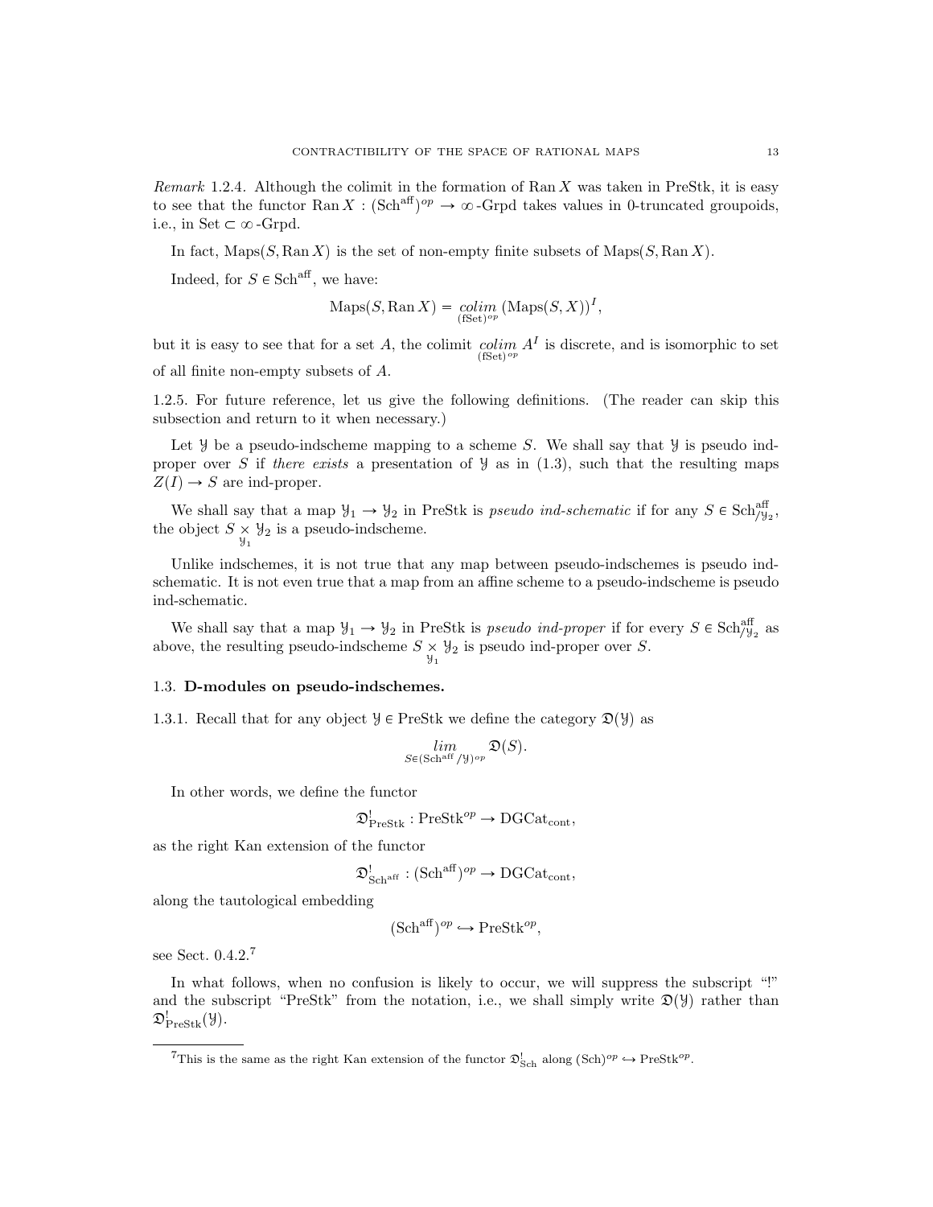*Remark* 1.2.4. Although the colimit in the formation of $\operatorname{Ran} X$ was taken in PreStk, it is easy to see that the functor $\operatorname{Ran} X : (\mathrm{Sch}^{\mathrm{aff}})^{op} \to \infty\text{-Grpd}$ takes values in 0-truncated groupoids, i.e., in $\mathrm{Set} \subset \infty\text{-Grpd}$.

In fact, $\mathrm{Maps}(S, \operatorname{Ran} X)$ is the set of non-empty finite subsets of $\mathrm{Maps}(S, \operatorname{Ran} X)$.

Indeed, for $S \in \mathrm{Sch}^{\mathrm{aff}}$, we have:

$$\mathrm{Maps}(S, \operatorname{Ran} X) = \underset{(\mathrm{fSet})^{op}}{colim}\, (\mathrm{Maps}(S, X))^I,$$

but it is easy to see that for a set $A$, the colimit $\underset{(\mathrm{fSet})^{op}}{colim}\, A^I$ is discrete, and is isomorphic to set of all finite non-empty subsets of $A$.

1.2.5. For future reference, let us give the following definitions. (The reader can skip this subsection and return to it when necessary.)

Let $\mathcal{Y}$ be a pseudo-indscheme mapping to a scheme $S$. We shall say that $\mathcal{Y}$ is pseudo ind-proper over $S$ if *there exists* a presentation of $\mathcal{Y}$ as in (1.3), such that the resulting maps $Z(I) \to S$ are ind-proper.

We shall say that a map $\mathcal{Y}_1 \to \mathcal{Y}_2$ in PreStk is *pseudo ind-schematic* if for any $S \in \mathrm{Sch}^{\mathrm{aff}}_{/\mathcal{Y}_2}$, the object $S \underset{\mathcal{Y}_1}{\times} \mathcal{Y}_2$ is a pseudo-indscheme.

Unlike indschemes, it is not true that any map between pseudo-indschemes is pseudo ind-schematic. It is not even true that a map from an affine scheme to a pseudo-indscheme is pseudo ind-schematic.

We shall say that a map $\mathcal{Y}_1 \to \mathcal{Y}_2$ in PreStk is *pseudo ind-proper* if for every $S \in \mathrm{Sch}^{\mathrm{aff}}_{/\mathcal{Y}_2}$ as above, the resulting pseudo-indscheme $S \underset{\mathcal{Y}_1}{\times} \mathcal{Y}_2$ is pseudo ind-proper over $S$.

### 1.3. D-modules on pseudo-indschemes.

1.3.1. Recall that for any object $\mathcal{Y} \in \mathrm{PreStk}$ we define the category $\mathfrak{D}(\mathcal{Y})$ as

$$\underset{S \in (\mathrm{Sch}^{\mathrm{aff}}{}_{/\mathcal{Y}})^{op}}{lim} \mathfrak{D}(S).$$

In other words, we define the functor

$$\mathfrak{D}^!_{\mathrm{PreStk}} : \mathrm{PreStk}^{op} \to \mathrm{DGCat}_{\mathrm{cont}},$$

as the right Kan extension of the functor

$$\mathfrak{D}^!_{\mathrm{Sch}^{\mathrm{aff}}} : (\mathrm{Sch}^{\mathrm{aff}})^{op} \to \mathrm{DGCat}_{\mathrm{cont}},$$

along the tautological embedding

$$(\mathrm{Sch}^{\mathrm{aff}})^{op} \hookrightarrow \mathrm{PreStk}^{op},$$

see Sect. 0.4.2.[7]

In what follows, when no confusion is likely to occur, we will suppress the subscript "!" and the subscript "PreStk" from the notation, i.e., we shall simply write $\mathfrak{D}(\mathcal{Y})$ rather than $\mathfrak{D}^!_{\mathrm{PreStk}}(\mathcal{Y})$.

[7]This is the same as the right Kan extension of the functor $\mathfrak{D}^!_{\mathrm{Sch}}$ along $(\mathrm{Sch})^{op} \hookrightarrow \mathrm{PreStk}^{op}$.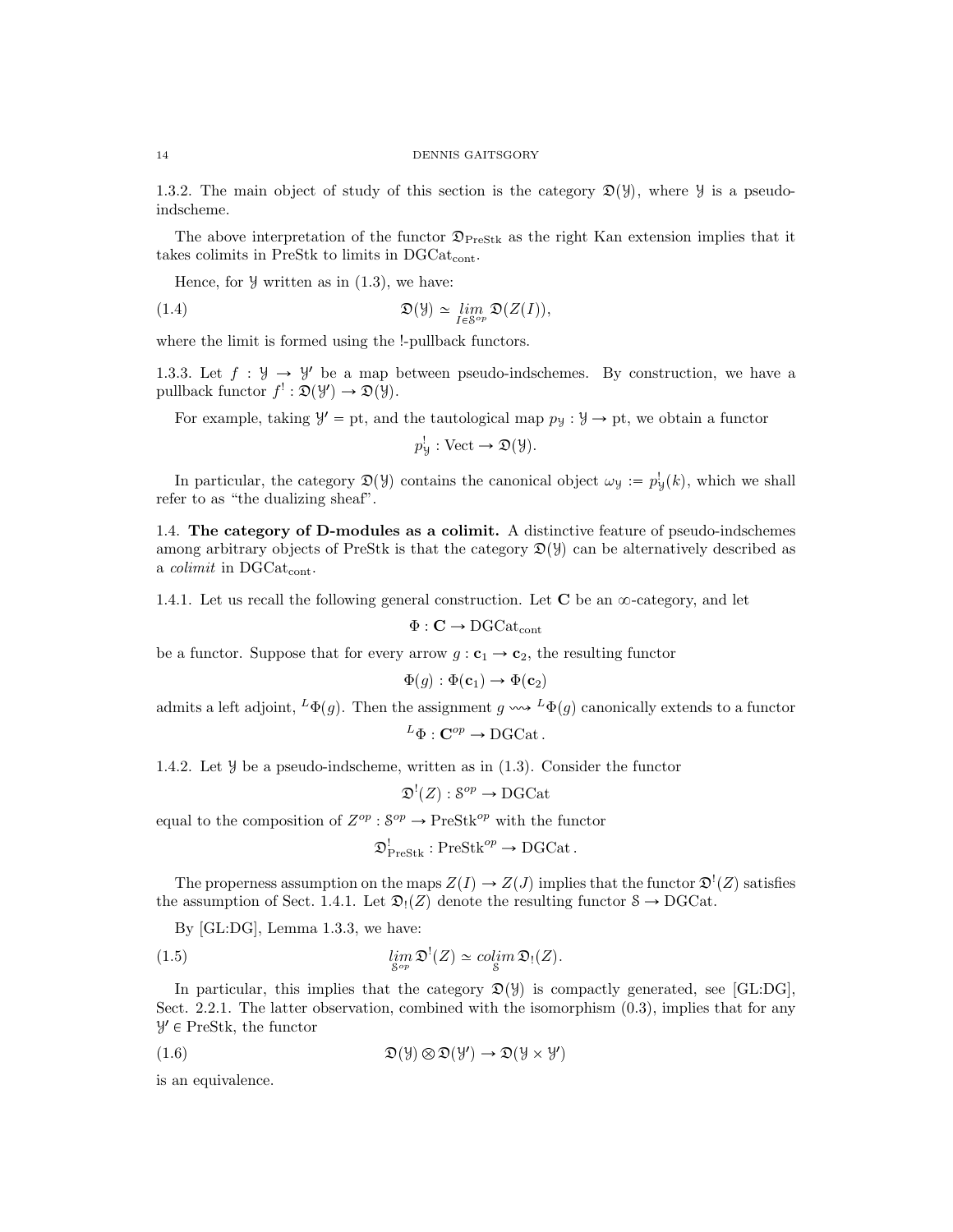1.3.2. The main object of study of this section is the category $\mathfrak{D}(\mathcal{Y})$, where $\mathcal{Y}$ is a pseudo-indscheme.

The above interpretation of the functor $\mathfrak{D}_{\mathrm{PreStk}}$ as the right Kan extension implies that it takes colimits in PreStk to limits in $\mathrm{DGCat}_{\mathrm{cont}}$.

Hence, for $\mathcal{Y}$ written as in (1.3), we have:

$$\mathfrak{D}(\mathcal{Y}) \simeq \underset{I \in \mathcal{S}^{op}}{lim}\, \mathfrak{D}(Z(I)), \tag{1.4}$$

where the limit is formed using the !-pullback functors.

1.3.3. Let $f : \mathcal{Y} \to \mathcal{Y}'$ be a map between pseudo-indschemes. By construction, we have a pullback functor $f^! : \mathfrak{D}(\mathcal{Y}') \to \mathfrak{D}(\mathcal{Y})$.

For example, taking $\mathcal{Y}' = \mathrm{pt}$, and the tautological map $p_{\mathcal{Y}} : \mathcal{Y} \to \mathrm{pt}$, we obtain a functor

$$p_{\mathcal{Y}}^! : \mathrm{Vect} \to \mathfrak{D}(\mathcal{Y}).$$

In particular, the category $\mathfrak{D}(\mathcal{Y})$ contains the canonical object $\omega_{\mathcal{Y}} := p_{\mathcal{Y}}^!(k)$, which we shall refer to as "the dualizing sheaf".

## 1.4. The category of D-modules as a colimit.

A distinctive feature of pseudo-indschemes among arbitrary objects of PreStk is that the category $\mathfrak{D}(\mathcal{Y})$ can be alternatively described as a *colimit* in $\mathrm{DGCat}_{\mathrm{cont}}$.

1.4.1. Let us recall the following general construction. Let $\mathbf{C}$ be an $\infty$-category, and let

$$\Phi : \mathbf{C} \to \mathrm{DGCat}_{\mathrm{cont}}$$

be a functor. Suppose that for every arrow $g : \mathbf{c}_1 \to \mathbf{c}_2$, the resulting functor

$$\Phi(g) : \Phi(\mathbf{c}_1) \to \Phi(\mathbf{c}_2)$$

admits a left adjoint, ${}^L\Phi(g)$. Then the assignment $g \rightsquigarrow {}^L\Phi(g)$ canonically extends to a functor

$${}^L\Phi : \mathbf{C}^{op} \to \mathrm{DGCat}\,.$$

1.4.2. Let $\mathcal{Y}$ be a pseudo-indscheme, written as in (1.3). Consider the functor

$$\mathfrak{D}^!(Z) : \mathcal{S}^{op} \to \mathrm{DGCat}$$

equal to the composition of $Z^{op} : \mathcal{S}^{op} \to \mathrm{PreStk}^{op}$ with the functor

$$\mathfrak{D}^!_{\mathrm{PreStk}} : \mathrm{PreStk}^{op} \to \mathrm{DGCat}\,.$$

The properness assumption on the maps $Z(I) \to Z(J)$ implies that the functor $\mathfrak{D}^!(Z)$ satisfies the assumption of Sect. 1.4.1. Let $\mathfrak{D}_!(Z)$ denote the resulting functor $\mathcal{S} \to \mathrm{DGCat}$.

By [GL:DG], Lemma 1.3.3, we have:

$$\underset{\mathcal{S}^{op}}{lim}\, \mathfrak{D}^!(Z) \simeq \underset{\mathcal{S}}{colim}\, \mathfrak{D}_!(Z). \tag{1.5}$$

In particular, this implies that the category $\mathfrak{D}(\mathcal{Y})$ is compactly generated, see [GL:DG], Sect. 2.2.1. The latter observation, combined with the isomorphism (0.3), implies that for any $\mathcal{Y}' \in \mathrm{PreStk}$, the functor

$$\mathfrak{D}(\mathcal{Y}) \otimes \mathfrak{D}(\mathcal{Y}') \to \mathfrak{D}(\mathcal{Y} \times \mathcal{Y}') \tag{1.6}$$

is an equivalence.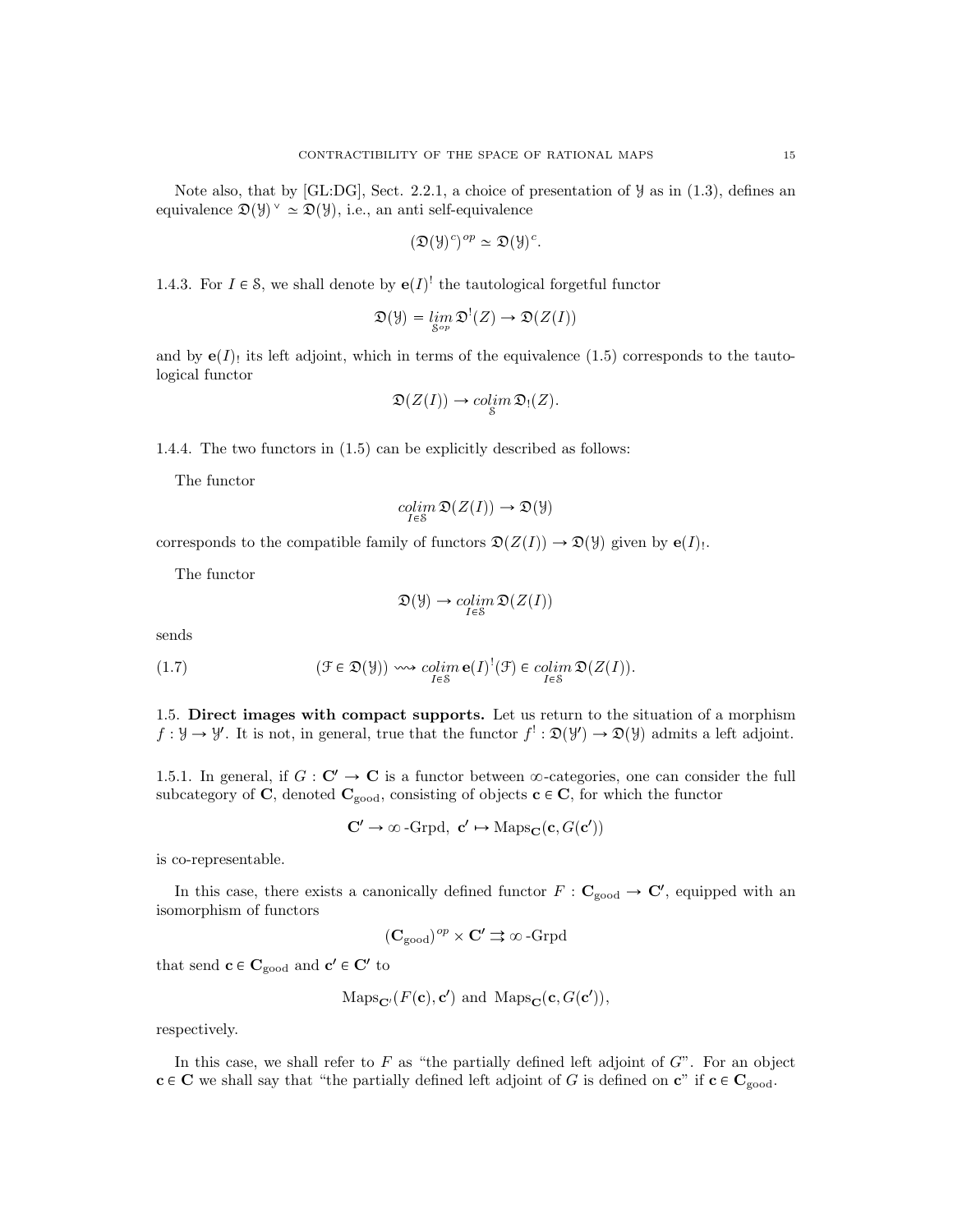Note also, that by [GL:DG], Sect. 2.2.1, a choice of presentation of $\mathcal{Y}$ as in (1.3), defines an equivalence $\mathfrak{D}(\mathcal{Y})^\vee \simeq \mathfrak{D}(\mathcal{Y})$, i.e., an anti self-equivalence

$$(\mathfrak{D}(\mathcal{Y})^c)^{op} \simeq \mathfrak{D}(\mathcal{Y})^c.$$

1.4.3. For $I \in \mathcal{S}$, we shall denote by $\mathbf{e}(I)^!$ the tautological forgetful functor

$$\mathfrak{D}(\mathcal{Y}) = \underset{\mathcal{S}^{op}}{lim}\, \mathfrak{D}^!(Z) \to \mathfrak{D}(Z(I))$$

and by $\mathbf{e}(I)_!$ its left adjoint, which in terms of the equivalence (1.5) corresponds to the tautological functor

$$\mathfrak{D}(Z(I)) \to \underset{\mathcal{S}}{colim}\, \mathfrak{D}_!(Z).$$

1.4.4. The two functors in (1.5) can be explicitly described as follows:

The functor

$$\underset{I \in \mathcal{S}}{colim}\, \mathfrak{D}(Z(I)) \to \mathfrak{D}(\mathcal{Y})$$

corresponds to the compatible family of functors $\mathfrak{D}(Z(I)) \to \mathfrak{D}(\mathcal{Y})$ given by $\mathbf{e}(I)_!$.

The functor

$$\mathfrak{D}(\mathcal{Y}) \to \underset{I \in \mathcal{S}}{colim}\, \mathfrak{D}(Z(I))$$

sends

$$(\mathcal{F} \in \mathfrak{D}(\mathcal{Y})) \rightsquigarrow \underset{I \in \mathcal{S}}{colim}\, \mathbf{e}(I)^!(\mathcal{F}) \in \underset{I \in \mathcal{S}}{colim}\, \mathfrak{D}(Z(I)). \tag{1.7}$$

1.5. **Direct images with compact supports.** Let us return to the situation of a morphism $f : \mathcal{Y} \to \mathcal{Y}'$. It is not, in general, true that the functor $f^! : \mathfrak{D}(\mathcal{Y}') \to \mathfrak{D}(\mathcal{Y})$ admits a left adjoint.

1.5.1. In general, if $G : \mathbf{C}' \to \mathbf{C}$ is a functor between $\infty$-categories, one can consider the full subcategory of $\mathbf{C}$, denoted $\mathbf{C}_{\text{good}}$, consisting of objects $\mathbf{c} \in \mathbf{C}$, for which the functor

$$\mathbf{C}' \to \infty\text{-Grpd},\ \mathbf{c}' \mapsto \operatorname{Maps}_{\mathbf{C}}(\mathbf{c}, G(\mathbf{c}'))$$

is co-representable.

In this case, there exists a canonically defined functor $F : \mathbf{C}_{\text{good}} \to \mathbf{C}'$, equipped with an isomorphism of functors

$$(\mathbf{C}_{\text{good}})^{op} \times \mathbf{C}' \rightrightarrows \infty\text{-Grpd}$$

that send $\mathbf{c} \in \mathbf{C}_{\text{good}}$ and $\mathbf{c}' \in \mathbf{C}'$ to

$$\operatorname{Maps}_{\mathbf{C}'}(F(\mathbf{c}), \mathbf{c}') \text{ and } \operatorname{Maps}_{\mathbf{C}}(\mathbf{c}, G(\mathbf{c}')),$$

respectively.

In this case, we shall refer to $F$ as "the partially defined left adjoint of $G$". For an object $\mathbf{c} \in \mathbf{C}$ we shall say that "the partially defined left adjoint of $G$ is defined on $\mathbf{c}$" if $\mathbf{c} \in \mathbf{C}_{\text{good}}$.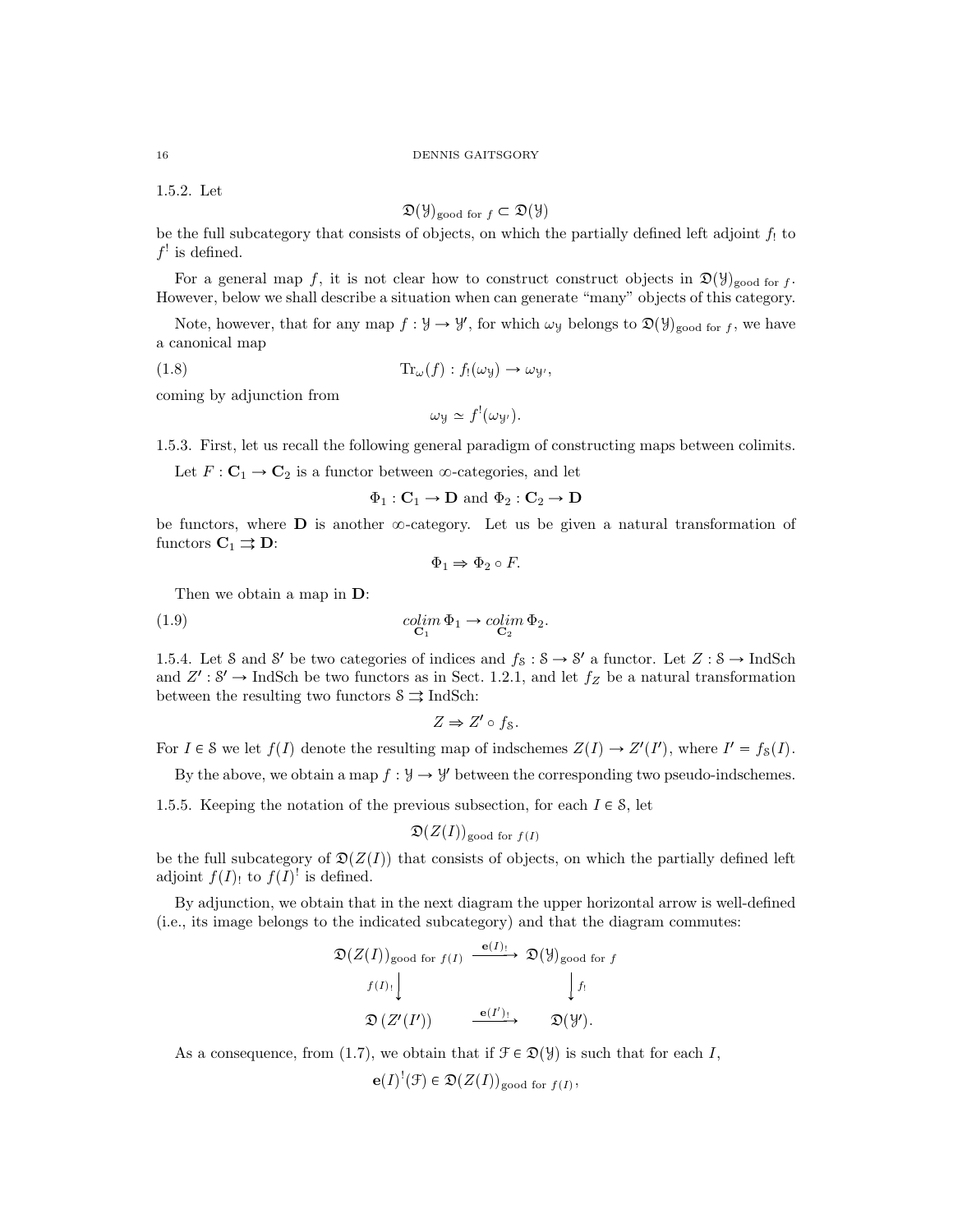1.5.2. Let

$$\mathfrak{D}(\mathcal{Y})_{\text{good for } f} \subset \mathfrak{D}(\mathcal{Y})$$

be the full subcategory that consists of objects, on which the partially defined left adjoint $f_!$ to $f^!$ is defined.

For a general map $f$, it is not clear how to construct construct objects in $\mathfrak{D}(\mathcal{Y})_{\text{good for } f}$. However, below we shall describe a situation when can generate "many" objects of this category.

Note, however, that for any map $f : \mathcal{Y} \to \mathcal{Y}'$, for which $\omega_{\mathcal{Y}}$ belongs to $\mathfrak{D}(\mathcal{Y})_{\text{good for } f}$, we have a canonical map

$$\text{Tr}_\omega(f) : f_!(\omega_{\mathcal{Y}}) \to \omega_{\mathcal{Y}'}, \tag{1.8}$$

coming by adjunction from

$$\omega_{\mathcal{Y}} \simeq f^!(\omega_{\mathcal{Y}'}).$$

1.5.3. First, let us recall the following general paradigm of constructing maps between colimits.

Let $F : \mathbf{C}_1 \to \mathbf{C}_2$ is a functor between $\infty$-categories, and let

$$\Phi_1 : \mathbf{C}_1 \to \mathbf{D} \text{ and } \Phi_2 : \mathbf{C}_2 \to \mathbf{D}$$

be functors, where $\mathbf{D}$ is another $\infty$-category. Let us be given a natural transformation of functors $\mathbf{C}_1 \rightrightarrows \mathbf{D}$:

$$\Phi_1 \Rightarrow \Phi_2 \circ F.$$

Then we obtain a map in $\mathbf{D}$:

$$\underset{\mathbf{C}_1}{colim}\, \Phi_1 \to \underset{\mathbf{C}_2}{colim}\, \Phi_2. \tag{1.9}$$

1.5.4. Let $\mathcal{S}$ and $\mathcal{S}'$ be two categories of indices and $f_{\mathcal{S}} : \mathcal{S} \to \mathcal{S}'$ a functor. Let $Z : \mathcal{S} \to \text{IndSch}$ and $Z' : \mathcal{S}' \to \text{IndSch}$ be two functors as in Sect. 1.2.1, and let $f_Z$ be a natural transformation between the resulting two functors $\mathcal{S} \rightrightarrows \text{IndSch}$:

$$Z \Rightarrow Z' \circ f_{\mathcal{S}}.$$

For $I \in \mathcal{S}$ we let $f(I)$ denote the resulting map of indschemes $Z(I) \to Z'(I')$, where $I' = f_{\mathcal{S}}(I)$.

By the above, we obtain a map $f : \mathcal{Y} \to \mathcal{Y}'$ between the corresponding two pseudo-indschemes.

1.5.5. Keeping the notation of the previous subsection, for each $I \in \mathcal{S}$, let

$$\mathfrak{D}(Z(I))_{\text{good for } f(I)}$$

be the full subcategory of $\mathfrak{D}(Z(I))$ that consists of objects, on which the partially defined left adjoint $f(I)_!$ to $f(I)^!$ is defined.

By adjunction, we obtain that in the next diagram the upper horizontal arrow is well-defined (i.e., its image belongs to the indicated subcategory) and that the diagram commutes:

$$\begin{array}{ccc}
\mathfrak{D}(Z(I))_{\text{good for } f(I)} & \xrightarrow{\mathbf{e}(I)_!} & \mathfrak{D}(\mathcal{Y})_{\text{good for } f} \\
{\scriptstyle f(I)_!}\downarrow & & \downarrow{\scriptstyle f_!} \\
\mathfrak{D}(Z'(I')) & \xrightarrow{\mathbf{e}(I')_!} & \mathfrak{D}(\mathcal{Y}').
\end{array}$$

As a consequence, from (1.7), we obtain that if $\mathcal{F} \in \mathfrak{D}(\mathcal{Y})$ is such that for each $I$,

$$\mathbf{e}(I)^!(\mathcal{F}) \in \mathfrak{D}(Z(I))_{\text{good for } f(I)},$$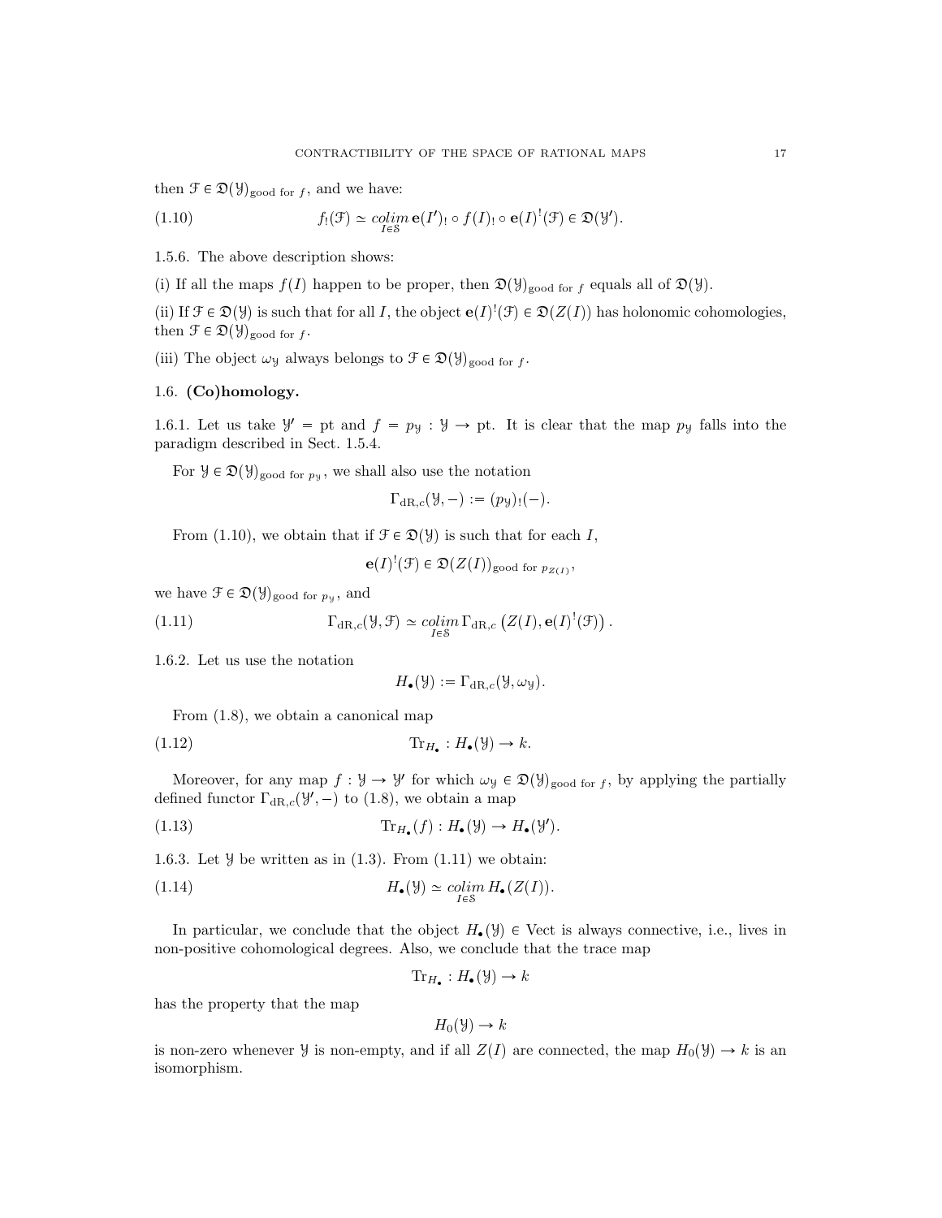then $\mathcal{F} \in \mathfrak{D}(\mathcal{Y})_{\text{good for } f}$, and we have:

$$f_!(\mathcal{F}) \simeq \underset{I \in \mathcal{S}}{colim}\, \mathbf{e}(I')_! \circ f(I)_! \circ \mathbf{e}(I)^!(\mathcal{F}) \in \mathfrak{D}(\mathcal{Y}'). \tag{1.10}$$

1.5.6. The above description shows:

(i) If all the maps $f(I)$ happen to be proper, then $\mathfrak{D}(\mathcal{Y})_{\text{good for } f}$ equals all of $\mathfrak{D}(\mathcal{Y})$.

(ii) If $\mathcal{F} \in \mathfrak{D}(\mathcal{Y})$ is such that for all $I$, the object $\mathbf{e}(I)^!(\mathcal{F}) \in \mathfrak{D}(Z(I))$ has holonomic cohomologies, then $\mathcal{F} \in \mathfrak{D}(\mathcal{Y})_{\text{good for } f}$.

(iii) The object $\omega_{\mathcal{Y}}$ always belongs to $\mathcal{F} \in \mathfrak{D}(\mathcal{Y})_{\text{good for } f}$.

## 1.6. (Co)homology.

1.6.1. Let us take $\mathcal{Y}' = \text{pt}$ and $f = p_{\mathcal{Y}} : \mathcal{Y} \to \text{pt}$. It is clear that the map $p_{\mathcal{Y}}$ falls into the paradigm described in Sect. 1.5.4.

For $\mathcal{Y} \in \mathfrak{D}(\mathcal{Y})_{\text{good for } p_{\mathcal{Y}}}$, we shall also use the notation

$$\Gamma_{\text{dR},c}(\mathcal{Y}, -) := (p_{\mathcal{Y}})_!(-).$$

From (1.10), we obtain that if $\mathcal{F} \in \mathfrak{D}(\mathcal{Y})$ is such that for each $I$,

$$\mathbf{e}(I)^!(\mathcal{F}) \in \mathfrak{D}(Z(I))_{\text{good for } p_{Z(I)}},$$

we have $\mathcal{F} \in \mathfrak{D}(\mathcal{Y})_{\text{good for } p_{\mathcal{Y}}}$, and

$$\Gamma_{\text{dR},c}(\mathcal{Y}, \mathcal{F}) \simeq \underset{I \in \mathcal{S}}{colim}\, \Gamma_{\text{dR},c}\left(Z(I), \mathbf{e}(I)^!(\mathcal{F})\right). \tag{1.11}$$

1.6.2. Let us use the notation

$$H_\bullet(\mathcal{Y}) := \Gamma_{\text{dR},c}(\mathcal{Y}, \omega_{\mathcal{Y}}).$$

From (1.8), we obtain a canonical map

$$\text{Tr}_{H_\bullet} : H_\bullet(\mathcal{Y}) \to k. \tag{1.12}$$

Moreover, for any map $f : \mathcal{Y} \to \mathcal{Y}'$ for which $\omega_{\mathcal{Y}} \in \mathfrak{D}(\mathcal{Y})_{\text{good for } f}$, by applying the partially defined functor $\Gamma_{\text{dR},c}(\mathcal{Y}', -)$ to (1.8), we obtain a map

$$\text{Tr}_{H_\bullet}(f) : H_\bullet(\mathcal{Y}) \to H_\bullet(\mathcal{Y}'). \tag{1.13}$$

1.6.3. Let $\mathcal{Y}$ be written as in (1.3). From (1.11) we obtain:

$$H_\bullet(\mathcal{Y}) \simeq \underset{I \in \mathcal{S}}{colim}\, H_\bullet(Z(I)). \tag{1.14}$$

In particular, we conclude that the object $H_\bullet(\mathcal{Y}) \in \text{Vect}$ is always connective, i.e., lives in non-positive cohomological degrees. Also, we conclude that the trace map

$$\text{Tr}_{H_\bullet} : H_\bullet(\mathcal{Y}) \to k$$

has the property that the map

$$H_0(\mathcal{Y}) \to k$$

is non-zero whenever $\mathcal{Y}$ is non-empty, and if all $Z(I)$ are connected, the map $H_0(\mathcal{Y}) \to k$ is an isomorphism.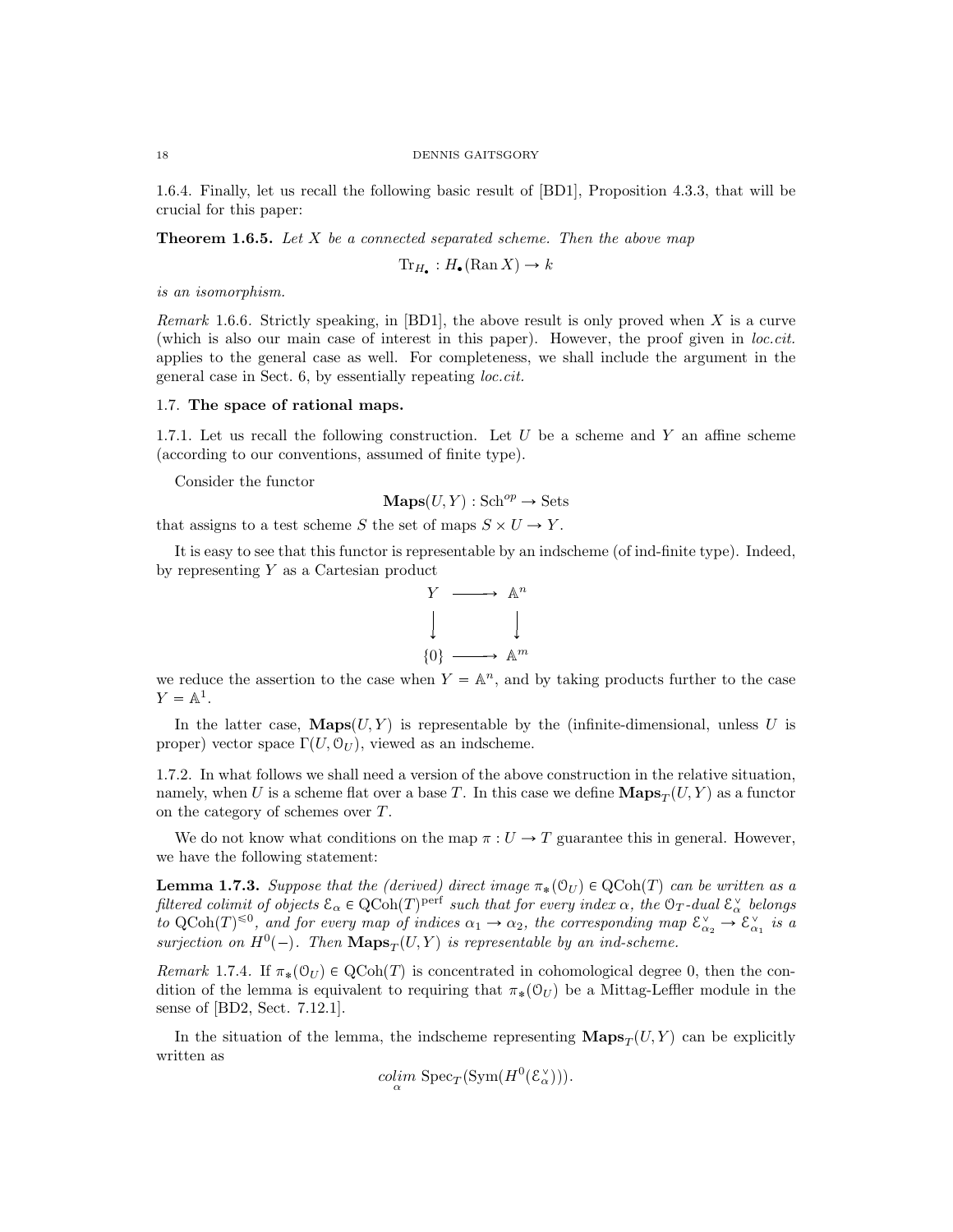1.6.4. Finally, let us recall the following basic result of [BD1], Proposition 4.3.3, that will be crucial for this paper:

**Theorem 1.6.5.** *Let $X$ be a connected separated scheme. Then the above map*

$$\mathrm{Tr}_{H_\bullet} : H_\bullet(\mathrm{Ran}\, X) \to k$$

*is an isomorphism.*

*Remark* 1.6.6. Strictly speaking, in [BD1], the above result is only proved when $X$ is a curve (which is also our main case of interest in this paper). However, the proof given in *loc.cit.* applies to the general case as well. For completeness, we shall include the argument in the general case in Sect. 6, by essentially repeating *loc.cit.*

## 1.7. The space of rational maps.

1.7.1. Let us recall the following construction. Let $U$ be a scheme and $Y$ an affine scheme (according to our conventions, assumed of finite type).

Consider the functor

$$\mathbf{Maps}(U, Y) : \mathrm{Sch}^{op} \to \mathrm{Sets}$$

that assigns to a test scheme $S$ the set of maps $S \times U \to Y$.

It is easy to see that this functor is representable by an indscheme (of ind-finite type). Indeed, by representing $Y$ as a Cartesian product

$$\begin{array}{ccc} Y & \longrightarrow & \mathbb{A}^n \\ \downarrow & & \downarrow \\ \{0\} & \longrightarrow & \mathbb{A}^m \end{array}$$

we reduce the assertion to the case when $Y = \mathbb{A}^n$, and by taking products further to the case $Y = \mathbb{A}^1$.

In the latter case, $\mathbf{Maps}(U, Y)$ is representable by the (infinite-dimensional, unless $U$ is proper) vector space $\Gamma(U, \mathcal{O}_U)$, viewed as an indscheme.

1.7.2. In what follows we shall need a version of the above construction in the relative situation, namely, when $U$ is a scheme flat over a base $T$. In this case we define $\mathbf{Maps}_T(U, Y)$ as a functor on the category of schemes over $T$.

We do not know what conditions on the map $\pi : U \to T$ guarantee this in general. However, we have the following statement:

**Lemma 1.7.3.** *Suppose that the (derived) direct image $\pi_*(\mathcal{O}_U) \in \mathrm{QCoh}(T)$ can be written as a filtered colimit of objects $\mathcal{E}_\alpha \in \mathrm{QCoh}(T)^{\mathrm{perf}}$ such that for every index $\alpha$, the $\mathcal{O}_T$-dual $\mathcal{E}_\alpha^\vee$ belongs to $\mathrm{QCoh}(T)^{\leq 0}$, and for every map of indices $\alpha_1 \to \alpha_2$, the corresponding map $\mathcal{E}_{\alpha_2}^\vee \to \mathcal{E}_{\alpha_1}^\vee$ is a surjection on $H^0(-)$. Then $\mathbf{Maps}_T(U, Y)$ is representable by an ind-scheme.*

*Remark* 1.7.4. If $\pi_*(\mathcal{O}_U) \in \mathrm{QCoh}(T)$ is concentrated in cohomological degree 0, then the condition of the lemma is equivalent to requiring that $\pi_*(\mathcal{O}_U)$ be a Mittag-Leffler module in the sense of [BD2, Sect. 7.12.1].

In the situation of the lemma, the indscheme representing $\mathbf{Maps}_T(U, Y)$ can be explicitly written as

$$\underset{\alpha}{colim}\ \mathrm{Spec}_T(\mathrm{Sym}(H^0(\mathcal{E}_\alpha^\vee))).$$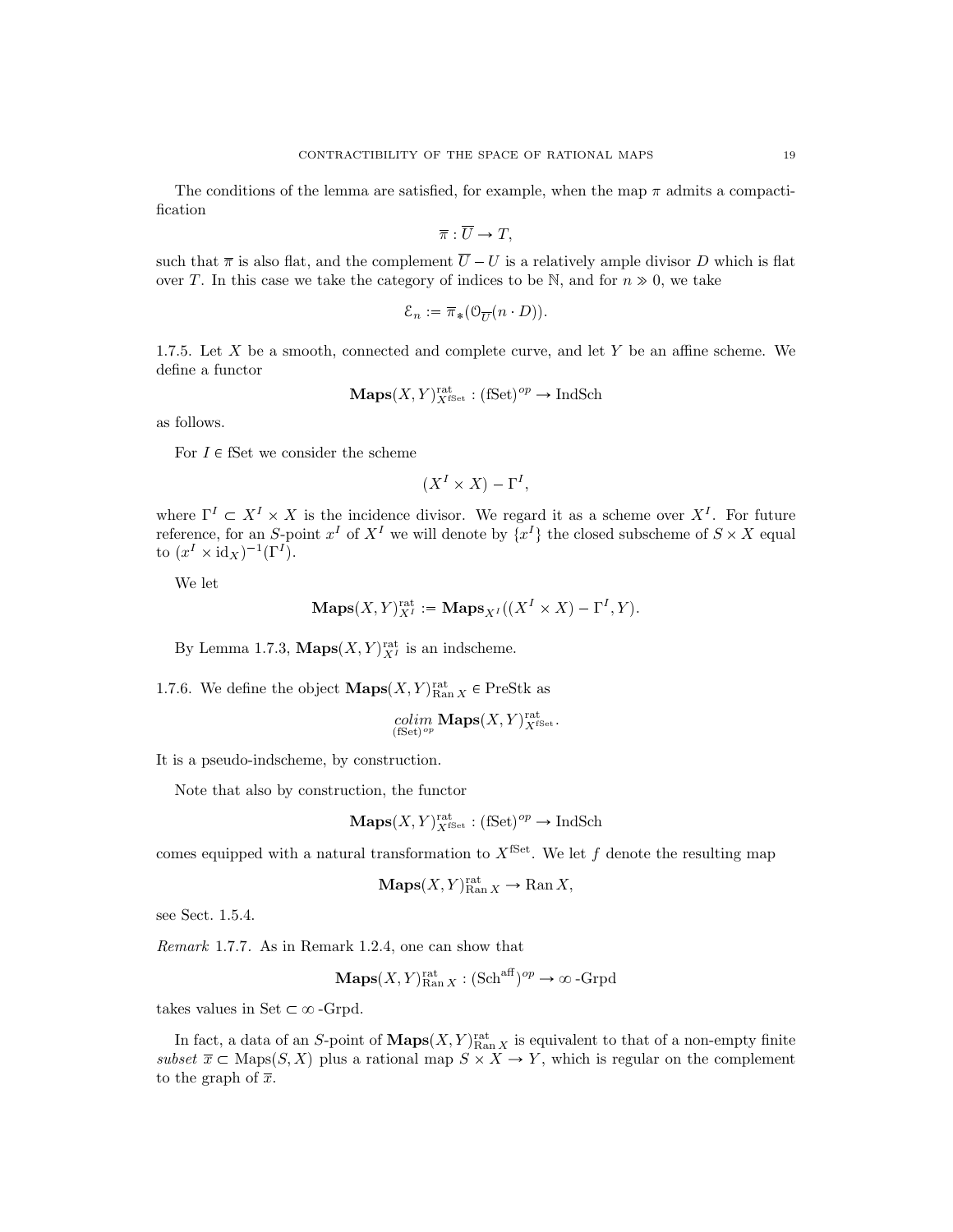The conditions of the lemma are satisfied, for example, when the map $\pi$ admits a compactification

$$\overline{\pi} : \overline{U} \to T,$$

such that $\overline{\pi}$ is also flat, and the complement $\overline{U} - U$ is a relatively ample divisor $D$ which is flat over $T$. In this case we take the category of indices to be $\mathbb{N}$, and for $n \gg 0$, we take

$$\mathcal{E}_n := \overline{\pi}_*(\mathcal{O}_{\overline{U}}(n \cdot D)).$$

1.7.5. Let $X$ be a smooth, connected and complete curve, and let $Y$ be an affine scheme. We define a functor

$$\mathbf{Maps}(X,Y)^{\text{rat}}_{X^{\text{fSet}}} : (\text{fSet})^{op} \to \text{IndSch}$$

as follows.

For $I \in \text{fSet}$ we consider the scheme

$$(X^I \times X) - \Gamma^I,$$

where $\Gamma^I \subset X^I \times X$ is the incidence divisor. We regard it as a scheme over $X^I$. For future reference, for an $S$-point $x^I$ of $X^I$ we will denote by $\{x^I\}$ the closed subscheme of $S \times X$ equal to $(x^I \times \text{id}_X)^{-1}(\Gamma^I)$.

We let

$$\mathbf{Maps}(X,Y)^{\text{rat}}_{X^I} := \mathbf{Maps}_{X^I}((X^I \times X) - \Gamma^I, Y).$$

By Lemma 1.7.3, $\mathbf{Maps}(X,Y)^{\text{rat}}_{X^I}$ is an indscheme.

1.7.6. We define the object $\mathbf{Maps}(X,Y)^{\text{rat}}_{\text{Ran}\, X} \in \text{PreStk}$ as

$$\underset{(\text{fSet})^{op}}{colim}\, \mathbf{Maps}(X,Y)^{\text{rat}}_{X^{\text{fSet}}}.$$

It is a pseudo-indscheme, by construction.

Note that also by construction, the functor

$$\mathbf{Maps}(X,Y)^{\text{rat}}_{X^{\text{fSet}}} : (\text{fSet})^{op} \to \text{IndSch}$$

comes equipped with a natural transformation to $X^{\text{fSet}}$. We let $f$ denote the resulting map

$$\mathbf{Maps}(X,Y)^{\text{rat}}_{\text{Ran}\, X} \to \text{Ran}\, X,$$

see Sect. 1.5.4.

*Remark* 1.7.7. As in Remark 1.2.4, one can show that

$$\mathbf{Maps}(X,Y)^{\text{rat}}_{\text{Ran}\, X} : (\text{Sch}^{\text{aff}})^{op} \to \infty\text{-Grpd}$$

takes values in $\text{Set} \subset \infty\text{-Grpd}$.

In fact, a data of an $S$-point of $\mathbf{Maps}(X,Y)^{\text{rat}}_{\text{Ran}\, X}$ is equivalent to that of a non-empty finite *subset* $\overline{x} \subset \text{Maps}(S,X)$ plus a rational map $S \times X \to Y$, which is regular on the complement to the graph of $\overline{x}$.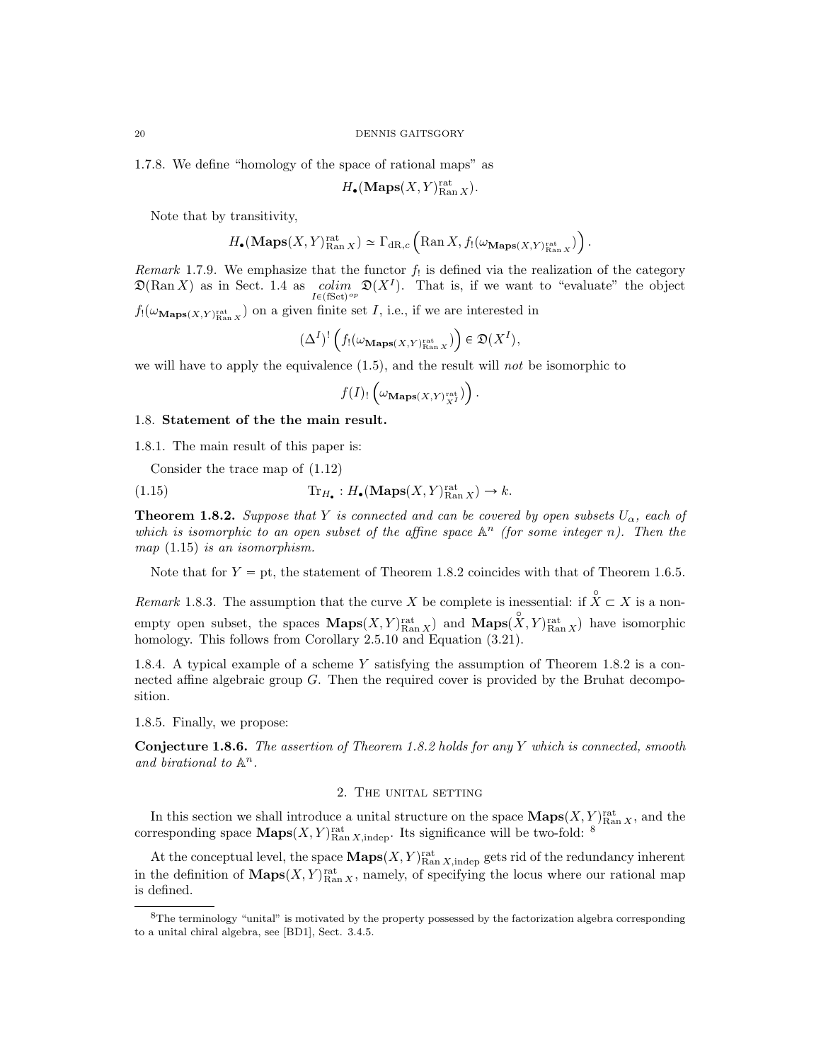1.7.8. We define "homology of the space of rational maps" as

$$H_\bullet(\mathbf{Maps}(X,Y)^{\mathrm{rat}}_{\mathrm{Ran}\,X}).$$

Note that by transitivity,

$$H_\bullet(\mathbf{Maps}(X,Y)^{\mathrm{rat}}_{\mathrm{Ran}\,X}) \simeq \Gamma_{\mathrm{dR},c}\left(\mathrm{Ran}\,X, f_!(\omega_{\mathbf{Maps}(X,Y)^{\mathrm{rat}}_{\mathrm{Ran}\,X}})\right).$$

*Remark* 1.7.9. We emphasize that the functor $f_!$ is defined via the realization of the category $\mathfrak{D}(\mathrm{Ran}\,X)$ as in Sect. 1.4 as $\underset{I\in(\mathrm{fSet})^{op}}{colim}\ \mathfrak{D}(X^I)$. That is, if we want to "evaluate" the object $f_!(\omega_{\mathbf{Maps}(X,Y)^{\mathrm{rat}}_{\mathrm{Ran}\,X}})$ on a given finite set $I$, i.e., if we are interested in

$$(\Delta^I)^!\left(f_!(\omega_{\mathbf{Maps}(X,Y)^{\mathrm{rat}}_{\mathrm{Ran}\,X}})\right) \in \mathfrak{D}(X^I),$$

we will have to apply the equivalence (1.5), and the result will *not* be isomorphic to

$$f(I)_!\left(\omega_{\mathbf{Maps}(X,Y)^{\mathrm{rat}}_{X^I}}\right).$$

## 1.8. Statement of the the main result.

1.8.1. The main result of this paper is:

Consider the trace map of (1.12)

$$\mathrm{Tr}_{H_\bullet} : H_\bullet(\mathbf{Maps}(X,Y)^{\mathrm{rat}}_{\mathrm{Ran}\,X}) \to k. \tag{1.15}$$

**Theorem 1.8.2.** *Suppose that $Y$ is connected and can be covered by open subsets $U_\alpha$, each of which is isomorphic to an open subset of the affine space $\mathbb{A}^n$ (for some integer $n$). Then the map* (1.15) *is an isomorphism.*

Note that for $Y = \mathrm{pt}$, the statement of Theorem 1.8.2 coincides with that of Theorem 1.6.5.

*Remark* 1.8.3. The assumption that the curve $X$ be complete is inessential: if $\overset{\circ}{X} \subset X$ is a non-empty open subset, the spaces $\mathbf{Maps}(X,Y)^{\mathrm{rat}}_{\mathrm{Ran}\,X})$ and $\mathbf{Maps}(\overset{\circ}{X},Y)^{\mathrm{rat}}_{\mathrm{Ran}\,X})$ have isomorphic homology. This follows from Corollary 2.5.10 and Equation (3.21).

1.8.4. A typical example of a scheme $Y$ satisfying the assumption of Theorem 1.8.2 is a connected affine algebraic group $G$. Then the required cover is provided by the Bruhat decomposition.

1.8.5. Finally, we propose:

**Conjecture 1.8.6.** *The assertion of Theorem 1.8.2 holds for any $Y$ which is connected, smooth and birational to $\mathbb{A}^n$.*

# 2. The unital setting

In this section we shall introduce a unital structure on the space $\mathbf{Maps}(X,Y)^{\mathrm{rat}}_{\mathrm{Ran}\,X}$, and the corresponding space $\mathbf{Maps}(X,Y)^{\mathrm{rat}}_{\mathrm{Ran}\,X,\mathrm{indep}}$. Its significance will be two-fold: [8]

At the conceptual level, the space $\mathbf{Maps}(X,Y)^{\mathrm{rat}}_{\mathrm{Ran}\,X,\mathrm{indep}}$ gets rid of the redundancy inherent in the definition of $\mathbf{Maps}(X,Y)^{\mathrm{rat}}_{\mathrm{Ran}\,X}$, namely, of specifying the locus where our rational map is defined.

[8] The terminology "unital" is motivated by the property possessed by the factorization algebra corresponding to a unital chiral algebra, see [BD1], Sect. 3.4.5.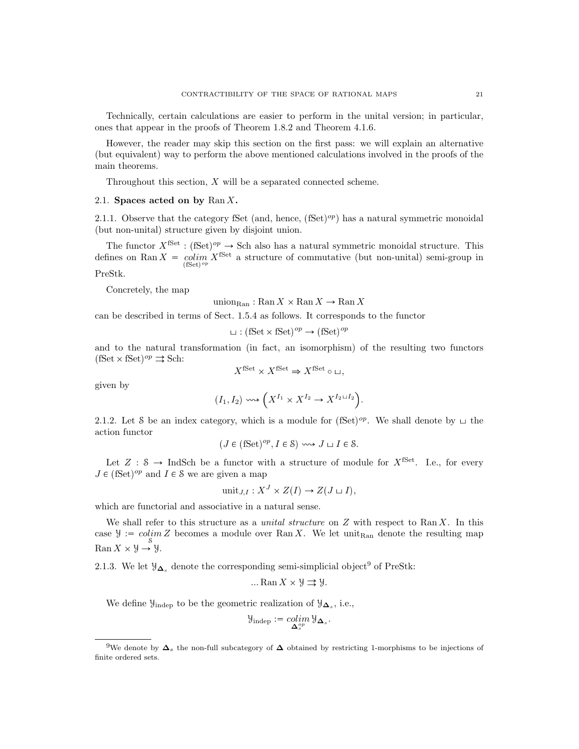Technically, certain calculations are easier to perform in the unital version; in particular, ones that appear in the proofs of Theorem 1.8.2 and Theorem 4.1.6.

However, the reader may skip this section on the first pass: we will explain an alternative (but equivalent) way to perform the above mentioned calculations involved in the proofs of the main theorems.

Throughout this section, $X$ will be a separated connected scheme.

## 2.1. Spaces acted on by $\operatorname{Ran} X$.

2.1.1. Observe that the category fSet (and, hence, $(\text{fSet})^{op}$) has a natural symmetric monoidal (but non-unital) structure given by disjoint union.

The functor $X^{\text{fSet}} : (\text{fSet})^{op} \to \text{Sch}$ also has a natural symmetric monoidal structure. This defines on $\operatorname{Ran} X = \underset{(\text{fSet})^{op}}{colim}\, X^{\text{fSet}}$ a structure of commutative (but non-unital) semi-group in PreStk.

Concretely, the map

$$\text{union}_{\text{Ran}} : \operatorname{Ran} X \times \operatorname{Ran} X \to \operatorname{Ran} X$$

can be described in terms of Sect. 1.5.4 as follows. It corresponds to the functor

$$\sqcup : (\text{fSet} \times \text{fSet})^{op} \to (\text{fSet})^{op}$$

and to the natural transformation (in fact, an isomorphism) of the resulting two functors $(\text{fSet} \times \text{fSet})^{op} \rightrightarrows \text{Sch}$:

$$X^{\text{fSet}} \times X^{\text{fSet}} \Rightarrow X^{\text{fSet}} \circ \sqcup,$$

given by

$$(I_1, I_2) \rightsquigarrow \Big( X^{I_1} \times X^{I_2} \to X^{I_2 \sqcup I_2} \Big).$$

2.1.2. Let $\mathcal{S}$ be an index category, which is a module for $(\text{fSet})^{op}$. We shall denote by $\sqcup$ the action functor

$$(J \in (\text{fSet})^{op}, I \in \mathcal{S}) \rightsquigarrow J \sqcup I \in \mathcal{S}.$$

Let $Z : \mathcal{S} \to \text{IndSch}$ be a functor with a structure of module for $X^{\text{fSet}}$. I.e., for every $J \in (\text{fSet})^{op}$ and $I \in \mathcal{S}$ we are given a map

$$\text{unit}_{J,I} : X^J \times Z(I) \to Z(J \sqcup I),$$

which are functorial and associative in a natural sense.

We shall refer to this structure as a *unital structure* on $Z$ with respect to $\operatorname{Ran} X$. In this case $\mathcal{Y} := \underset{\mathcal{S}}{colim}\, Z$ becomes a module over $\operatorname{Ran} X$. We let $\text{unit}_{\text{Ran}}$ denote the resulting map $\operatorname{Ran} X \times \mathcal{Y} \to \mathcal{Y}$.

2.1.3. We let $\mathcal{Y}_{\mathbf{\Delta}_s}$ denote the corresponding semi-simplicial object[9] of PreStk:

$$\ldots \operatorname{Ran} X \times \mathcal{Y} \rightrightarrows \mathcal{Y}.$$

We define $\mathcal{Y}_{\text{indep}}$ to be the geometric realization of $\mathcal{Y}_{\mathbf{\Delta}_s}$, i.e.,

$$\mathcal{Y}_{\text{indep}} := \underset{\mathbf{\Delta}_s^{op}}{colim}\, \mathcal{Y}_{\mathbf{\Delta}_s}.$$

---

[9] We denote by $\mathbf{\Delta}_s$ the non-full subcategory of $\mathbf{\Delta}$ obtained by restricting 1-morphisms to be injections of finite ordered sets.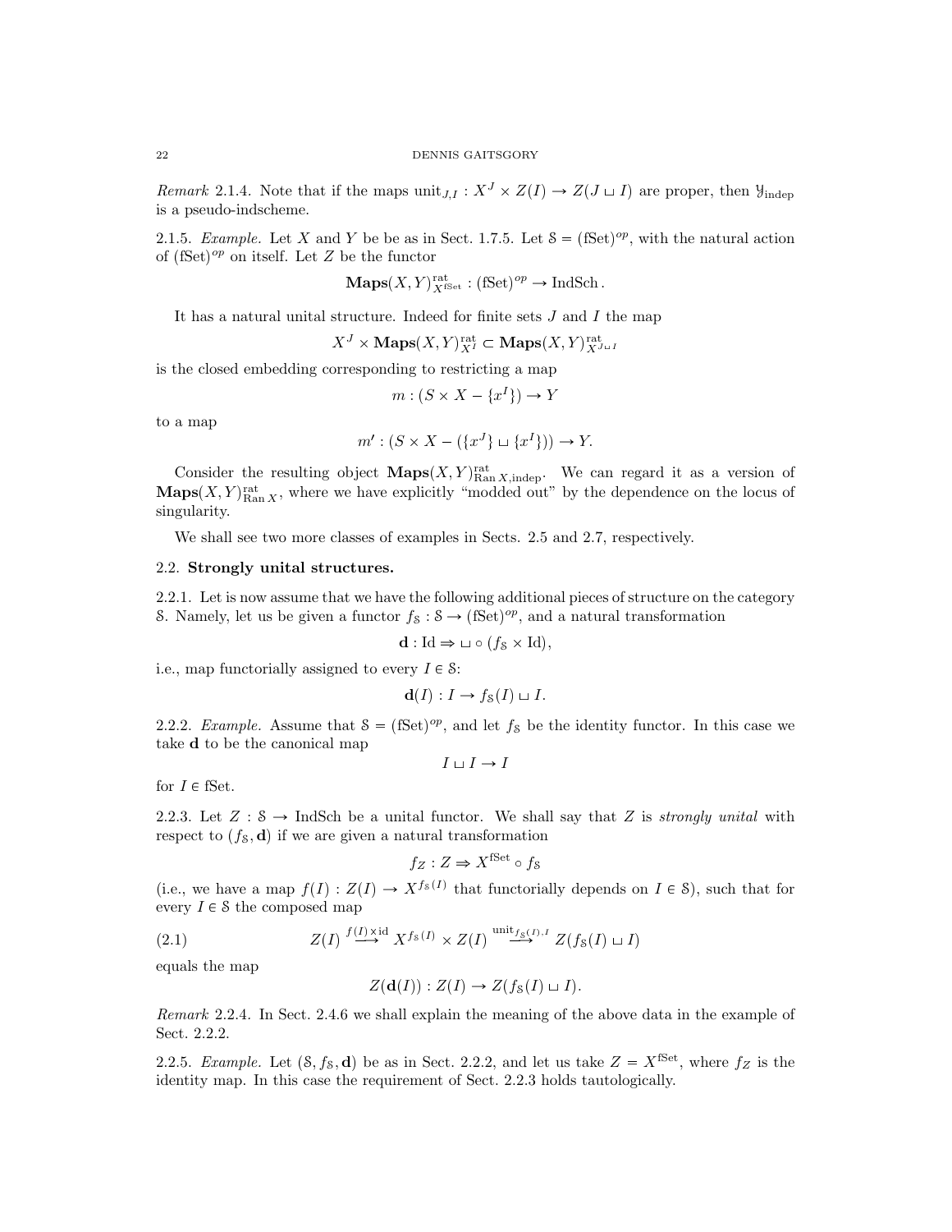*Remark* 2.1.4. Note that if the maps $\text{unit}_{J,I} : X^J \times Z(I) \to Z(J \sqcup I)$ are proper, then $\mathcal{Y}_{\text{indep}}$ is a pseudo-indscheme.

2.1.5. *Example.* Let $X$ and $Y$ be be as in Sect. 1.7.5. Let $\mathcal{S} = (\text{fSet})^{op}$, with the natural action of $(\text{fSet})^{op}$ on itself. Let $Z$ be the functor

$$\mathbf{Maps}(X, Y)^{\text{rat}}_{X^{\text{fSet}}} : (\text{fSet})^{op} \to \text{IndSch}\,.$$

It has a natural unital structure. Indeed for finite sets $J$ and $I$ the map

$$X^J \times \mathbf{Maps}(X, Y)^{\text{rat}}_{X^I} \subset \mathbf{Maps}(X, Y)^{\text{rat}}_{X^{J \sqcup I}}$$

is the closed embedding corresponding to restricting a map

$$m : (S \times X - \{x^I\}) \to Y$$

to a map

$$m' : (S \times X - (\{x^J\} \sqcup \{x^I\})) \to Y.$$

Consider the resulting object $\mathbf{Maps}(X, Y)^{\text{rat}}_{\text{Ran}\, X, \text{indep}}$. We can regard it as a version of $\mathbf{Maps}(X, Y)^{\text{rat}}_{\text{Ran}\, X}$, where we have explicitly "modded out" by the dependence on the locus of singularity.

We shall see two more classes of examples in Sects. 2.5 and 2.7, respectively.

## 2.2. Strongly unital structures.

2.2.1. Let is now assume that we have the following additional pieces of structure on the category $\mathcal{S}$. Namely, let us be given a functor $f_{\mathcal{S}} : \mathcal{S} \to (\text{fSet})^{op}$, and a natural transformation

$$\mathbf{d} : \text{Id} \Rightarrow \sqcup \circ (f_{\mathcal{S}} \times \text{Id}),$$

i.e., map functorially assigned to every $I \in \mathcal{S}$:

$$\mathbf{d}(I) : I \to f_{\mathcal{S}}(I) \sqcup I.$$

2.2.2. *Example.* Assume that $\mathcal{S} = (\text{fSet})^{op}$, and let $f_{\mathcal{S}}$ be the identity functor. In this case we take $\mathbf{d}$ to be the canonical map

$$I \sqcup I \to I$$

for $I \in \text{fSet}$.

2.2.3. Let $Z : \mathcal{S} \to \text{IndSch}$ be a unital functor. We shall say that $Z$ is *strongly unital* with respect to $(f_{\mathcal{S}}, \mathbf{d})$ if we are given a natural transformation

$$f_Z : Z \Rightarrow X^{\text{fSet}} \circ f_{\mathcal{S}}$$

(i.e., we have a map $f(I) : Z(I) \to X^{f_{\mathcal{S}}(I)}$ that functorially depends on $I \in \mathcal{S}$), such that for every $I \in \mathcal{S}$ the composed map

$$Z(I) \xrightarrow{f(I) \times \text{id}} X^{f_{\mathcal{S}}(I)} \times Z(I) \xrightarrow{\text{unit}_{f_{\mathcal{S}}(I), I}} Z(f_{\mathcal{S}}(I) \sqcup I) \tag{2.1}$$

equals the map

$$Z(\mathbf{d}(I)) : Z(I) \to Z(f_{\mathcal{S}}(I) \sqcup I).$$

*Remark* 2.2.4. In Sect. 2.4.6 we shall explain the meaning of the above data in the example of Sect. 2.2.2.

2.2.5. *Example.* Let $(\mathcal{S}, f_{\mathcal{S}}, \mathbf{d})$ be as in Sect. 2.2.2, and let us take $Z = X^{\text{fSet}}$, where $f_Z$ is the identity map. In this case the requirement of Sect. 2.2.3 holds tautologically.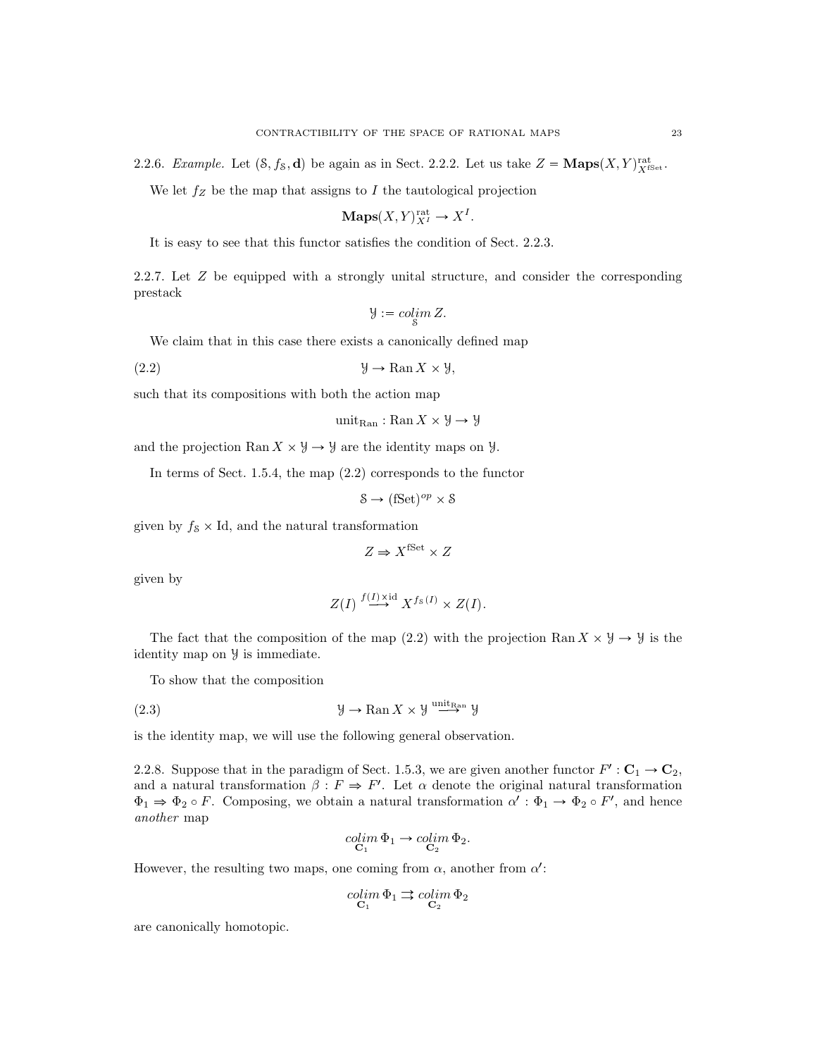2.2.6. *Example.* Let $(\mathcal{S}, f_{\mathcal{S}}, \mathbf{d})$ be again as in Sect. 2.2.2. Let us take $Z = \mathbf{Maps}(X,Y)^{\text{rat}}_{X^{\text{fSet}}}$.

We let $f_Z$ be the map that assigns to $I$ the tautological projection

$$\mathbf{Maps}(X,Y)^{\text{rat}}_{X^I} \to X^I.$$

It is easy to see that this functor satisfies the condition of Sect. 2.2.3.

2.2.7. Let $Z$ be equipped with a strongly unital structure, and consider the corresponding prestack

$$\mathcal{Y} := \underset{\mathcal{S}}{colim}\, Z.$$

We claim that in this case there exists a canonically defined map

$$\mathcal{Y} \to \operatorname{Ran} X \times \mathcal{Y}, \tag{2.2}$$

such that its compositions with both the action map

$$\text{unit}_{\text{Ran}} : \operatorname{Ran} X \times \mathcal{Y} \to \mathcal{Y}$$

and the projection $\operatorname{Ran} X \times \mathcal{Y} \to \mathcal{Y}$ are the identity maps on $\mathcal{Y}$.

In terms of Sect. 1.5.4, the map (2.2) corresponds to the functor

$$\mathcal{S} \to (\text{fSet})^{op} \times \mathcal{S}$$

given by $f_{\mathcal{S}} \times \text{Id}$, and the natural transformation

$$Z \Rightarrow X^{\text{fSet}} \times Z$$

given by

$$Z(I) \overset{f(I)\times \text{id}}{\longrightarrow} X^{f_{\mathcal{S}}(I)} \times Z(I).$$

The fact that the composition of the map (2.2) with the projection $\operatorname{Ran} X \times \mathcal{Y} \to \mathcal{Y}$ is the identity map on $\mathcal{Y}$ is immediate.

To show that the composition

$$\mathcal{Y} \to \operatorname{Ran} X \times \mathcal{Y} \overset{\text{unit}_{\text{Ran}}}{\longrightarrow} \mathcal{Y} \tag{2.3}$$

is the identity map, we will use the following general observation.

2.2.8. Suppose that in the paradigm of Sect. 1.5.3, we are given another functor $F' : \mathbf{C}_1 \to \mathbf{C}_2$, and a natural transformation $\beta : F \Rightarrow F'$. Let $\alpha$ denote the original natural transformation $\Phi_1 \Rightarrow \Phi_2 \circ F$. Composing, we obtain a natural transformation $\alpha' : \Phi_1 \to \Phi_2 \circ F'$, and hence *another* map

$$\underset{\mathbf{C}_1}{colim}\, \Phi_1 \to \underset{\mathbf{C}_2}{colim}\, \Phi_2.$$

However, the resulting two maps, one coming from $\alpha$, another from $\alpha'$:

$$\underset{\mathbf{C}_1}{colim}\, \Phi_1 \rightrightarrows \underset{\mathbf{C}_2}{colim}\, \Phi_2$$

are canonically homotopic.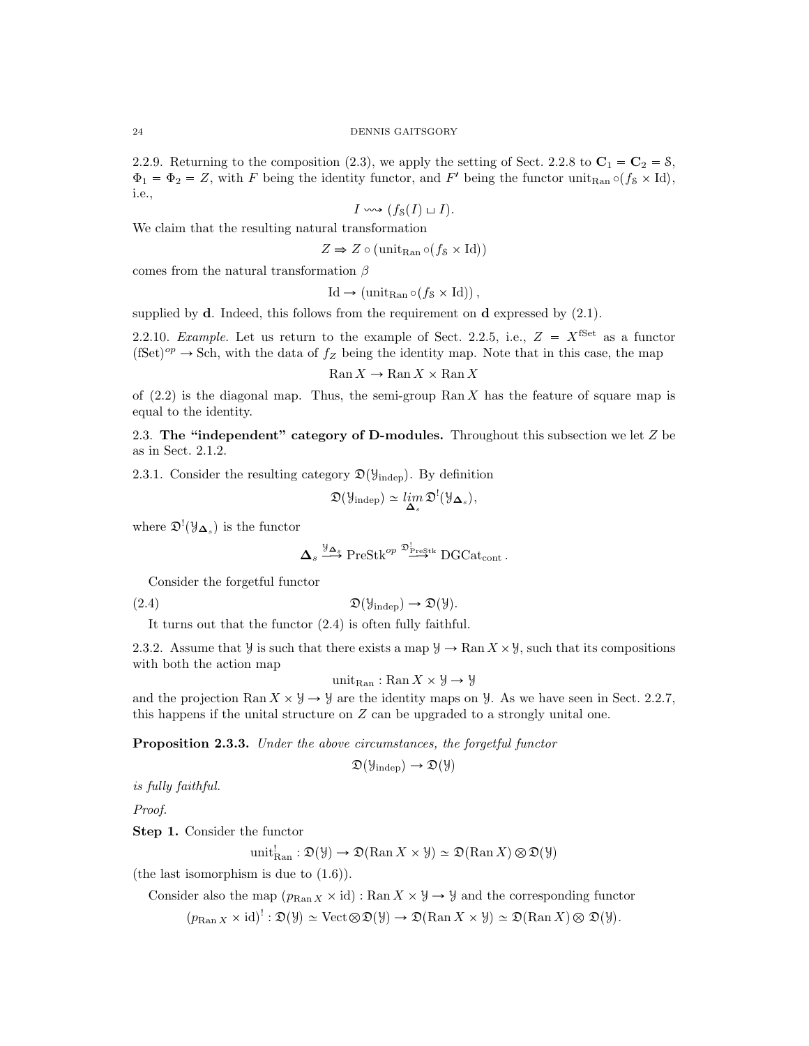2.2.9. Returning to the composition (2.3), we apply the setting of Sect. 2.2.8 to $\mathbf{C}_1 = \mathbf{C}_2 = \mathcal{S}$, $\Phi_1 = \Phi_2 = Z$, with $F$ being the identity functor, and $F'$ being the functor $\mathrm{unit}_{\mathrm{Ran}} \circ (f_{\mathcal{S}} \times \mathrm{Id})$, i.e.,

$$I \rightsquigarrow (f_{\mathcal{S}}(I) \sqcup I).$$

We claim that the resulting natural transformation

$$Z \Rightarrow Z \circ (\mathrm{unit}_{\mathrm{Ran}} \circ (f_{\mathcal{S}} \times \mathrm{Id}))$$

comes from the natural transformation $\beta$

$$\mathrm{Id} \to (\mathrm{unit}_{\mathrm{Ran}} \circ (f_{\mathcal{S}} \times \mathrm{Id})),$$

supplied by $\mathbf{d}$. Indeed, this follows from the requirement on $\mathbf{d}$ expressed by (2.1).

2.2.10. *Example.* Let us return to the example of Sect. 2.2.5, i.e., $Z = X^{\mathrm{fSet}}$ as a functor $(\mathrm{fSet})^{op} \to \mathrm{Sch}$, with the data of $f_Z$ being the identity map. Note that in this case, the map

$$\mathrm{Ran}\, X \to \mathrm{Ran}\, X \times \mathrm{Ran}\, X$$

of (2.2) is the diagonal map. Thus, the semi-group $\mathrm{Ran}\, X$ has the feature of square map is equal to the identity.

## 2.3. The "independent" category of D-modules.

Throughout this subsection we let $Z$ be as in Sect. 2.1.2.

2.3.1. Consider the resulting category $\mathfrak{D}(\mathcal{Y}_{\mathrm{indep}})$. By definition

$$\mathfrak{D}(\mathcal{Y}_{\mathrm{indep}}) \simeq \underset{\mathbf{\Delta}_s}{lim}\, \mathfrak{D}^!(\mathcal{Y}_{\mathbf{\Delta}_s}),$$

where $\mathfrak{D}^!(\mathcal{Y}_{\mathbf{\Delta}_s})$ is the functor

$$\mathbf{\Delta}_s \overset{\mathcal{Y}_{\mathbf{\Delta}_s}}{\longrightarrow} \mathrm{PreStk}^{op} \overset{\mathfrak{D}^!_{\mathrm{PreStk}}}{\longrightarrow} \mathrm{DGCat}_{\mathrm{cont}}.$$

Consider the forgetful functor

$$\mathfrak{D}(\mathcal{Y}_{\mathrm{indep}}) \to \mathfrak{D}(\mathcal{Y}). \tag{2.4}$$

It turns out that the functor (2.4) is often fully faithful.

2.3.2. Assume that $\mathcal{Y}$ is such that there exists a map $\mathcal{Y} \to \mathrm{Ran}\, X \times \mathcal{Y}$, such that its compositions with both the action map

$$\mathrm{unit}_{\mathrm{Ran}} : \mathrm{Ran}\, X \times \mathcal{Y} \to \mathcal{Y}$$

and the projection $\mathrm{Ran}\, X \times \mathcal{Y} \to \mathcal{Y}$ are the identity maps on $\mathcal{Y}$. As we have seen in Sect. 2.2.7, this happens if the unital structure on $Z$ can be upgraded to a strongly unital one.

**Proposition 2.3.3.** *Under the above circumstances, the forgetful functor*

$$\mathfrak{D}(\mathcal{Y}_{\mathrm{indep}}) \to \mathfrak{D}(\mathcal{Y})$$

*is fully faithful.*

*Proof.*

**Step 1.** Consider the functor

$$\mathrm{unit}^!_{\mathrm{Ran}} : \mathfrak{D}(\mathcal{Y}) \to \mathfrak{D}(\mathrm{Ran}\, X \times \mathcal{Y}) \simeq \mathfrak{D}(\mathrm{Ran}\, X) \otimes \mathfrak{D}(\mathcal{Y})$$

(the last isomorphism is due to (1.6)).

Consider also the map $(p_{\mathrm{Ran}\, X} \times \mathrm{id}) : \mathrm{Ran}\, X \times \mathcal{Y} \to \mathcal{Y}$ and the corresponding functor

$$(p_{\mathrm{Ran}\, X} \times \mathrm{id})^! : \mathfrak{D}(\mathcal{Y}) \simeq \mathrm{Vect} \otimes \mathfrak{D}(\mathcal{Y}) \to \mathfrak{D}(\mathrm{Ran}\, X \times \mathcal{Y}) \simeq \mathfrak{D}(\mathrm{Ran}\, X) \otimes \mathfrak{D}(\mathcal{Y}).$$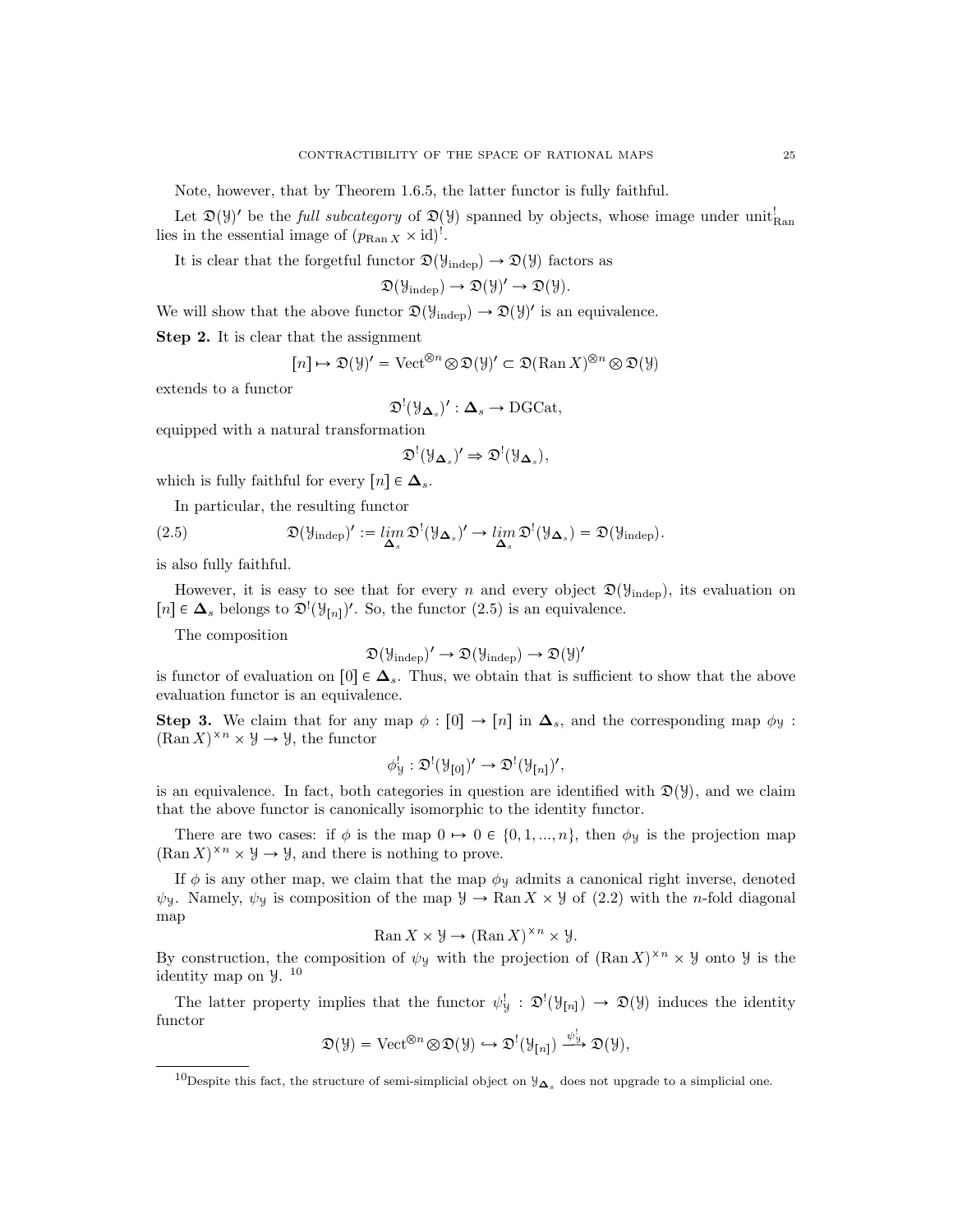Note, however, that by Theorem 1.6.5, the latter functor is fully faithful.

Let $\mathfrak{D}(\mathcal{Y})'$ be the *full subcategory* of $\mathfrak{D}(\mathcal{Y})$ spanned by objects, whose image under $\text{unit}^!_{\text{Ran}}$ lies in the essential image of $(p_{\text{Ran}\, X} \times \text{id})^!$.

It is clear that the forgetful functor $\mathfrak{D}(\mathcal{Y}_{\text{indep}}) \to \mathfrak{D}(\mathcal{Y})$ factors as

$$\mathfrak{D}(\mathcal{Y}_{\text{indep}}) \to \mathfrak{D}(\mathcal{Y})' \to \mathfrak{D}(\mathcal{Y}).$$

We will show that the above functor $\mathfrak{D}(\mathcal{Y}_{\text{indep}}) \to \mathfrak{D}(\mathcal{Y})'$ is an equivalence.

**Step 2.** It is clear that the assignment

$$[n] \mapsto \mathfrak{D}(\mathcal{Y})' = \text{Vect}^{\otimes n} \otimes \mathfrak{D}(\mathcal{Y})' \subset \mathfrak{D}(\text{Ran}\, X)^{\otimes n} \otimes \mathfrak{D}(\mathcal{Y})$$

extends to a functor

$$\mathfrak{D}^!(\mathcal{Y}_{\mathbf{\Delta}_s})' : \mathbf{\Delta}_s \to \text{DGCat},$$

equipped with a natural transformation

$$\mathfrak{D}^!(\mathcal{Y}_{\mathbf{\Delta}_s})' \Rightarrow \mathfrak{D}^!(\mathcal{Y}_{\mathbf{\Delta}_s}),$$

which is fully faithful for every $[n] \in \mathbf{\Delta}_s$.

In particular, the resulting functor

$$\mathfrak{D}(\mathcal{Y}_{\text{indep}})' := \underset{\mathbf{\Delta}_s}{\lim}\, \mathfrak{D}^!(\mathcal{Y}_{\mathbf{\Delta}_s})' \to \underset{\mathbf{\Delta}_s}{\lim}\, \mathfrak{D}^!(\mathcal{Y}_{\mathbf{\Delta}_s}) = \mathfrak{D}(\mathcal{Y}_{\text{indep}}). \tag{2.5}$$

is also fully faithful.

However, it is easy to see that for every $n$ and every object $\mathfrak{D}(\mathcal{Y}_{\text{indep}})$, its evaluation on $[n] \in \mathbf{\Delta}_s$ belongs to $\mathfrak{D}^!(\mathcal{Y}_{[n]})'$. So, the functor (2.5) is an equivalence.

The composition

$$\mathfrak{D}(\mathcal{Y}_{\text{indep}})' \to \mathfrak{D}(\mathcal{Y}_{\text{indep}}) \to \mathfrak{D}(\mathcal{Y})'$$

is functor of evaluation on $[0] \in \mathbf{\Delta}_s$. Thus, we obtain that is sufficient to show that the above evaluation functor is an equivalence.

**Step 3.** We claim that for any map $\phi : [0] \to [n]$ in $\mathbf{\Delta}_s$, and the corresponding map $\phi_{\mathcal{Y}} : (\text{Ran}\, X)^{\times n} \times \mathcal{Y} \to \mathcal{Y}$, the functor

$$\phi^!_{\mathcal{Y}} : \mathfrak{D}^!(\mathcal{Y}_{[0]})' \to \mathfrak{D}^!(\mathcal{Y}_{[n]})',$$

is an equivalence. In fact, both categories in question are identified with $\mathfrak{D}(\mathcal{Y})$, and we claim that the above functor is canonically isomorphic to the identity functor.

There are two cases: if $\phi$ is the map $0 \mapsto 0 \in \{0, 1, ..., n\}$, then $\phi_{\mathcal{Y}}$ is the projection map $(\text{Ran}\, X)^{\times n} \times \mathcal{Y} \to \mathcal{Y}$, and there is nothing to prove.

If $\phi$ is any other map, we claim that the map $\phi_{\mathcal{Y}}$ admits a canonical right inverse, denoted $\psi_{\mathcal{Y}}$. Namely, $\psi_{\mathcal{Y}}$ is composition of the map $\mathcal{Y} \to \text{Ran}\, X \times \mathcal{Y}$ of (2.2) with the $n$-fold diagonal map

$$\text{Ran}\, X \times \mathcal{Y} \to (\text{Ran}\, X)^{\times n} \times \mathcal{Y}.$$

By construction, the composition of $\psi_{\mathcal{Y}}$ with the projection of $(\text{Ran}\, X)^{\times n} \times \mathcal{Y}$ onto $\mathcal{Y}$ is the identity map on $\mathcal{Y}$. [10]

The latter property implies that the functor $\psi^!_{\mathcal{Y}} : \mathfrak{D}^!(\mathcal{Y}_{[n]}) \to \mathfrak{D}(\mathcal{Y})$ induces the identity functor

$$\mathfrak{D}(\mathcal{Y}) = \text{Vect}^{\otimes n} \otimes \mathfrak{D}(\mathcal{Y}) \hookrightarrow \mathfrak{D}^!(\mathcal{Y}_{[n]}) \xrightarrow{\psi^!_{\mathcal{Y}}} \mathfrak{D}(\mathcal{Y}),$$

---

[10] Despite this fact, the structure of semi-simplicial object on $\mathcal{Y}_{\mathbf{\Delta}_s}$ does not upgrade to a simplicial one.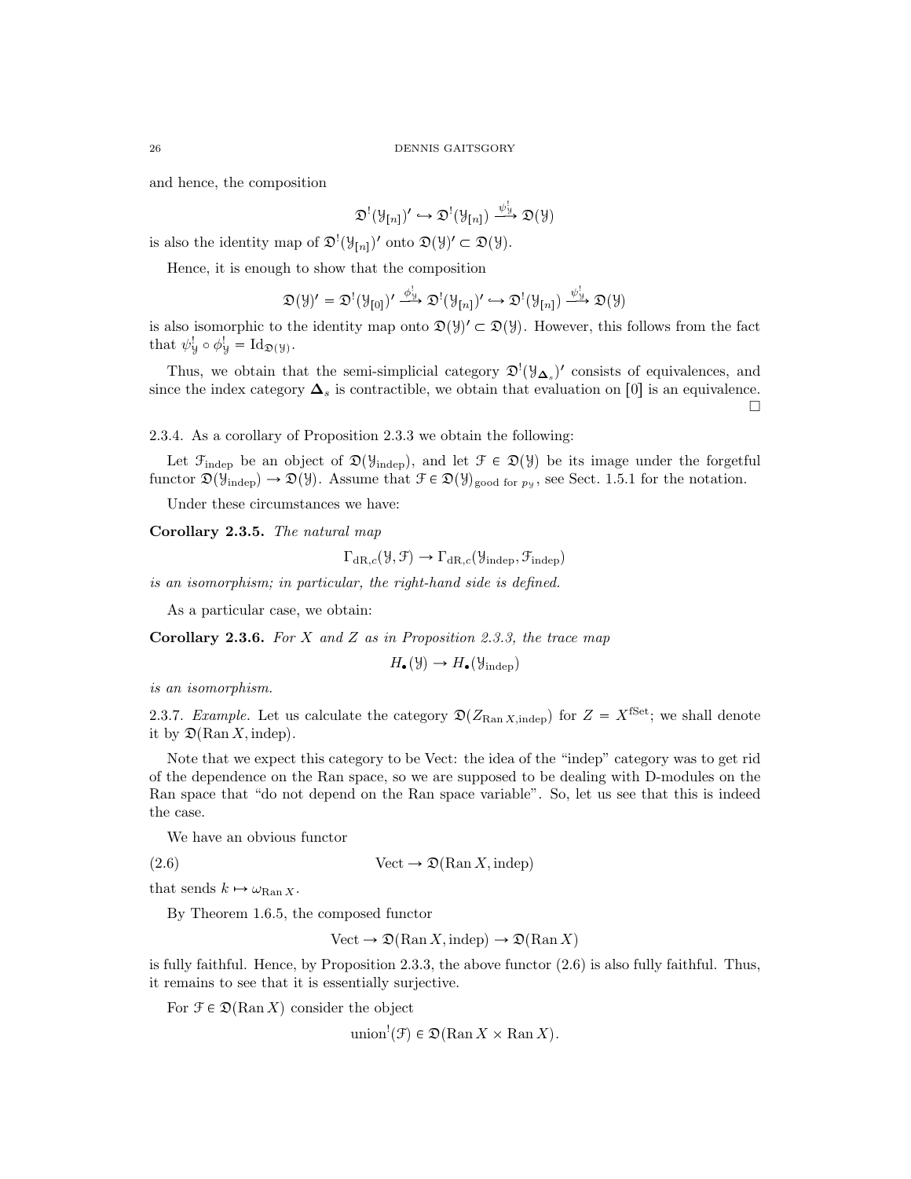and hence, the composition

$$\mathfrak{D}^!(\mathcal{Y}_{[n]})' \hookrightarrow \mathfrak{D}^!(\mathcal{Y}_{[n]}) \xrightarrow{\psi^!_{\mathcal{Y}}} \mathfrak{D}(\mathcal{Y})$$

is also the identity map of $\mathfrak{D}^!(\mathcal{Y}_{[n]})'$ onto $\mathfrak{D}(\mathcal{Y})' \subset \mathfrak{D}(\mathcal{Y})$.

Hence, it is enough to show that the composition

$$\mathfrak{D}(\mathcal{Y})' = \mathfrak{D}^!(\mathcal{Y}_{[0]})' \xrightarrow{\phi^!_{\mathcal{Y}}} \mathfrak{D}^!(\mathcal{Y}_{[n]})' \hookrightarrow \mathfrak{D}^!(\mathcal{Y}_{[n]}) \xrightarrow{\psi^!_{\mathcal{Y}}} \mathfrak{D}(\mathcal{Y})$$

is also isomorphic to the identity map onto $\mathfrak{D}(\mathcal{Y})' \subset \mathfrak{D}(\mathcal{Y})$. However, this follows from the fact that $\psi^!_{\mathcal{Y}} \circ \phi^!_{\mathcal{Y}} = \mathrm{Id}_{\mathfrak{D}(\mathcal{Y})}$.

Thus, we obtain that the semi-simplicial category $\mathfrak{D}^!(\mathcal{Y}_{\mathbf{\Delta}_s})'$ consists of equivalences, and since the index category $\mathbf{\Delta}_s$ is contractible, we obtain that evaluation on $[0]$ is an equivalence. □

2.3.4. As a corollary of Proposition 2.3.3 we obtain the following:

Let $\mathcal{F}_{\mathrm{indep}}$ be an object of $\mathfrak{D}(\mathcal{Y}_{\mathrm{indep}})$, and let $\mathcal{F} \in \mathfrak{D}(\mathcal{Y})$ be its image under the forgetful functor $\mathfrak{D}(\mathcal{Y}_{\mathrm{indep}}) \to \mathfrak{D}(\mathcal{Y})$. Assume that $\mathcal{F} \in \mathfrak{D}(\mathcal{Y})_{\text{good for } p_{\mathcal{Y}}}$, see Sect. 1.5.1 for the notation.

Under these circumstances we have:

**Corollary 2.3.5.** *The natural map*

$$\Gamma_{\mathrm{dR},c}(\mathcal{Y}, \mathcal{F}) \to \Gamma_{\mathrm{dR},c}(\mathcal{Y}_{\mathrm{indep}}, \mathcal{F}_{\mathrm{indep}})$$

*is an isomorphism; in particular, the right-hand side is defined.*

As a particular case, we obtain:

**Corollary 2.3.6.** *For $X$ and $Z$ as in Proposition 2.3.3, the trace map*

$$H_\bullet(\mathcal{Y}) \to H_\bullet(\mathcal{Y}_{\mathrm{indep}})$$

*is an isomorphism.*

2.3.7. *Example.* Let us calculate the category $\mathfrak{D}(Z_{\mathrm{Ran}\,X,\mathrm{indep}})$ for $Z = X^{\mathrm{fSet}}$; we shall denote it by $\mathfrak{D}(\mathrm{Ran}\,X, \mathrm{indep})$.

Note that we expect this category to be Vect: the idea of the "indep" category was to get rid of the dependence on the Ran space, so we are supposed to be dealing with D-modules on the Ran space that "do not depend on the Ran space variable". So, let us see that this is indeed the case.

We have an obvious functor

$$\mathrm{Vect} \to \mathfrak{D}(\mathrm{Ran}\,X, \mathrm{indep}) \tag{2.6}$$

that sends $k \mapsto \omega_{\mathrm{Ran}\,X}$.

By Theorem 1.6.5, the composed functor

$$\mathrm{Vect} \to \mathfrak{D}(\mathrm{Ran}\,X, \mathrm{indep}) \to \mathfrak{D}(\mathrm{Ran}\,X)$$

is fully faithful. Hence, by Proposition 2.3.3, the above functor (2.6) is also fully faithful. Thus, it remains to see that it is essentially surjective.

For $\mathcal{F} \in \mathfrak{D}(\mathrm{Ran}\,X)$ consider the object

$$\mathrm{union}^!(\mathcal{F}) \in \mathfrak{D}(\mathrm{Ran}\,X \times \mathrm{Ran}\,X).$$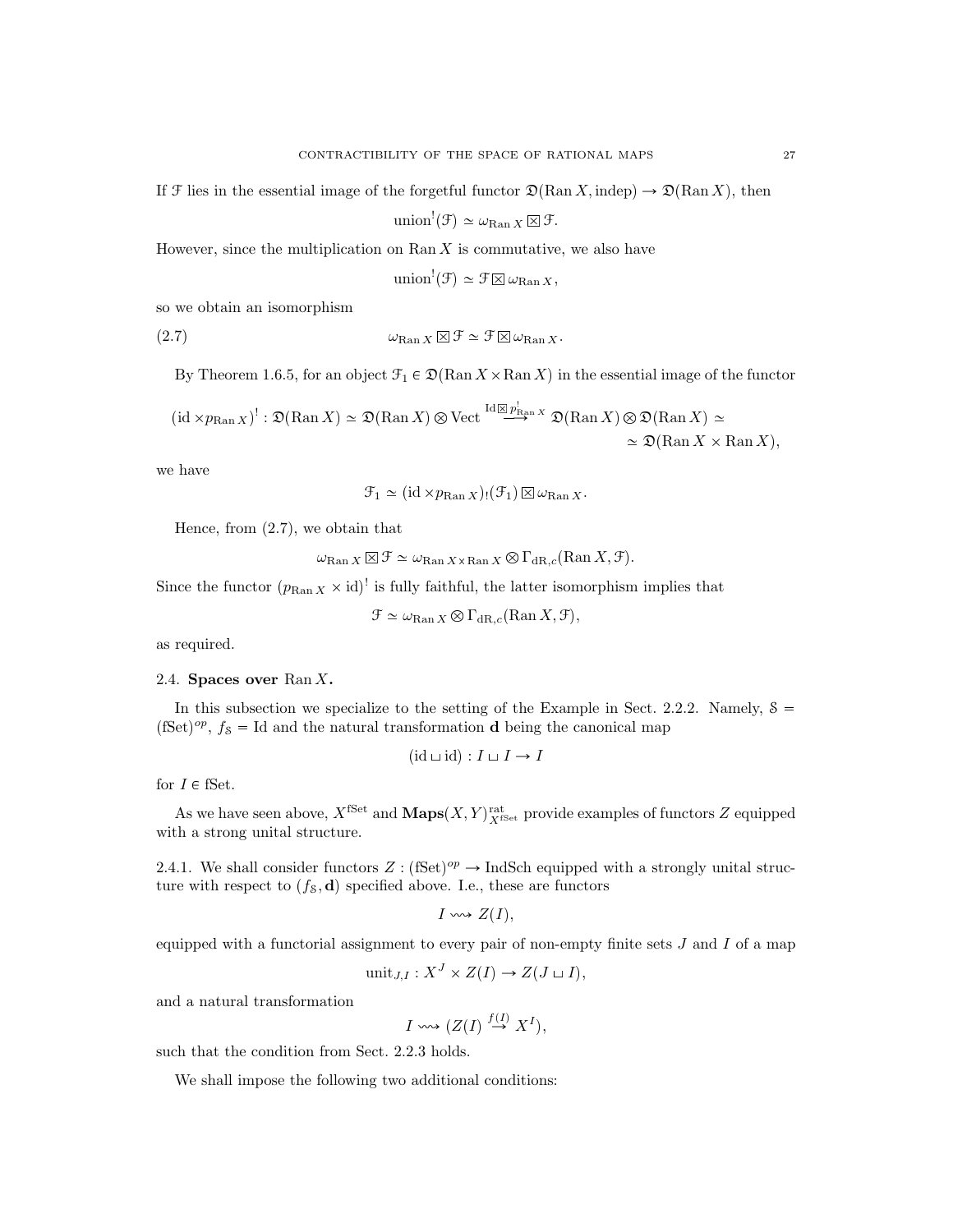If $\mathcal{F}$ lies in the essential image of the forgetful functor $\mathfrak{D}(\operatorname{Ran} X, \text{indep}) \to \mathfrak{D}(\operatorname{Ran} X)$, then

$$\text{union}^!(\mathcal{F}) \simeq \omega_{\operatorname{Ran} X} \boxtimes \mathcal{F}.$$

However, since the multiplication on $\operatorname{Ran} X$ is commutative, we also have

$$\text{union}^!(\mathcal{F}) \simeq \mathcal{F} \boxtimes \omega_{\operatorname{Ran} X},$$

so we obtain an isomorphism

$$\omega_{\operatorname{Ran} X} \boxtimes \mathcal{F} \simeq \mathcal{F} \boxtimes \omega_{\operatorname{Ran} X}. \tag{2.7}$$

By Theorem 1.6.5, for an object $\mathcal{F}_1 \in \mathfrak{D}(\operatorname{Ran} X \times \operatorname{Ran} X)$ in the essential image of the functor

$$(\text{id} \times p_{\operatorname{Ran} X})^! : \mathfrak{D}(\operatorname{Ran} X) \simeq \mathfrak{D}(\operatorname{Ran} X) \otimes \text{Vect} \overset{\text{Id} \boxtimes p^!_{\operatorname{Ran} X}}{\longrightarrow} \mathfrak{D}(\operatorname{Ran} X) \otimes \mathfrak{D}(\operatorname{Ran} X) \simeq$$
$$\simeq \mathfrak{D}(\operatorname{Ran} X \times \operatorname{Ran} X),$$

we have

$$\mathcal{F}_1 \simeq (\text{id} \times p_{\operatorname{Ran} X})_!(\mathcal{F}_1) \boxtimes \omega_{\operatorname{Ran} X}.$$

Hence, from (2.7), we obtain that

$$\omega_{\operatorname{Ran} X} \boxtimes \mathcal{F} \simeq \omega_{\operatorname{Ran} X \times \operatorname{Ran} X} \otimes \Gamma_{\text{dR},c}(\operatorname{Ran} X, \mathcal{F}).$$

Since the functor $(p_{\operatorname{Ran} X} \times \text{id})^!$ is fully faithful, the latter isomorphism implies that

$$\mathcal{F} \simeq \omega_{\operatorname{Ran} X} \otimes \Gamma_{\text{dR},c}(\operatorname{Ran} X, \mathcal{F}),$$

as required.

## 2.4. Spaces over $\operatorname{Ran} X$.

In this subsection we specialize to the setting of the Example in Sect. 2.2.2. Namely, $\mathcal{S} = (\text{fSet})^{op}$, $f_{\mathcal{S}} = \text{Id}$ and the natural transformation $\mathbf{d}$ being the canonical map

$$(\text{id} \sqcup \text{id}) : I \sqcup I \to I$$

for $I \in \text{fSet}$.

As we have seen above, $X^{\text{fSet}}$ and $\mathbf{Maps}(X, Y)^{\text{rat}}_{X^{\text{fSet}}}$ provide examples of functors $Z$ equipped with a strong unital structure.

2.4.1. We shall consider functors $Z : (\text{fSet})^{op} \to \text{IndSch}$ equipped with a strongly unital structure with respect to $(f_{\mathcal{S}}, \mathbf{d})$ specified above. I.e., these are functors

$$I \rightsquigarrow Z(I),$$

equipped with a functorial assignment to every pair of non-empty finite sets $J$ and $I$ of a map

$$\text{unit}_{J,I} : X^J \times Z(I) \to Z(J \sqcup I),$$

and a natural transformation

$$I \rightsquigarrow (Z(I) \overset{f(I)}{\to} X^I),$$

such that the condition from Sect. 2.2.3 holds.

We shall impose the following two additional conditions: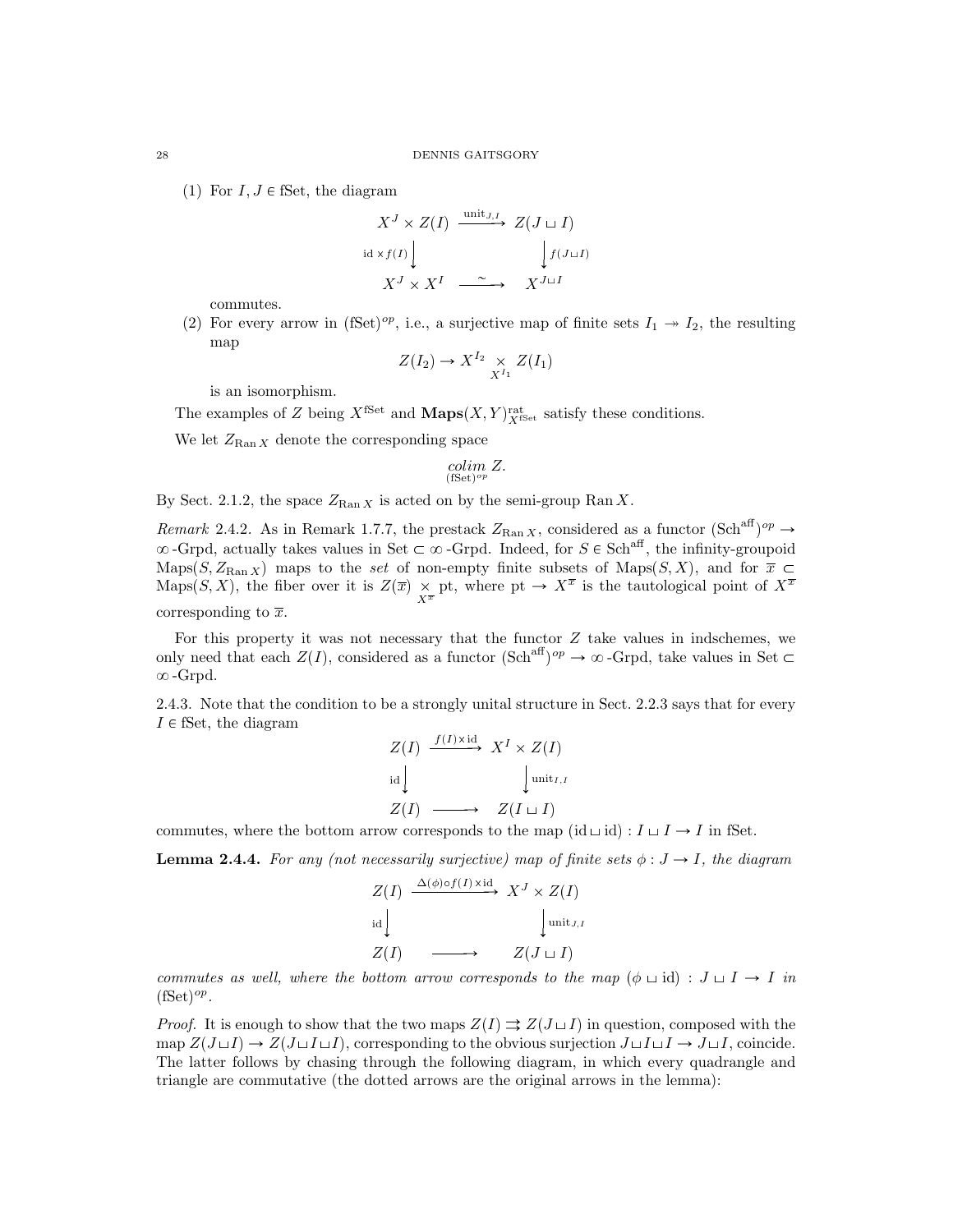(1) For $I, J \in \text{fSet}$, the diagram

$$\begin{array}{ccc} X^J \times Z(I) & \xrightarrow{\text{unit}_{J,I}} & Z(J \sqcup I) \\ {\scriptstyle \text{id} \times f(I)} \downarrow & & \downarrow {\scriptstyle f(J \sqcup I)} \\ X^J \times X^I & \xrightarrow{\sim} & X^{J \sqcup I} \end{array}$$

commutes.

(2) For every arrow in $(\text{fSet})^{op}$, i.e., a surjective map of finite sets $I_1 \twoheadrightarrow I_2$, the resulting map

$$Z(I_2) \to X^{I_2} \underset{X^{I_1}}{\times} Z(I_1)$$

is an isomorphism.

The examples of $Z$ being $X^{\text{fSet}}$ and $\mathbf{Maps}(X,Y)^{\text{rat}}_{X^{\text{fSet}}}$ satisfy these conditions.

We let $Z_{\text{Ran}\, X}$ denote the corresponding space

$$\underset{(\text{fSet})^{op}}{colim}\, Z.$$

By Sect. 2.1.2, the space $Z_{\text{Ran}\, X}$ is acted on by the semi-group $\text{Ran}\, X$.

*Remark* 2.4.2. As in Remark 1.7.7, the prestack $Z_{\text{Ran}\, X}$, considered as a functor $(\text{Sch}^{\text{aff}})^{op} \to \infty\text{-Grpd}$, actually takes values in $\text{Set} \subset \infty\text{-Grpd}$. Indeed, for $S \in \text{Sch}^{\text{aff}}$, the infinity-groupoid $\text{Maps}(S, Z_{\text{Ran}\, X})$ maps to the *set* of non-empty finite subsets of $\text{Maps}(S, X)$, and for $\overline{x} \subset \text{Maps}(S, X)$, the fiber over it is $Z(\overline{x}) \underset{X^{\overline{x}}}{\times} \text{pt}$, where $\text{pt} \to X^{\overline{x}}$ is the tautological point of $X^{\overline{x}}$ corresponding to $\overline{x}$.

For this property it was not necessary that the functor $Z$ take values in indschemes, we only need that each $Z(I)$, considered as a functor $(\text{Sch}^{\text{aff}})^{op} \to \infty\text{-Grpd}$, take values in $\text{Set} \subset \infty\text{-Grpd}$.

2.4.3. Note that the condition to be a strongly unital structure in Sect. 2.2.3 says that for every $I \in \text{fSet}$, the diagram

$$\begin{array}{ccc} Z(I) & \xrightarrow{f(I) \times \text{id}} & X^I \times Z(I) \\ {\scriptstyle \text{id}} \downarrow & & \downarrow {\scriptstyle \text{unit}_{I,I}} \\ Z(I) & \longrightarrow & Z(I \sqcup I) \end{array}$$

commutes, where the bottom arrow corresponds to the map $(\text{id} \sqcup \text{id}) : I \sqcup I \to I$ in fSet.

**Lemma 2.4.4.** *For any (not necessarily surjective) map of finite sets $\phi : J \to I$, the diagram*

$$\begin{array}{ccc} Z(I) & \xrightarrow{\Delta(\phi) \circ f(I) \times \text{id}} & X^J \times Z(I) \\ {\scriptstyle \text{id}} \downarrow & & \downarrow {\scriptstyle \text{unit}_{J,I}} \\ Z(I) & \longrightarrow & Z(J \sqcup I) \end{array}$$

*commutes as well, where the bottom arrow corresponds to the map $(\phi \sqcup \text{id}) : J \sqcup I \to I$ in $(\text{fSet})^{op}$.*

*Proof.* It is enough to show that the two maps $Z(I) \rightrightarrows Z(J \sqcup I)$ in question, composed with the map $Z(J \sqcup I) \to Z(J \sqcup I \sqcup I)$, corresponding to the obvious surjection $J \sqcup I \sqcup I \to J \sqcup I$, coincide. The latter follows by chasing through the following diagram, in which every quadrangle and triangle are commutative (the dotted arrows are the original arrows in the lemma):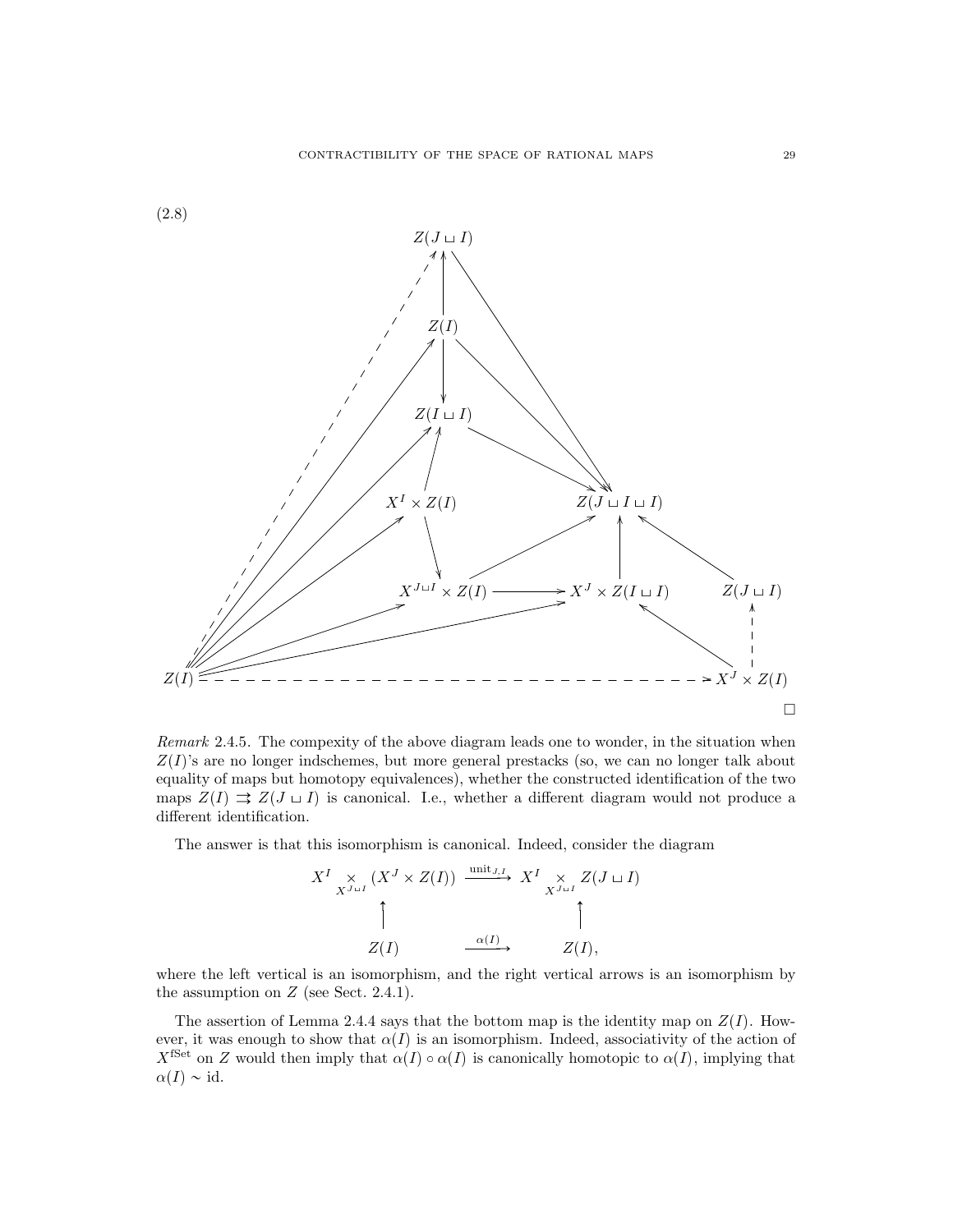(2.8)

$$
\begin{array}{c}
Z(J \sqcup I) \\
\uparrow \\
Z(I) \\
\downarrow \\
Z(I \sqcup I) \\
\\
X^I \times Z(I) \qquad\qquad Z(J \sqcup I \sqcup I) \\
\\
X^{J \sqcup I} \times Z(I) \longrightarrow X^J \times Z(I \sqcup I) \qquad Z(J \sqcup I) \\
\\
Z(I) \dashrightarrow X^J \times Z(I)
\end{array}
$$

$\square$

*Remark* 2.4.5. The compexity of the above diagram leads one to wonder, in the situation when $Z(I)$'s are no longer indschemes, but more general prestacks (so, we can no longer talk about equality of maps but homotopy equivalences), whether the constructed identification of the two maps $Z(I) \rightrightarrows Z(J \sqcup I)$ is canonical. I.e., whether a different diagram would not produce a different identification.

The answer is that this isomorphism is canonical. Indeed, consider the diagram

$$
\begin{array}{ccc}
X^I \underset{X^{J \sqcup I}}{\times} (X^J \times Z(I)) & \xrightarrow{\text{unit}_{J,I}} & X^I \underset{X^{J \sqcup I}}{\times} Z(J \sqcup I) \\
\uparrow & & \uparrow \\
Z(I) & \xrightarrow{\alpha(I)} & Z(I),
\end{array}
$$

where the left vertical is an isomorphism, and the right vertical arrows is an isomorphism by the assumption on $Z$ (see Sect. 2.4.1).

The assertion of Lemma 2.4.4 says that the bottom map is the identity map on $Z(I)$. However, it was enough to show that $\alpha(I)$ is an isomorphism. Indeed, associativity of the action of $X^{\mathrm{fSet}}$ on $Z$ would then imply that $\alpha(I) \circ \alpha(I)$ is canonically homotopic to $\alpha(I)$, implying that $\alpha(I) \sim \mathrm{id}$.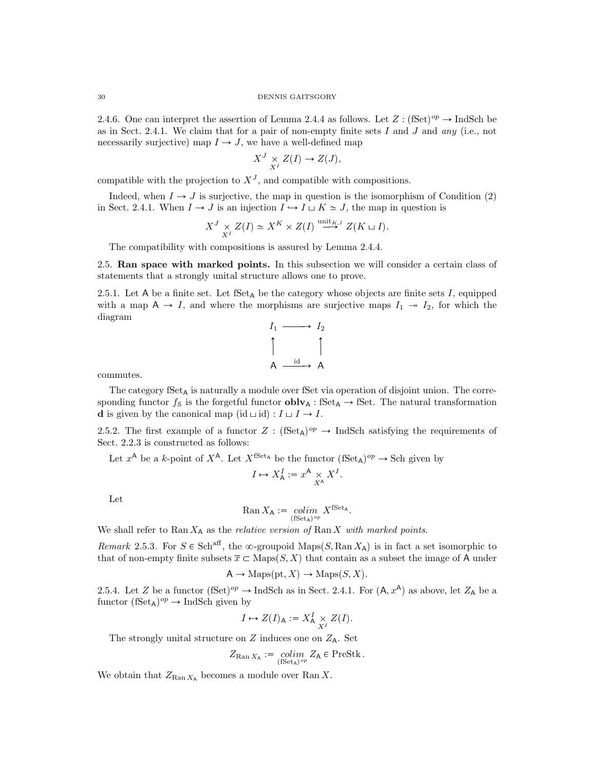2.4.6. One can interpret the assertion of Lemma 2.4.4 as follows. Let $Z : (\text{fSet})^{op} \to \text{IndSch}$ be as in Sect. 2.4.1. We claim that for a pair of non-empty finite sets $I$ and $J$ and *any* (i.e., not necessarily surjective) map $I \to J$, we have a well-defined map

$$X^J \underset{X^I}{\times} Z(I) \to Z(J),$$

compatible with the projection to $X^J$, and compatible with compositions.

Indeed, when $I \to J$ is surjective, the map in question is the isomorphism of Condition (2) in Sect. 2.4.1. When $I \to J$ is an injection $I \hookrightarrow I \sqcup K \simeq J$, the map in question is

$$X^J \underset{X^I}{\times} Z(I) \simeq X^K \times Z(I) \overset{\text{unit}_{K,I}}{\longrightarrow} Z(K \sqcup I).$$

The compatibility with compositions is assured by Lemma 2.4.4.

2.5. **Ran space with marked points.** In this subsection we will consider a certain class of statements that a strongly unital structure allows one to prove.

2.5.1. Let $\mathsf{A}$ be a finite set. Let $\text{fSet}_{\mathsf{A}}$ be the category whose objects are finite sets $I$, equipped with a map $\mathsf{A} \to I$, and where the morphisms are surjective maps $I_1 \twoheadrightarrow I_2$, for which the diagram

$$\begin{array}{ccc} I_1 & \longrightarrow & I_2 \\ \uparrow & & \uparrow \\ \mathsf{A} & \xrightarrow{\text{id}} & \mathsf{A} \end{array}$$

commutes.

The category $\text{fSet}_{\mathsf{A}}$ is naturally a module over fSet via operation of disjoint union. The corresponding functor $f_{\mathbb{S}}$ is the forgetful functor $\mathbf{oblv}_{\mathsf{A}} : \text{fSet}_{\mathsf{A}} \to \text{fSet}$. The natural transformation $\mathbf{d}$ is given by the canonical map $(\text{id} \sqcup \text{id}) : I \sqcup I \to I$.

2.5.2. The first example of a functor $Z : (\text{fSet}_{\mathsf{A}})^{op} \to \text{IndSch}$ satisfying the requirements of Sect. 2.2.3 is constructed as follows:

Let $x^{\mathsf{A}}$ be a $k$-point of $X^{\mathsf{A}}$. Let $X^{\text{fSet}_{\mathsf{A}}}$ be the functor $(\text{fSet}_{\mathsf{A}})^{op} \to \text{Sch}$ given by

$$I \mapsto X^I_{\mathsf{A}} := x^{\mathsf{A}} \underset{X^{\mathsf{A}}}{\times} X^I.$$

Let

$$\text{Ran}\, X_{\mathsf{A}} := \underset{(\text{fSet}_{\mathsf{A}})^{op}}{colim}\, X^{\text{fSet}_{\mathsf{A}}}.$$

We shall refer to $\text{Ran}\, X_{\mathsf{A}}$ as the *relative version of* $\text{Ran}\, X$ *with marked points*.

*Remark* 2.5.3. For $S \in \text{Sch}^{\text{aff}}$, the $\infty$-groupoid $\text{Maps}(S, \text{Ran}\, X_{\mathsf{A}})$ is in fact a set isomorphic to that of non-empty finite subsets $\overline{x} \subset \text{Maps}(S, X)$ that contain as a subset the image of $\mathsf{A}$ under

$$\mathsf{A} \to \text{Maps}(\text{pt}, X) \to \text{Maps}(S, X).$$

2.5.4. Let $Z$ be a functor $(\text{fSet})^{op} \to \text{IndSch}$ as in Sect. 2.4.1. For $(\mathsf{A}, x^{\mathsf{A}})$ as above, let $Z_{\mathsf{A}}$ be a functor $(\text{fSet}_{\mathsf{A}})^{op} \to \text{IndSch}$ given by

$$I \mapsto Z(I)_{\mathsf{A}} := X^I_{\mathsf{A}} \underset{X^I}{\times} Z(I).$$

The strongly unital structure on $Z$ induces one on $Z_{\mathsf{A}}$. Set

$$Z_{\text{Ran}\, X_{\mathsf{A}}} := \underset{(\text{fSet}_{\mathsf{A}})^{op}}{colim}\, Z_{\mathsf{A}} \in \text{PreStk}.$$

We obtain that $Z_{\text{Ran}\, X_{\mathsf{A}}}$ becomes a module over $\text{Ran}\, X$.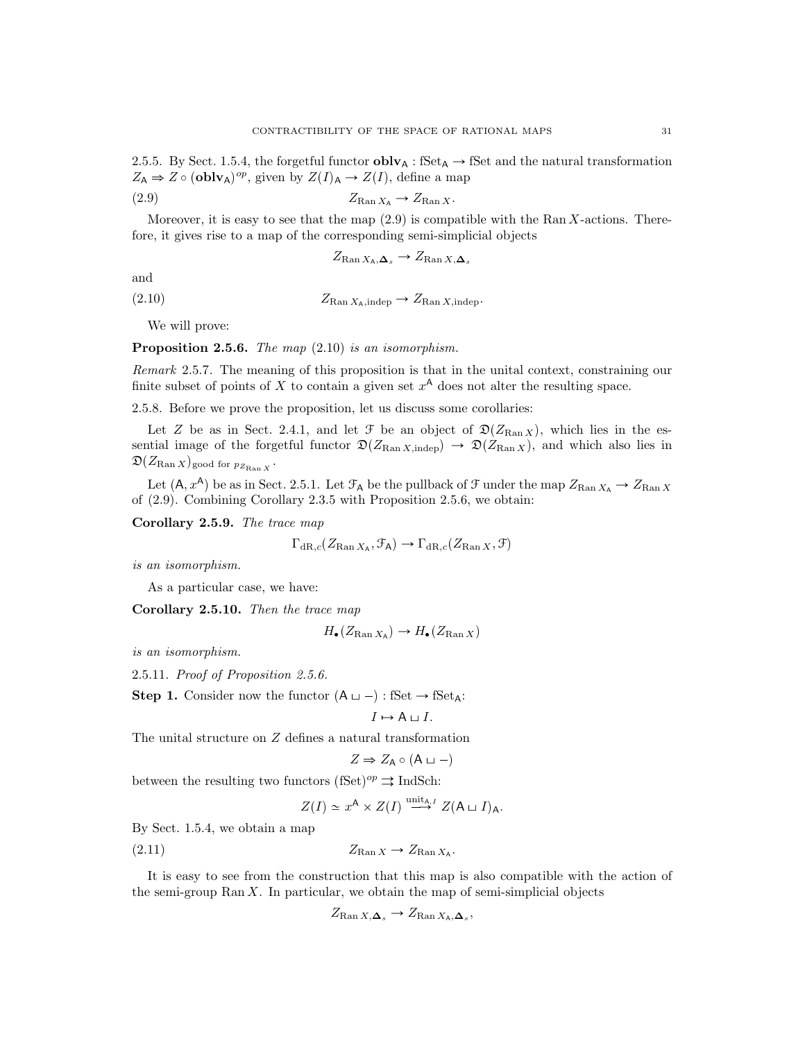2.5.5. By Sect. 1.5.4, the forgetful functor $\mathbf{oblv}_{\mathsf{A}} : \mathrm{fSet}_{\mathsf{A}} \to \mathrm{fSet}$ and the natural transformation $Z_{\mathsf{A}} \Rightarrow Z \circ (\mathbf{oblv}_{\mathsf{A}})^{op}$, given by $Z(I)_{\mathsf{A}} \to Z(I)$, define a map

$$Z_{\mathrm{Ran}\, X_{\mathsf{A}}} \to Z_{\mathrm{Ran}\, X}. \tag{2.9}$$

Moreover, it is easy to see that the map (2.9) is compatible with the $\mathrm{Ran}\, X$-actions. Therefore, it gives rise to a map of the corresponding semi-simplicial objects

$$Z_{\mathrm{Ran}\, X_{\mathsf{A}}, \mathbf{\Delta}_s} \to Z_{\mathrm{Ran}\, X, \mathbf{\Delta}_s}$$

and

$$Z_{\mathrm{Ran}\, X_{\mathsf{A}}, \mathrm{indep}} \to Z_{\mathrm{Ran}\, X, \mathrm{indep}}. \tag{2.10}$$

We will prove:

**Proposition 2.5.6.** *The map* (2.10) *is an isomorphism.*

*Remark* 2.5.7. The meaning of this proposition is that in the unital context, constraining our finite subset of points of $X$ to contain a given set $x^{\mathsf{A}}$ does not alter the resulting space.

2.5.8. Before we prove the proposition, let us discuss some corollaries:

Let $Z$ be as in Sect. 2.4.1, and let $\mathcal{F}$ be an object of $\mathfrak{D}(Z_{\mathrm{Ran}\, X})$, which lies in the essential image of the forgetful functor $\mathfrak{D}(Z_{\mathrm{Ran}\, X, \mathrm{indep}}) \to \mathfrak{D}(Z_{\mathrm{Ran}\, X})$, and which also lies in $\mathfrak{D}(Z_{\mathrm{Ran}\, X})_{\text{good for } p_{Z_{\mathrm{Ran}\, X}}}$.

Let $(\mathsf{A}, x^{\mathsf{A}})$ be as in Sect. 2.5.1. Let $\mathcal{F}_{\mathsf{A}}$ be the pullback of $\mathcal{F}$ under the map $Z_{\mathrm{Ran}\, X_{\mathsf{A}}} \to Z_{\mathrm{Ran}\, X}$ of (2.9). Combining Corollary 2.3.5 with Proposition 2.5.6, we obtain:

**Corollary 2.5.9.** *The trace map*

$$\Gamma_{\mathrm{dR},c}(Z_{\mathrm{Ran}\, X_{\mathsf{A}}}, \mathcal{F}_{\mathsf{A}}) \to \Gamma_{\mathrm{dR},c}(Z_{\mathrm{Ran}\, X}, \mathcal{F})$$

*is an isomorphism.*

As a particular case, we have:

**Corollary 2.5.10.** *Then the trace map*

$$H_\bullet(Z_{\mathrm{Ran}\, X_{\mathsf{A}}}) \to H_\bullet(Z_{\mathrm{Ran}\, X})$$

*is an isomorphism.*

2.5.11. *Proof of Proposition 2.5.6.*

**Step 1.** Consider now the functor $(\mathsf{A} \sqcup -) : \mathrm{fSet} \to \mathrm{fSet}_{\mathsf{A}}$:

$$I \mapsto \mathsf{A} \sqcup I.$$

The unital structure on $Z$ defines a natural transformation

$$Z \Rightarrow Z_{\mathsf{A}} \circ (\mathsf{A} \sqcup -)$$

between the resulting two functors $(\mathrm{fSet})^{op} \rightrightarrows \mathrm{IndSch}$:

$$Z(I) \simeq x^{\mathsf{A}} \times Z(I) \overset{\mathrm{unit}_{\mathsf{A},I}}{\longrightarrow} Z(\mathsf{A} \sqcup I)_{\mathsf{A}}.$$

By Sect. 1.5.4, we obtain a map

$$Z_{\mathrm{Ran}\, X} \to Z_{\mathrm{Ran}\, X_{\mathsf{A}}}. \tag{2.11}$$

It is easy to see from the construction that this map is also compatible with the action of the semi-group $\mathrm{Ran}\, X$. In particular, we obtain the map of semi-simplicial objects

$$Z_{\mathrm{Ran}\, X, \mathbf{\Delta}_s} \to Z_{\mathrm{Ran}\, X_{\mathsf{A}}, \mathbf{\Delta}_s},$$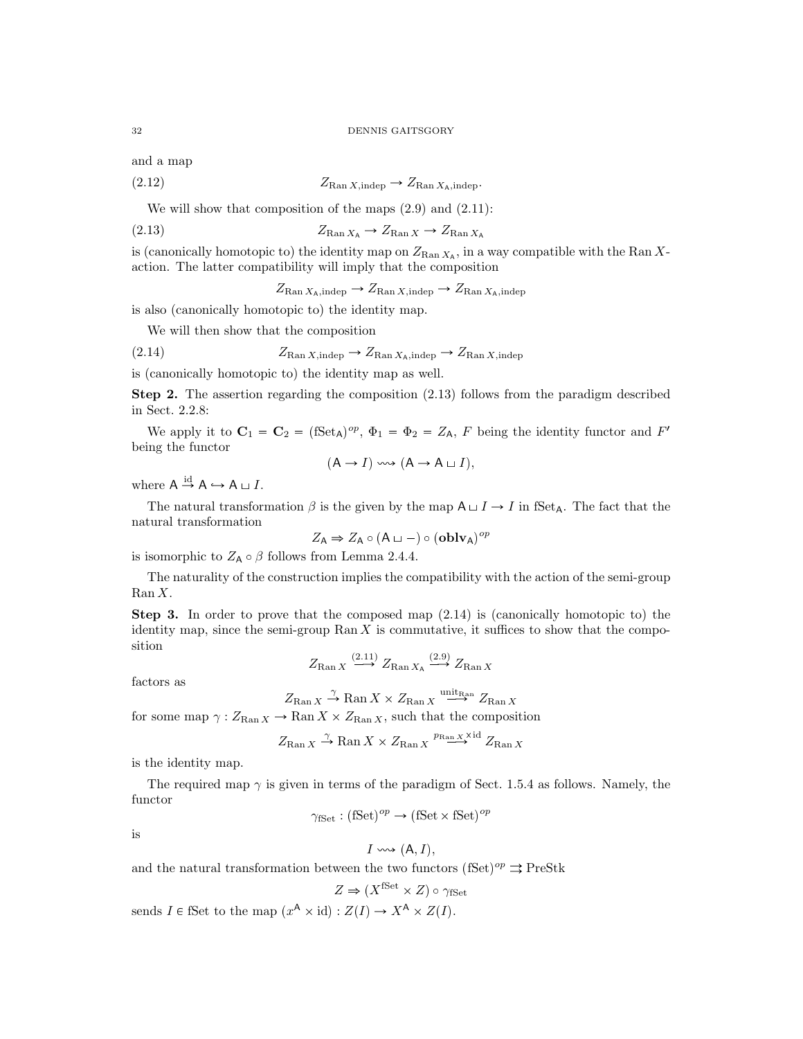and a map

$$Z_{\mathrm{Ran}\, X,\mathrm{indep}} \to Z_{\mathrm{Ran}\, X_{\mathsf{A}},\mathrm{indep}}. \tag{2.12}$$

We will show that composition of the maps (2.9) and (2.11):

$$Z_{\mathrm{Ran}\, X_{\mathsf{A}}} \to Z_{\mathrm{Ran}\, X} \to Z_{\mathrm{Ran}\, X_{\mathsf{A}}} \tag{2.13}$$

is (canonically homotopic to) the identity map on $Z_{\mathrm{Ran}\, X_{\mathsf{A}}}$, in a way compatible with the $\mathrm{Ran}\, X$-action. The latter compatibility will imply that the composition

$$Z_{\mathrm{Ran}\, X_{\mathsf{A}},\mathrm{indep}} \to Z_{\mathrm{Ran}\, X,\mathrm{indep}} \to Z_{\mathrm{Ran}\, X_{\mathsf{A}},\mathrm{indep}}$$

is also (canonically homotopic to) the identity map.

We will then show that the composition

$$Z_{\mathrm{Ran}\, X,\mathrm{indep}} \to Z_{\mathrm{Ran}\, X_{\mathsf{A}},\mathrm{indep}} \to Z_{\mathrm{Ran}\, X,\mathrm{indep}} \tag{2.14}$$

is (canonically homotopic to) the identity map as well.

**Step 2.** The assertion regarding the composition (2.13) follows from the paradigm described in Sect. 2.2.8:

We apply it to $\mathbf{C}_1 = \mathbf{C}_2 = (\mathrm{fSet}_{\mathsf{A}})^{op}$, $\Phi_1 = \Phi_2 = Z_{\mathsf{A}}$, $F$ being the identity functor and $F'$ being the functor

$$(\mathsf{A} \to I) \rightsquigarrow (\mathsf{A} \to \mathsf{A} \sqcup I),$$

where $\mathsf{A} \overset{\mathrm{id}}{\to} \mathsf{A} \hookrightarrow \mathsf{A} \sqcup I$.

The natural transformation $\beta$ is the given by the map $\mathsf{A} \sqcup I \to I$ in $\mathrm{fSet}_{\mathsf{A}}$. The fact that the natural transformation

$$Z_{\mathsf{A}} \Rightarrow Z_{\mathsf{A}} \circ (\mathsf{A} \sqcup -) \circ (\mathbf{oblv}_{\mathsf{A}})^{op}$$

is isomorphic to $Z_{\mathsf{A}} \circ \beta$ follows from Lemma 2.4.4.

The naturality of the construction implies the compatibility with the action of the semi-group $\mathrm{Ran}\, X$.

**Step 3.** In order to prove that the composed map (2.14) is (canonically homotopic to) the identity map, since the semi-group $\mathrm{Ran}\, X$ is commutative, it suffices to show that the composition

$$Z_{\mathrm{Ran}\, X} \overset{(2.11)}{\longrightarrow} Z_{\mathrm{Ran}\, X_{\mathsf{A}}} \overset{(2.9)}{\longrightarrow} Z_{\mathrm{Ran}\, X}$$

factors as

$$Z_{\mathrm{Ran}\, X} \overset{\gamma}{\to} \mathrm{Ran}\, X \times Z_{\mathrm{Ran}\, X} \overset{\mathrm{unit}_{\mathrm{Ran}}}{\longrightarrow} Z_{\mathrm{Ran}\, X}$$

for some map $\gamma : Z_{\mathrm{Ran}\, X} \to \mathrm{Ran}\, X \times Z_{\mathrm{Ran}\, X}$, such that the composition

$$Z_{\mathrm{Ran}\, X} \overset{\gamma}{\to} \mathrm{Ran}\, X \times Z_{\mathrm{Ran}\, X} \overset{p_{\mathrm{Ran}\, X} \times \mathrm{id}}{\longrightarrow} Z_{\mathrm{Ran}\, X}$$

is the identity map.

The required map $\gamma$ is given in terms of the paradigm of Sect. 1.5.4 as follows. Namely, the functor

$$\gamma_{\mathrm{fSet}} : (\mathrm{fSet})^{op} \to (\mathrm{fSet} \times \mathrm{fSet})^{op}$$

is

$$I \rightsquigarrow (\mathsf{A}, I),$$

and the natural transformation between the two functors $(\mathrm{fSet})^{op} \rightrightarrows \mathrm{PreStk}$

$$Z \Rightarrow (X^{\mathrm{fSet}} \times Z) \circ \gamma_{\mathrm{fSet}}$$

sends $I \in \mathrm{fSet}$ to the map $(x^{\mathsf{A}} \times \mathrm{id}) : Z(I) \to X^{\mathsf{A}} \times Z(I)$.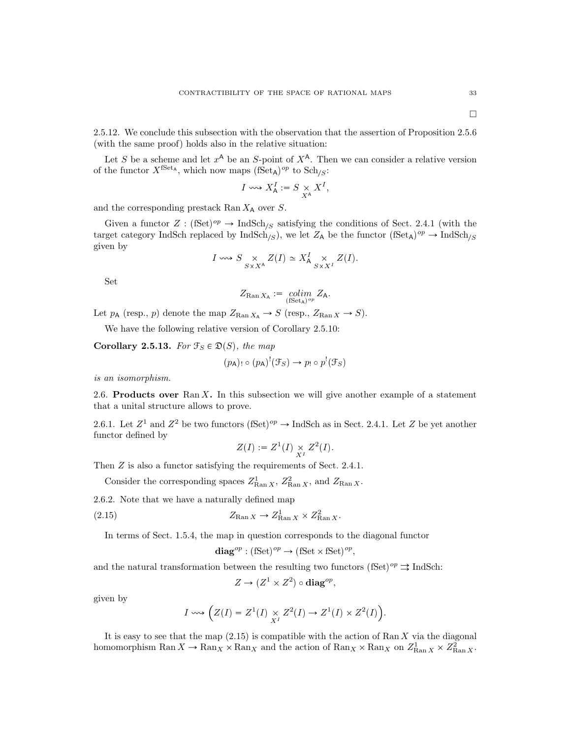$\square$

2.5.12. We conclude this subsection with the observation that the assertion of Proposition 2.5.6 (with the same proof) holds also in the relative situation:

Let $S$ be a scheme and let $x^{\mathsf{A}}$ be an $S$-point of $X^{\mathsf{A}}$. Then we can consider a relative version of the functor $X^{\mathrm{fSet}_{\mathsf{A}}}$, which now maps $(\mathrm{fSet}_{\mathsf{A}})^{op}$ to $\mathrm{Sch}_{/S}$:

$$I \rightsquigarrow X^I_{\mathsf{A}} := S \underset{X^{\mathsf{A}}}{\times} X^I,$$

and the corresponding prestack $\mathrm{Ran}\, X_{\mathsf{A}}$ over $S$.

Given a functor $Z : (\mathrm{fSet})^{op} \to \mathrm{IndSch}_{/S}$ satisfying the conditions of Sect. 2.4.1 (with the target category IndSch replaced by $\mathrm{IndSch}_{/S}$), we let $Z_{\mathsf{A}}$ be the functor $(\mathrm{fSet}_{\mathsf{A}})^{op} \to \mathrm{IndSch}_{/S}$ given by

$$I \rightsquigarrow S \underset{S \times X^{\mathsf{A}}}{\times} Z(I) \simeq X^I_{\mathsf{A}} \underset{S \times X^I}{\times} Z(I).$$

Set

$$Z_{\mathrm{Ran}\, X_{\mathsf{A}}} := \underset{(\mathrm{fSet}_{\mathsf{A}})^{op}}{colim}\, Z_{\mathsf{A}}.$$

Let $p_{\mathsf{A}}$ (resp., $p$) denote the map $Z_{\mathrm{Ran}\, X_{\mathsf{A}}} \to S$ (resp., $Z_{\mathrm{Ran}\, X} \to S$).

We have the following relative version of Corollary 2.5.10:

**Corollary 2.5.13.** *For $\mathcal{F}_S \in \mathfrak{D}(S)$, the map*

$$(p_{\mathsf{A}})_! \circ (p_{\mathsf{A}})^!(\mathcal{F}_S) \to p_! \circ p^!(\mathcal{F}_S)$$

*is an isomorphism.*

2.6. **Products over** $\mathrm{Ran}\, X$**.** In this subsection we will give another example of a statement that a unital structure allows to prove.

2.6.1. Let $Z^1$ and $Z^2$ be two functors $(\mathrm{fSet})^{op} \to \mathrm{IndSch}$ as in Sect. 2.4.1. Let $Z$ be yet another functor defined by

$$Z(I) := Z^1(I) \underset{X^I}{\times} Z^2(I).$$

Then $Z$ is also a functor satisfying the requirements of Sect. 2.4.1.

Consider the corresponding spaces $Z^1_{\mathrm{Ran}\, X}$, $Z^2_{\mathrm{Ran}\, X}$, and $Z_{\mathrm{Ran}\, X}$.

2.6.2. Note that we have a naturally defined map

$$Z_{\mathrm{Ran}\, X} \to Z^1_{\mathrm{Ran}\, X} \times Z^2_{\mathrm{Ran}\, X}. \tag{2.15}$$

In terms of Sect. 1.5.4, the map in question corresponds to the diagonal functor

$$\mathbf{diag}^{op} : (\mathrm{fSet})^{op} \to (\mathrm{fSet} \times \mathrm{fSet})^{op},$$

and the natural transformation between the resulting two functors $(\mathrm{fSet})^{op} \rightrightarrows \mathrm{IndSch}$:

$$Z \to (Z^1 \times Z^2) \circ \mathbf{diag}^{op},$$

given by

$$I \rightsquigarrow \Big( Z(I) = Z^1(I) \underset{X^I}{\times} Z^2(I) \to Z^1(I) \times Z^2(I) \Big).$$

It is easy to see that the map (2.15) is compatible with the action of $\mathrm{Ran}\, X$ via the diagonal homomorphism $\mathrm{Ran}\, X \to \mathrm{Ran}_X \times \mathrm{Ran}_X$ and the action of $\mathrm{Ran}_X \times \mathrm{Ran}_X$ on $Z^1_{\mathrm{Ran}\, X} \times Z^2_{\mathrm{Ran}\, X}$.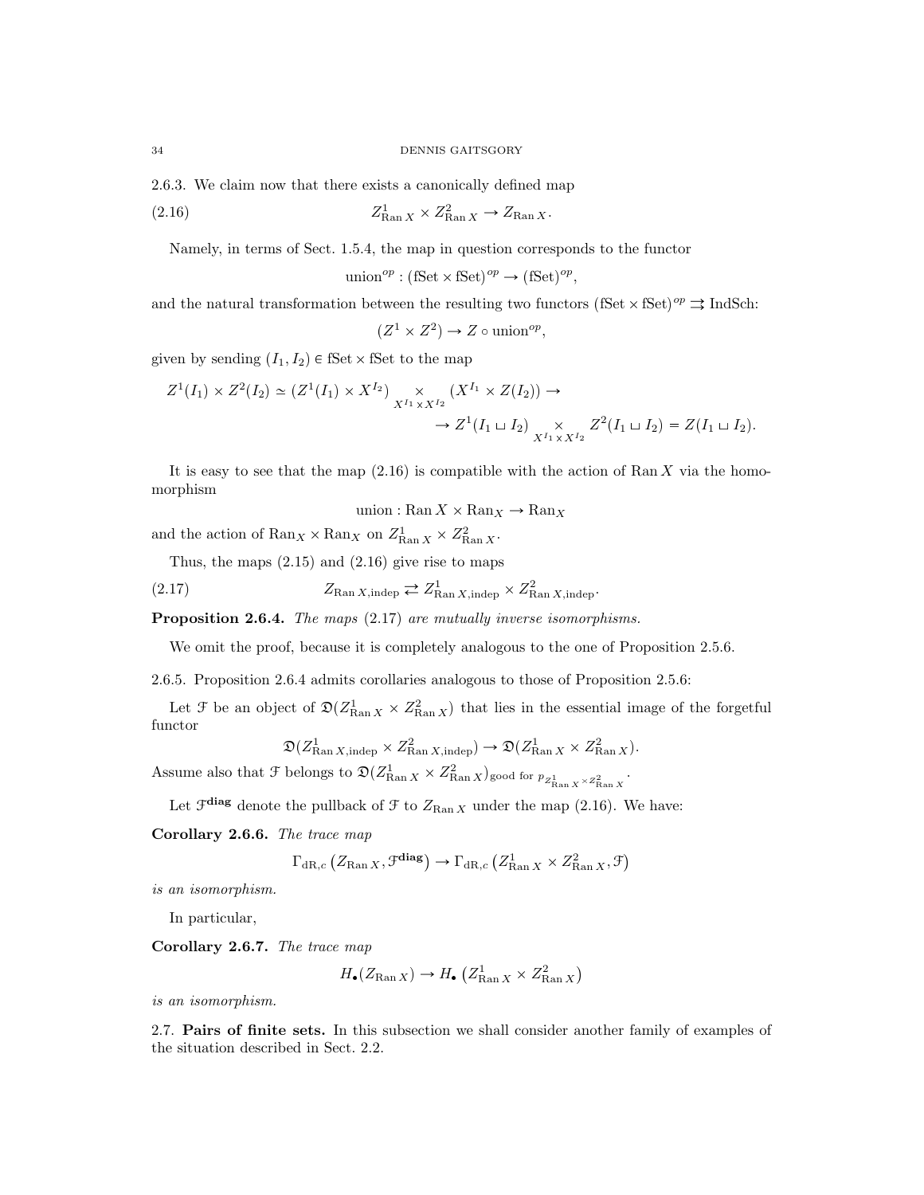2.6.3. We claim now that there exists a canonically defined map

$$Z^1_{\mathrm{Ran}\, X} \times Z^2_{\mathrm{Ran}\, X} \to Z_{\mathrm{Ran}\, X}. \tag{2.16}$$

Namely, in terms of Sect. 1.5.4, the map in question corresponds to the functor

$$\mathrm{union}^{op} : (\mathrm{fSet} \times \mathrm{fSet})^{op} \to (\mathrm{fSet})^{op},$$

and the natural transformation between the resulting two functors $(\mathrm{fSet} \times \mathrm{fSet})^{op} \rightrightarrows \mathrm{IndSch}$:

$$(Z^1 \times Z^2) \to Z \circ \mathrm{union}^{op},$$

given by sending $(I_1, I_2) \in \mathrm{fSet} \times \mathrm{fSet}$ to the map

$$Z^1(I_1) \times Z^2(I_2) \simeq (Z^1(I_1) \times X^{I_2}) \underset{X^{I_1} \times X^{I_2}}{\times} (X^{I_1} \times Z(I_2)) \to$$
$$\to Z^1(I_1 \sqcup I_2) \underset{X^{I_1} \times X^{I_2}}{\times} Z^2(I_1 \sqcup I_2) = Z(I_1 \sqcup I_2).$$

It is easy to see that the map (2.16) is compatible with the action of $\mathrm{Ran}\, X$ via the homomorphism

$$\mathrm{union} : \mathrm{Ran}\, X \times \mathrm{Ran}_X \to \mathrm{Ran}_X$$

and the action of $\mathrm{Ran}_X \times \mathrm{Ran}_X$ on $Z^1_{\mathrm{Ran}\, X} \times Z^2_{\mathrm{Ran}\, X}$.

Thus, the maps (2.15) and (2.16) give rise to maps

$$Z_{\mathrm{Ran}\, X, \mathrm{indep}} \rightleftarrows Z^1_{\mathrm{Ran}\, X, \mathrm{indep}} \times Z^2_{\mathrm{Ran}\, X, \mathrm{indep}}. \tag{2.17}$$

**Proposition 2.6.4.** *The maps* (2.17) *are mutually inverse isomorphisms.*

We omit the proof, because it is completely analogous to the one of Proposition 2.5.6.

2.6.5. Proposition 2.6.4 admits corollaries analogous to those of Proposition 2.5.6:

Let $\mathcal{F}$ be an object of $\mathfrak{D}(Z^1_{\mathrm{Ran}\, X} \times Z^2_{\mathrm{Ran}\, X})$ that lies in the essential image of the forgetful functor

$$\mathfrak{D}(Z^1_{\mathrm{Ran}\, X, \mathrm{indep}} \times Z^2_{\mathrm{Ran}\, X, \mathrm{indep}}) \to \mathfrak{D}(Z^1_{\mathrm{Ran}\, X} \times Z^2_{\mathrm{Ran}\, X}).$$

Assume also that $\mathcal{F}$ belongs to $\mathfrak{D}(Z^1_{\mathrm{Ran}\, X} \times Z^2_{\mathrm{Ran}\, X})_{\text{good for } p_{Z^1_{\mathrm{Ran}\, X} \times Z^2_{\mathrm{Ran}\, X}}}$.

Let $\mathcal{F}^{\mathbf{diag}}$ denote the pullback of $\mathcal{F}$ to $Z_{\mathrm{Ran}\, X}$ under the map (2.16). We have:

**Corollary 2.6.6.** *The trace map*

$$\Gamma_{\mathrm{dR},c}\left(Z_{\mathrm{Ran}\, X}, \mathcal{F}^{\mathbf{diag}}\right) \to \Gamma_{\mathrm{dR},c}\left(Z^1_{\mathrm{Ran}\, X} \times Z^2_{\mathrm{Ran}\, X}, \mathcal{F}\right)$$

*is an isomorphism.*

In particular,

**Corollary 2.6.7.** *The trace map*

$$H_\bullet(Z_{\mathrm{Ran}\, X}) \to H_\bullet\left(Z^1_{\mathrm{Ran}\, X} \times Z^2_{\mathrm{Ran}\, X}\right)$$

*is an isomorphism.*

2.7. **Pairs of finite sets.** In this subsection we shall consider another family of examples of the situation described in Sect. 2.2.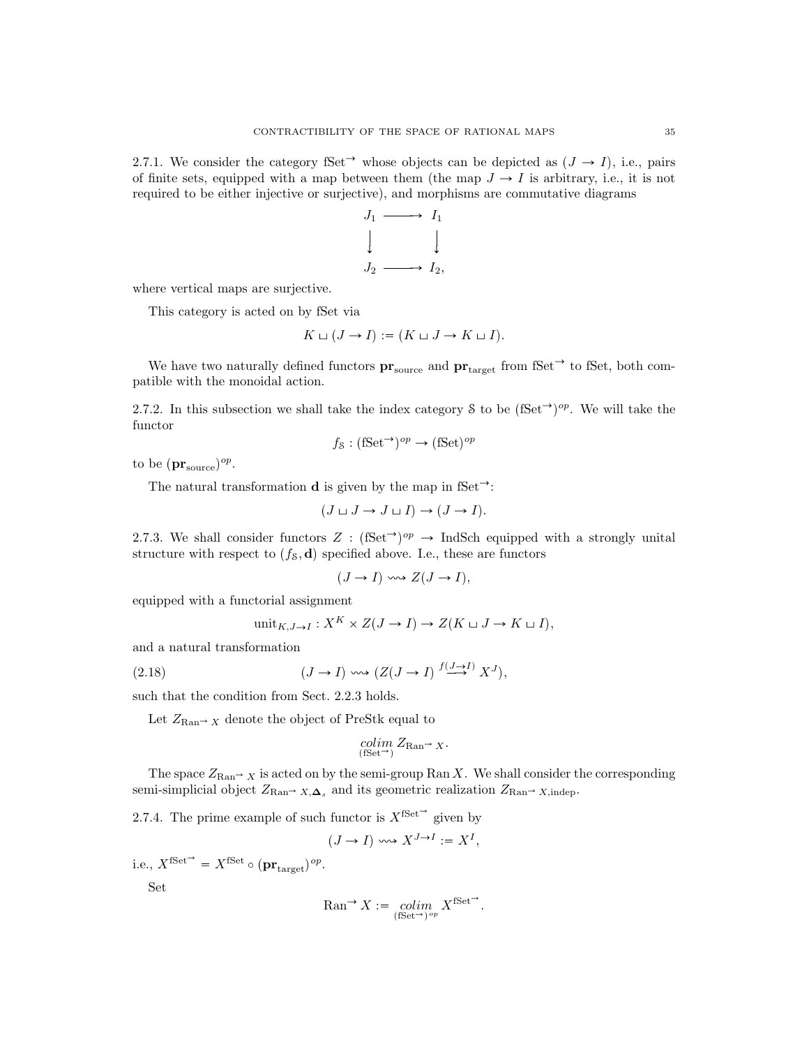2.7.1. We consider the category $\text{fSet}^{\to}$ whose objects can be depicted as $(J \to I)$, i.e., pairs of finite sets, equipped with a map between them (the map $J \to I$ is arbitrary, i.e., it is not required to be either injective or surjective), and morphisms are commutative diagrams

$$\begin{array}{ccc} J_1 & \longrightarrow & I_1 \\ \downarrow & & \downarrow \\ J_2 & \longrightarrow & I_2, \end{array}$$

where vertical maps are surjective.

This category is acted on by fSet via

$$K \sqcup (J \to I) := (K \sqcup J \to K \sqcup I).$$

We have two naturally defined functors $\mathbf{pr}_{\text{source}}$ and $\mathbf{pr}_{\text{target}}$ from $\text{fSet}^{\to}$ to fSet, both compatible with the monoidal action.

2.7.2. In this subsection we shall take the index category $\mathcal{S}$ to be $(\text{fSet}^{\to})^{op}$. We will take the functor

$$f_{\mathcal{S}} : (\text{fSet}^{\to})^{op} \to (\text{fSet})^{op}$$

to be $(\mathbf{pr}_{\text{source}})^{op}$.

The natural transformation $\mathbf{d}$ is given by the map in $\text{fSet}^{\to}$:

$$(J \sqcup J \to J \sqcup I) \to (J \to I).$$

2.7.3. We shall consider functors $Z : (\text{fSet}^{\to})^{op} \to \text{IndSch}$ equipped with a strongly unital structure with respect to $(f_{\mathcal{S}}, \mathbf{d})$ specified above. I.e., these are functors

$$(J \to I) \rightsquigarrow Z(J \to I),$$

equipped with a functorial assignment

$$\text{unit}_{K,J\to I} : X^K \times Z(J \to I) \to Z(K \sqcup J \to K \sqcup I),$$

and a natural transformation

$$(J \to I) \rightsquigarrow (Z(J \to I) \stackrel{f(J\to I)}{\longrightarrow} X^J), \tag{2.18}$$

such that the condition from Sect. 2.2.3 holds.

Let $Z_{\text{Ran}^{\to} X}$ denote the object of PreStk equal to

$$\underset{(\text{fSet}^{\to})}{colim}\, Z_{\text{Ran}^{\to} X}.$$

The space $Z_{\text{Ran}^{\to} X}$ is acted on by the semi-group $\text{Ran}\, X$. We shall consider the corresponding semi-simplicial object $Z_{\text{Ran}^{\to} X, \mathbf{\Delta}_s}$ and its geometric realization $Z_{\text{Ran}^{\to} X, \text{indep}}$.

2.7.4. The prime example of such functor is $X^{\text{fSet}^{\to}}$ given by

$$(J \to I) \rightsquigarrow X^{J \to I} := X^I,$$

i.e., $X^{\text{fSet}^{\to}} = X^{\text{fSet}} \circ (\mathbf{pr}_{\text{target}})^{op}$.

Set

$$\text{Ran}^{\to} X := \underset{(\text{fSet}^{\to})^{op}}{colim}\, X^{\text{fSet}^{\to}}.$$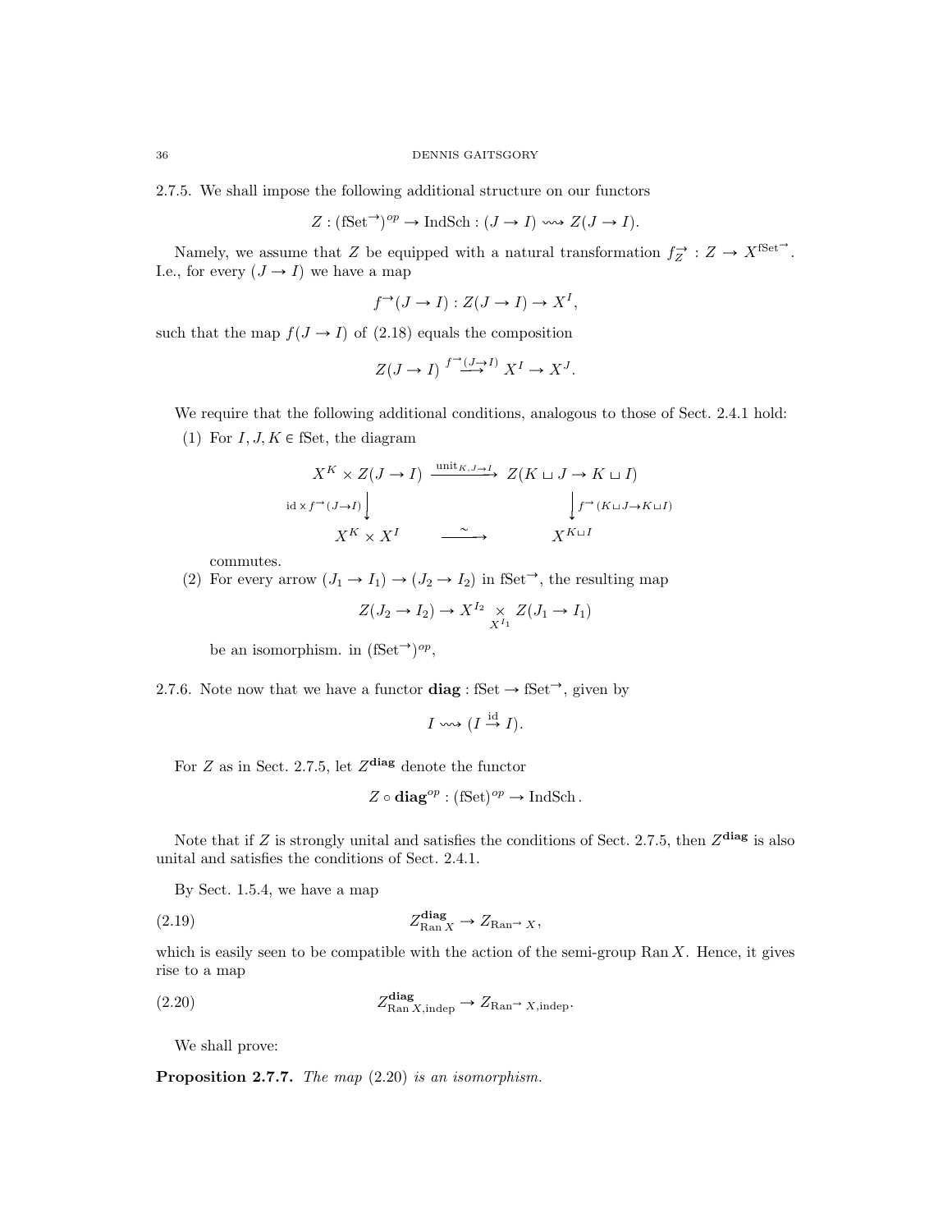2.7.5. We shall impose the following additional structure on our functors

$$Z : (\mathrm{fSet}^{\rightarrow})^{op} \to \mathrm{IndSch} : (J \to I) \rightsquigarrow Z(J \to I).$$

Namely, we assume that $Z$ be equipped with a natural transformation $f_Z^{\rightarrow} : Z \to X^{\mathrm{fSet}^{\rightarrow}}$. I.e., for every $(J \to I)$ we have a map

$$f^{\rightarrow}(J \to I) : Z(J \to I) \to X^I,$$

such that the map $f(J \to I)$ of (2.18) equals the composition

$$Z(J \to I) \overset{f^{\rightarrow}(J \to I)}{\longrightarrow} X^I \to X^J.$$

We require that the following additional conditions, analogous to those of Sect. 2.4.1 hold:

(1) For $I, J, K \in \mathrm{fSet}$, the diagram

$$\begin{array}{ccc}
X^K \times Z(J \to I) & \xrightarrow{\mathrm{unit}_{K, J \to I}} & Z(K \sqcup J \to K \sqcup I) \\
\Big\downarrow{\scriptstyle \mathrm{id} \times f^{\rightarrow}(J \to I)} & & \Big\downarrow{\scriptstyle f^{\rightarrow}(K \sqcup J \to K \sqcup I)} \\
X^K \times X^I & \xrightarrow{\sim} & X^{K \sqcup I}
\end{array}$$

commutes.

(2) For every arrow $(J_1 \to I_1) \to (J_2 \to I_2)$ in $\mathrm{fSet}^{\rightarrow}$, the resulting map

$$Z(J_2 \to I_2) \to X^{I_2} \underset{X^{I_1}}{\times} Z(J_1 \to I_1)$$

be an isomorphism. in $(\mathrm{fSet}^{\rightarrow})^{op}$,

2.7.6. Note now that we have a functor $\mathbf{diag} : \mathrm{fSet} \to \mathrm{fSet}^{\rightarrow}$, given by

$$I \rightsquigarrow (I \overset{\mathrm{id}}{\to} I).$$

For $Z$ as in Sect. 2.7.5, let $Z^{\mathbf{diag}}$ denote the functor

$$Z \circ \mathbf{diag}^{op} : (\mathrm{fSet})^{op} \to \mathrm{IndSch}.$$

Note that if $Z$ is strongly unital and satisfies the conditions of Sect. 2.7.5, then $Z^{\mathbf{diag}}$ is also unital and satisfies the conditions of Sect. 2.4.1.

By Sect. 1.5.4, we have a map

$$Z^{\mathbf{diag}}_{\mathrm{Ran}\, X} \to Z_{\mathrm{Ran}^{\rightarrow} X}, \tag{2.19}$$

which is easily seen to be compatible with the action of the semi-group $\mathrm{Ran}\, X$. Hence, it gives rise to a map

$$Z^{\mathbf{diag}}_{\mathrm{Ran}\, X, \mathrm{indep}} \to Z_{\mathrm{Ran}^{\rightarrow} X, \mathrm{indep}}. \tag{2.20}$$

We shall prove:

**Proposition 2.7.7.** *The map* (2.20) *is an isomorphism.*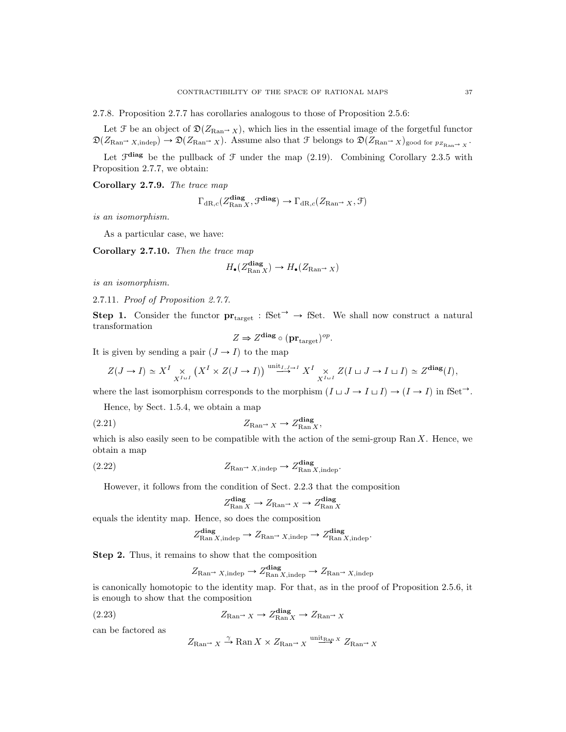2.7.8. Proposition 2.7.7 has corollaries analogous to those of Proposition 2.5.6:

Let $\mathcal{F}$ be an object of $\mathfrak{D}(Z_{\mathrm{Ran}^{\to} X})$, which lies in the essential image of the forgetful functor $\mathfrak{D}(Z_{\mathrm{Ran}^{\to} X,\mathrm{indep}}) \to \mathfrak{D}(Z_{\mathrm{Ran}^{\to} X})$. Assume also that $\mathcal{F}$ belongs to $\mathfrak{D}(Z_{\mathrm{Ran}^{\to} X})_{\text{good for } p_{Z_{\mathrm{Ran}^{\to} X}}}$.

Let $\mathcal{F}^{\mathbf{diag}}$ be the pullback of $\mathcal{F}$ under the map (2.19). Combining Corollary 2.3.5 with Proposition 2.7.7, we obtain:

**Corollary 2.7.9.** *The trace map*

$$\Gamma_{\mathrm{dR},c}(Z^{\mathbf{diag}}_{\mathrm{Ran}\, X}, \mathcal{F}^{\mathbf{diag}}) \to \Gamma_{\mathrm{dR},c}(Z_{\mathrm{Ran}^{\to} X}, \mathcal{F})$$

*is an isomorphism.*

As a particular case, we have:

**Corollary 2.7.10.** *Then the trace map*

$$H_\bullet(Z^{\mathbf{diag}}_{\mathrm{Ran}\, X}) \to H_\bullet(Z_{\mathrm{Ran}^{\to} X})$$

*is an isomorphism.*

2.7.11. *Proof of Proposition 2.7.7.*

**Step 1.** Consider the functor $\mathbf{pr}_{\mathrm{target}} : \mathrm{fSet}^{\to} \to \mathrm{fSet}$. We shall now construct a natural transformation

$$Z \Rightarrow Z^{\mathbf{diag}} \circ (\mathbf{pr}_{\mathrm{target}})^{op}.$$

It is given by sending a pair $(J \to I)$ to the map

$$Z(J \to I) \simeq X^I \underset{X^{I \sqcup I}}{\times} \left(X^I \times Z(J \to I)\right) \overset{\mathrm{unit}_{I, J \to I}}{\longrightarrow} X^I \underset{X^{I \sqcup I}}{\times} Z(I \sqcup J \to I \sqcup I) \simeq Z^{\mathbf{diag}}(I),$$

where the last isomorphism corresponds to the morphism $(I \sqcup J \to I \sqcup I) \to (I \to I)$ in $\mathrm{fSet}^{\to}$.

Hence, by Sect. 1.5.4, we obtain a map

$$Z_{\mathrm{Ran}^{\to} X} \to Z^{\mathbf{diag}}_{\mathrm{Ran}\, X}, \tag{2.21}$$

which is also easily seen to be compatible with the action of the semi-group $\mathrm{Ran}\, X$. Hence, we obtain a map

$$Z_{\mathrm{Ran}^{\to} X,\mathrm{indep}} \to Z^{\mathbf{diag}}_{\mathrm{Ran}\, X,\mathrm{indep}}. \tag{2.22}$$

However, it follows from the condition of Sect. 2.2.3 that the composition

$$Z^{\mathbf{diag}}_{\mathrm{Ran}\, X} \to Z_{\mathrm{Ran}^{\to} X} \to Z^{\mathbf{diag}}_{\mathrm{Ran}\, X}$$

equals the identity map. Hence, so does the composition

$$Z^{\mathbf{diag}}_{\mathrm{Ran}\, X,\mathrm{indep}} \to Z_{\mathrm{Ran}^{\to} X,\mathrm{indep}} \to Z^{\mathbf{diag}}_{\mathrm{Ran}\, X,\mathrm{indep}}.$$

**Step 2.** Thus, it remains to show that the composition

$$Z_{\mathrm{Ran}^{\to} X,\mathrm{indep}} \to Z^{\mathbf{diag}}_{\mathrm{Ran}\, X,\mathrm{indep}} \to Z_{\mathrm{Ran}^{\to} X,\mathrm{indep}}$$

is canonically homotopic to the identity map. For that, as in the proof of Proposition 2.5.6, it is enough to show that the composition

$$Z_{\mathrm{Ran}^{\to} X} \to Z^{\mathbf{diag}}_{\mathrm{Ran}\, X} \to Z_{\mathrm{Ran}^{\to} X} \tag{2.23}$$

can be factored as

$$Z_{\mathrm{Ran}^{\to} X} \overset{\gamma}{\to} \mathrm{Ran}\, X \times Z_{\mathrm{Ran}^{\to} X} \overset{\mathrm{unit}_{\mathrm{Ran}\, X}}{\longrightarrow} Z_{\mathrm{Ran}^{\to} X}$$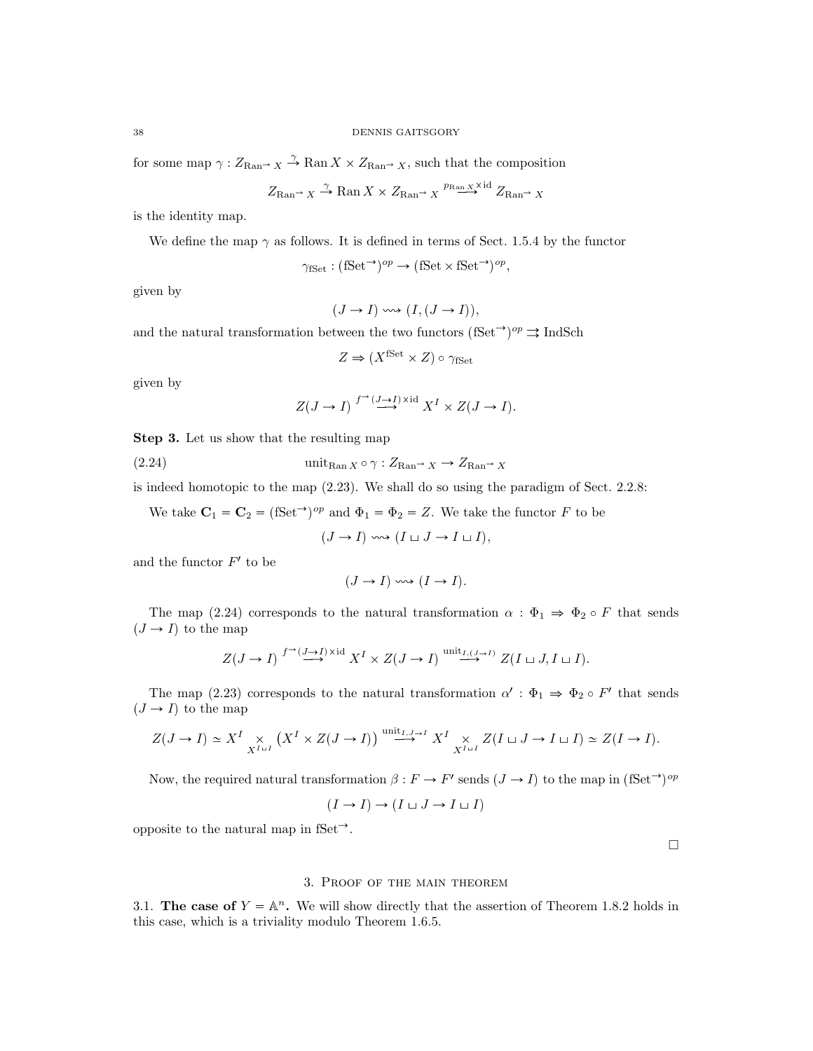for some map $\gamma : Z_{\mathrm{Ran}^{\to} X} \xrightarrow{\gamma} \mathrm{Ran}\, X \times Z_{\mathrm{Ran}^{\to} X}$, such that the composition

$$Z_{\mathrm{Ran}^{\to} X} \xrightarrow{\gamma} \mathrm{Ran}\, X \times Z_{\mathrm{Ran}^{\to} X} \overset{p_{\mathrm{Ran}\, X} \times \mathrm{id}}{\longrightarrow} Z_{\mathrm{Ran}^{\to} X}$$

is the identity map.

We define the map $\gamma$ as follows. It is defined in terms of Sect. 1.5.4 by the functor

$$\gamma_{\mathrm{fSet}} : (\mathrm{fSet}^{\to})^{op} \to (\mathrm{fSet} \times \mathrm{fSet}^{\to})^{op},$$

given by

$$(J \to I) \rightsquigarrow (I, (J \to I)),$$

and the natural transformation between the two functors $(\mathrm{fSet}^{\to})^{op} \rightrightarrows \mathrm{IndSch}$

$$Z \Rightarrow (X^{\mathrm{fSet}} \times Z) \circ \gamma_{\mathrm{fSet}}$$

given by

$$Z(J \to I) \overset{f^{\to}(J \to I) \times \mathrm{id}}{\longrightarrow} X^I \times Z(J \to I).$$

**Step 3.** Let us show that the resulting map

$$\mathrm{unit}_{\mathrm{Ran}\, X} \circ \gamma : Z_{\mathrm{Ran}^{\to} X} \to Z_{\mathrm{Ran}^{\to} X} \tag{2.24}$$

is indeed homotopic to the map (2.23). We shall do so using the paradigm of Sect. 2.2.8:

We take $\mathbf{C}_1 = \mathbf{C}_2 = (\mathrm{fSet}^{\to})^{op}$ and $\Phi_1 = \Phi_2 = Z$. We take the functor $F$ to be

$$(J \to I) \rightsquigarrow (I \sqcup J \to I \sqcup I),$$

and the functor $F'$ to be

$$(J \to I) \rightsquigarrow (I \to I).$$

The map (2.24) corresponds to the natural transformation $\alpha : \Phi_1 \Rightarrow \Phi_2 \circ F$ that sends $(J \to I)$ to the map

$$Z(J \to I) \overset{f^{\to}(J \to I) \times \mathrm{id}}{\longrightarrow} X^I \times Z(J \to I) \overset{\mathrm{unit}_{I,(J \to I)}}{\longrightarrow} Z(I \sqcup J, I \sqcup I).$$

The map (2.23) corresponds to the natural transformation $\alpha' : \Phi_1 \Rightarrow \Phi_2 \circ F'$ that sends $(J \to I)$ to the map

$$Z(J \to I) \simeq X^I \underset{X^{I \sqcup I}}{\times} \left(X^I \times Z(J \to I)\right) \overset{\mathrm{unit}_{I,J \to I}}{\longrightarrow} X^I \underset{X^{I \sqcup I}}{\times} Z(I \sqcup J \to I \sqcup I) \simeq Z(I \to I).$$

Now, the required natural transformation $\beta : F \to F'$ sends $(J \to I)$ to the map in $(\mathrm{fSet}^{\to})^{op}$

$$(I \to I) \to (I \sqcup J \to I \sqcup I)$$

opposite to the natural map in $\mathrm{fSet}^{\to}$.

□

## 3. Proof of the main theorem

**3.1. The case of $Y = \mathbb{A}^n$.** We will show directly that the assertion of Theorem 1.8.2 holds in this case, which is a triviality modulo Theorem 1.6.5.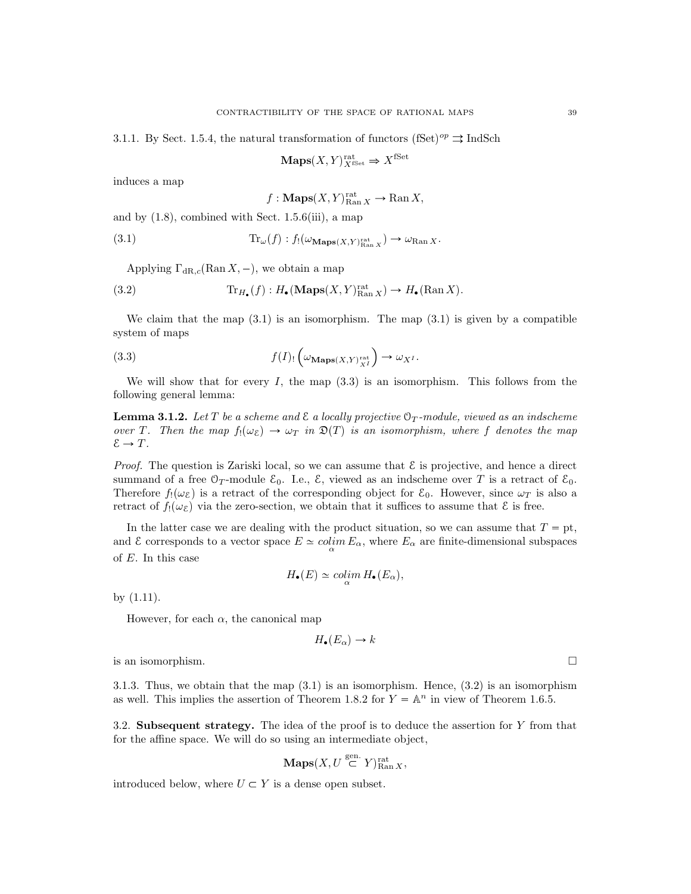3.1.1. By Sect. 1.5.4, the natural transformation of functors $(\text{fSet})^{op} \rightrightarrows \text{IndSch}$

$$\mathbf{Maps}(X,Y)^{\text{rat}}_{X^{\text{fSet}}} \Rightarrow X^{\text{fSet}}$$

induces a map

$$f : \mathbf{Maps}(X,Y)^{\text{rat}}_{\text{Ran}\,X} \to \text{Ran}\,X,$$

and by (1.8), combined with Sect. 1.5.6(iii), a map

$$\text{Tr}_\omega(f) : f_!(\omega_{\mathbf{Maps}(X,Y)^{\text{rat}}_{\text{Ran}\,X}}) \to \omega_{\text{Ran}\,X}. \tag{3.1}$$

Applying $\Gamma_{\text{dR},c}(\text{Ran}\,X, -)$, we obtain a map

$$\text{Tr}_{H_\bullet}(f) : H_\bullet(\mathbf{Maps}(X,Y)^{\text{rat}}_{\text{Ran}\,X}) \to H_\bullet(\text{Ran}\,X). \tag{3.2}$$

We claim that the map (3.1) is an isomorphism. The map (3.1) is given by a compatible system of maps

$$f(I)_!\left(\omega_{\mathbf{Maps}(X,Y)^{\text{rat}}_{X^I}}\right) \to \omega_{X^I}. \tag{3.3}$$

We will show that for every $I$, the map (3.3) is an isomorphism. This follows from the following general lemma:

**Lemma 3.1.2.** *Let $T$ be a scheme and $\mathcal{E}$ a locally projective $\mathcal{O}_T$-module, viewed as an indscheme over $T$. Then the map $f_!(\omega_{\mathcal{E}}) \to \omega_T$ in $\mathfrak{D}(T)$ is an isomorphism, where $f$ denotes the map $\mathcal{E} \to T$.*

*Proof.* The question is Zariski local, so we can assume that $\mathcal{E}$ is projective, and hence a direct summand of a free $\mathcal{O}_T$-module $\mathcal{E}_0$. I.e., $\mathcal{E}$, viewed as an indscheme over $T$ is a retract of $\mathcal{E}_0$. Therefore $f_!(\omega_{\mathcal{E}})$ is a retract of the corresponding object for $\mathcal{E}_0$. However, since $\omega_T$ is also a retract of $f_!(\omega_{\mathcal{E}})$ via the zero-section, we obtain that it suffices to assume that $\mathcal{E}$ is free.

In the latter case we are dealing with the product situation, so we can assume that $T = \text{pt}$, and $\mathcal{E}$ corresponds to a vector space $E \simeq \underset{\alpha}{colim}\, E_\alpha$, where $E_\alpha$ are finite-dimensional subspaces of $E$. In this case

$$H_\bullet(E) \simeq \underset{\alpha}{colim}\, H_\bullet(E_\alpha),$$

by (1.11).

However, for each $\alpha$, the canonical map

$$H_\bullet(E_\alpha) \to k$$

is an isomorphism. □

3.1.3. Thus, we obtain that the map (3.1) is an isomorphism. Hence, (3.2) is an isomorphism as well. This implies the assertion of Theorem 1.8.2 for $Y = \mathbb{A}^n$ in view of Theorem 1.6.5.

3.2. **Subsequent strategy.** The idea of the proof is to deduce the assertion for $Y$ from that for the affine space. We will do so using an intermediate object,

$$\mathbf{Maps}(X, U \overset{\text{gen.}}{\subset} Y)^{\text{rat}}_{\text{Ran}\,X},$$

introduced below, where $U \subset Y$ is a dense open subset.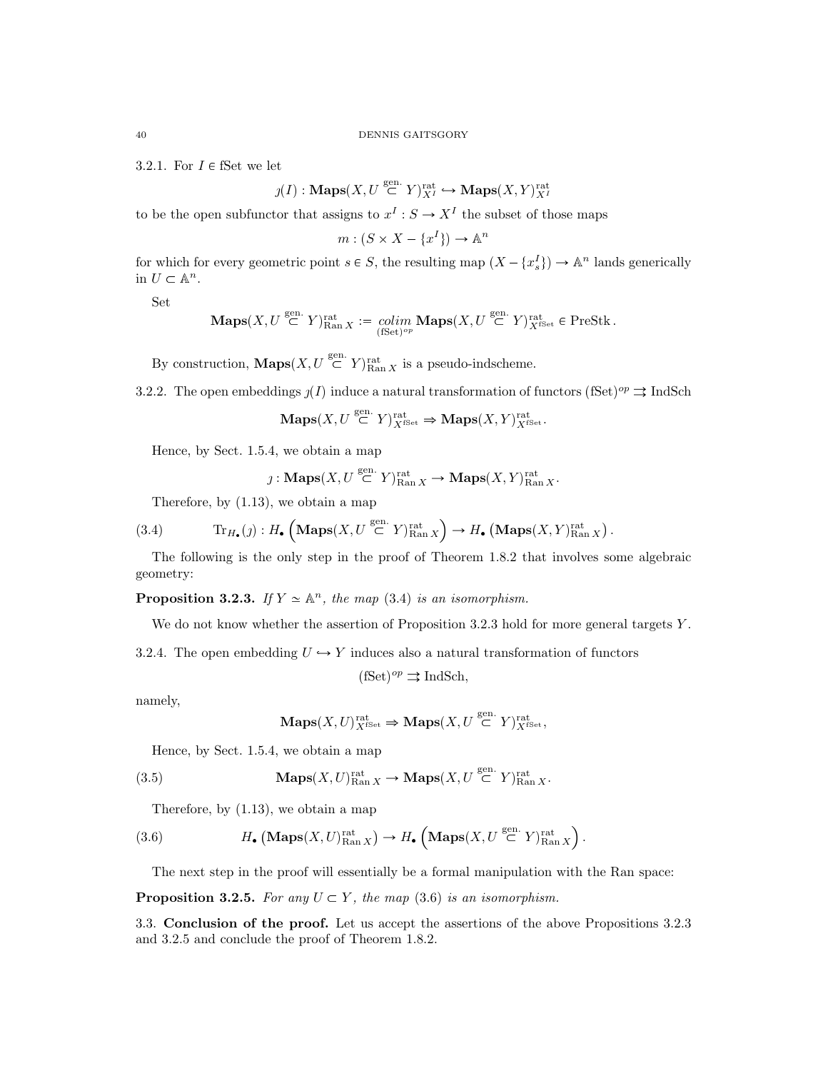3.2.1. For $I \in \text{fSet}$ we let

$$\jmath(I) : \mathbf{Maps}(X, U \overset{\text{gen.}}{\subset} Y)^{\text{rat}}_{X^I} \hookrightarrow \mathbf{Maps}(X, Y)^{\text{rat}}_{X^I}$$

to be the open subfunctor that assigns to $x^I : S \to X^I$ the subset of those maps

$$m : (S \times X - \{x^I\}) \to \mathbb{A}^n$$

for which for every geometric point $s \in S$, the resulting map $(X - \{x^I_s\}) \to \mathbb{A}^n$ lands generically in $U \subset \mathbb{A}^n$.

Set

$$\mathbf{Maps}(X, U \overset{\text{gen.}}{\subset} Y)^{\text{rat}}_{\text{Ran}\, X} := \underset{(\text{fSet})^{op}}{colim}\, \mathbf{Maps}(X, U \overset{\text{gen.}}{\subset} Y)^{\text{rat}}_{X^{\text{fSet}}} \in \text{PreStk}\,.$$

By construction, $\mathbf{Maps}(X, U \overset{\text{gen.}}{\subset} Y)^{\text{rat}}_{\text{Ran}\, X}$ is a pseudo-indscheme.

3.2.2. The open embeddings $\jmath(I)$ induce a natural transformation of functors $(\text{fSet})^{op} \rightrightarrows \text{IndSch}$

$$\mathbf{Maps}(X, U \overset{\text{gen.}}{\subset} Y)^{\text{rat}}_{X^{\text{fSet}}} \Rightarrow \mathbf{Maps}(X, Y)^{\text{rat}}_{X^{\text{fSet}}}.$$

Hence, by Sect. 1.5.4, we obtain a map

$$\jmath : \mathbf{Maps}(X, U \overset{\text{gen.}}{\subset} Y)^{\text{rat}}_{\text{Ran}\, X} \to \mathbf{Maps}(X, Y)^{\text{rat}}_{\text{Ran}\, X}.$$

Therefore, by (1.13), we obtain a map

$$\text{Tr}_{H_\bullet}(\jmath) : H_\bullet\left(\mathbf{Maps}(X, U \overset{\text{gen.}}{\subset} Y)^{\text{rat}}_{\text{Ran}\, X}\right) \to H_\bullet\left(\mathbf{Maps}(X, Y)^{\text{rat}}_{\text{Ran}\, X}\right). \tag{3.4}$$

The following is the only step in the proof of Theorem 1.8.2 that involves some algebraic geometry:

**Proposition 3.2.3.** *If $Y \simeq \mathbb{A}^n$, the map (3.4) is an isomorphism.*

We do not know whether the assertion of Proposition 3.2.3 hold for more general targets $Y$.

3.2.4. The open embedding $U \hookrightarrow Y$ induces also a natural transformation of functors

$$(\text{fSet})^{op} \rightrightarrows \text{IndSch},$$

namely,

$$\mathbf{Maps}(X, U)^{\text{rat}}_{X^{\text{fSet}}} \Rightarrow \mathbf{Maps}(X, U \overset{\text{gen.}}{\subset} Y)^{\text{rat}}_{X^{\text{fSet}}},$$

Hence, by Sect. 1.5.4, we obtain a map

$$\mathbf{Maps}(X, U)^{\text{rat}}_{\text{Ran}\, X} \to \mathbf{Maps}(X, U \overset{\text{gen.}}{\subset} Y)^{\text{rat}}_{\text{Ran}\, X}. \tag{3.5}$$

Therefore, by (1.13), we obtain a map

$$H_\bullet\left(\mathbf{Maps}(X, U)^{\text{rat}}_{\text{Ran}\, X}\right) \to H_\bullet\left(\mathbf{Maps}(X, U \overset{\text{gen.}}{\subset} Y)^{\text{rat}}_{\text{Ran}\, X}\right). \tag{3.6}$$

The next step in the proof will essentially be a formal manipulation with the Ran space:

**Proposition 3.2.5.** *For any $U \subset Y$, the map (3.6) is an isomorphism.*

3.3. **Conclusion of the proof.** Let us accept the assertions of the above Propositions 3.2.3 and 3.2.5 and conclude the proof of Theorem 1.8.2.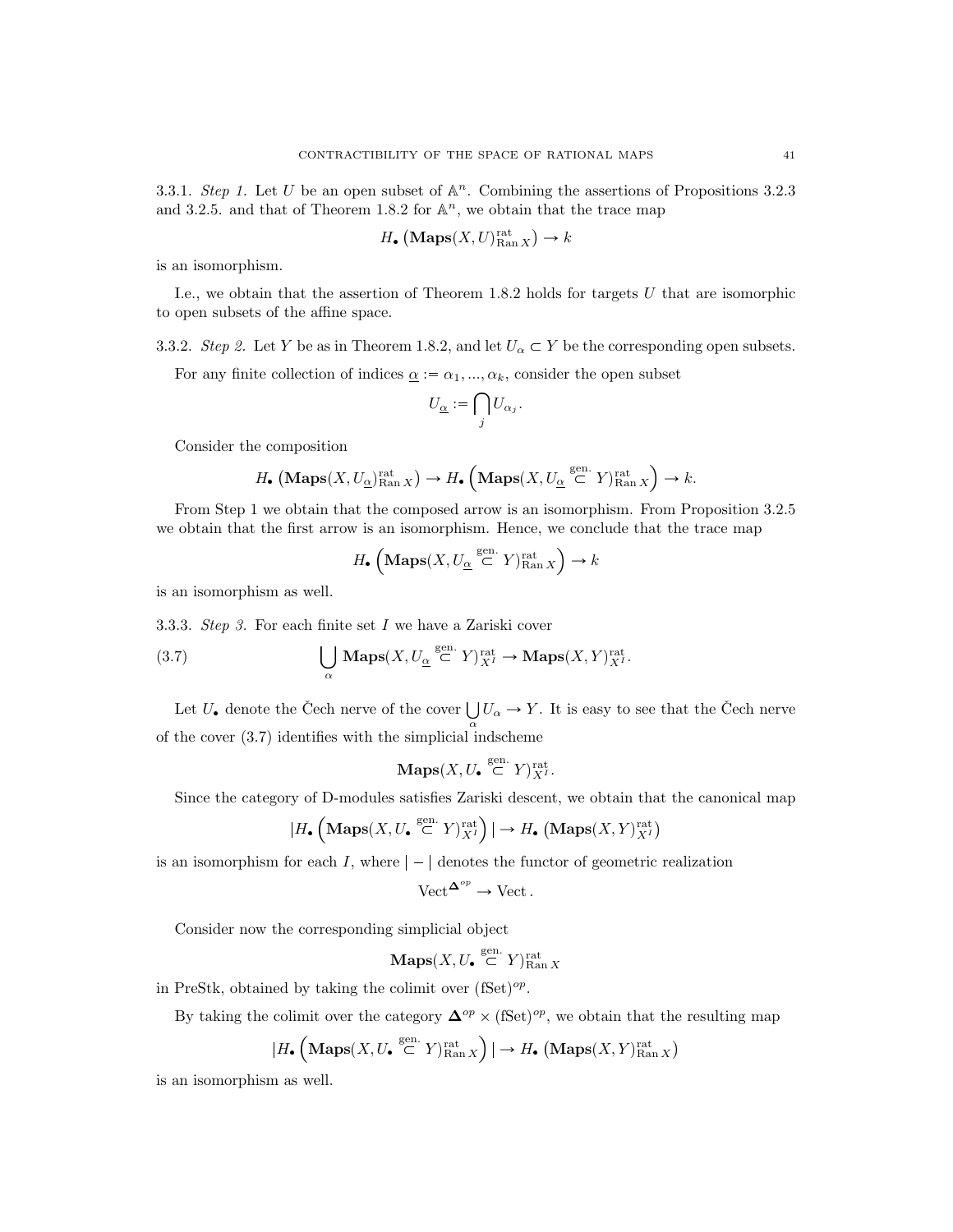3.3.1. *Step 1.* Let $U$ be an open subset of $\mathbb{A}^n$. Combining the assertions of Propositions 3.2.3 and 3.2.5. and that of Theorem 1.8.2 for $\mathbb{A}^n$, we obtain that the trace map

$$H_\bullet\left(\mathbf{Maps}(X,U)^{\mathrm{rat}}_{\mathrm{Ran}\,X}\right) \to k$$

is an isomorphism.

I.e., we obtain that the assertion of Theorem 1.8.2 holds for targets $U$ that are isomorphic to open subsets of the affine space.

3.3.2. *Step 2.* Let $Y$ be as in Theorem 1.8.2, and let $U_\alpha \subset Y$ be the corresponding open subsets.

For any finite collection of indices $\underline{\alpha} := \alpha_1, ..., \alpha_k$, consider the open subset

$$U_{\underline{\alpha}} := \bigcap_j U_{\alpha_j}.$$

Consider the composition

$$H_\bullet\left(\mathbf{Maps}(X,U_{\underline{\alpha}})^{\mathrm{rat}}_{\mathrm{Ran}\,X}\right) \to H_\bullet\left(\mathbf{Maps}(X,U_{\underline{\alpha}} \overset{\mathrm{gen.}}{\subset} Y)^{\mathrm{rat}}_{\mathrm{Ran}\,X}\right) \to k.$$

From Step 1 we obtain that the composed arrow is an isomorphism. From Proposition 3.2.5 we obtain that the first arrow is an isomorphism. Hence, we conclude that the trace map

$$H_\bullet\left(\mathbf{Maps}(X,U_{\underline{\alpha}} \overset{\mathrm{gen.}}{\subset} Y)^{\mathrm{rat}}_{\mathrm{Ran}\,X}\right) \to k$$

is an isomorphism as well.

3.3.3. *Step 3.* For each finite set $I$ we have a Zariski cover

$$\bigcup_{\alpha} \mathbf{Maps}(X,U_{\underline{\alpha}} \overset{\mathrm{gen.}}{\subset} Y)^{\mathrm{rat}}_{X^I} \to \mathbf{Maps}(X,Y)^{\mathrm{rat}}_{X^I}. \tag{3.7}$$

Let $U_\bullet$ denote the Čech nerve of the cover $\bigcup_{\alpha} U_\alpha \to Y$. It is easy to see that the Čech nerve of the cover (3.7) identifies with the simplicial indscheme

$$\mathbf{Maps}(X,U_\bullet \overset{\mathrm{gen.}}{\subset} Y)^{\mathrm{rat}}_{X^I}.$$

Since the category of D-modules satisfies Zariski descent, we obtain that the canonical map

$$|H_\bullet\left(\mathbf{Maps}(X,U_\bullet \overset{\mathrm{gen.}}{\subset} Y)^{\mathrm{rat}}_{X^I}\right)| \to H_\bullet\left(\mathbf{Maps}(X,Y)^{\mathrm{rat}}_{X^I}\right)$$

is an isomorphism for each $I$, where $|-|$ denotes the functor of geometric realization

$$\mathrm{Vect}^{\mathbf{\Delta}^{op}} \to \mathrm{Vect}.$$

Consider now the corresponding simplicial object

$$\mathbf{Maps}(X,U_\bullet \overset{\mathrm{gen.}}{\subset} Y)^{\mathrm{rat}}_{\mathrm{Ran}\,X}$$

in PreStk, obtained by taking the colimit over $(\mathrm{fSet})^{op}$.

By taking the colimit over the category $\mathbf{\Delta}^{op} \times (\mathrm{fSet})^{op}$, we obtain that the resulting map

$$|H_\bullet\left(\mathbf{Maps}(X,U_\bullet \overset{\mathrm{gen.}}{\subset} Y)^{\mathrm{rat}}_{\mathrm{Ran}\,X}\right)| \to H_\bullet\left(\mathbf{Maps}(X,Y)^{\mathrm{rat}}_{\mathrm{Ran}\,X}\right)$$

is an isomorphism as well.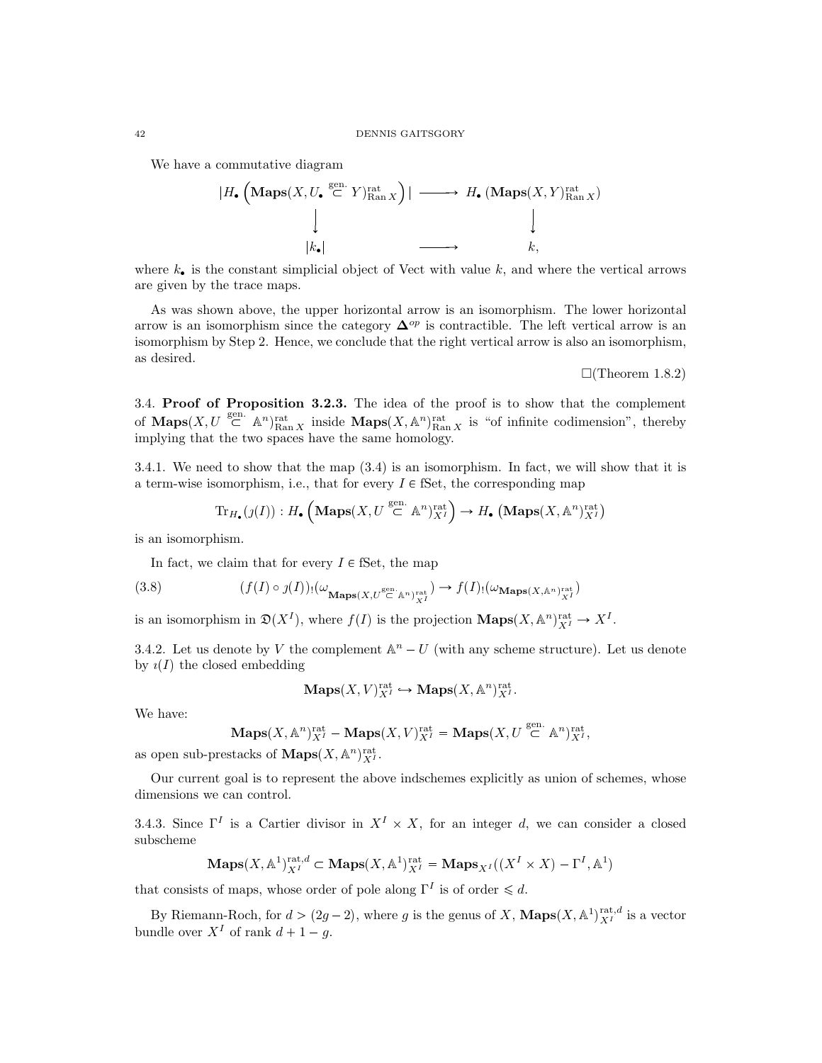We have a commutative diagram

$$\begin{array}{ccc}
\left|H_\bullet\left(\mathbf{Maps}(X, U_\bullet \overset{\text{gen.}}{\subset} Y)^{\text{rat}}_{\operatorname{Ran} X}\right)\right| & \longrightarrow & H_\bullet\left(\mathbf{Maps}(X, Y)^{\text{rat}}_{\operatorname{Ran} X}\right) \\
\downarrow & & \downarrow \\
|k_\bullet| & \longrightarrow & k,
\end{array}$$

where $k_\bullet$ is the constant simplicial object of Vect with value $k$, and where the vertical arrows are given by the trace maps.

As was shown above, the upper horizontal arrow is an isomorphism. The lower horizontal arrow is an isomorphism since the category $\mathbf{\Delta}^{op}$ is contractible. The left vertical arrow is an isomorphism by Step 2. Hence, we conclude that the right vertical arrow is also an isomorphism, as desired.

$\square$(Theorem 1.8.2)

3.4. **Proof of Proposition 3.2.3.** The idea of the proof is to show that the complement of $\mathbf{Maps}(X, U \overset{\text{gen.}}{\subset} \mathbb{A}^n)^{\text{rat}}_{\operatorname{Ran} X}$ inside $\mathbf{Maps}(X, \mathbb{A}^n)^{\text{rat}}_{\operatorname{Ran} X}$ is "of infinite codimension", thereby implying that the two spaces have the same homology.

3.4.1. We need to show that the map (3.4) is an isomorphism. In fact, we will show that it is a term-wise isomorphism, i.e., that for every $I \in \text{fSet}$, the corresponding map

$$\operatorname{Tr}_{H_\bullet}(\jmath(I)) : H_\bullet\left(\mathbf{Maps}(X, U \overset{\text{gen.}}{\subset} \mathbb{A}^n)^{\text{rat}}_{X^I}\right) \to H_\bullet\left(\mathbf{Maps}(X, \mathbb{A}^n)^{\text{rat}}_{X^I}\right)$$

is an isomorphism.

In fact, we claim that for every $I \in \text{fSet}$, the map

$$(f(I) \circ \jmath(I))_!(\omega_{\mathbf{Maps}(X, U \overset{\text{gen.}}{\subset} \mathbb{A}^n)^{\text{rat}}_{X^I}}) \to f(I)_!(\omega_{\mathbf{Maps}(X, \mathbb{A}^n)^{\text{rat}}_{X^I}}) \tag{3.8}$$

is an isomorphism in $\mathfrak{D}(X^I)$, where $f(I)$ is the projection $\mathbf{Maps}(X, \mathbb{A}^n)^{\text{rat}}_{X^I} \to X^I$.

3.4.2. Let us denote by $V$ the complement $\mathbb{A}^n - U$ (with any scheme structure). Let us denote by $\imath(I)$ the closed embedding

$$\mathbf{Maps}(X, V)^{\text{rat}}_{X^I} \hookrightarrow \mathbf{Maps}(X, \mathbb{A}^n)^{\text{rat}}_{X^I}.$$

We have:

$$\mathbf{Maps}(X, \mathbb{A}^n)^{\text{rat}}_{X^I} - \mathbf{Maps}(X, V)^{\text{rat}}_{X^I} = \mathbf{Maps}(X, U \overset{\text{gen.}}{\subset} \mathbb{A}^n)^{\text{rat}}_{X^I},$$

as open sub-prestacks of $\mathbf{Maps}(X, \mathbb{A}^n)^{\text{rat}}_{X^I}$.

Our current goal is to represent the above indschemes explicitly as union of schemes, whose dimensions we can control.

3.4.3. Since $\Gamma^I$ is a Cartier divisor in $X^I \times X$, for an integer $d$, we can consider a closed subscheme

$$\mathbf{Maps}(X, \mathbb{A}^1)^{\text{rat},d}_{X^I} \subset \mathbf{Maps}(X, \mathbb{A}^1)^{\text{rat}}_{X^I} = \mathbf{Maps}_{X^I}((X^I \times X) - \Gamma^I, \mathbb{A}^1)$$

that consists of maps, whose order of pole along $\Gamma^I$ is of order $\leqslant d$.

By Riemann-Roch, for $d > (2g-2)$, where $g$ is the genus of $X$, $\mathbf{Maps}(X, \mathbb{A}^1)^{\text{rat},d}_{X^I}$ is a vector bundle over $X^I$ of rank $d + 1 - g$.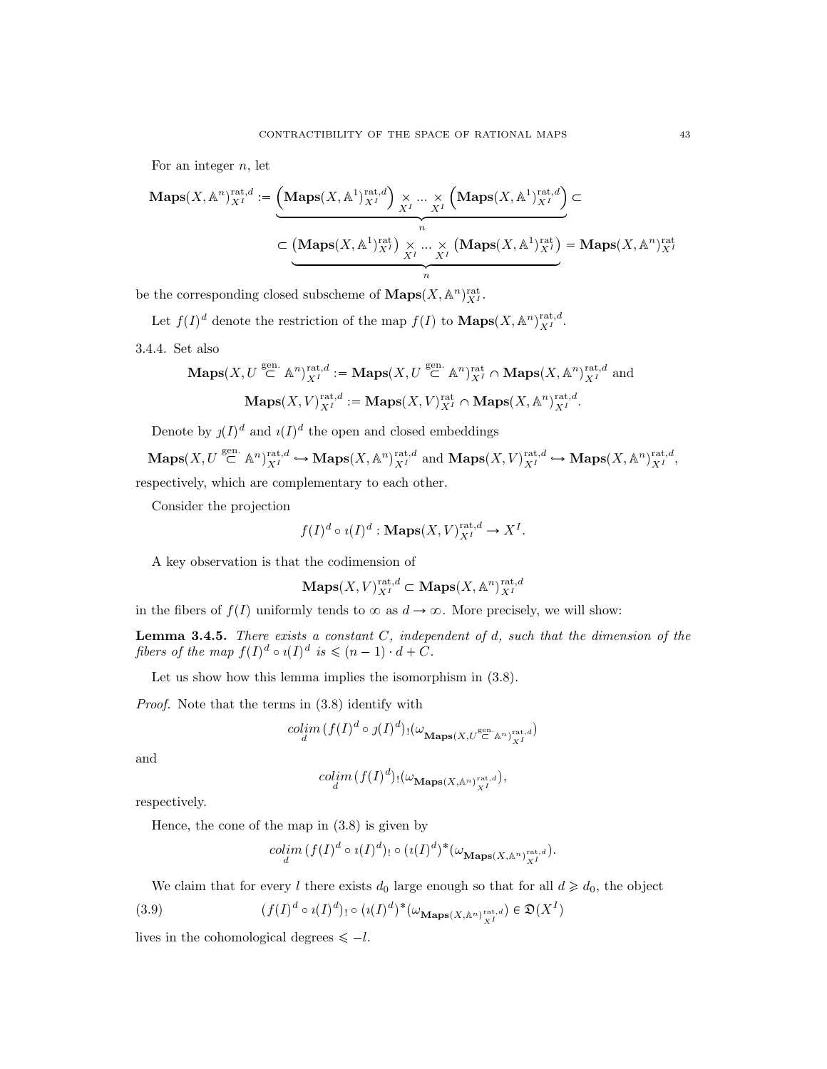For an integer $n$, let

$$\mathbf{Maps}(X, \mathbb{A}^n)^{\mathrm{rat},d}_{X^I} := \underbrace{\left(\mathbf{Maps}(X, \mathbb{A}^1)^{\mathrm{rat},d}_{X^I}\right) \underset{X^I}{\times} \dots \underset{X^I}{\times} \left(\mathbf{Maps}(X, \mathbb{A}^1)^{\mathrm{rat},d}_{X^I}\right)}_{n} \subset$$

$$\subset \underbrace{\left(\mathbf{Maps}(X, \mathbb{A}^1)^{\mathrm{rat}}_{X^I}\right) \underset{X^I}{\times} \dots \underset{X^I}{\times} \left(\mathbf{Maps}(X, \mathbb{A}^1)^{\mathrm{rat}}_{X^I}\right)}_{n} = \mathbf{Maps}(X, \mathbb{A}^n)^{\mathrm{rat}}_{X^I}$$

be the corresponding closed subscheme of $\mathbf{Maps}(X, \mathbb{A}^n)^{\mathrm{rat}}_{X^I}$.

Let $f(I)^d$ denote the restriction of the map $f(I)$ to $\mathbf{Maps}(X, \mathbb{A}^n)^{\mathrm{rat},d}_{X^I}$.

3.4.4. Set also

$$\mathbf{Maps}(X, U \overset{\text{gen.}}{\subset} \mathbb{A}^n)^{\mathrm{rat},d}_{X^I} := \mathbf{Maps}(X, U \overset{\text{gen.}}{\subset} \mathbb{A}^n)^{\mathrm{rat}}_{X^I} \cap \mathbf{Maps}(X, \mathbb{A}^n)^{\mathrm{rat},d}_{X^I} \text{ and}$$

$$\mathbf{Maps}(X, V)^{\mathrm{rat},d}_{X^I} := \mathbf{Maps}(X, V)^{\mathrm{rat}}_{X^I} \cap \mathbf{Maps}(X, \mathbb{A}^n)^{\mathrm{rat},d}_{X^I}.$$

Denote by $\jmath(I)^d$ and $\imath(I)^d$ the open and closed embeddings

$$\mathbf{Maps}(X, U \overset{\text{gen.}}{\subset} \mathbb{A}^n)^{\mathrm{rat},d}_{X^I} \hookrightarrow \mathbf{Maps}(X, \mathbb{A}^n)^{\mathrm{rat},d}_{X^I} \text{ and } \mathbf{Maps}(X, V)^{\mathrm{rat},d}_{X^I} \hookrightarrow \mathbf{Maps}(X, \mathbb{A}^n)^{\mathrm{rat},d}_{X^I},$$

respectively, which are complementary to each other.

Consider the projection

$$f(I)^d \circ \imath(I)^d : \mathbf{Maps}(X, V)^{\mathrm{rat},d}_{X^I} \to X^I.$$

A key observation is that the codimension of

$$\mathbf{Maps}(X, V)^{\mathrm{rat},d}_{X^I} \subset \mathbf{Maps}(X, \mathbb{A}^n)^{\mathrm{rat},d}_{X^I}$$

in the fibers of $f(I)$ uniformly tends to $\infty$ as $d \to \infty$. More precisely, we will show:

**Lemma 3.4.5.** *There exists a constant $C$, independent of $d$, such that the dimension of the fibers of the map $f(I)^d \circ \imath(I)^d$ is $\leqslant (n-1) \cdot d + C$.*

Let us show how this lemma implies the isomorphism in (3.8).

*Proof.* Note that the terms in (3.8) identify with

$$\underset{d}{colim}\, (f(I)^d \circ \jmath(I)^d)_!(\omega_{\mathbf{Maps}(X, U \overset{\text{gen.}}{\subset} \mathbb{A}^n)^{\mathrm{rat},d}_{X^I}})$$

and

$$\underset{d}{colim}\, (f(I)^d)_!(\omega_{\mathbf{Maps}(X, \mathbb{A}^n)^{\mathrm{rat},d}_{X^I}}),$$

respectively.

Hence, the cone of the map in (3.8) is given by

$$\underset{d}{colim}\, (f(I)^d \circ \imath(I)^d)_! \circ (\imath(I)^d)^*(\omega_{\mathbf{Maps}(X, \mathbb{A}^n)^{\mathrm{rat},d}_{X^I}}).$$

We claim that for every $l$ there exists $d_0$ large enough so that for all $d \geqslant d_0$, the object

$$(f(I)^d \circ \imath(I)^d)_! \circ (\imath(I)^d)^*(\omega_{\mathbf{Maps}(X, \mathbb{A}^n)^{\mathrm{rat},d}_{X^I}}) \in \mathfrak{D}(X^I) \tag{3.9}$$

lives in the cohomological degrees $\leqslant -l$.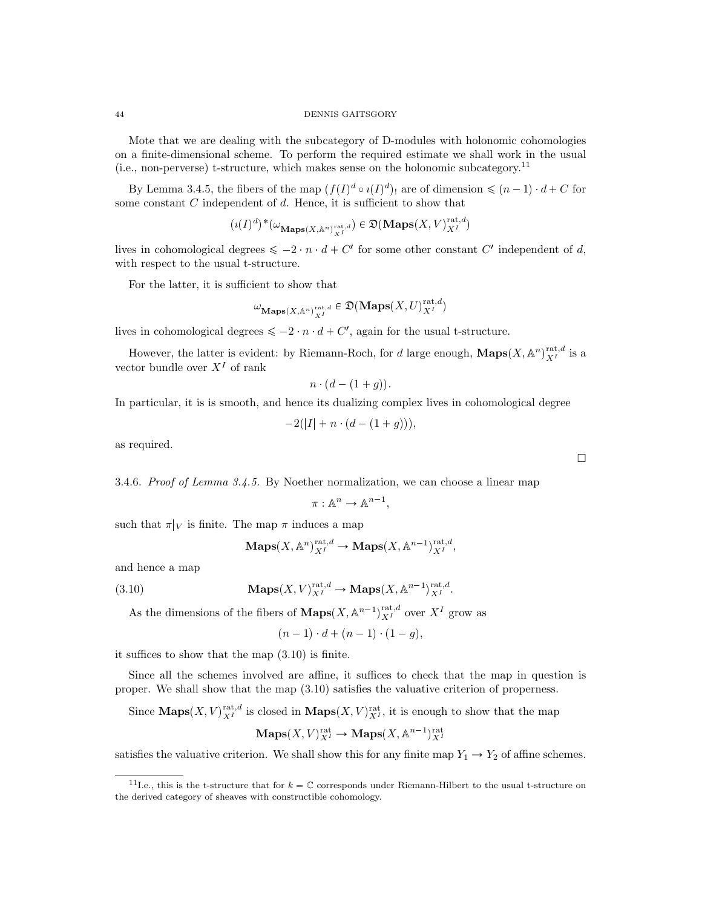Mote that we are dealing with the subcategory of D-modules with holonomic cohomologies on a finite-dimensional scheme. To perform the required estimate we shall work in the usual (i.e., non-perverse) t-structure, which makes sense on the holonomic subcategory.[11]

By Lemma 3.4.5, the fibers of the map $(f(I)^d \circ \imath(I)^d)_!$ are of dimension $\leqslant (n-1)\cdot d + C$ for some constant $C$ independent of $d$. Hence, it is sufficient to show that

$$(\imath(I)^d)^*(\omega_{\mathbf{Maps}(X,\mathbb{A}^n)^{\mathrm{rat},d}_{X^I}}) \in \mathfrak{D}(\mathbf{Maps}(X,V)^{\mathrm{rat},d}_{X^I})$$

lives in cohomological degrees $\leqslant -2\cdot n\cdot d + C'$ for some other constant $C'$ independent of $d$, with respect to the usual t-structure.

For the latter, it is sufficient to show that

$$\omega_{\mathbf{Maps}(X,\mathbb{A}^n)^{\mathrm{rat},d}_{X^I}} \in \mathfrak{D}(\mathbf{Maps}(X,U)^{\mathrm{rat},d}_{X^I})$$

lives in cohomological degrees $\leqslant -2\cdot n\cdot d + C'$, again for the usual t-structure.

However, the latter is evident: by Riemann-Roch, for $d$ large enough, $\mathbf{Maps}(X,\mathbb{A}^n)^{\mathrm{rat},d}_{X^I}$ is a vector bundle over $X^I$ of rank

$$n\cdot(d-(1+g)).$$

In particular, it is is smooth, and hence its dualizing complex lives in cohomological degree

$$-2(|I| + n\cdot(d-(1+g))),$$

as required.

□

3.4.6. *Proof of Lemma 3.4.5.* By Noether normalization, we can choose a linear map

$$\pi : \mathbb{A}^n \to \mathbb{A}^{n-1},$$

such that $\pi|_V$ is finite. The map $\pi$ induces a map

$$\mathbf{Maps}(X,\mathbb{A}^n)^{\mathrm{rat},d}_{X^I} \to \mathbf{Maps}(X,\mathbb{A}^{n-1})^{\mathrm{rat},d}_{X^I},$$

and hence a map

$$\mathbf{Maps}(X,V)^{\mathrm{rat},d}_{X^I} \to \mathbf{Maps}(X,\mathbb{A}^{n-1})^{\mathrm{rat},d}_{X^I}. \tag{3.10}$$

As the dimensions of the fibers of $\mathbf{Maps}(X,\mathbb{A}^{n-1})^{\mathrm{rat},d}_{X^I}$ over $X^I$ grow as

$$(n-1)\cdot d + (n-1)\cdot(1-g),$$

it suffices to show that the map (3.10) is finite.

Since all the schemes involved are affine, it suffices to check that the map in question is proper. We shall show that the map (3.10) satisfies the valuative criterion of properness.

Since $\mathbf{Maps}(X,V)^{\mathrm{rat},d}_{X^I}$ is closed in $\mathbf{Maps}(X,V)^{\mathrm{rat}}_{X^I}$, it is enough to show that the map

$$\mathbf{Maps}(X,V)^{\mathrm{rat}}_{X^I} \to \mathbf{Maps}(X,\mathbb{A}^{n-1})^{\mathrm{rat}}_{X^I}$$

satisfies the valuative criterion. We shall show this for any finite map $Y_1 \to Y_2$ of affine schemes.

[11] I.e., this is the t-structure that for $k=\mathbb{C}$ corresponds under Riemann-Hilbert to the usual t-structure on the derived category of sheaves with constructible cohomology.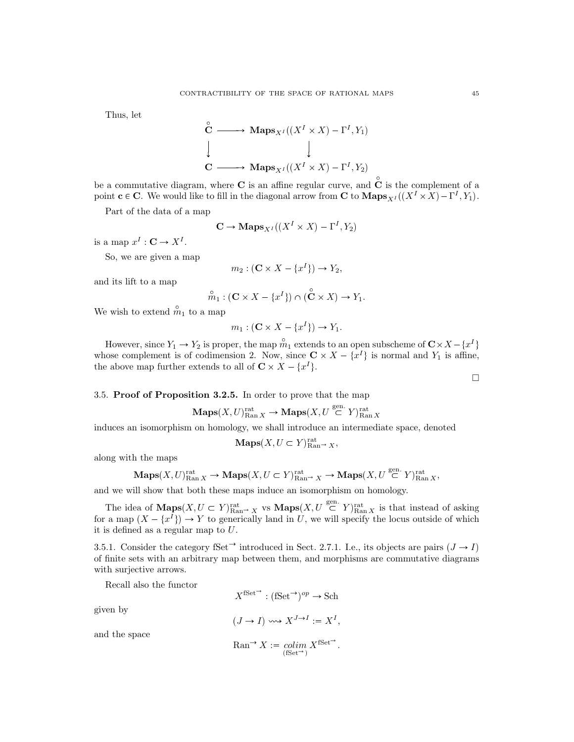Thus, let

$$\begin{array}{ccc}
\overset{\circ}{\mathbf{C}} & \longrightarrow & \mathbf{Maps}_{X^I}((X^I \times X) - \Gamma^I, Y_1) \\
\downarrow & & \downarrow \\
\mathbf{C} & \longrightarrow & \mathbf{Maps}_{X^I}((X^I \times X) - \Gamma^I, Y_2)
\end{array}$$

be a commutative diagram, where $\mathbf{C}$ is an affine regular curve, and $\overset{\circ}{\mathbf{C}}$ is the complement of a point $\mathbf{c} \in \mathbf{C}$. We would like to fill in the diagonal arrow from $\mathbf{C}$ to $\mathbf{Maps}_{X^I}((X^I \times X) - \Gamma^I, Y_1)$.

Part of the data of a map

$$\mathbf{C} \to \mathbf{Maps}_{X^I}((X^I \times X) - \Gamma^I, Y_2)$$

is a map $x^I : \mathbf{C} \to X^I$.

So, we are given a map

$$m_2 : (\mathbf{C} \times X - \{x^I\}) \to Y_2,$$

and its lift to a map

$$\overset{\circ}{m}_1 : (\mathbf{C} \times X - \{x^I\}) \cap (\overset{\circ}{\mathbf{C}} \times X) \to Y_1.$$

We wish to extend $\overset{\circ}{m}_1$ to a map

$$m_1 : (\mathbf{C} \times X - \{x^I\}) \to Y_1.$$

However, since $Y_1 \to Y_2$ is proper, the map $\overset{\circ}{m}_1$ extends to an open subscheme of $\mathbf{C} \times X - \{x^I\}$ whose complement is of codimension 2. Now, since $\mathbf{C} \times X - \{x^I\}$ is normal and $Y_1$ is affine, the above map further extends to all of $\mathbf{C} \times X - \{x^I\}$.

□

3.5. **Proof of Proposition 3.2.5.** In order to prove that the map

$$\mathbf{Maps}(X, U)^{\text{rat}}_{\text{Ran}\, X} \to \mathbf{Maps}(X, U \overset{\text{gen.}}{\subset} Y)^{\text{rat}}_{\text{Ran}\, X}$$

induces an isomorphism on homology, we shall introduce an intermediate space, denoted

$$\mathbf{Maps}(X, U \subset Y)^{\text{rat}}_{\text{Ran}^{\to} X},$$

along with the maps

$$\mathbf{Maps}(X, U)^{\text{rat}}_{\text{Ran}\, X} \to \mathbf{Maps}(X, U \subset Y)^{\text{rat}}_{\text{Ran}^{\to} X} \to \mathbf{Maps}(X, U \overset{\text{gen.}}{\subset} Y)^{\text{rat}}_{\text{Ran}\, X},$$

and we will show that both these maps induce an isomorphism on homology.

The idea of $\mathbf{Maps}(X, U \subset Y)^{\text{rat}}_{\text{Ran}^{\to} X}$ vs $\mathbf{Maps}(X, U \overset{\text{gen.}}{\subset} Y)^{\text{rat}}_{\text{Ran}\, X}$ is that instead of asking for a map $(X - \{x^I\}) \to Y$ to generically land in $U$, we will specify the locus outside of which it is defined as a regular map to $U$.

3.5.1. Consider the category $\text{fSet}^{\to}$ introduced in Sect. 2.7.1. I.e., its objects are pairs $(J \to I)$ of finite sets with an arbitrary map between them, and morphisms are commutative diagrams with surjective arrows.

Recall also the functor

$$X^{\text{fSet}^{\to}} : (\text{fSet}^{\to})^{op} \to \text{Sch}$$

given by

$$(J \to I) \rightsquigarrow X^{J \to I} := X^I,$$

and the space

$$\text{Ran}^{\to} X := \underset{(\text{fSet}^{\to})}{colim}\, X^{\text{fSet}^{\to}}.$$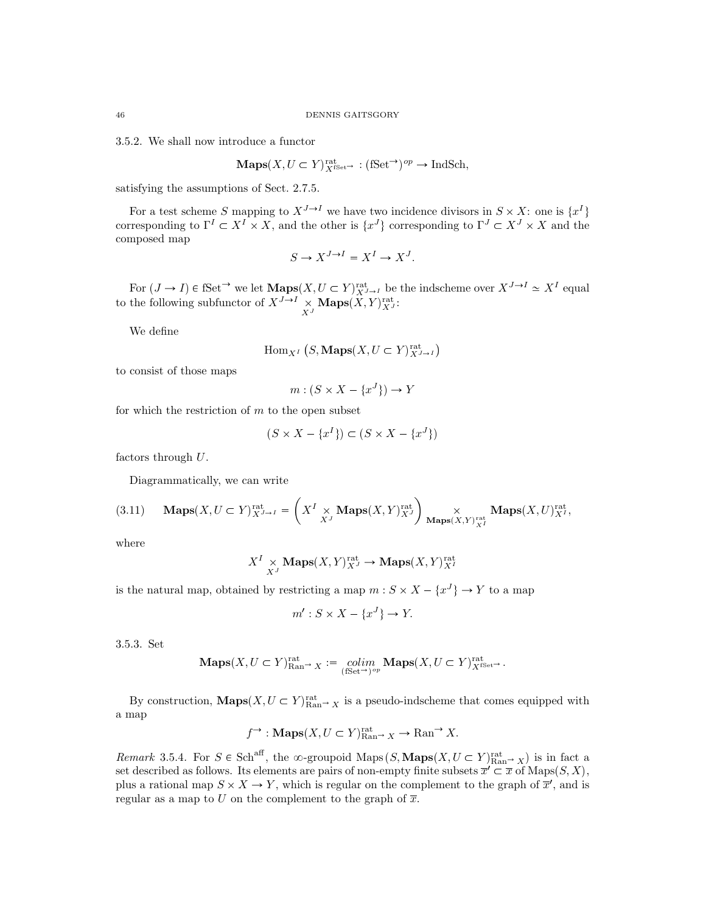3.5.2. We shall now introduce a functor

$$\mathbf{Maps}(X, U \subset Y)^{\text{rat}}_{X^{\text{fSet}^{\to}}} : (\text{fSet}^{\to})^{op} \to \text{IndSch},$$

satisfying the assumptions of Sect. 2.7.5.

For a test scheme $S$ mapping to $X^{J \to I}$ we have two incidence divisors in $S \times X$: one is $\{x^I\}$ corresponding to $\Gamma^I \subset X^I \times X$, and the other is $\{x^J\}$ corresponding to $\Gamma^J \subset X^J \times X$ and the composed map

$$S \to X^{J \to I} = X^I \to X^J.$$

For $(J \to I) \in \text{fSet}^{\to}$ we let $\mathbf{Maps}(X, U \subset Y)^{\text{rat}}_{X^{J \to I}}$ be the indscheme over $X^{J \to I} \simeq X^I$ equal to the following subfunctor of $X^{J \to I} \underset{X^J}{\times} \mathbf{Maps}(X, Y)^{\text{rat}}_{X^J}$:

We define

$$\text{Hom}_{X^I}\left(S, \mathbf{Maps}(X, U \subset Y)^{\text{rat}}_{X^{J \to I}}\right)$$

to consist of those maps

$$m : (S \times X - \{x^J\}) \to Y$$

for which the restriction of $m$ to the open subset

$$(S \times X - \{x^I\}) \subset (S \times X - \{x^J\})$$

factors through $U$.

Diagrammatically, we can write

$$\mathbf{Maps}(X, U \subset Y)^{\text{rat}}_{X^{J \to I}} = \left(X^I \underset{X^J}{\times} \mathbf{Maps}(X, Y)^{\text{rat}}_{X^J}\right) \underset{\mathbf{Maps}(X,Y)^{\text{rat}}_{X^I}}{\times} \mathbf{Maps}(X, U)^{\text{rat}}_{X^I}, \tag{3.11}$$

where

$$X^I \underset{X^J}{\times} \mathbf{Maps}(X, Y)^{\text{rat}}_{X^J} \to \mathbf{Maps}(X, Y)^{\text{rat}}_{X^I}$$

is the natural map, obtained by restricting a map $m : S \times X - \{x^J\} \to Y$ to a map

$$m' : S \times X - \{x^J\} \to Y.$$

3.5.3. Set

$$\mathbf{Maps}(X, U \subset Y)^{\text{rat}}_{\text{Ran}^{\to} X} := \underset{(\text{fSet}^{\to})^{op}}{colim} \mathbf{Maps}(X, U \subset Y)^{\text{rat}}_{X^{\text{fSet}^{\to}}}.$$

By construction, $\mathbf{Maps}(X, U \subset Y)^{\text{rat}}_{\text{Ran}^{\to} X}$ is a pseudo-indscheme that comes equipped with a map

$$f^{\to} : \mathbf{Maps}(X, U \subset Y)^{\text{rat}}_{\text{Ran}^{\to} X} \to \text{Ran}^{\to} X.$$

*Remark* 3.5.4. For $S \in \text{Sch}^{\text{aff}}$, the $\infty$-groupoid $\text{Maps}(S, \mathbf{Maps}(X, U \subset Y)^{\text{rat}}_{\text{Ran}^{\to} X})$ is in fact a set described as follows. Its elements are pairs of non-empty finite subsets $\overline{x}' \subset \overline{x}$ of $\text{Maps}(S, X)$, plus a rational map $S \times X \to Y$, which is regular on the complement to the graph of $\overline{x}'$, and is regular as a map to $U$ on the complement to the graph of $\overline{x}$.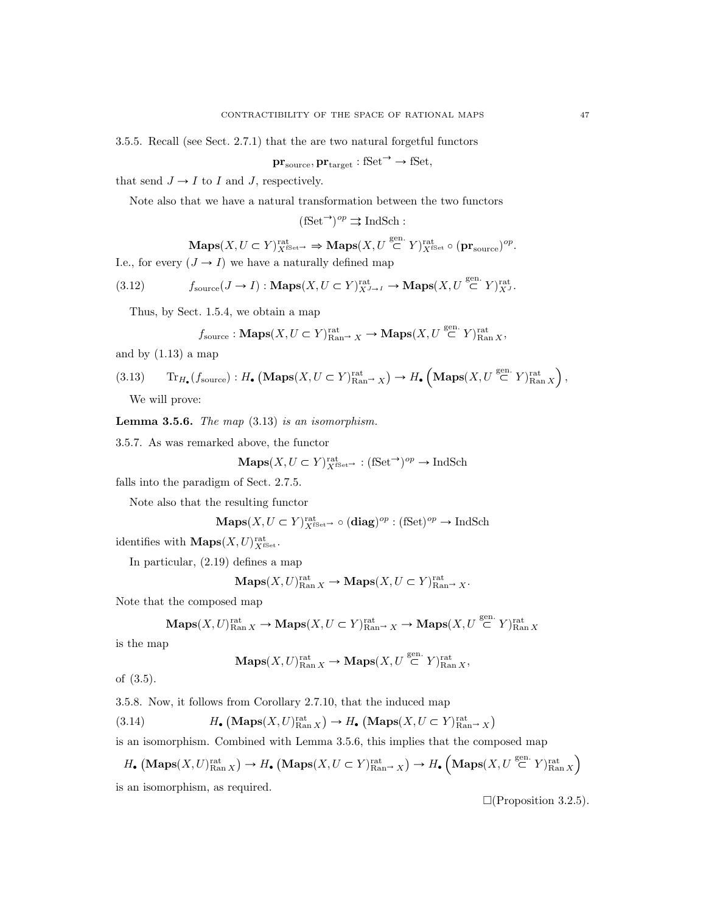3.5.5. Recall (see Sect. 2.7.1) that the are two natural forgetful functors

$$\mathbf{pr}_{\text{source}}, \mathbf{pr}_{\text{target}} : \text{fSet}^{\to} \to \text{fSet},$$

that send $J \to I$ to $I$ and $J$, respectively.

Note also that we have a natural transformation between the two functors

$$(\text{fSet}^{\to})^{op} \rightrightarrows \text{IndSch} :$$

$$\mathbf{Maps}(X, U \subset Y)^{\text{rat}}_{X^{\text{fSet}^{\to}}} \Rightarrow \mathbf{Maps}(X, U \overset{\text{gen.}}{\subset} Y)^{\text{rat}}_{X^{\text{fSet}}} \circ (\mathbf{pr}_{\text{source}})^{op}.$$

I.e., for every $(J \to I)$ we have a naturally defined map

$$f_{\text{source}}(J \to I) : \mathbf{Maps}(X, U \subset Y)^{\text{rat}}_{X^{J \to I}} \to \mathbf{Maps}(X, U \overset{\text{gen.}}{\subset} Y)^{\text{rat}}_{X^J}. \tag{3.12}$$

Thus, by Sect. 1.5.4, we obtain a map

$$f_{\text{source}} : \mathbf{Maps}(X, U \subset Y)^{\text{rat}}_{\text{Ran}^{\to} X} \to \mathbf{Maps}(X, U \overset{\text{gen.}}{\subset} Y)^{\text{rat}}_{\text{Ran}\, X},$$

and by (1.13) a map

$$\text{Tr}_{H_\bullet}(f_{\text{source}}) : H_\bullet\left(\mathbf{Maps}(X, U \subset Y)^{\text{rat}}_{\text{Ran}^{\to} X}\right) \to H_\bullet\left(\mathbf{Maps}(X, U \overset{\text{gen.}}{\subset} Y)^{\text{rat}}_{\text{Ran}\, X}\right), \tag{3.13}$$

We will prove:

**Lemma 3.5.6.** *The map* (3.13) *is an isomorphism.*

3.5.7. As was remarked above, the functor

$$\mathbf{Maps}(X, U \subset Y)^{\text{rat}}_{X^{\text{fSet}^{\to}}} : (\text{fSet}^{\to})^{op} \to \text{IndSch}$$

falls into the paradigm of Sect. 2.7.5.

Note also that the resulting functor

$$\mathbf{Maps}(X, U \subset Y)^{\text{rat}}_{X^{\text{fSet}^{\to}}} \circ (\mathbf{diag})^{op} : (\text{fSet})^{op} \to \text{IndSch}$$

identifies with $\mathbf{Maps}(X, U)^{\text{rat}}_{X^{\text{fSet}}}$.

In particular, (2.19) defines a map

$$\mathbf{Maps}(X, U)^{\text{rat}}_{\text{Ran}\, X} \to \mathbf{Maps}(X, U \subset Y)^{\text{rat}}_{\text{Ran}^{\to} X}.$$

Note that the composed map

$$\mathbf{Maps}(X, U)^{\text{rat}}_{\text{Ran}\, X} \to \mathbf{Maps}(X, U \subset Y)^{\text{rat}}_{\text{Ran}^{\to} X} \to \mathbf{Maps}(X, U \overset{\text{gen.}}{\subset} Y)^{\text{rat}}_{\text{Ran}\, X}$$

is the map

$$\mathbf{Maps}(X, U)^{\text{rat}}_{\text{Ran}\, X} \to \mathbf{Maps}(X, U \overset{\text{gen.}}{\subset} Y)^{\text{rat}}_{\text{Ran}\, X},$$

of (3.5).

3.5.8. Now, it follows from Corollary 2.7.10, that the induced map

$$H_\bullet\left(\mathbf{Maps}(X, U)^{\text{rat}}_{\text{Ran}\, X}\right) \to H_\bullet\left(\mathbf{Maps}(X, U \subset Y)^{\text{rat}}_{\text{Ran}^{\to} X}\right) \tag{3.14}$$

is an isomorphism. Combined with Lemma 3.5.6, this implies that the composed map

$$H_\bullet\left(\mathbf{Maps}(X, U)^{\text{rat}}_{\text{Ran}\, X}\right) \to H_\bullet\left(\mathbf{Maps}(X, U \subset Y)^{\text{rat}}_{\text{Ran}^{\to} X}\right) \to H_\bullet\left(\mathbf{Maps}(X, U \overset{\text{gen.}}{\subset} Y)^{\text{rat}}_{\text{Ran}\, X}\right)$$

is an isomorphism, as required.

□(Proposition 3.2.5).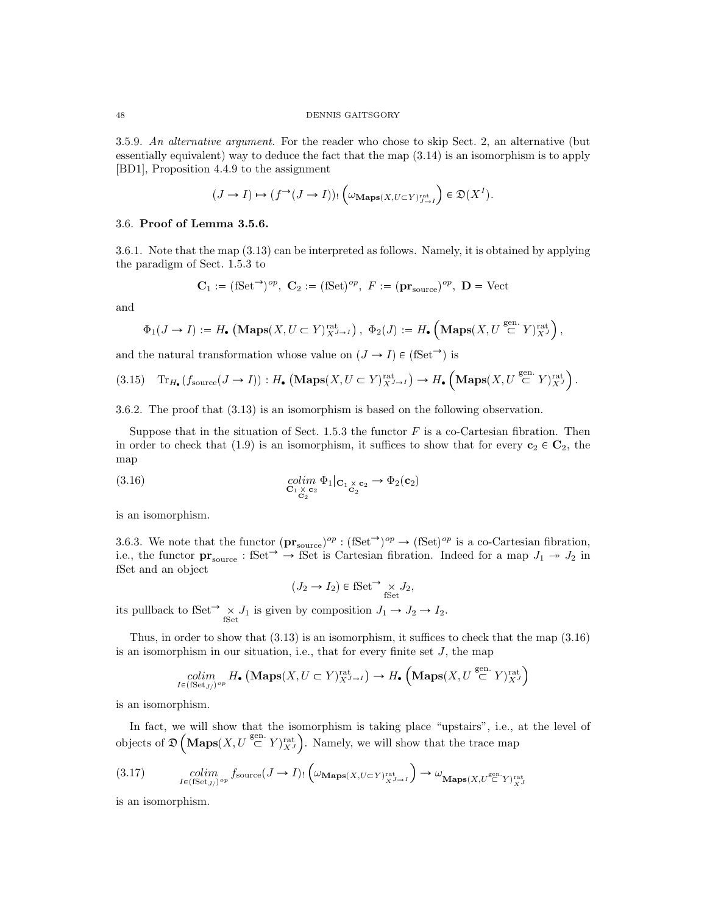3.5.9. *An alternative argument.* For the reader who chose to skip Sect. 2, an alternative (but essentially equivalent) way to deduce the fact that the map (3.14) is an isomorphism is to apply [BD1], Proposition 4.4.9 to the assignment

$$(J \to I) \mapsto (f^{\to}(J \to I))_! \left(\omega_{\mathbf{Maps}(X,U\subset Y)^{\mathrm{rat}}_{J\to I}}\right) \in \mathfrak{D}(X^I).$$

### 3.6. Proof of Lemma 3.5.6.

3.6.1. Note that the map (3.13) can be interpreted as follows. Namely, it is obtained by applying the paradigm of Sect. 1.5.3 to

$$\mathbf{C}_1 := (\mathrm{fSet}^{\to})^{op},\ \mathbf{C}_2 := (\mathrm{fSet})^{op},\ F := (\mathbf{pr}_{\mathrm{source}})^{op},\ \mathbf{D} = \mathrm{Vect}$$

and

$$\Phi_1(J \to I) := H_\bullet\left(\mathbf{Maps}(X, U \subset Y)^{\mathrm{rat}}_{X^{J\to I}}\right),\ \Phi_2(J) := H_\bullet\left(\mathbf{Maps}(X, U \overset{\mathrm{gen.}}{\subset} Y)^{\mathrm{rat}}_{X^J}\right),$$

and the natural transformation whose value on $(J \to I) \in (\mathrm{fSet}^{\to})$ is

$$\mathrm{Tr}_{H_\bullet}(f_{\mathrm{source}}(J \to I)) : H_\bullet\left(\mathbf{Maps}(X, U \subset Y)^{\mathrm{rat}}_{X^{J\to I}}\right) \to H_\bullet\left(\mathbf{Maps}(X, U \overset{\mathrm{gen.}}{\subset} Y)^{\mathrm{rat}}_{X^J}\right). \tag{3.15}$$

3.6.2. The proof that (3.13) is an isomorphism is based on the following observation.

Suppose that in the situation of Sect. 1.5.3 the functor $F$ is a co-Cartesian fibration. Then in order to check that (1.9) is an isomorphism, it suffices to show that for every $\mathbf{c}_2 \in \mathbf{C}_2$, the map

$$\underset{\mathbf{C}_1 \underset{\mathbf{C}_2}{\times} \mathbf{c}_2}{colim}\ \Phi_1|_{\mathbf{C}_1 \underset{\mathbf{C}_2}{\times} \mathbf{c}_2} \to \Phi_2(\mathbf{c}_2) \tag{3.16}$$

is an isomorphism.

3.6.3. We note that the functor $(\mathbf{pr}_{\mathrm{source}})^{op} : (\mathrm{fSet}^{\to})^{op} \to (\mathrm{fSet})^{op}$ is a co-Cartesian fibration, i.e., the functor $\mathbf{pr}_{\mathrm{source}} : \mathrm{fSet}^{\to} \to \mathrm{fSet}$ is Cartesian fibration. Indeed for a map $J_1 \twoheadrightarrow J_2$ in fSet and an object

$$(J_2 \to I_2) \in \mathrm{fSet}^{\to} \underset{\mathrm{fSet}}{\times} J_2,$$

its pullback to $\mathrm{fSet}^{\to} \underset{\mathrm{fSet}}{\times} J_1$ is given by composition $J_1 \to J_2 \to I_2$.

Thus, in order to show that (3.13) is an isomorphism, it suffices to check that the map (3.16) is an isomorphism in our situation, i.e., that for every finite set $J$, the map

$$\underset{I \in (\mathrm{fSet}_{J/})^{op}}{colim} H_\bullet\left(\mathbf{Maps}(X, U \subset Y)^{\mathrm{rat}}_{X^{J\to I}}\right) \to H_\bullet\left(\mathbf{Maps}(X, U \overset{\mathrm{gen.}}{\subset} Y)^{\mathrm{rat}}_{X^J}\right)$$

is an isomorphism.

In fact, we will show that the isomorphism is taking place "upstairs", i.e., at the level of objects of $\mathfrak{D}\left(\mathbf{Maps}(X, U \overset{\mathrm{gen.}}{\subset} Y)^{\mathrm{rat}}_{X^J}\right)$. Namely, we will show that the trace map

$$\underset{I \in (\mathrm{fSet}_{J/})^{op}}{colim} f_{\mathrm{source}}(J \to I)_! \left(\omega_{\mathbf{Maps}(X,U\subset Y)^{\mathrm{rat}}_{X^{J\to I}}}\right) \to \omega_{\mathbf{Maps}(X,U\overset{\mathrm{gen.}}{\subset} Y)^{\mathrm{rat}}_{X^J}} \tag{3.17}$$

is an isomorphism.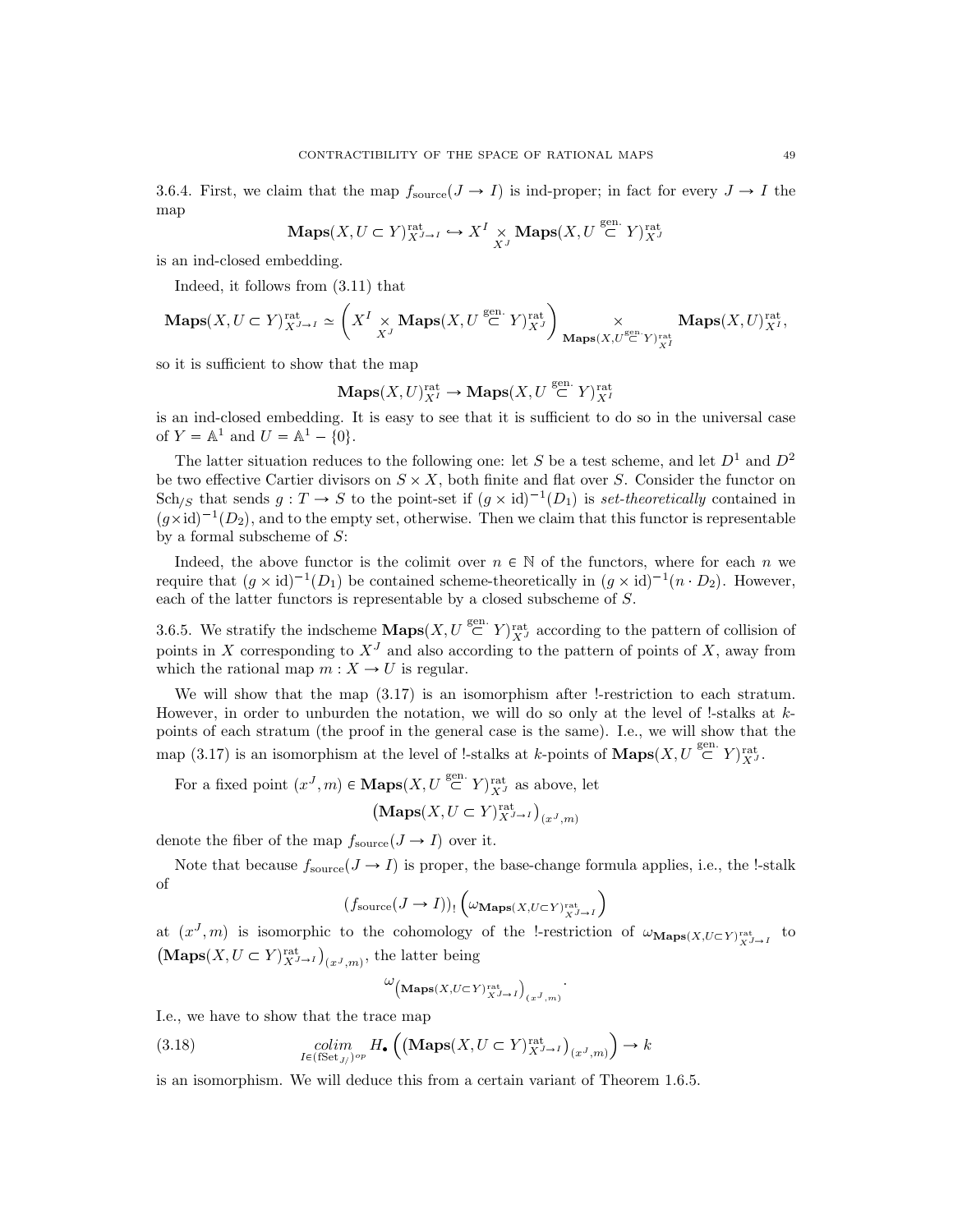3.6.4. First, we claim that the map $f_{\text{source}}(J \to I)$ is ind-proper; in fact for every $J \to I$ the map

$$\mathbf{Maps}(X, U \subset Y)^{\text{rat}}_{X^{J\to I}} \hookrightarrow X^I \underset{X^J}{\times} \mathbf{Maps}(X, U \overset{\text{gen.}}{\subset} Y)^{\text{rat}}_{X^J}$$

is an ind-closed embedding.

Indeed, it follows from (3.11) that

$$\mathbf{Maps}(X, U \subset Y)^{\text{rat}}_{X^{J\to I}} \simeq \left( X^I \underset{X^J}{\times} \mathbf{Maps}(X, U \overset{\text{gen.}}{\subset} Y)^{\text{rat}}_{X^J} \right) \underset{\mathbf{Maps}(X, U \overset{\text{gen.}}{\subset} Y)^{\text{rat}}_{X^I}}{\times} \mathbf{Maps}(X, U)^{\text{rat}}_{X^I},$$

so it is sufficient to show that the map

$$\mathbf{Maps}(X, U)^{\text{rat}}_{X^I} \to \mathbf{Maps}(X, U \overset{\text{gen.}}{\subset} Y)^{\text{rat}}_{X^I}$$

is an ind-closed embedding. It is easy to see that it is sufficient to do so in the universal case of $Y = \mathbb{A}^1$ and $U = \mathbb{A}^1 - \{0\}$.

The latter situation reduces to the following one: let $S$ be a test scheme, and let $D^1$ and $D^2$ be two effective Cartier divisors on $S \times X$, both finite and flat over $S$. Consider the functor on $\text{Sch}_{/S}$ that sends $g : T \to S$ to the point-set if $(g \times \text{id})^{-1}(D_1)$ is *set-theoretically* contained in $(g \times \text{id})^{-1}(D_2)$, and to the empty set, otherwise. Then we claim that this functor is representable by a formal subscheme of $S$:

Indeed, the above functor is the colimit over $n \in \mathbb{N}$ of the functors, where for each $n$ we require that $(g \times \text{id})^{-1}(D_1)$ be contained scheme-theoretically in $(g \times \text{id})^{-1}(n \cdot D_2)$. However, each of the latter functors is representable by a closed subscheme of $S$.

3.6.5. We stratify the indscheme $\mathbf{Maps}(X, U \overset{\text{gen.}}{\subset} Y)^{\text{rat}}_{X^J}$ according to the pattern of collision of points in $X$ corresponding to $X^J$ and also according to the pattern of points of $X$, away from which the rational map $m : X \to U$ is regular.

We will show that the map (3.17) is an isomorphism after !-restriction to each stratum. However, in order to unburden the notation, we will do so only at the level of !-stalks at $k$-points of each stratum (the proof in the general case is the same). I.e., we will show that the map (3.17) is an isomorphism at the level of !-stalks at $k$-points of $\mathbf{Maps}(X, U \overset{\text{gen.}}{\subset} Y)^{\text{rat}}_{X^J}$.

For a fixed point $(x^J, m) \in \mathbf{Maps}(X, U \overset{\text{gen.}}{\subset} Y)^{\text{rat}}_{X^J}$ as above, let

$$\left(\mathbf{Maps}(X, U \subset Y)^{\text{rat}}_{X^{J\to I}}\right)_{(x^J, m)}$$

denote the fiber of the map $f_{\text{source}}(J \to I)$ over it.

Note that because $f_{\text{source}}(J \to I)$ is proper, the base-change formula applies, i.e., the !-stalk of

$$(f_{\text{source}}(J \to I))_! \left( \omega_{\mathbf{Maps}(X, U \subset Y)^{\text{rat}}_{X^{J\to I}}} \right)$$

at $(x^J, m)$ is isomorphic to the cohomology of the !-restriction of $\omega_{\mathbf{Maps}(X, U \subset Y)^{\text{rat}}_{X^{J\to I}}}$ to $\left(\mathbf{Maps}(X, U \subset Y)^{\text{rat}}_{X^{J\to I}}\right)_{(x^J, m)}$, the latter being

$$\omega_{\left(\mathbf{Maps}(X, U \subset Y)^{\text{rat}}_{X^{J\to I}}\right)_{(x^J, m)}}.$$

I.e., we have to show that the trace map

$$\underset{I \in (\text{fSet}_{J/})^{op}}{colim} H_\bullet \left( \left(\mathbf{Maps}(X, U \subset Y)^{\text{rat}}_{X^{J\to I}}\right)_{(x^J, m)} \right) \to k \tag{3.18}$$

is an isomorphism. We will deduce this from a certain variant of Theorem 1.6.5.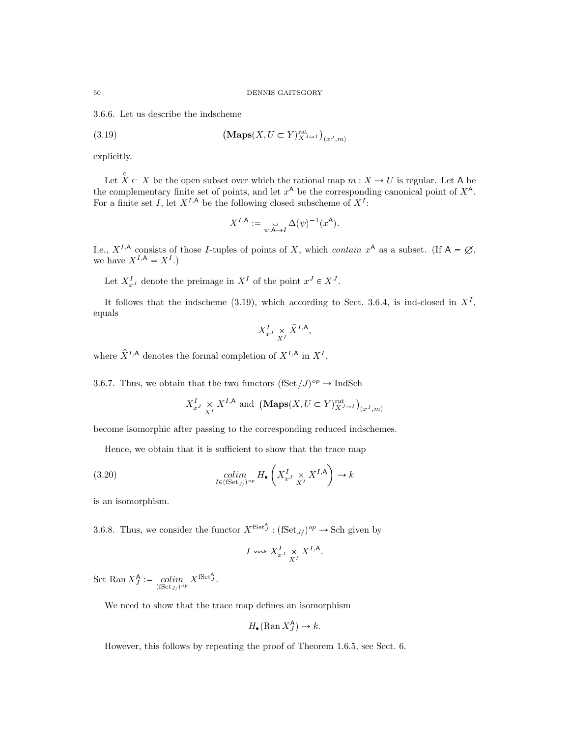3.6.6. Let us describe the indscheme

$$\left(\mathbf{Maps}(X, U \subset Y)^{\mathrm{rat}}_{X^{J\to I}}\right)_{(x^J, m)} \tag{3.19}$$

explicitly.

Let $\overset{\circ}{X} \subset X$ be the open subset over which the rational map $m : X \to U$ is regular. Let $\mathsf{A}$ be the complementary finite set of points, and let $x^{\mathsf{A}}$ be the corresponding canonical point of $X^{\mathsf{A}}$. For a finite set $I$, let $X^{I,\mathsf{A}}$ be the following closed subscheme of $X^I$:

$$X^{I,\mathsf{A}} := \underset{\psi:\mathsf{A}\to I}{\cup} \Delta(\psi)^{-1}(x^{\mathsf{A}}).$$

I.e., $X^{I,\mathsf{A}}$ consists of those $I$-tuples of points of $X$, which *contain* $x^{\mathsf{A}}$ as a subset. (If $\mathsf{A} = \emptyset$, we have $X^{I,\mathsf{A}} = X^I$.)

Let $X^I_{x^J}$ denote the preimage in $X^I$ of the point $x^J \in X^J$.

It follows that the indscheme (3.19), which according to Sect. 3.6.4, is ind-closed in $X^I$, equals

$$X^I_{x^J} \underset{X^I}{\times} \widehat{X}^{I,\mathsf{A}},$$

where $\widehat{X}^{I,\mathsf{A}}$ denotes the formal completion of $X^{I,\mathsf{A}}$ in $X^I$.

3.6.7. Thus, we obtain that the two functors $(\mathrm{fSet}/J)^{op} \to \mathrm{IndSch}$

$$X^I_{x^J} \underset{X^I}{\times} X^{I,\mathsf{A}} \text{ and } \left(\mathbf{Maps}(X, U \subset Y)^{\mathrm{rat}}_{X^{J\to I}}\right)_{(x^J, m)}$$

become isomorphic after passing to the corresponding reduced indschemes.

Hence, we obtain that it is sufficient to show that the trace map

$$\underset{I \in (\mathrm{fSet}_{J/})^{op}}{colim} H_\bullet\left(X^I_{x^J} \underset{X^I}{\times} X^{I,\mathsf{A}}\right) \to k \tag{3.20}$$

is an isomorphism.

3.6.8. Thus, we consider the functor $X^{\mathrm{fSet}^{\mathsf{A}}_J} : (\mathrm{fSet}_{J/})^{op} \to \mathrm{Sch}$ given by

$$I \rightsquigarrow X^I_{x^J} \underset{X^I}{\times} X^{I,\mathsf{A}}.$$

Set $\mathrm{Ran}\, X^{\mathsf{A}}_J := \underset{(\mathrm{fSet}_{J/})^{op}}{colim} X^{\mathrm{fSet}^{\mathsf{A}}_J}$.

We need to show that the trace map defines an isomorphism

$$H_\bullet(\mathrm{Ran}\, X^{\mathsf{A}}_J) \to k.$$

However, this follows by repeating the proof of Theorem 1.6.5, see Sect. 6.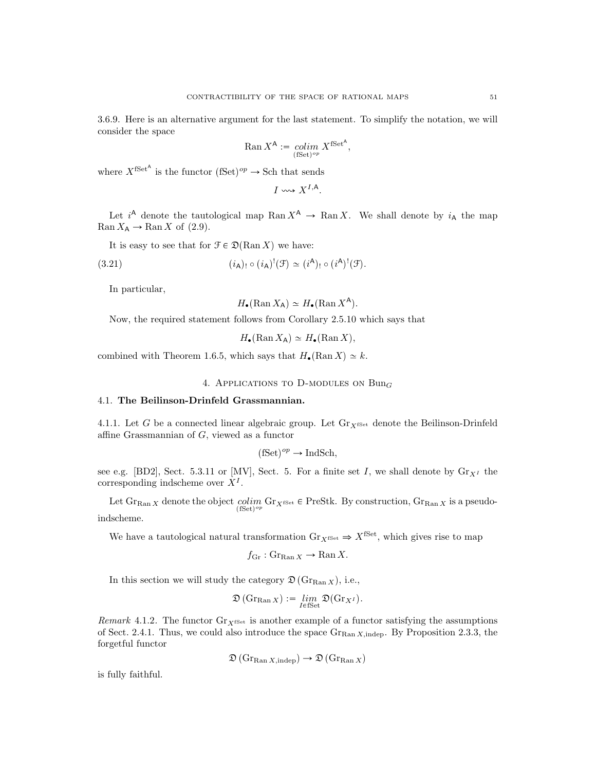3.6.9. Here is an alternative argument for the last statement. To simplify the notation, we will consider the space

$$\operatorname{Ran} X^{\mathsf{A}} := \underset{(\mathrm{fSet})^{op}}{colim}\, X^{\mathrm{fSet}^{\mathsf{A}}},$$

where $X^{\mathrm{fSet}^{\mathsf{A}}}$ is the functor $(\mathrm{fSet})^{op} \to \mathrm{Sch}$ that sends

$$I \rightsquigarrow X^{I,\mathsf{A}}.$$

Let $i^{\mathsf{A}}$ denote the tautological map $\operatorname{Ran} X^{\mathsf{A}} \to \operatorname{Ran} X$. We shall denote by $i_{\mathsf{A}}$ the map $\operatorname{Ran} X_{\mathsf{A}} \to \operatorname{Ran} X$ of (2.9).

It is easy to see that for $\mathcal{F} \in \mathfrak{D}(\operatorname{Ran} X)$ we have:

$$(i_{\mathsf{A}})_! \circ (i_{\mathsf{A}})^!(\mathcal{F}) \simeq (i^{\mathsf{A}})_! \circ (i^{\mathsf{A}})^!(\mathcal{F}). \tag{3.21}$$

In particular,

$$H_\bullet(\operatorname{Ran} X_{\mathsf{A}}) \simeq H_\bullet(\operatorname{Ran} X^{\mathsf{A}}).$$

Now, the required statement follows from Corollary 2.5.10 which says that

$$H_\bullet(\operatorname{Ran} X_{\mathsf{A}}) \simeq H_\bullet(\operatorname{Ran} X),$$

combined with Theorem 1.6.5, which says that $H_\bullet(\operatorname{Ran} X) \simeq k$.

## 4. Applications to D-modules on $\mathrm{Bun}_G$

### 4.1. **The Beilinson-Drinfeld Grassmannian.**

4.1.1. Let $G$ be a connected linear algebraic group. Let $\mathrm{Gr}_{X^{\mathrm{fSet}}}$ denote the Beilinson-Drinfeld affine Grassmannian of $G$, viewed as a functor

$$(\mathrm{fSet})^{op} \to \mathrm{IndSch},$$

see e.g. [BD2], Sect. 5.3.11 or [MV], Sect. 5. For a finite set $I$, we shall denote by $\mathrm{Gr}_{X^I}$ the corresponding indscheme over $X^I$.

Let $\mathrm{Gr}_{\operatorname{Ran} X}$ denote the object $\underset{(\mathrm{fSet})^{op}}{colim}\, \mathrm{Gr}_{X^{\mathrm{fSet}}} \in \mathrm{PreStk}$. By construction, $\mathrm{Gr}_{\operatorname{Ran} X}$ is a pseudo-indscheme.

We have a tautological natural transformation $\mathrm{Gr}_{X^{\mathrm{fSet}}} \Rightarrow X^{\mathrm{fSet}}$, which gives rise to map

$$f_{\mathrm{Gr}} : \mathrm{Gr}_{\operatorname{Ran} X} \to \operatorname{Ran} X.$$

In this section we will study the category $\mathfrak{D}(\mathrm{Gr}_{\operatorname{Ran} X})$, i.e.,

$$\mathfrak{D}(\mathrm{Gr}_{\operatorname{Ran} X}) := \underset{I \in \mathrm{fSet}}{lim}\, \mathfrak{D}(\mathrm{Gr}_{X^I}).$$

*Remark* 4.1.2. The functor $\mathrm{Gr}_{X^{\mathrm{fSet}}}$ is another example of a functor satisfying the assumptions of Sect. 2.4.1. Thus, we could also introduce the space $\mathrm{Gr}_{\operatorname{Ran} X,\mathrm{indep}}$. By Proposition 2.3.3, the forgetful functor

$$\mathfrak{D}(\mathrm{Gr}_{\operatorname{Ran} X,\mathrm{indep}}) \to \mathfrak{D}(\mathrm{Gr}_{\operatorname{Ran} X})$$

is fully faithful.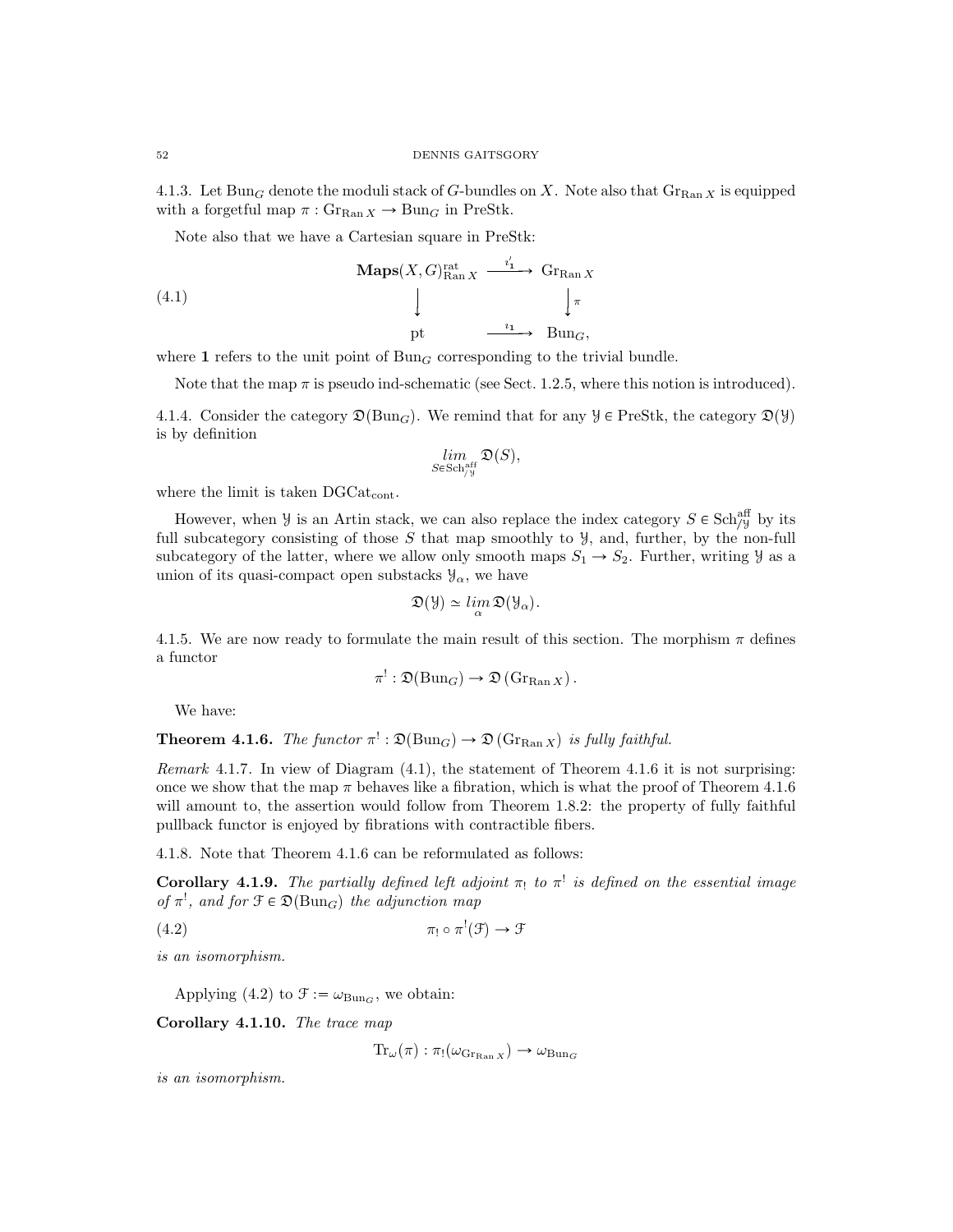4.1.3. Let $\mathrm{Bun}_G$ denote the moduli stack of $G$-bundles on $X$. Note also that $\mathrm{Gr}_{\mathrm{Ran}\, X}$ is equipped with a forgetful map $\pi : \mathrm{Gr}_{\mathrm{Ran}\, X} \to \mathrm{Bun}_G$ in PreStk.

Note also that we have a Cartesian square in PreStk:

$$
\begin{array}{ccc}
\mathbf{Maps}(X, G)^{\mathrm{rat}}_{\mathrm{Ran}\, X} & \xrightarrow{\imath'_{\mathbf{1}}} & \mathrm{Gr}_{\mathrm{Ran}\, X} \\
\downarrow & & \downarrow \pi \\
\mathrm{pt} & \xrightarrow{\imath_{\mathbf{1}}} & \mathrm{Bun}_G,
\end{array}
\tag{4.1}
$$

where $\mathbf{1}$ refers to the unit point of $\mathrm{Bun}_G$ corresponding to the trivial bundle.

Note that the map $\pi$ is pseudo ind-schematic (see Sect. 1.2.5, where this notion is introduced).

4.1.4. Consider the category $\mathfrak{D}(\mathrm{Bun}_G)$. We remind that for any $\mathcal{Y} \in \mathrm{PreStk}$, the category $\mathfrak{D}(\mathcal{Y})$ is by definition

$$\underset{S \in \mathrm{Sch}^{\mathrm{aff}}_{/\mathcal{Y}}}{\lim} \mathfrak{D}(S),$$

where the limit is taken $\mathrm{DGCat}_{\mathrm{cont}}$.

However, when $\mathcal{Y}$ is an Artin stack, we can also replace the index category $S \in \mathrm{Sch}^{\mathrm{aff}}_{/\mathcal{Y}}$ by its full subcategory consisting of those $S$ that map smoothly to $\mathcal{Y}$, and, further, by the non-full subcategory of the latter, where we allow only smooth maps $S_1 \to S_2$. Further, writing $\mathcal{Y}$ as a union of its quasi-compact open substacks $\mathcal{Y}_\alpha$, we have

$$\mathfrak{D}(\mathcal{Y}) \simeq \underset{\alpha}{\lim}\, \mathfrak{D}(\mathcal{Y}_\alpha).$$

4.1.5. We are now ready to formulate the main result of this section. The morphism $\pi$ defines a functor

$$\pi^! : \mathfrak{D}(\mathrm{Bun}_G) \to \mathfrak{D}\left(\mathrm{Gr}_{\mathrm{Ran}\, X}\right).$$

We have:

**Theorem 4.1.6.** *The functor $\pi^! : \mathfrak{D}(\mathrm{Bun}_G) \to \mathfrak{D}\left(\mathrm{Gr}_{\mathrm{Ran}\, X}\right)$ is fully faithful.*

*Remark* 4.1.7. In view of Diagram (4.1), the statement of Theorem 4.1.6 it is not surprising: once we show that the map $\pi$ behaves like a fibration, which is what the proof of Theorem 4.1.6 will amount to, the assertion would follow from Theorem 1.8.2: the property of fully faithful pullback functor is enjoyed by fibrations with contractible fibers.

4.1.8. Note that Theorem 4.1.6 can be reformulated as follows:

**Corollary 4.1.9.** *The partially defined left adjoint $\pi_!$ to $\pi^!$ is defined on the essential image of $\pi^!$, and for $\mathcal{F} \in \mathfrak{D}(\mathrm{Bun}_G)$ the adjunction map*

$$\pi_! \circ \pi^!(\mathcal{F}) \to \mathcal{F} \tag{4.2}$$

*is an isomorphism.*

Applying (4.2) to $\mathcal{F} := \omega_{\mathrm{Bun}_G}$, we obtain:

**Corollary 4.1.10.** *The trace map*

$$\mathrm{Tr}_\omega(\pi) : \pi_!(\omega_{\mathrm{Gr}_{\mathrm{Ran}\, X}}) \to \omega_{\mathrm{Bun}_G}$$

*is an isomorphism.*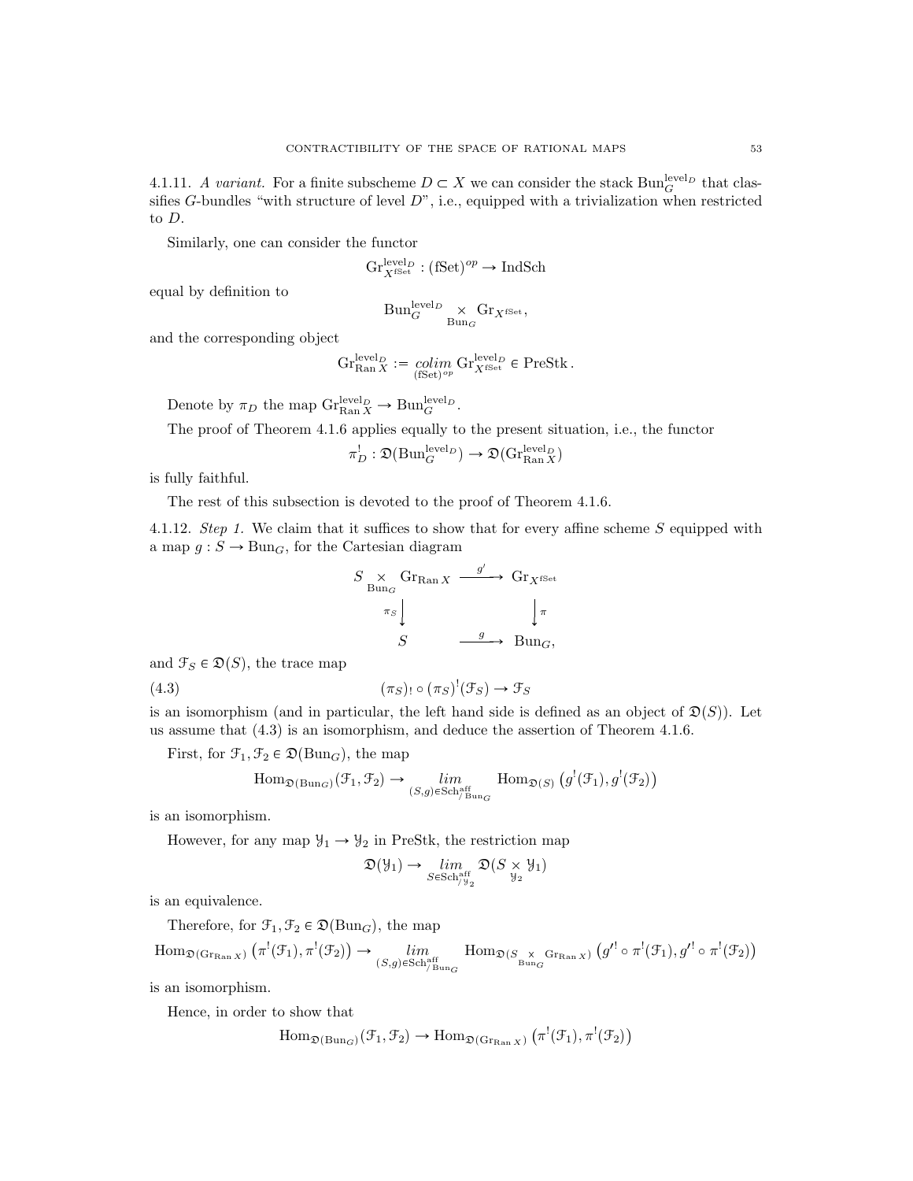4.1.11. *A variant.* For a finite subscheme $D \subset X$ we can consider the stack $\mathrm{Bun}_G^{\mathrm{level}_D}$ that classifies $G$-bundles "with structure of level $D$", i.e., equipped with a trivialization when restricted to $D$.

Similarly, one can consider the functor

$$\mathrm{Gr}^{\mathrm{level}_D}_{X^{\mathrm{fSet}}} : (\mathrm{fSet})^{op} \to \mathrm{IndSch}$$

equal by definition to

$$\mathrm{Bun}_G^{\mathrm{level}_D} \underset{\mathrm{Bun}_G}{\times} \mathrm{Gr}_{X^{\mathrm{fSet}}},$$

and the corresponding object

$$\mathrm{Gr}^{\mathrm{level}_D}_{\mathrm{Ran}\, X} := \underset{(\mathrm{fSet})^{op}}{colim}\, \mathrm{Gr}^{\mathrm{level}_D}_{X^{\mathrm{fSet}}} \in \mathrm{PreStk}\,.$$

Denote by $\pi_D$ the map $\mathrm{Gr}^{\mathrm{level}_D}_{\mathrm{Ran}\, X} \to \mathrm{Bun}_G^{\mathrm{level}_D}$.

The proof of Theorem 4.1.6 applies equally to the present situation, i.e., the functor

$$\pi_D^! : \mathfrak{D}(\mathrm{Bun}_G^{\mathrm{level}_D}) \to \mathfrak{D}(\mathrm{Gr}^{\mathrm{level}_D}_{\mathrm{Ran}\, X})$$

is fully faithful.

The rest of this subsection is devoted to the proof of Theorem 4.1.6.

4.1.12. *Step 1.* We claim that it suffices to show that for every affine scheme $S$ equipped with a map $g : S \to \mathrm{Bun}_G$, for the Cartesian diagram

$$\begin{array}{ccc} S \underset{\mathrm{Bun}_G}{\times} \mathrm{Gr}_{\mathrm{Ran}\, X} & \xrightarrow{g'} & \mathrm{Gr}_{X^{\mathrm{fSet}}} \\ \Big\downarrow{\scriptstyle \pi_S} & & \Big\downarrow{\scriptstyle \pi} \\ S & \xrightarrow{g} & \mathrm{Bun}_G, \end{array}$$

and $\mathcal{F}_S \in \mathfrak{D}(S)$, the trace map

$$(\pi_S)_! \circ (\pi_S)^!(\mathcal{F}_S) \to \mathcal{F}_S \tag{4.3}$$

is an isomorphism (and in particular, the left hand side is defined as an object of $\mathfrak{D}(S)$). Let us assume that (4.3) is an isomorphism, and deduce the assertion of Theorem 4.1.6.

First, for $\mathcal{F}_1, \mathcal{F}_2 \in \mathfrak{D}(\mathrm{Bun}_G)$, the map

$$\mathrm{Hom}_{\mathfrak{D}(\mathrm{Bun}_G)}(\mathcal{F}_1, \mathcal{F}_2) \to \underset{(S,g) \in \mathrm{Sch}^{\mathrm{aff}}_{/\mathrm{Bun}_G}}{lim} \mathrm{Hom}_{\mathfrak{D}(S)}\left(g^!(\mathcal{F}_1), g^!(\mathcal{F}_2)\right)$$

is an isomorphism.

However, for any map $\mathcal{Y}_1 \to \mathcal{Y}_2$ in PreStk, the restriction map

$$\mathfrak{D}(\mathcal{Y}_1) \to \underset{S \in \mathrm{Sch}^{\mathrm{aff}}_{/\mathcal{Y}_2}}{lim} \mathfrak{D}(S \underset{\mathcal{Y}_2}{\times} \mathcal{Y}_1)$$

is an equivalence.

Therefore, for $\mathcal{F}_1, \mathcal{F}_2 \in \mathfrak{D}(\mathrm{Bun}_G)$, the map

$$\mathrm{Hom}_{\mathfrak{D}(\mathrm{Gr}_{\mathrm{Ran}\, X})}\left(\pi^!(\mathcal{F}_1), \pi^!(\mathcal{F}_2)\right) \to \underset{(S,g) \in \mathrm{Sch}^{\mathrm{aff}}_{/\mathrm{Bun}_G}}{lim} \mathrm{Hom}_{\mathfrak{D}(S \underset{\mathrm{Bun}_G}{\times} \mathrm{Gr}_{\mathrm{Ran}\, X})}\left(g'^! \circ \pi^!(\mathcal{F}_1), g'^! \circ \pi^!(\mathcal{F}_2)\right)$$

is an isomorphism.

Hence, in order to show that

$$\mathrm{Hom}_{\mathfrak{D}(\mathrm{Bun}_G)}(\mathcal{F}_1, \mathcal{F}_2) \to \mathrm{Hom}_{\mathfrak{D}(\mathrm{Gr}_{\mathrm{Ran}\, X})}\left(\pi^!(\mathcal{F}_1), \pi^!(\mathcal{F}_2)\right)$$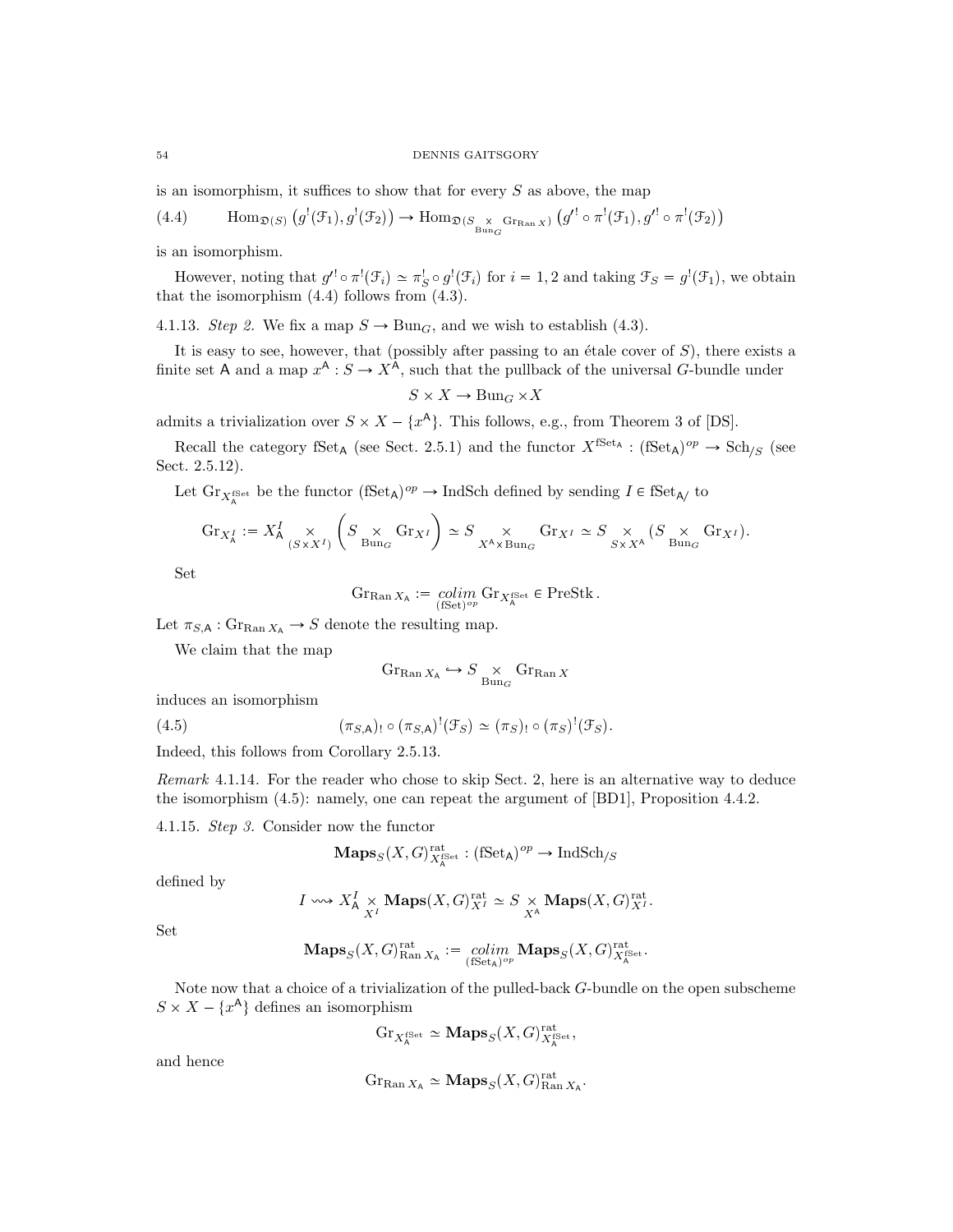is an isomorphism, it suffices to show that for every $S$ as above, the map

$$\mathrm{Hom}_{\mathfrak{D}(S)}\left(g^!(\mathcal{F}_1), g^!(\mathcal{F}_2)\right) \to \mathrm{Hom}_{\mathfrak{D}(S \underset{\mathrm{Bun}_G}{\times} \mathrm{Gr}_{\mathrm{Ran}\, X})}\left(g'^! \circ \pi^!(\mathcal{F}_1), g'^! \circ \pi^!(\mathcal{F}_2)\right) \tag{4.4}$$

is an isomorphism.

However, noting that $g'^! \circ \pi^!(\mathcal{F}_i) \simeq \pi_S^! \circ g^!(\mathcal{F}_i)$ for $i = 1, 2$ and taking $\mathcal{F}_S = g^!(\mathcal{F}_1)$, we obtain that the isomorphism (4.4) follows from (4.3).

4.1.13. *Step 2.* We fix a map $S \to \mathrm{Bun}_G$, and we wish to establish (4.3).

It is easy to see, however, that (possibly after passing to an étale cover of $S$), there exists a finite set $\mathsf{A}$ and a map $x^{\mathsf{A}} : S \to X^{\mathsf{A}}$, such that the pullback of the universal $G$-bundle under

$$S \times X \to \mathrm{Bun}_G \times X$$

admits a trivialization over $S \times X - \{x^{\mathsf{A}}\}$. This follows, e.g., from Theorem 3 of [DS].

Recall the category $\mathrm{fSet}_{\mathsf{A}}$ (see Sect. 2.5.1) and the functor $X^{\mathrm{fSet}_{\mathsf{A}}} : (\mathrm{fSet}_{\mathsf{A}})^{op} \to \mathrm{Sch}_{/S}$ (see Sect. 2.5.12).

Let $\mathrm{Gr}_{X_{\mathsf{A}}^{\mathrm{fSet}}}$ be the functor $(\mathrm{fSet}_{\mathsf{A}})^{op} \to \mathrm{IndSch}$ defined by sending $I \in \mathrm{fSet}_{\mathsf{A}/}$ to

$$\mathrm{Gr}_{X_{\mathsf{A}}^I} := X_{\mathsf{A}}^I \underset{(S \times X^I)}{\times} \left(S \underset{\mathrm{Bun}_G}{\times} \mathrm{Gr}_{X^I}\right) \simeq S \underset{X^{\mathsf{A}} \times \mathrm{Bun}_G}{\times} \mathrm{Gr}_{X^I} \simeq S \underset{S \times X^{\mathsf{A}}}{\times} (S \underset{\mathrm{Bun}_G}{\times} \mathrm{Gr}_{X^I}).$$

Set

$$\mathrm{Gr}_{\mathrm{Ran}\, X_{\mathsf{A}}} := \underset{(\mathrm{fSet})^{op}}{colim}\, \mathrm{Gr}_{X_{\mathsf{A}}^{\mathrm{fSet}}} \in \mathrm{PreStk}\,.$$

Let $\pi_{S,\mathsf{A}} : \mathrm{Gr}_{\mathrm{Ran}\, X_{\mathsf{A}}} \to S$ denote the resulting map.

We claim that the map

$$\mathrm{Gr}_{\mathrm{Ran}\, X_{\mathsf{A}}} \hookrightarrow S \underset{\mathrm{Bun}_G}{\times} \mathrm{Gr}_{\mathrm{Ran}\, X}$$

induces an isomorphism

$$(\pi_{S,\mathsf{A}})_! \circ (\pi_{S,\mathsf{A}})^!(\mathcal{F}_S) \simeq (\pi_S)_! \circ (\pi_S)^!(\mathcal{F}_S). \tag{4.5}$$

Indeed, this follows from Corollary 2.5.13.

*Remark* 4.1.14. For the reader who chose to skip Sect. 2, here is an alternative way to deduce the isomorphism (4.5): namely, one can repeat the argument of [BD1], Proposition 4.4.2.

4.1.15. *Step 3.* Consider now the functor

$$\mathbf{Maps}_S(X, G)^{\mathrm{rat}}_{X_{\mathsf{A}}^{\mathrm{fSet}}} : (\mathrm{fSet}_{\mathsf{A}})^{op} \to \mathrm{IndSch}_{/S}$$

defined by

$$I \rightsquigarrow X_{\mathsf{A}}^I \underset{X^I}{\times} \mathbf{Maps}(X, G)^{\mathrm{rat}}_{X^I} \simeq S \underset{X^{\mathsf{A}}}{\times} \mathbf{Maps}(X, G)^{\mathrm{rat}}_{X^I}.$$

Set

$$\mathbf{Maps}_S(X, G)^{\mathrm{rat}}_{\mathrm{Ran}\, X_{\mathsf{A}}} := \underset{(\mathrm{fSet}_{\mathsf{A}})^{op}}{colim}\, \mathbf{Maps}_S(X, G)^{\mathrm{rat}}_{X_{\mathsf{A}}^{\mathrm{fSet}}}.$$

Note now that a choice of a trivialization of the pulled-back $G$-bundle on the open subscheme $S \times X - \{x^{\mathsf{A}}\}$ defines an isomorphism

$$\mathrm{Gr}_{X_{\mathsf{A}}^{\mathrm{fSet}}} \simeq \mathbf{Maps}_S(X, G)^{\mathrm{rat}}_{X_{\mathsf{A}}^{\mathrm{fSet}}},$$

and hence

$$\mathrm{Gr}_{\mathrm{Ran}\, X_{\mathsf{A}}} \simeq \mathbf{Maps}_S(X, G)^{\mathrm{rat}}_{\mathrm{Ran}\, X_{\mathsf{A}}}.$$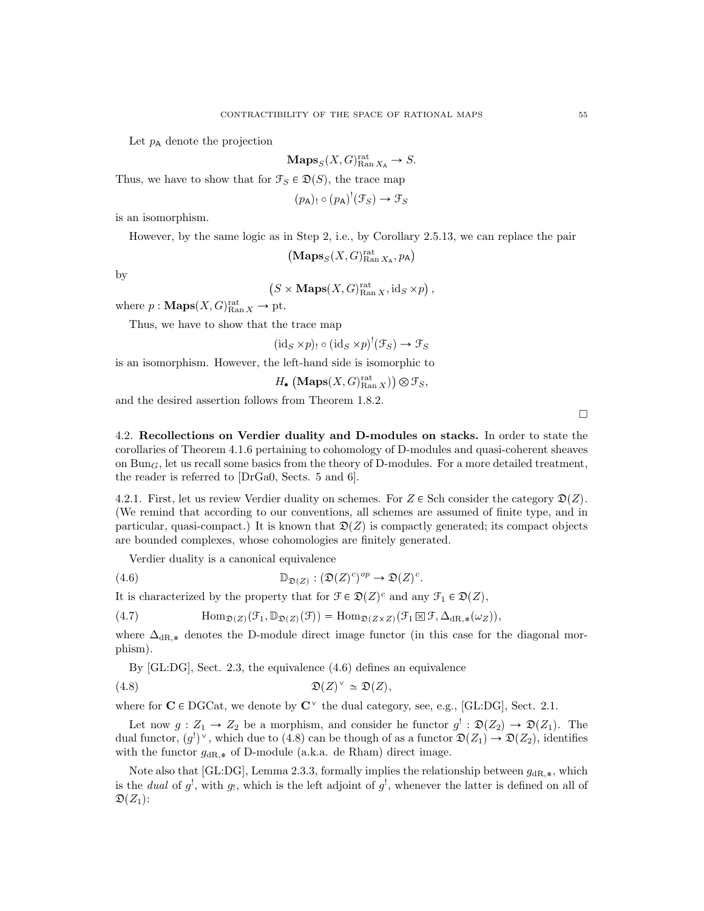Let $p_{\mathsf{A}}$ denote the projection

$$\mathbf{Maps}_S(X,G)^{\mathrm{rat}}_{\mathrm{Ran}\, X_{\mathsf{A}}} \to S.$$

Thus, we have to show that for $\mathcal{F}_S \in \mathfrak{D}(S)$, the trace map

$$(p_{\mathsf{A}})_! \circ (p_{\mathsf{A}})^!(\mathcal{F}_S) \to \mathcal{F}_S$$

is an isomorphism.

However, by the same logic as in Step 2, i.e., by Corollary 2.5.13, we can replace the pair

$$\left(\mathbf{Maps}_S(X,G)^{\mathrm{rat}}_{\mathrm{Ran}\, X_{\mathsf{A}}}, p_{\mathsf{A}}\right)$$

by

$$\left(S \times \mathbf{Maps}(X,G)^{\mathrm{rat}}_{\mathrm{Ran}\, X}, \mathrm{id}_S \times p\right),$$

where $p : \mathbf{Maps}(X,G)^{\mathrm{rat}}_{\mathrm{Ran}\, X} \to \mathrm{pt}$.

Thus, we have to show that the trace map

$$(\mathrm{id}_S \times p)_! \circ (\mathrm{id}_S \times p)^!(\mathcal{F}_S) \to \mathcal{F}_S$$

is an isomorphism. However, the left-hand side is isomorphic to

$$H_\bullet\left(\mathbf{Maps}(X,G)^{\mathrm{rat}}_{\mathrm{Ran}\, X}\right) \otimes \mathcal{F}_S,$$

and the desired assertion follows from Theorem 1.8.2.

□

4.2. **Recollections on Verdier duality and D-modules on stacks.** In order to state the corollaries of Theorem 4.1.6 pertaining to cohomology of D-modules and quasi-coherent sheaves on $\mathrm{Bun}_G$, let us recall some basics from the theory of D-modules. For a more detailed treatment, the reader is referred to [DrGa0, Sects. 5 and 6].

4.2.1. First, let us review Verdier duality on schemes. For $Z \in \mathrm{Sch}$ consider the category $\mathfrak{D}(Z)$. (We remind that according to our conventions, all schemes are assumed of finite type, and in particular, quasi-compact.) It is known that $\mathfrak{D}(Z)$ is compactly generated; its compact objects are bounded complexes, whose cohomologies are finitely generated.

Verdier duality is a canonical equivalence

$$\mathbb{D}_{\mathfrak{D}(Z)} : (\mathfrak{D}(Z)^c)^{op} \to \mathfrak{D}(Z)^c. \tag{4.6}$$

It is characterized by the property that for $\mathcal{F} \in \mathfrak{D}(Z)^c$ and any $\mathcal{F}_1 \in \mathfrak{D}(Z)$,

$$\mathrm{Hom}_{\mathfrak{D}(Z)}(\mathcal{F}_1, \mathbb{D}_{\mathfrak{D}(Z)}(\mathcal{F})) = \mathrm{Hom}_{\mathfrak{D}(Z\times Z)}(\mathcal{F}_1 \boxtimes \mathcal{F}, \Delta_{\mathrm{dR},*}(\omega_Z)), \tag{4.7}$$

where $\Delta_{\mathrm{dR},*}$ denotes the D-module direct image functor (in this case for the diagonal morphism).

By [GL:DG], Sect. 2.3, the equivalence (4.6) defines an equivalence

$$\mathfrak{D}(Z)^\vee \simeq \mathfrak{D}(Z), \tag{4.8}$$

where for $\mathbf{C} \in \mathrm{DGCat}$, we denote by $\mathbf{C}^\vee$ the dual category, see, e.g., [GL:DG], Sect. 2.1.

Let now $g : Z_1 \to Z_2$ be a morphism, and consider he functor $g^! : \mathfrak{D}(Z_2) \to \mathfrak{D}(Z_1)$. The dual functor, $(g^!)^\vee$, which due to (4.8) can be though of as a functor $\mathfrak{D}(Z_1) \to \mathfrak{D}(Z_2)$, identifies with the functor $g_{\mathrm{dR},*}$ of D-module (a.k.a. de Rham) direct image.

Note also that [GL:DG], Lemma 2.3.3, formally implies the relationship between $g_{\mathrm{dR},*}$, which is the *dual* of $g^!$, with $g_!$, which is the left adjoint of $g^!$, whenever the latter is defined on all of $\mathfrak{D}(Z_1)$: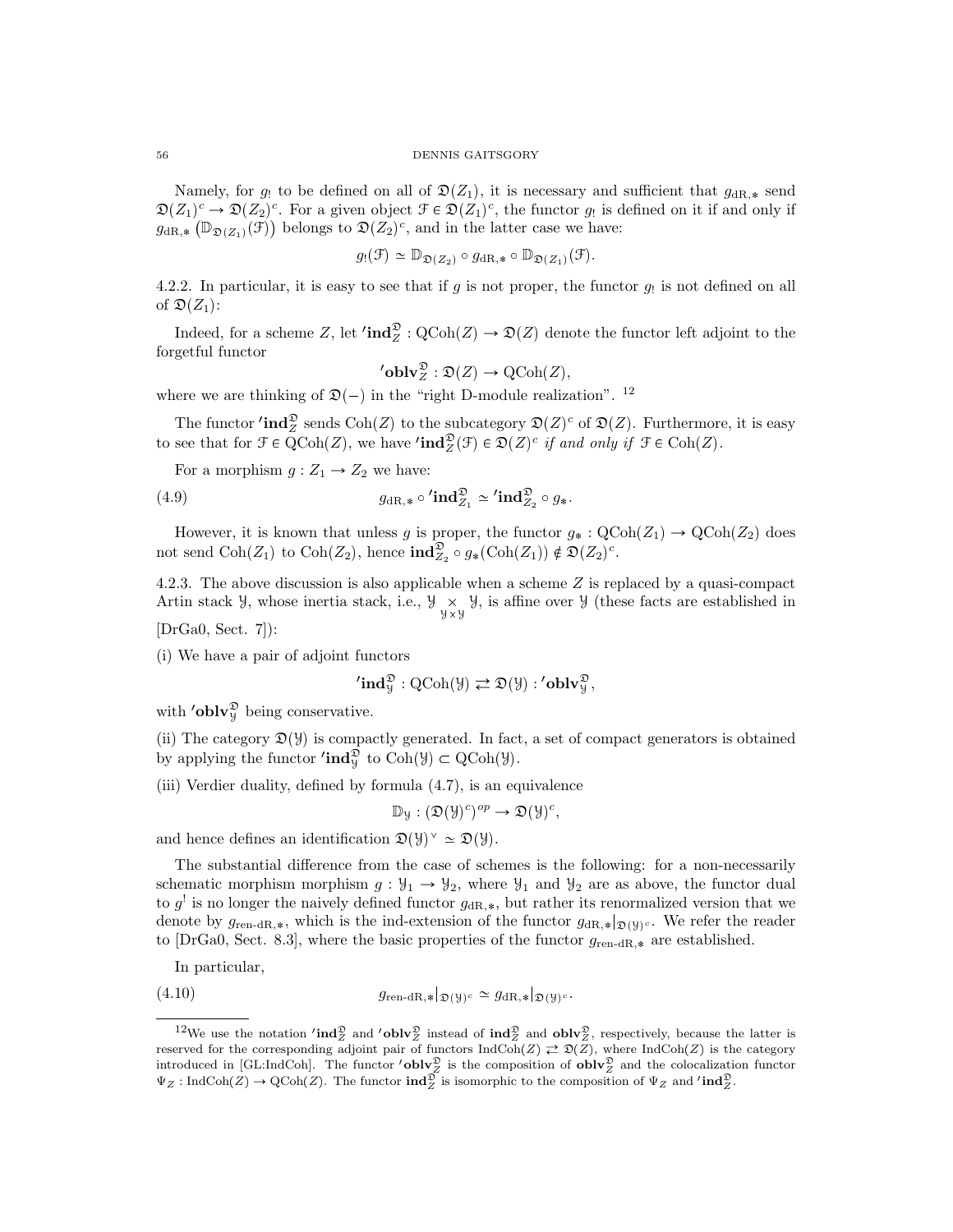Namely, for $g_!$ to be defined on all of $\mathfrak{D}(Z_1)$, it is necessary and sufficient that $g_{\mathrm{dR},*}$ send $\mathfrak{D}(Z_1)^c \to \mathfrak{D}(Z_2)^c$. For a given object $\mathcal{F} \in \mathfrak{D}(Z_1)^c$, the functor $g_!$ is defined on it if and only if $g_{\mathrm{dR},*}\left(\mathbb{D}_{\mathfrak{D}(Z_1)}(\mathcal{F})\right)$ belongs to $\mathfrak{D}(Z_2)^c$, and in the latter case we have:

$$g_!(\mathcal{F}) \simeq \mathbb{D}_{\mathfrak{D}(Z_2)} \circ g_{\mathrm{dR},*} \circ \mathbb{D}_{\mathfrak{D}(Z_1)}(\mathcal{F}).$$

4.2.2. In particular, it is easy to see that if $g$ is not proper, the functor $g_!$ is not defined on all of $\mathfrak{D}(Z_1)$:

Indeed, for a scheme $Z$, let $\mathbf{'ind}^{\mathfrak{D}}_Z : \mathrm{QCoh}(Z) \to \mathfrak{D}(Z)$ denote the functor left adjoint to the forgetful functor

$$\mathbf{'oblv}^{\mathfrak{D}}_Z : \mathfrak{D}(Z) \to \mathrm{QCoh}(Z),$$

where we are thinking of $\mathfrak{D}(-)$ in the "right D-module realization". [12]

The functor $\mathbf{'ind}^{\mathfrak{D}}_Z$ sends $\mathrm{Coh}(Z)$ to the subcategory $\mathfrak{D}(Z)^c$ of $\mathfrak{D}(Z)$. Furthermore, it is easy to see that for $\mathcal{F} \in \mathrm{QCoh}(Z)$, we have $\mathbf{'ind}^{\mathfrak{D}}_Z(\mathcal{F}) \in \mathfrak{D}(Z)^c$ *if and only if* $\mathcal{F} \in \mathrm{Coh}(Z)$.

For a morphism $g : Z_1 \to Z_2$ we have:

$$g_{\mathrm{dR},*} \circ \mathbf{'ind}^{\mathfrak{D}}_{Z_1} \simeq \mathbf{'ind}^{\mathfrak{D}}_{Z_2} \circ g_*. \tag{4.9}$$

However, it is known that unless $g$ is proper, the functor $g_* : \mathrm{QCoh}(Z_1) \to \mathrm{QCoh}(Z_2)$ does not send $\mathrm{Coh}(Z_1)$ to $\mathrm{Coh}(Z_2)$, hence $\mathbf{ind}^{\mathfrak{D}}_{Z_2} \circ g_*(\mathrm{Coh}(Z_1)) \notin \mathfrak{D}(Z_2)^c$.

4.2.3. The above discussion is also applicable when a scheme $Z$ is replaced by a quasi-compact Artin stack $\mathcal{Y}$, whose inertia stack, i.e., $\mathcal{Y} \underset{\mathcal{Y}\times\mathcal{Y}}{\times} \mathcal{Y}$, is affine over $\mathcal{Y}$ (these facts are established in [DrGa0, Sect. 7]):

(i) We have a pair of adjoint functors

$$\mathbf{'ind}^{\mathfrak{D}}_{\mathcal{Y}} : \mathrm{QCoh}(\mathcal{Y}) \rightleftarrows \mathfrak{D}(\mathcal{Y}) : \mathbf{'oblv}^{\mathfrak{D}}_{\mathcal{Y}},$$

with $\mathbf{'oblv}^{\mathfrak{D}}_{\mathcal{Y}}$ being conservative.

(ii) The category $\mathfrak{D}(\mathcal{Y})$ is compactly generated. In fact, a set of compact generators is obtained by applying the functor $\mathbf{'ind}^{\mathfrak{D}}_{\mathcal{Y}}$ to $\mathrm{Coh}(\mathcal{Y}) \subset \mathrm{QCoh}(\mathcal{Y})$.

(iii) Verdier duality, defined by formula (4.7), is an equivalence

$$\mathbb{D}_{\mathcal{Y}} : (\mathfrak{D}(\mathcal{Y})^c)^{op} \to \mathfrak{D}(\mathcal{Y})^c,$$

and hence defines an identification $\mathfrak{D}(\mathcal{Y})^\vee \simeq \mathfrak{D}(\mathcal{Y})$.

The substantial difference from the case of schemes is the following: for a non-necessarily schematic morphism morphism $g : \mathcal{Y}_1 \to \mathcal{Y}_2$, where $\mathcal{Y}_1$ and $\mathcal{Y}_2$ are as above, the functor dual to $g^!$ is no longer the naively defined functor $g_{\mathrm{dR},*}$, but rather its renormalized version that we denote by $g_{\text{ren-dR},*}$, which is the ind-extension of the functor $g_{\mathrm{dR},*}|_{\mathfrak{D}(\mathcal{Y})^c}$. We refer the reader to [DrGa0, Sect. 8.3], where the basic properties of the functor $g_{\text{ren-dR},*}$ are established.

In particular,

$$g_{\text{ren-dR},*}|_{\mathfrak{D}(\mathcal{Y})^c} \simeq g_{\mathrm{dR},*}|_{\mathfrak{D}(\mathcal{Y})^c}. \tag{4.10}$$

---

[12] We use the notation $\mathbf{'ind}^{\mathfrak{D}}_Z$ and $\mathbf{'oblv}^{\mathfrak{D}}_Z$ instead of $\mathbf{ind}^{\mathfrak{D}}_Z$ and $\mathbf{oblv}^{\mathfrak{D}}_Z$, respectively, because the latter is reserved for the corresponding adjoint pair of functors $\mathrm{IndCoh}(Z) \rightleftarrows \mathfrak{D}(Z)$, where $\mathrm{IndCoh}(Z)$ is the category introduced in [GL:IndCoh]. The functor $\mathbf{'oblv}^{\mathfrak{D}}_Z$ is the composition of $\mathbf{oblv}^{\mathfrak{D}}_Z$ and the colocalization functor $\Psi_Z : \mathrm{IndCoh}(Z) \to \mathrm{QCoh}(Z)$. The functor $\mathbf{ind}^{\mathfrak{D}}_Z$ is isomorphic to the composition of $\Psi_Z$ and $\mathbf{'ind}^{\mathfrak{D}}_Z$.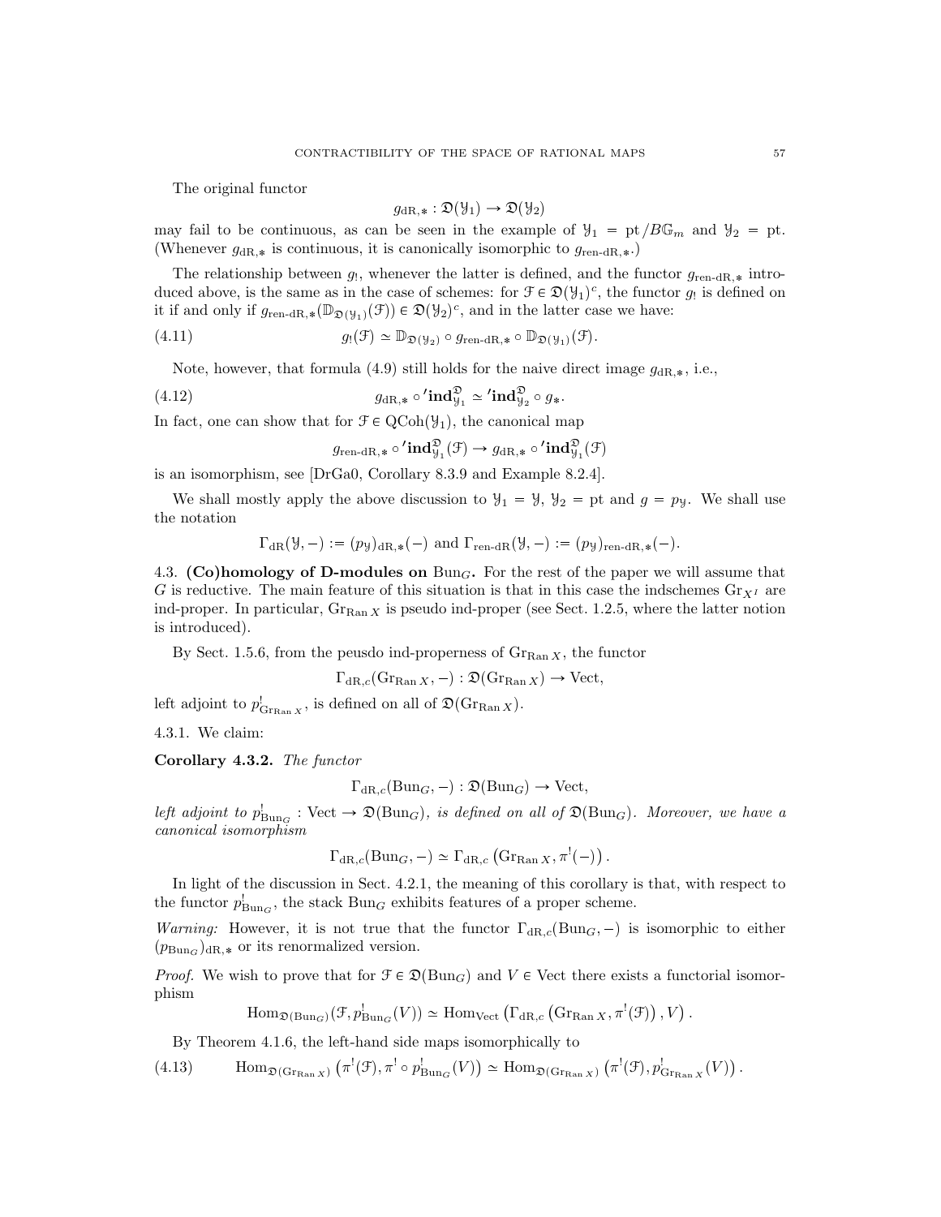The original functor

$$g_{\mathrm{dR},*} : \mathfrak{D}(\mathcal{Y}_1) \to \mathfrak{D}(\mathcal{Y}_2)$$

may fail to be continuous, as can be seen in the example of $\mathcal{Y}_1 = \mathrm{pt}/B\mathbb{G}_m$ and $\mathcal{Y}_2 = \mathrm{pt}$. (Whenever $g_{\mathrm{dR},*}$ is continuous, it is canonically isomorphic to $g_{\text{ren-dR},*}$.)

The relationship between $g_!$, whenever the latter is defined, and the functor $g_{\text{ren-dR},*}$ introduced above, is the same as in the case of schemes: for $\mathcal{F} \in \mathfrak{D}(\mathcal{Y}_1)^c$, the functor $g_!$ is defined on it if and only if $g_{\text{ren-dR},*}(\mathbb{D}_{\mathfrak{D}(\mathcal{Y}_1)}(\mathcal{F})) \in \mathfrak{D}(\mathcal{Y}_2)^c$, and in the latter case we have:

$$g_!(\mathcal{F}) \simeq \mathbb{D}_{\mathfrak{D}(\mathcal{Y}_2)} \circ g_{\text{ren-dR},*} \circ \mathbb{D}_{\mathfrak{D}(\mathcal{Y}_1)}(\mathcal{F}). \tag{4.11}$$

Note, however, that formula (4.9) still holds for the naive direct image $g_{\mathrm{dR},*}$, i.e.,

$$g_{\mathrm{dR},*} \circ {}'\mathbf{ind}^{\mathfrak{D}}_{\mathcal{Y}_1} \simeq {}'\mathbf{ind}^{\mathfrak{D}}_{\mathcal{Y}_2} \circ g_*. \tag{4.12}$$

In fact, one can show that for $\mathcal{F} \in \mathrm{QCoh}(\mathcal{Y}_1)$, the canonical map

$$g_{\text{ren-dR},*} \circ {}'\mathbf{ind}^{\mathfrak{D}}_{\mathcal{Y}_1}(\mathcal{F}) \to g_{\mathrm{dR},*} \circ {}'\mathbf{ind}^{\mathfrak{D}}_{\mathcal{Y}_1}(\mathcal{F})$$

is an isomorphism, see [DrGa0, Corollary 8.3.9 and Example 8.2.4].

We shall mostly apply the above discussion to $\mathcal{Y}_1 = \mathcal{Y}$, $\mathcal{Y}_2 = \mathrm{pt}$ and $g = p_{\mathcal{Y}}$. We shall use the notation

$$\Gamma_{\mathrm{dR}}(\mathcal{Y}, -) := (p_{\mathcal{Y}})_{\mathrm{dR},*}(-) \text{ and } \Gamma_{\text{ren-dR}}(\mathcal{Y}, -) := (p_{\mathcal{Y}})_{\text{ren-dR},*}(-).$$

4.3. **(Co)homology of D-modules on $\mathrm{Bun}_G$.** For the rest of the paper we will assume that $G$ is reductive. The main feature of this situation is that in this case the indschemes $\mathrm{Gr}_{X^I}$ are ind-proper. In particular, $\mathrm{Gr}_{\mathrm{Ran}\, X}$ is pseudo ind-proper (see Sect. 1.2.5, where the latter notion is introduced).

By Sect. 1.5.6, from the peusdo ind-properness of $\mathrm{Gr}_{\mathrm{Ran}\, X}$, the functor

$$\Gamma_{\mathrm{dR},c}(\mathrm{Gr}_{\mathrm{Ran}\, X}, -) : \mathfrak{D}(\mathrm{Gr}_{\mathrm{Ran}\, X}) \to \mathrm{Vect},$$

left adjoint to $p^!_{\mathrm{Gr}_{\mathrm{Ran}\, X}}$, is defined on all of $\mathfrak{D}(\mathrm{Gr}_{\mathrm{Ran}\, X})$.

4.3.1. We claim:

**Corollary 4.3.2.** *The functor*

$$\Gamma_{\mathrm{dR},c}(\mathrm{Bun}_G, -) : \mathfrak{D}(\mathrm{Bun}_G) \to \mathrm{Vect},$$

*left adjoint to $p^!_{\mathrm{Bun}_G} : \mathrm{Vect} \to \mathfrak{D}(\mathrm{Bun}_G)$, is defined on all of $\mathfrak{D}(\mathrm{Bun}_G)$. Moreover, we have a canonical isomorphism*

$$\Gamma_{\mathrm{dR},c}(\mathrm{Bun}_G, -) \simeq \Gamma_{\mathrm{dR},c}\left(\mathrm{Gr}_{\mathrm{Ran}\, X}, \pi^!(-)\right).$$

In light of the discussion in Sect. 4.2.1, the meaning of this corollary is that, with respect to the functor $p^!_{\mathrm{Bun}_G}$, the stack $\mathrm{Bun}_G$ exhibits features of a proper scheme.

*Warning:* However, it is not true that the functor $\Gamma_{\mathrm{dR},c}(\mathrm{Bun}_G, -)$ is isomorphic to either $(p_{\mathrm{Bun}_G})_{\mathrm{dR},*}$ or its renormalized version.

*Proof.* We wish to prove that for $\mathcal{F} \in \mathfrak{D}(\mathrm{Bun}_G)$ and $V \in \mathrm{Vect}$ there exists a functorial isomorphism

$$\mathrm{Hom}_{\mathfrak{D}(\mathrm{Bun}_G)}(\mathcal{F}, p^!_{\mathrm{Bun}_G}(V)) \simeq \mathrm{Hom}_{\mathrm{Vect}}\left(\Gamma_{\mathrm{dR},c}\left(\mathrm{Gr}_{\mathrm{Ran}\, X}, \pi^!(\mathcal{F})\right), V\right).$$

By Theorem 4.1.6, the left-hand side maps isomorphically to

$$\mathrm{Hom}_{\mathfrak{D}(\mathrm{Gr}_{\mathrm{Ran}\, X})}\left(\pi^!(\mathcal{F}), \pi^! \circ p^!_{\mathrm{Bun}_G}(V)\right) \simeq \mathrm{Hom}_{\mathfrak{D}(\mathrm{Gr}_{\mathrm{Ran}\, X})}\left(\pi^!(\mathcal{F}), p^!_{\mathrm{Gr}_{\mathrm{Ran}\, X}}(V)\right). \tag{4.13}$$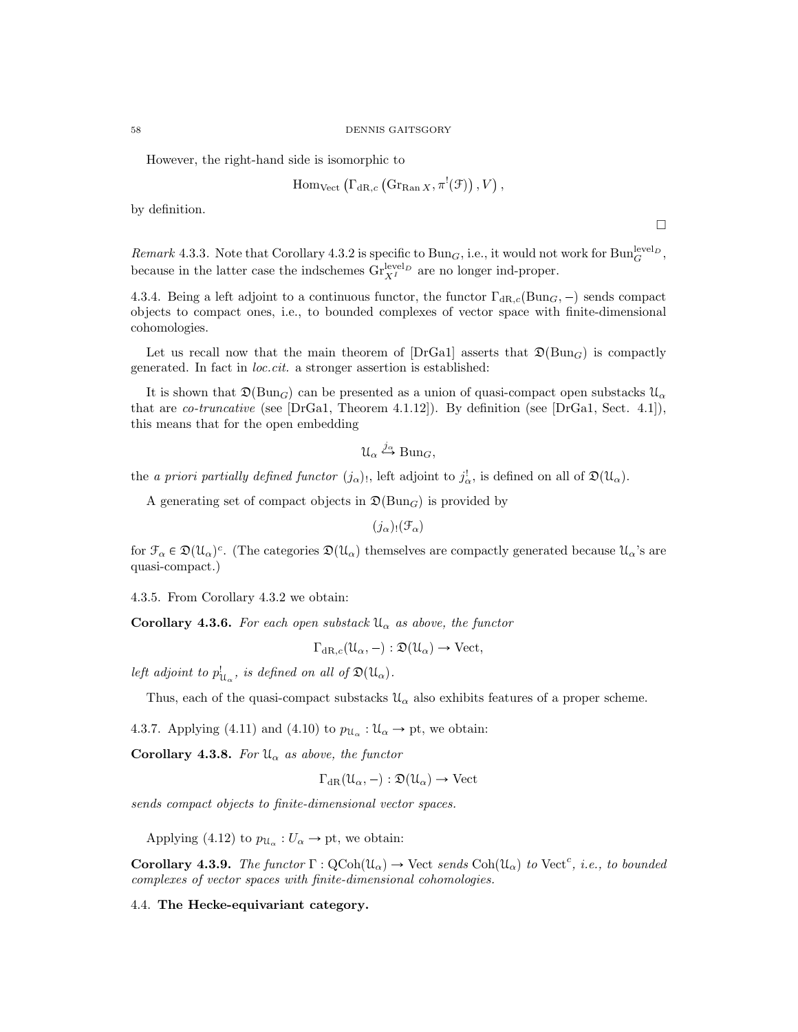However, the right-hand side is isomorphic to

$$\mathrm{Hom}_{\mathrm{Vect}}\left(\Gamma_{\mathrm{dR},c}\left(\mathrm{Gr}_{\mathrm{Ran}\,X}, \pi^!(\mathcal{F})\right), V\right),$$

by definition.

$\square$

*Remark* 4.3.3. Note that Corollary 4.3.2 is specific to $\mathrm{Bun}_G$, i.e., it would not work for $\mathrm{Bun}_G^{\mathrm{level}_D}$, because in the latter case the indschemes $\mathrm{Gr}_{X^I}^{\mathrm{level}_D}$ are no longer ind-proper.

4.3.4. Being a left adjoint to a continuous functor, the functor $\Gamma_{\mathrm{dR},c}(\mathrm{Bun}_G, -)$ sends compact objects to compact ones, i.e., to bounded complexes of vector space with finite-dimensional cohomologies.

Let us recall now that the main theorem of [DrGa1] asserts that $\mathfrak{D}(\mathrm{Bun}_G)$ is compactly generated. In fact in *loc.cit.* a stronger assertion is established:

It is shown that $\mathfrak{D}(\mathrm{Bun}_G)$ can be presented as a union of quasi-compact open substacks $\mathcal{U}_\alpha$ that are *co-truncative* (see [DrGa1, Theorem 4.1.12]). By definition (see [DrGa1, Sect. 4.1]), this means that for the open embedding

$$\mathcal{U}_\alpha \overset{j_\alpha}{\hookrightarrow} \mathrm{Bun}_G,$$

the *a priori partially defined functor* $(j_\alpha)_!$, left adjoint to $j_\alpha^!$, is defined on all of $\mathfrak{D}(\mathcal{U}_\alpha)$.

A generating set of compact objects in $\mathfrak{D}(\mathrm{Bun}_G)$ is provided by

$$(j_\alpha)_!(\mathcal{F}_\alpha)$$

for $\mathcal{F}_\alpha \in \mathfrak{D}(\mathcal{U}_\alpha)^c$. (The categories $\mathfrak{D}(\mathcal{U}_\alpha)$ themselves are compactly generated because $\mathcal{U}_\alpha$'s are quasi-compact.)

4.3.5. From Corollary 4.3.2 we obtain:

**Corollary 4.3.6.** *For each open substack $\mathcal{U}_\alpha$ as above, the functor*

$$\Gamma_{\mathrm{dR},c}(\mathcal{U}_\alpha, -) : \mathfrak{D}(\mathcal{U}_\alpha) \to \mathrm{Vect},$$

*left adjoint to $p_{\mathcal{U}_\alpha}^!$, is defined on all of $\mathfrak{D}(\mathcal{U}_\alpha)$.*

Thus, each of the quasi-compact substacks $\mathcal{U}_\alpha$ also exhibits features of a proper scheme.

4.3.7. Applying (4.11) and (4.10) to $p_{\mathcal{U}_\alpha} : \mathcal{U}_\alpha \to \mathrm{pt}$, we obtain:

**Corollary 4.3.8.** *For $\mathcal{U}_\alpha$ as above, the functor*

$$\Gamma_{\mathrm{dR}}(\mathcal{U}_\alpha, -) : \mathfrak{D}(\mathcal{U}_\alpha) \to \mathrm{Vect}$$

*sends compact objects to finite-dimensional vector spaces.*

Applying (4.12) to $p_{\mathcal{U}_\alpha} : U_\alpha \to \mathrm{pt}$, we obtain:

**Corollary 4.3.9.** *The functor $\Gamma : \mathrm{QCoh}(\mathcal{U}_\alpha) \to \mathrm{Vect}$ sends $\mathrm{Coh}(\mathcal{U}_\alpha)$ to $\mathrm{Vect}^c$, i.e., to bounded complexes of vector spaces with finite-dimensional cohomologies.*

4.4. **The Hecke-equivariant category.**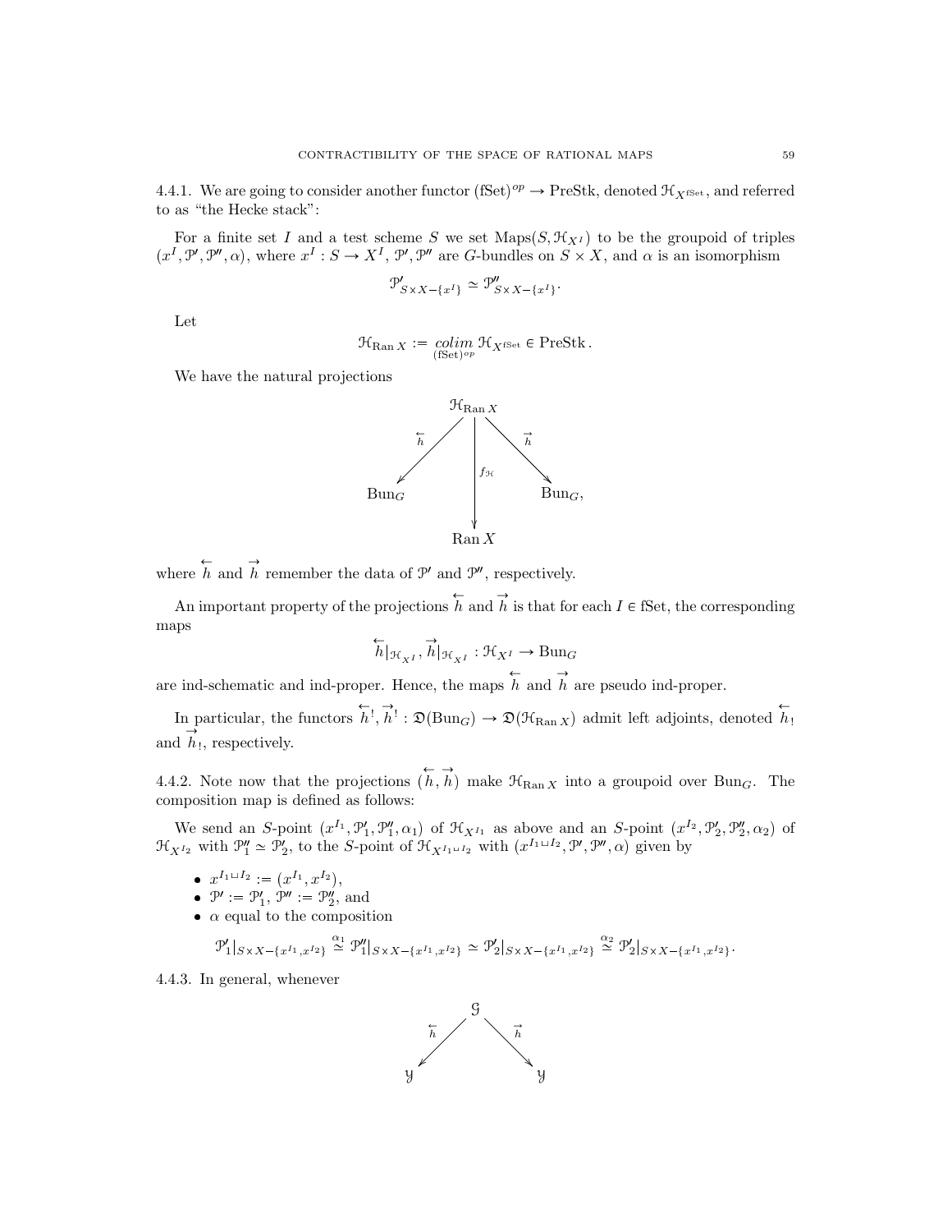4.4.1. We are going to consider another functor $(\mathrm{fSet})^{op} \to \mathrm{PreStk}$, denoted $\mathcal{H}_{X^{\mathrm{fSet}}}$, and referred to as "the Hecke stack":

For a finite set $I$ and a test scheme $S$ we set $\mathrm{Maps}(S, \mathcal{H}_{X^I})$ to be the groupoid of triples $(x^I, \mathcal{P}', \mathcal{P}'', \alpha)$, where $x^I : S \to X^I$, $\mathcal{P}', \mathcal{P}''$ are $G$-bundles on $S \times X$, and $\alpha$ is an isomorphism

$$\mathcal{P}'_{S \times X - \{x^I\}} \simeq \mathcal{P}''_{S \times X - \{x^I\}}.$$

Let

$$\mathcal{H}_{\mathrm{Ran}\, X} := \underset{(\mathrm{fSet})^{op}}{colim}\, \mathcal{H}_{X^{\mathrm{fSet}}} \in \mathrm{PreStk}\,.$$

We have the natural projections

$$\begin{array}{ccccc} & & \mathcal{H}_{\mathrm{Ran}\, X} & & \\ & \overleftarrow{h} \swarrow & \downarrow f_{\mathcal{H}} & \searrow \overrightarrow{h} & \\ \mathrm{Bun}_G & & & & \mathrm{Bun}_G, \\ & & \mathrm{Ran}\, X & & \end{array}$$

where $\overleftarrow{h}$ and $\overrightarrow{h}$ remember the data of $\mathcal{P}'$ and $\mathcal{P}''$, respectively.

An important property of the projections $\overleftarrow{h}$ and $\overrightarrow{h}$ is that for each $I \in \mathrm{fSet}$, the corresponding maps

$$\overleftarrow{h}|_{\mathcal{H}_{X^I}}, \overrightarrow{h}|_{\mathcal{H}_{X^I}} : \mathcal{H}_{X^I} \to \mathrm{Bun}_G$$

are ind-schematic and ind-proper. Hence, the maps $\overleftarrow{h}$ and $\overrightarrow{h}$ are pseudo ind-proper.

In particular, the functors $\overleftarrow{h}^!, \overrightarrow{h}^! : \mathfrak{D}(\mathrm{Bun}_G) \to \mathfrak{D}(\mathcal{H}_{\mathrm{Ran}\, X})$ admit left adjoints, denoted $\overleftarrow{h}_!$ and $\overrightarrow{h}_!$, respectively.

4.4.2. Note now that the projections $(\overleftarrow{h}, \overrightarrow{h})$ make $\mathcal{H}_{\mathrm{Ran}\, X}$ into a groupoid over $\mathrm{Bun}_G$. The composition map is defined as follows:

We send an $S$-point $(x^{I_1}, \mathcal{P}'_1, \mathcal{P}''_1, \alpha_1)$ of $\mathcal{H}_{X^{I_1}}$ as above and an $S$-point $(x^{I_2}, \mathcal{P}'_2, \mathcal{P}''_2, \alpha_2)$ of $\mathcal{H}_{X^{I_2}}$ with $\mathcal{P}''_1 \simeq \mathcal{P}'_2$, to the $S$-point of $\mathcal{H}_{X^{I_1 \sqcup I_2}}$ with $(x^{I_1 \sqcup I_2}, \mathcal{P}', \mathcal{P}'', \alpha)$ given by

- $x^{I_1 \sqcup I_2} := (x^{I_1}, x^{I_2})$,
- $\mathcal{P}' := \mathcal{P}'_1$, $\mathcal{P}'' := \mathcal{P}''_2$, and
- $\alpha$ equal to the composition

$$\mathcal{P}'_1|_{S \times X - \{x^{I_1}, x^{I_2}\}} \overset{\alpha_1}{\simeq} \mathcal{P}''_1|_{S \times X - \{x^{I_1}, x^{I_2}\}} \simeq \mathcal{P}'_2|_{S \times X - \{x^{I_1}, x^{I_2}\}} \overset{\alpha_2}{\simeq} \mathcal{P}'_2|_{S \times X - \{x^{I_1}, x^{I_2}\}}.$$

4.4.3. In general, whenever

$$\begin{array}{ccccc} & & \mathcal{G} & & \\ & \overleftarrow{h} \swarrow & & \searrow \overrightarrow{h} & \\ \mathcal{Y} & & & & \mathcal{Y} \end{array}$$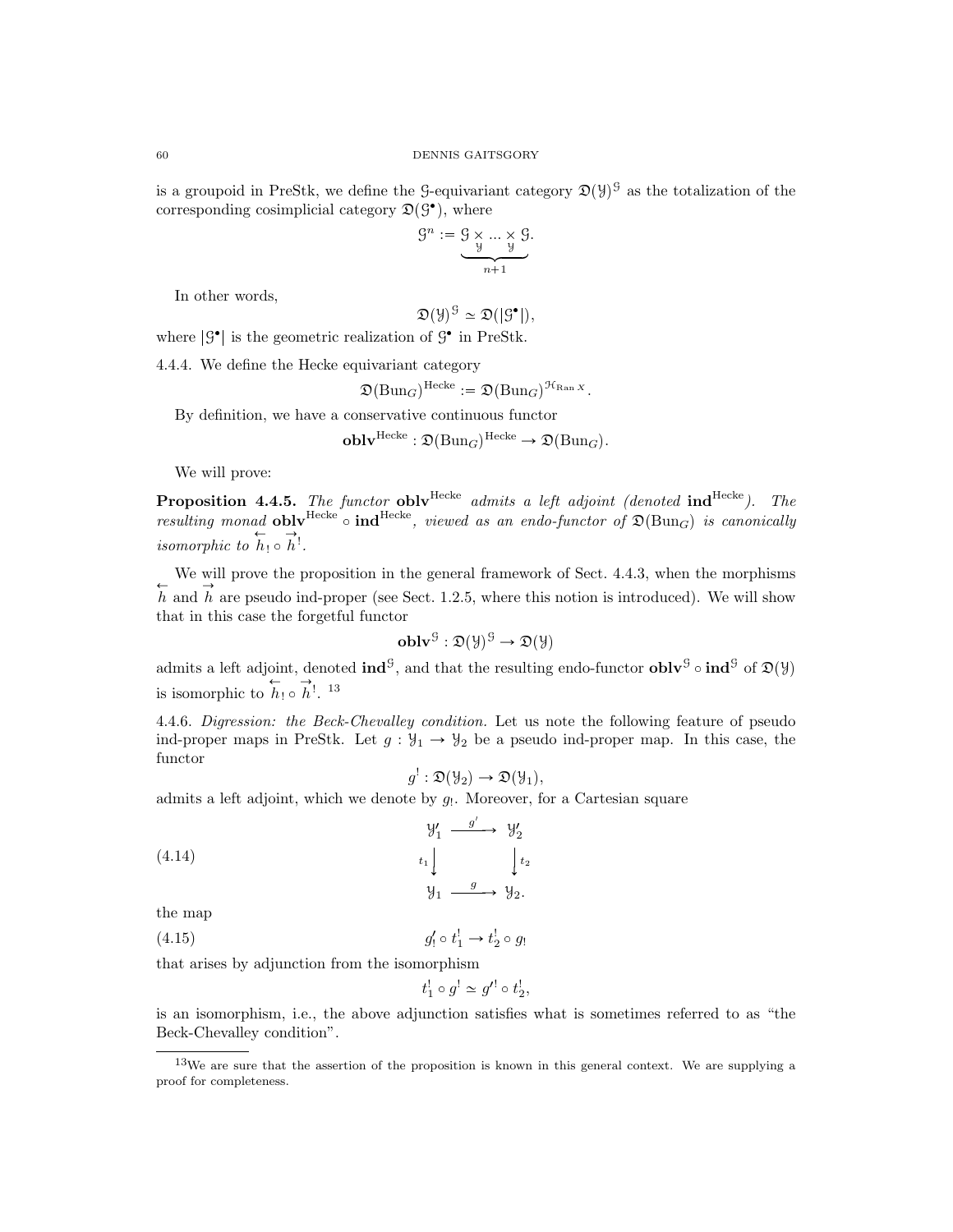is a groupoid in PreStk, we define the $\mathcal{G}$-equivariant category $\mathfrak{D}(\mathcal{Y})^{\mathcal{G}}$ as the totalization of the corresponding cosimplicial category $\mathfrak{D}(\mathcal{G}^\bullet)$, where

$$\mathcal{G}^n := \underbrace{\mathcal{G} \underset{\mathcal{Y}}{\times} \ldots \underset{\mathcal{Y}}{\times} \mathcal{G}}_{n+1}.$$

In other words,

$$\mathfrak{D}(\mathcal{Y})^{\mathcal{G}} \simeq \mathfrak{D}(|\mathcal{G}^\bullet|),$$

where $|\mathcal{G}^\bullet|$ is the geometric realization of $\mathcal{G}^\bullet$ in PreStk.

4.4.4. We define the Hecke equivariant category

$$\mathfrak{D}(\operatorname{Bun}_G)^{\operatorname{Hecke}} := \mathfrak{D}(\operatorname{Bun}_G)^{\mathcal{H}_{\operatorname{Ran} X}}.$$

By definition, we have a conservative continuous functor

$$\mathbf{oblv}^{\operatorname{Hecke}} : \mathfrak{D}(\operatorname{Bun}_G)^{\operatorname{Hecke}} \to \mathfrak{D}(\operatorname{Bun}_G).$$

We will prove:

**Proposition 4.4.5.** *The functor* $\mathbf{oblv}^{\operatorname{Hecke}}$ *admits a left adjoint (denoted* $\mathbf{ind}^{\operatorname{Hecke}}$*). The resulting monad* $\mathbf{oblv}^{\operatorname{Hecke}} \circ \mathbf{ind}^{\operatorname{Hecke}}$*, viewed as an endo-functor of* $\mathfrak{D}(\operatorname{Bun}_G)$ *is canonically isomorphic to* $\overleftarrow{h}_! \circ \overrightarrow{h}^!$.

We will prove the proposition in the general framework of Sect. 4.4.3, when the morphisms $\overleftarrow{h}$ and $\overrightarrow{h}$ are pseudo ind-proper (see Sect. 1.2.5, where this notion is introduced). We will show that in this case the forgetful functor

$$\mathbf{oblv}^{\mathcal{G}} : \mathfrak{D}(\mathcal{Y})^{\mathcal{G}} \to \mathfrak{D}(\mathcal{Y})$$

admits a left adjoint, denoted $\mathbf{ind}^{\mathcal{G}}$, and that the resulting endo-functor $\mathbf{oblv}^{\mathcal{G}} \circ \mathbf{ind}^{\mathcal{G}}$ of $\mathfrak{D}(\mathcal{Y})$ is isomorphic to $\overleftarrow{h}_! \circ \overrightarrow{h}^!$. [13]

4.4.6. *Digression: the Beck-Chevalley condition.* Let us note the following feature of pseudo ind-proper maps in PreStk. Let $g : \mathcal{Y}_1 \to \mathcal{Y}_2$ be a pseudo ind-proper map. In this case, the functor

$$g^! : \mathfrak{D}(\mathcal{Y}_2) \to \mathfrak{D}(\mathcal{Y}_1),$$

admits a left adjoint, which we denote by $g_!$. Moreover, for a Cartesian square

$$\begin{array}{ccc} \mathcal{Y}_1' & \xrightarrow{g'} & \mathcal{Y}_2' \\ {\scriptstyle t_1}\downarrow & & \downarrow{\scriptstyle t_2} \\ \mathcal{Y}_1 & \xrightarrow{g} & \mathcal{Y}_2. \end{array} \tag{4.14}$$

the map

$$g'_! \circ t_1^! \to t_2^! \circ g_! \tag{4.15}$$

that arises by adjunction from the isomorphism

$$t_1^! \circ g^! \simeq g'^! \circ t_2^!,$$

is an isomorphism, i.e., the above adjunction satisfies what is sometimes referred to as "the Beck-Chevalley condition".

[13] We are sure that the assertion of the proposition is known in this general context. We are supplying a proof for completeness.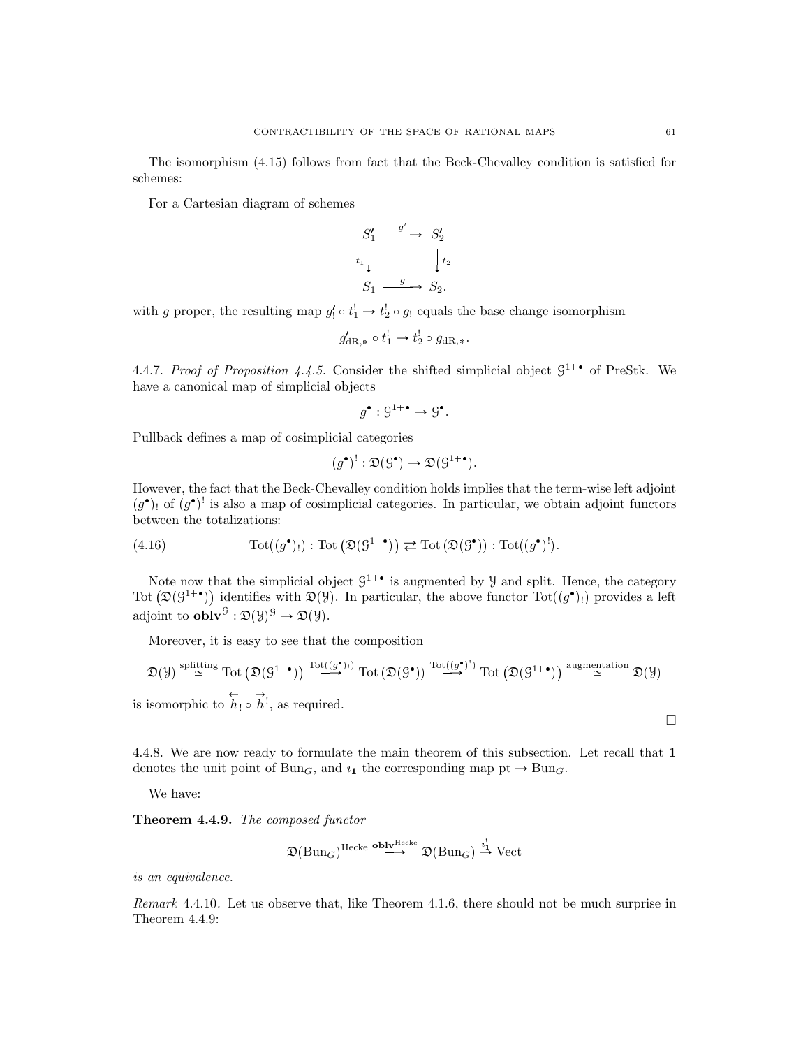The isomorphism (4.15) follows from fact that the Beck-Chevalley condition is satisfied for schemes:

For a Cartesian diagram of schemes

$$\begin{array}{ccc} S_1' & \xrightarrow{g'} & S_2' \\ {\scriptstyle t_1}\downarrow & & \downarrow{\scriptstyle t_2} \\ S_1 & \xrightarrow{g} & S_2. \end{array}$$

with $g$ proper, the resulting map $g'_! \circ t_1^! \to t_2^! \circ g_!$ equals the base change isomorphism

$$g'_{\mathrm{dR},*} \circ t_1^! \to t_2^! \circ g_{\mathrm{dR},*}.$$

4.4.7. *Proof of Proposition 4.4.5.* Consider the shifted simplicial object $\mathcal{G}^{1+\bullet}$ of PreStk. We have a canonical map of simplicial objects

$$g^\bullet : \mathcal{G}^{1+\bullet} \to \mathcal{G}^\bullet.$$

Pullback defines a map of cosimplicial categories

$$(g^\bullet)^! : \mathfrak{D}(\mathcal{G}^\bullet) \to \mathfrak{D}(\mathcal{G}^{1+\bullet}).$$

However, the fact that the Beck-Chevalley condition holds implies that the term-wise left adjoint $(g^\bullet)_!$ of $(g^\bullet)^!$ is also a map of cosimplicial categories. In particular, we obtain adjoint functors between the totalizations:

$$\mathrm{Tot}((g^\bullet)_!) : \mathrm{Tot}\left(\mathfrak{D}(\mathcal{G}^{1+\bullet})\right) \rightleftarrows \mathrm{Tot}\left(\mathfrak{D}(\mathcal{G}^\bullet)\right) : \mathrm{Tot}((g^\bullet)^!). \tag{4.16}$$

Note now that the simplicial object $\mathcal{G}^{1+\bullet}$ is augmented by $\mathcal{Y}$ and split. Hence, the category $\mathrm{Tot}\left(\mathfrak{D}(\mathcal{G}^{1+\bullet})\right)$ identifies with $\mathfrak{D}(\mathcal{Y})$. In particular, the above functor $\mathrm{Tot}((g^\bullet)_!)$ provides a left adjoint to $\mathbf{oblv}^{\mathcal{G}} : \mathfrak{D}(\mathcal{Y})^{\mathcal{G}} \to \mathfrak{D}(\mathcal{Y})$.

Moreover, it is easy to see that the composition

$$\mathfrak{D}(\mathcal{Y}) \overset{\text{splitting}}{\simeq} \mathrm{Tot}\left(\mathfrak{D}(\mathcal{G}^{1+\bullet})\right) \overset{\mathrm{Tot}((g^\bullet)_!)}{\longrightarrow} \mathrm{Tot}\left(\mathfrak{D}(\mathcal{G}^\bullet)\right) \overset{\mathrm{Tot}((g^\bullet)^!)}{\longrightarrow} \mathrm{Tot}\left(\mathfrak{D}(\mathcal{G}^{1+\bullet})\right) \overset{\text{augmentation}}{\simeq} \mathfrak{D}(\mathcal{Y})$$

is isomorphic to $\overleftarrow{h}_! \circ \overrightarrow{h}^!$, as required.

$\square$

4.4.8. We are now ready to formulate the main theorem of this subsection. Let recall that $\mathbf{1}$ denotes the unit point of $\mathrm{Bun}_G$, and $\imath_{\mathbf{1}}$ the corresponding map $\mathrm{pt} \to \mathrm{Bun}_G$.

We have:

**Theorem 4.4.9.** *The composed functor*

$$\mathfrak{D}(\mathrm{Bun}_G)^{\mathrm{Hecke}} \overset{\mathbf{oblv}^{\mathrm{Hecke}}}{\longrightarrow} \mathfrak{D}(\mathrm{Bun}_G) \overset{\imath_{\mathbf{1}}^!}{\to} \mathrm{Vect}$$

*is an equivalence.*

*Remark* 4.4.10. Let us observe that, like Theorem 4.1.6, there should not be much surprise in Theorem 4.4.9: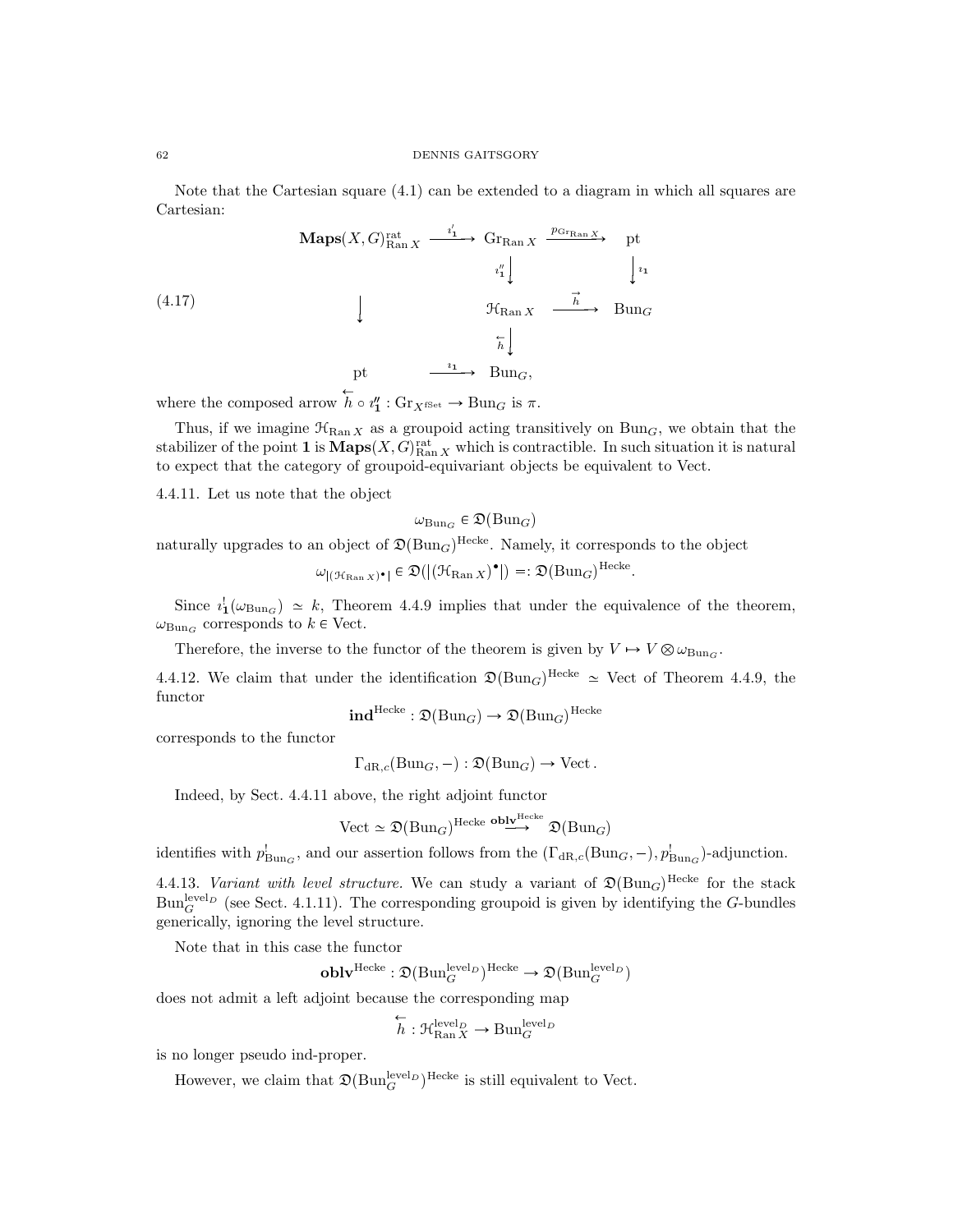Note that the Cartesian square (4.1) can be extended to a diagram in which all squares are Cartesian:

$$
(4.17)\qquad
\begin{array}{ccccc}
\mathbf{Maps}(X,G)^{\mathrm{rat}}_{\mathrm{Ran}\,X} & \xrightarrow{\imath'_{\mathbf{1}}} & \mathrm{Gr}_{\mathrm{Ran}\,X} & \xrightarrow{p_{\mathrm{Gr}_{\mathrm{Ran}\,X}}} & \mathrm{pt} \\
 & & \Big\downarrow{\scriptstyle \imath''_{\mathbf{1}}} & & \Big\downarrow{\scriptstyle \imath_{\mathbf{1}}} \\
\Big\downarrow & & \mathcal{H}_{\mathrm{Ran}\,X} & \xrightarrow{\overrightarrow{h}} & \mathrm{Bun}_G \\
 & & \Big\downarrow{\scriptstyle \overleftarrow{h}} & & \\
\mathrm{pt} & \xrightarrow{\imath_{\mathbf{1}}} & \mathrm{Bun}_G, & &
\end{array}
$$

where the composed arrow $\overleftarrow{h} \circ \imath''_{\mathbf{1}} : \mathrm{Gr}_{X^{\mathrm{fSet}}} \to \mathrm{Bun}_G$ is $\pi$.

Thus, if we imagine $\mathcal{H}_{\mathrm{Ran}\,X}$ as a groupoid acting transitively on $\mathrm{Bun}_G$, we obtain that the stabilizer of the point $\mathbf{1}$ is $\mathbf{Maps}(X,G)^{\mathrm{rat}}_{\mathrm{Ran}\,X}$ which is contractible. In such situation it is natural to expect that the category of groupoid-equivariant objects be equivalent to Vect.

4.4.11. Let us note that the object

$$\omega_{\mathrm{Bun}_G} \in \mathfrak{D}(\mathrm{Bun}_G)$$

naturally upgrades to an object of $\mathfrak{D}(\mathrm{Bun}_G)^{\mathrm{Hecke}}$. Namely, it corresponds to the object

$$\omega_{|(\mathcal{H}_{\mathrm{Ran}\,X})^{\bullet}|} \in \mathfrak{D}(|(\mathcal{H}_{\mathrm{Ran}\,X})^{\bullet}|) =: \mathfrak{D}(\mathrm{Bun}_G)^{\mathrm{Hecke}}.$$

Since $\imath^!_{\mathbf{1}}(\omega_{\mathrm{Bun}_G}) \simeq k$, Theorem 4.4.9 implies that under the equivalence of the theorem, $\omega_{\mathrm{Bun}_G}$ corresponds to $k \in \mathrm{Vect}$.

Therefore, the inverse to the functor of the theorem is given by $V \mapsto V \otimes \omega_{\mathrm{Bun}_G}$.

4.4.12. We claim that under the identification $\mathfrak{D}(\mathrm{Bun}_G)^{\mathrm{Hecke}} \simeq \mathrm{Vect}$ of Theorem 4.4.9, the functor

$$\mathbf{ind}^{\mathrm{Hecke}} : \mathfrak{D}(\mathrm{Bun}_G) \to \mathfrak{D}(\mathrm{Bun}_G)^{\mathrm{Hecke}}$$

corresponds to the functor

$$\Gamma_{\mathrm{dR},c}(\mathrm{Bun}_G, -) : \mathfrak{D}(\mathrm{Bun}_G) \to \mathrm{Vect}\,.$$

Indeed, by Sect. 4.4.11 above, the right adjoint functor

$$\mathrm{Vect} \simeq \mathfrak{D}(\mathrm{Bun}_G)^{\mathrm{Hecke}} \overset{\mathbf{oblv}^{\mathrm{Hecke}}}{\longrightarrow} \mathfrak{D}(\mathrm{Bun}_G)$$

identifies with $p^!_{\mathrm{Bun}_G}$, and our assertion follows from the $(\Gamma_{\mathrm{dR},c}(\mathrm{Bun}_G,-), p^!_{\mathrm{Bun}_G})$-adjunction.

4.4.13. *Variant with level structure.* We can study a variant of $\mathfrak{D}(\mathrm{Bun}_G)^{\mathrm{Hecke}}$ for the stack $\mathrm{Bun}_G^{\mathrm{level}_D}$ (see Sect. 4.1.11). The corresponding groupoid is given by identifying the $G$-bundles generically, ignoring the level structure.

Note that in this case the functor

$$\mathbf{oblv}^{\mathrm{Hecke}} : \mathfrak{D}(\mathrm{Bun}_G^{\mathrm{level}_D})^{\mathrm{Hecke}} \to \mathfrak{D}(\mathrm{Bun}_G^{\mathrm{level}_D})$$

does not admit a left adjoint because the corresponding map

$$\overleftarrow{h} : \mathcal{H}^{\mathrm{level}_D}_{\mathrm{Ran}\,X} \to \mathrm{Bun}_G^{\mathrm{level}_D}$$

is no longer pseudo ind-proper.

However, we claim that $\mathfrak{D}(\mathrm{Bun}_G^{\mathrm{level}_D})^{\mathrm{Hecke}}$ is still equivalent to Vect.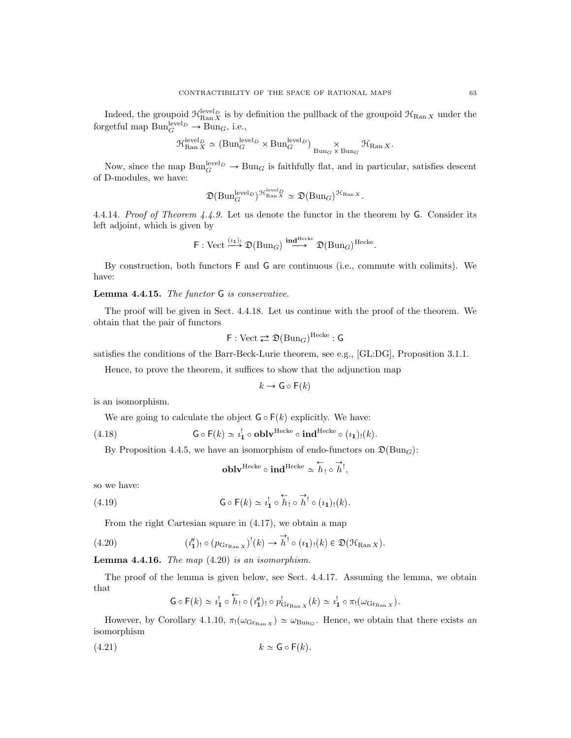Indeed, the groupoid $\mathcal{H}^{\text{level}_D}_{\operatorname{Ran} X}$ is by definition the pullback of the groupoid $\mathcal{H}_{\operatorname{Ran} X}$ under the forgetful map $\operatorname{Bun}_G^{\text{level}_D} \to \operatorname{Bun}_G$, i.e.,

$$\mathcal{H}^{\text{level}_D}_{\operatorname{Ran} X} \simeq (\operatorname{Bun}_G^{\text{level}_D} \times \operatorname{Bun}_G^{\text{level}_D}) \underset{\operatorname{Bun}_G \times \operatorname{Bun}_G}{\times} \mathcal{H}_{\operatorname{Ran} X}.$$

Now, since the map $\operatorname{Bun}_G^{\text{level}_D} \to \operatorname{Bun}_G$ is faithfully flat, and in particular, satisfies descent of D-modules, we have:

$$\mathfrak{D}(\operatorname{Bun}_G^{\text{level}_D})^{\mathcal{H}^{\text{level}_D}_{\operatorname{Ran} X}} \simeq \mathfrak{D}(\operatorname{Bun}_G)^{\mathcal{H}_{\operatorname{Ran} X}}.$$

4.4.14. *Proof of Theorem 4.4.9.* Let us denote the functor in the theorem by $\mathsf{G}$. Consider its left adjoint, which is given by

$$\mathsf{F} : \operatorname{Vect} \xrightarrow{(\imath_{\mathbf{1}})_!} \mathfrak{D}(\operatorname{Bun}_G) \xrightarrow{\mathbf{ind}^{\text{Hecke}}} \mathfrak{D}(\operatorname{Bun}_G)^{\text{Hecke}}.$$

By construction, both functors $\mathsf{F}$ and $\mathsf{G}$ are continuous (i.e., commute with colimits). We have:

**Lemma 4.4.15.** *The functor $\mathsf{G}$ is conservative.*

The proof will be given in Sect. 4.4.18. Let us continue with the proof of the theorem. We obtain that the pair of functors

$$\mathsf{F} : \operatorname{Vect} \rightleftarrows \mathfrak{D}(\operatorname{Bun}_G)^{\text{Hecke}} : \mathsf{G}$$

satisfies the conditions of the Barr-Beck-Lurie theorem, see e.g., [GL:DG], Proposition 3.1.1.

Hence, to prove the theorem, it suffices to show that the adjunction map

$$k \to \mathsf{G} \circ \mathsf{F}(k)$$

is an isomorphism.

We are going to calculate the object $\mathsf{G} \circ \mathsf{F}(k)$ explicitly. We have:

$$\mathsf{G} \circ \mathsf{F}(k) \simeq \imath_{\mathbf{1}}^! \circ \mathbf{oblv}^{\text{Hecke}} \circ \mathbf{ind}^{\text{Hecke}} \circ (\imath_{\mathbf{1}})_!(k). \tag{4.18}$$

By Proposition 4.4.5, we have an isomorphism of endo-functors on $\mathfrak{D}(\operatorname{Bun}_G)$:

$$\mathbf{oblv}^{\text{Hecke}} \circ \mathbf{ind}^{\text{Hecke}} \simeq \overleftarrow{h}_! \circ \overrightarrow{h}^!,$$

so we have:

$$\mathsf{G} \circ \mathsf{F}(k) \simeq \imath_{\mathbf{1}}^! \circ \overleftarrow{h}_! \circ \overrightarrow{h}^! \circ (\imath_{\mathbf{1}})_!(k). \tag{4.19}$$

From the right Cartesian square in (4.17), we obtain a map

$$(\imath''_{\mathbf{1}})_! \circ (p_{\operatorname{Gr}_{\operatorname{Ran} X}})^!(k) \to \overrightarrow{h}^! \circ (\imath_{\mathbf{1}})_!(k) \in \mathfrak{D}(\mathcal{H}_{\operatorname{Ran} X}). \tag{4.20}$$

**Lemma 4.4.16.** *The map (4.20) is an isomorphism.*

The proof of the lemma is given below, see Sect. 4.4.17. Assuming the lemma, we obtain that

$$\mathsf{G} \circ \mathsf{F}(k) \simeq \imath_{\mathbf{1}}^! \circ \overleftarrow{h}_! \circ (\imath''_{\mathbf{1}})_! \circ p^!_{\operatorname{Gr}_{\operatorname{Ran} X}}(k) \simeq \imath_{\mathbf{1}}^! \circ \pi_!(\omega_{\operatorname{Gr}_{\operatorname{Ran} X}}).$$

However, by Corollary 4.1.10, $\pi_!(\omega_{\operatorname{Gr}_{\operatorname{Ran} X}}) \simeq \omega_{\operatorname{Bun}_G}$. Hence, we obtain that there exists *an* isomorphism

$$k \simeq \mathsf{G} \circ \mathsf{F}(k). \tag{4.21}$$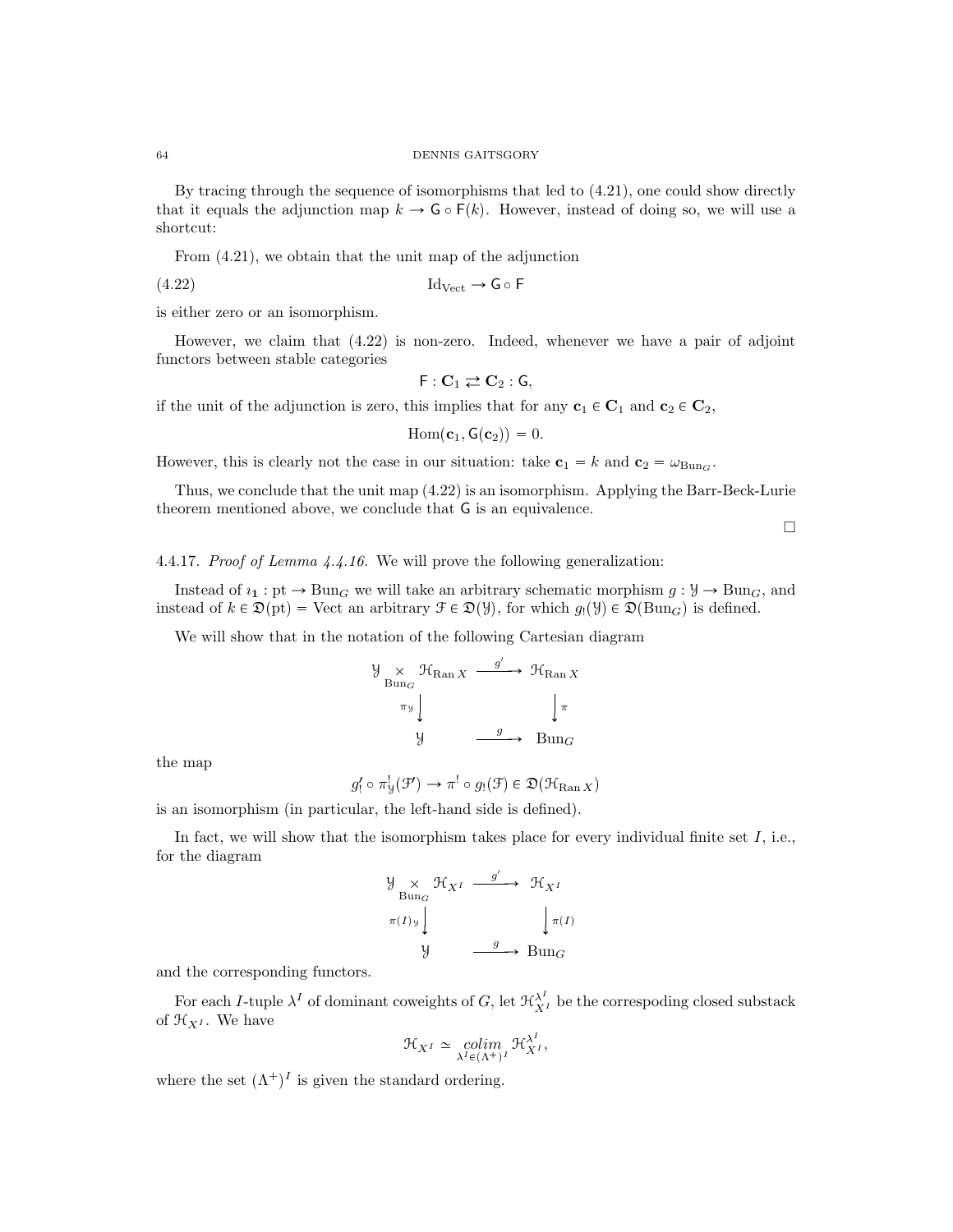By tracing through the sequence of isomorphisms that led to (4.21), one could show directly that it equals the adjunction map $k \to \mathsf{G} \circ \mathsf{F}(k)$. However, instead of doing so, we will use a shortcut:

From (4.21), we obtain that the unit map of the adjunction

$$\mathrm{Id}_{\mathrm{Vect}} \to \mathsf{G} \circ \mathsf{F} \tag{4.22}$$

is either zero or an isomorphism.

However, we claim that (4.22) is non-zero. Indeed, whenever we have a pair of adjoint functors between stable categories

$$\mathsf{F} : \mathbf{C}_1 \rightleftarrows \mathbf{C}_2 : \mathsf{G},$$

if the unit of the adjunction is zero, this implies that for any $\mathbf{c}_1 \in \mathbf{C}_1$ and $\mathbf{c}_2 \in \mathbf{C}_2$,

$$\mathrm{Hom}(\mathbf{c}_1, \mathsf{G}(\mathbf{c}_2)) = 0.$$

However, this is clearly not the case in our situation: take $\mathbf{c}_1 = k$ and $\mathbf{c}_2 = \omega_{\mathrm{Bun}_G}$.

Thus, we conclude that the unit map (4.22) is an isomorphism. Applying the Barr-Beck-Lurie theorem mentioned above, we conclude that $\mathsf{G}$ is an equivalence.

□

4.4.17. *Proof of Lemma 4.4.16.* We will prove the following generalization:

Instead of $\imath_{\mathbf{1}} : \mathrm{pt} \to \mathrm{Bun}_G$ we will take an arbitrary schematic morphism $g : \mathcal{Y} \to \mathrm{Bun}_G$, and instead of $k \in \mathfrak{D}(\mathrm{pt}) = \mathrm{Vect}$ an arbitrary $\mathcal{F} \in \mathfrak{D}(\mathcal{Y})$, for which $g_!(\mathcal{Y}) \in \mathfrak{D}(\mathrm{Bun}_G)$ is defined.

We will show that in the notation of the following Cartesian diagram

$$\begin{array}{ccc} \mathcal{Y} \underset{\mathrm{Bun}_G}{\times} \mathcal{H}_{\mathrm{Ran}\, X} & \xrightarrow{g'} & \mathcal{H}_{\mathrm{Ran}\, X} \\ {\scriptstyle \pi_{\mathcal{Y}}}\big\downarrow & & \big\downarrow{\scriptstyle \pi} \\ \mathcal{Y} & \xrightarrow{g} & \mathrm{Bun}_G \end{array}$$

the map

$$g'_! \circ \pi^!_{\mathcal{Y}}(\mathcal{F}) \to \pi^! \circ g_!(\mathcal{F}) \in \mathfrak{D}(\mathcal{H}_{\mathrm{Ran}\, X})$$

is an isomorphism (in particular, the left-hand side is defined).

In fact, we will show that the isomorphism takes place for every individual finite set $I$, i.e., for the diagram

$$\begin{array}{ccc} \mathcal{Y} \underset{\mathrm{Bun}_G}{\times} \mathcal{H}_{X^I} & \xrightarrow{g'} & \mathcal{H}_{X^I} \\ {\scriptstyle \pi(I)_{\mathcal{Y}}}\big\downarrow & & \big\downarrow{\scriptstyle \pi(I)} \\ \mathcal{Y} & \xrightarrow{g} & \mathrm{Bun}_G \end{array}$$

and the corresponding functors.

For each $I$-tuple $\lambda^I$ of dominant coweights of $G$, let $\mathcal{H}^{\lambda^I}_{X^I}$ be the correspoding closed substack of $\mathcal{H}_{X^I}$. We have

$$\mathcal{H}_{X^I} \simeq \underset{\lambda^I \in (\Lambda^+)^I}{colim}\, \mathcal{H}^{\lambda^I}_{X^I},$$

where the set $(\Lambda^+)^I$ is given the standard ordering.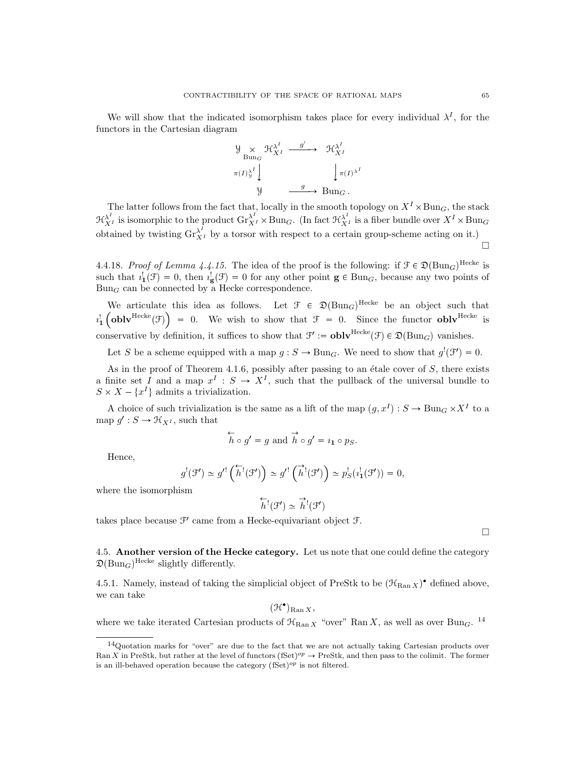We will show that the indicated isomorphism takes place for every individual $\lambda^I$, for the functors in the Cartesian diagram

$$\begin{array}{ccc} \mathcal{Y} \underset{\mathrm{Bun}_G}{\times} \mathcal{H}^{\lambda^I}_{X^I} & \xrightarrow{g'} & \mathcal{H}^{\lambda^I}_{X^I} \\ {\scriptstyle \pi(I)^{\lambda^I}_{\mathcal{Y}}} \downarrow & & \downarrow {\scriptstyle \pi(I)^{\lambda^I}} \\ \mathcal{Y} & \xrightarrow{g} & \mathrm{Bun}_G . \end{array}$$

The latter follows from the fact that, locally in the smooth topology on $X^I \times \mathrm{Bun}_G$, the stack $\mathcal{H}^{\lambda^I}_{X^I}$ is isomorphic to the product $\mathrm{Gr}^{\lambda^I}_{X^I} \times \mathrm{Bun}_G$. (In fact $\mathcal{H}^{\lambda^I}_{X^I}$ is a fiber bundle over $X^I \times \mathrm{Bun}_G$ obtained by twisting $\mathrm{Gr}^{\lambda^I}_{X^I}$ by a torsor with respect to a certain group-scheme acting on it.)

□

4.4.18. *Proof of Lemma 4.4.15.* The idea of the proof is the following: if $\mathcal{F} \in \mathfrak{D}(\mathrm{Bun}_G)^{\mathrm{Hecke}}$ is such that $\imath^!_{\mathbf{1}}(\mathcal{F}) = 0$, then $\imath^!_{\mathbf{g}}(\mathcal{F}) = 0$ for any other point $\mathbf{g} \in \mathrm{Bun}_G$, because any two points of $\mathrm{Bun}_G$ can be connected by a Hecke correspondence.

We articulate this idea as follows. Let $\mathcal{F} \in \mathfrak{D}(\mathrm{Bun}_G)^{\mathrm{Hecke}}$ be an object such that $\imath^!_{\mathbf{1}}\left(\mathbf{oblv}^{\mathrm{Hecke}}(\mathcal{F})\right) = 0$. We wish to show that $\mathcal{F} = 0$. Since the functor $\mathbf{oblv}^{\mathrm{Hecke}}$ is conservative by definition, it suffices to show that $\mathcal{F}' := \mathbf{oblv}^{\mathrm{Hecke}}(\mathcal{F}) \in \mathfrak{D}(\mathrm{Bun}_G)$ vanishes.

Let $S$ be a scheme equipped with a map $g : S \to \mathrm{Bun}_G$. We need to show that $g^!(\mathcal{F}') = 0$.

As in the proof of Theorem 4.1.6, possibly after passing to an étale cover of $S$, there exists a finite set $I$ and a map $x^I : S \to X^I$, such that the pullback of the universal bundle to $S \times X - \{x^I\}$ admits a trivialization.

A choice of such trivialization is the same as a lift of the map $(g, x^I) : S \to \mathrm{Bun}_G \times X^I$ to a map $g' : S \to \mathcal{H}_{X^I}$, such that

$$\overleftarrow{h} \circ g' = g \text{ and } \overrightarrow{h} \circ g' = \imath_{\mathbf{1}} \circ p_S.$$

Hence,

$$g^!(\mathcal{F}') \simeq g'^!\left(\overleftarrow{h}^!(\mathcal{F}')\right) \simeq g'^!\left(\overrightarrow{h}^!(\mathcal{F}')\right) \simeq p^!_S(\imath^!_{\mathbf{1}}(\mathcal{F}')) = 0,$$

where the isomorphism

$$\overleftarrow{h}^!(\mathcal{F}') \simeq \overrightarrow{h}^!(\mathcal{F}')$$

takes place because $\mathcal{F}'$ came from a Hecke-equivariant object $\mathcal{F}$.

□

## 4.5. Another version of the Hecke category.

Let us note that one could define the category $\mathfrak{D}(\mathrm{Bun}_G)^{\mathrm{Hecke}}$ slightly differently.

4.5.1. Namely, instead of taking the simplicial object of PreStk to be $(\mathcal{H}_{\mathrm{Ran}\,X})^\bullet$ defined above, we can take

$$(\mathcal{H}^\bullet)_{\mathrm{Ran}\,X},$$

where we take iterated Cartesian products of $\mathcal{H}_{\mathrm{Ran}\,X}$ "over" $\mathrm{Ran}\,X$, as well as over $\mathrm{Bun}_G$. [14]

[14]Quotation marks for "over" are due to the fact that we are not actually taking Cartesian products over $\mathrm{Ran}\,X$ in PreStk, but rather at the level of functors $(\mathrm{fSet})^{op} \to \mathrm{PreStk}$, and then pass to the colimit. The former is an ill-behaved operation because the category $(\mathrm{fSet})^{op}$ is not filtered.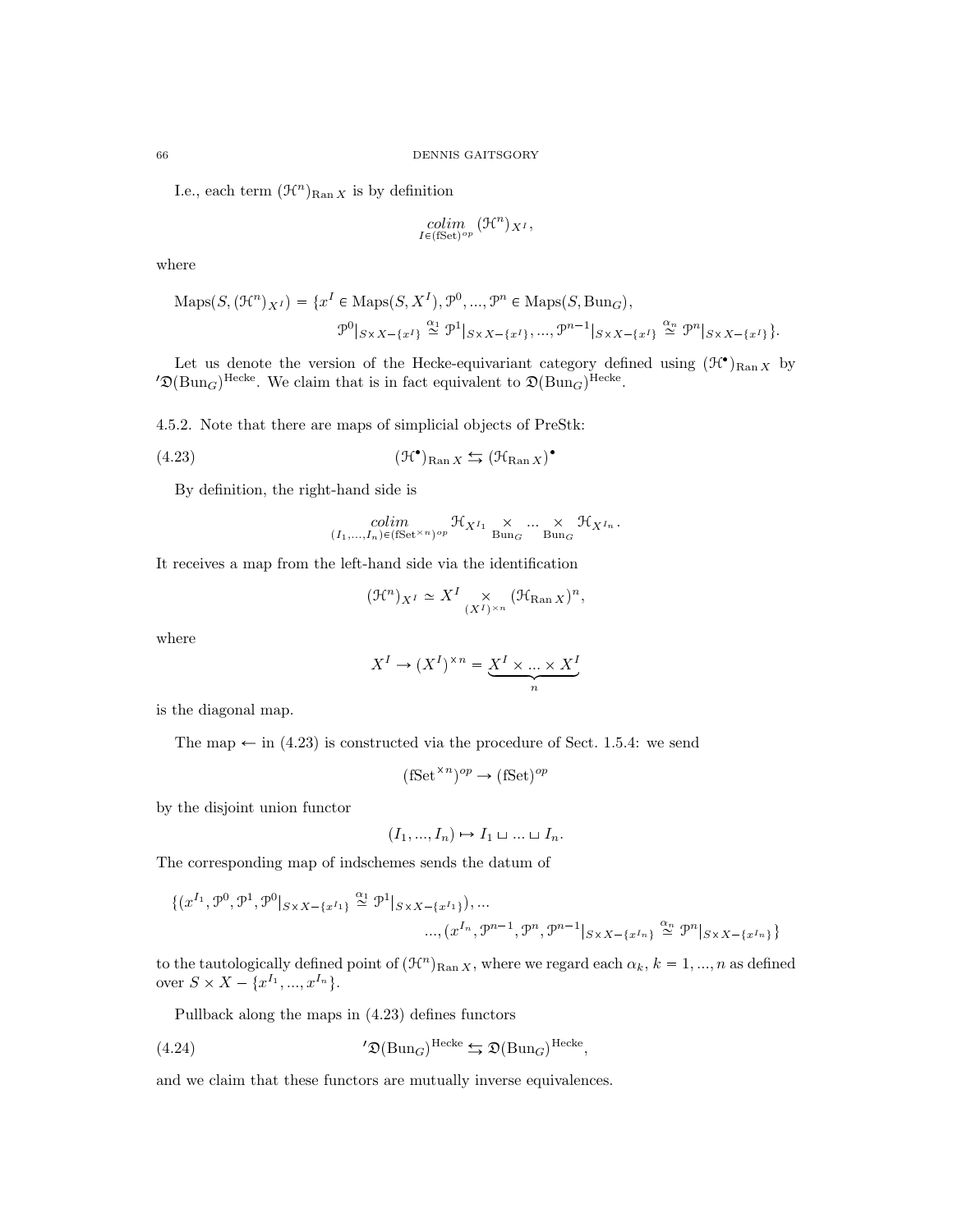I.e., each term $(\mathcal{H}^n)_{\operatorname{Ran} X}$ is by definition

$$\underset{I \in (\mathrm{fSet})^{op}}{colim} (\mathcal{H}^n)_{X^I},$$

where

$$\begin{aligned} \operatorname{Maps}(S, (\mathcal{H}^n)_{X^I}) = \{ & x^I \in \operatorname{Maps}(S, X^I), \mathcal{P}^0, ..., \mathcal{P}^n \in \operatorname{Maps}(S, \operatorname{Bun}_G), \\ & \mathcal{P}^0|_{S \times X - \{x^I\}} \overset{\alpha_1}{\simeq} \mathcal{P}^1|_{S \times X - \{x^I\}}, ..., \mathcal{P}^{n-1}|_{S \times X - \{x^I\}} \overset{\alpha_n}{\simeq} \mathcal{P}^n|_{S \times X - \{x^I\}} \}. \end{aligned}$$

Let us denote the version of the Hecke-equivariant category defined using $(\mathcal{H}^\bullet)_{\operatorname{Ran} X}$ by ${}'\mathfrak{D}(\operatorname{Bun}_G)^{\operatorname{Hecke}}$. We claim that is in fact equivalent to $\mathfrak{D}(\operatorname{Bun}_G)^{\operatorname{Hecke}}$.

4.5.2. Note that there are maps of simplicial objects of PreStk:

$$(\mathcal{H}^\bullet)_{\operatorname{Ran} X} \leftrightarrows (\mathcal{H}_{\operatorname{Ran} X})^\bullet \tag{4.23}$$

By definition, the right-hand side is

$$\underset{(I_1,...,I_n) \in (\mathrm{fSet}^{\times n})^{op}}{colim} \mathcal{H}_{X^{I_1}} \underset{\operatorname{Bun}_G}{\times} ... \underset{\operatorname{Bun}_G}{\times} \mathcal{H}_{X^{I_n}}.$$

It receives a map from the left-hand side via the identification

$$(\mathcal{H}^n)_{X^I} \simeq X^I \underset{(X^I)^{\times n}}{\times} (\mathcal{H}_{\operatorname{Ran} X})^n,$$

where

$$X^I \to (X^I)^{\times n} = \underbrace{X^I \times ... \times X^I}_{n}$$

is the diagonal map.

The map $\leftarrow$ in (4.23) is constructed via the procedure of Sect. 1.5.4: we send

$$(\mathrm{fSet}^{\times n})^{op} \to (\mathrm{fSet})^{op}$$

by the disjoint union functor

$$(I_1, ..., I_n) \mapsto I_1 \sqcup ... \sqcup I_n.$$

The corresponding map of indschemes sends the datum of

$$\begin{aligned} \{ & (x^{I_1}, \mathcal{P}^0, \mathcal{P}^1, \mathcal{P}^0|_{S \times X - \{x^{I_1}\}} \overset{\alpha_1}{\simeq} \mathcal{P}^1|_{S \times X - \{x^{I_1}\}}), ... \\ & ..., (x^{I_n}, \mathcal{P}^{n-1}, \mathcal{P}^n, \mathcal{P}^{n-1}|_{S \times X - \{x^{I_n}\}} \overset{\alpha_n}{\simeq} \mathcal{P}^n|_{S \times X - \{x^{I_n}\}} \} \end{aligned}$$

to the tautologically defined point of $(\mathcal{H}^n)_{\operatorname{Ran} X}$, where we regard each $\alpha_k$, $k = 1, ..., n$ as defined over $S \times X - \{x^{I_1}, ..., x^{I_n}\}$.

Pullback along the maps in (4.23) defines functors

$${}'\mathfrak{D}(\operatorname{Bun}_G)^{\operatorname{Hecke}} \leftrightarrows \mathfrak{D}(\operatorname{Bun}_G)^{\operatorname{Hecke}}, \tag{4.24}$$

and we claim that these functors are mutually inverse equivalences.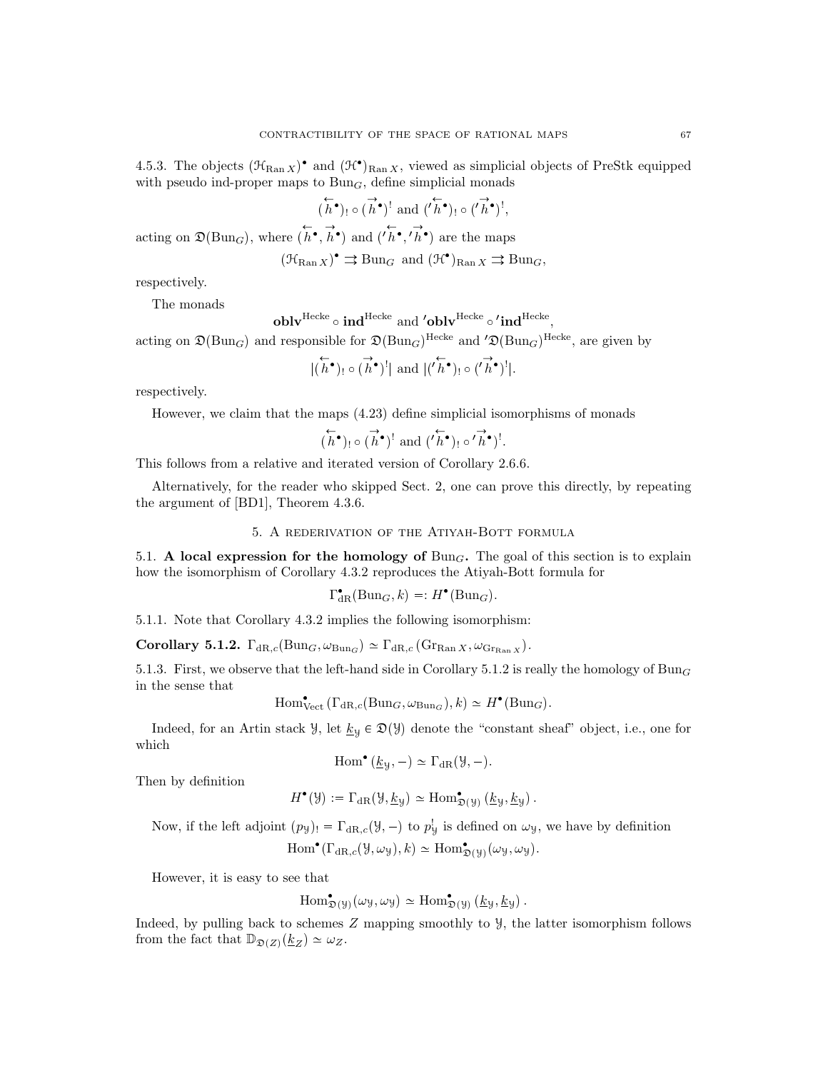4.5.3. The objects $(\mathcal{H}_{\operatorname{Ran} X})^\bullet$ and $(\mathcal{H}^\bullet)_{\operatorname{Ran} X}$, viewed as simplicial objects of PreStk equipped with pseudo ind-proper maps to $\operatorname{Bun}_G$, define simplicial monads

$$(\overleftarrow{h}^\bullet)_! \circ (\overrightarrow{h}^\bullet)^! \text{ and } ({}'\overleftarrow{h}^\bullet)_! \circ ({}'\overrightarrow{h}^\bullet)^!,$$

acting on $\mathfrak{D}(\operatorname{Bun}_G)$, where $(\overleftarrow{h}^\bullet, \overrightarrow{h}^\bullet)$ and $({}'\overleftarrow{h}^\bullet, {}'\overrightarrow{h}^\bullet)$ are the maps

$$(\mathcal{H}_{\operatorname{Ran} X})^\bullet \rightrightarrows \operatorname{Bun}_G \text{ and } (\mathcal{H}^\bullet)_{\operatorname{Ran} X} \rightrightarrows \operatorname{Bun}_G,$$

respectively.

The monads

$$\mathbf{oblv}^{\operatorname{Hecke}} \circ \mathbf{ind}^{\operatorname{Hecke}} \text{ and } {}'\mathbf{oblv}^{\operatorname{Hecke}} \circ {}'\mathbf{ind}^{\operatorname{Hecke}},$$

acting on $\mathfrak{D}(\operatorname{Bun}_G)$ and responsible for $\mathfrak{D}(\operatorname{Bun}_G)^{\operatorname{Hecke}}$ and ${}'\mathfrak{D}(\operatorname{Bun}_G)^{\operatorname{Hecke}}$, are given by

$$|(\overleftarrow{h}^\bullet)_! \circ (\overrightarrow{h}^\bullet)^!| \text{ and } |({}'\overleftarrow{h}^\bullet)_! \circ ({}'\overrightarrow{h}^\bullet)^!|.$$

respectively.

However, we claim that the maps (4.23) define simplicial isomorphisms of monads

$$(\overleftarrow{h}^\bullet)_! \circ (\overrightarrow{h}^\bullet)^! \text{ and } ({}'\overleftarrow{h}^\bullet)_! \circ {}'\overrightarrow{h}^\bullet)^!.$$

This follows from a relative and iterated version of Corollary 2.6.6.

Alternatively, for the reader who skipped Sect. 2, one can prove this directly, by repeating the argument of [BD1], Theorem 4.3.6.

## 5. A rederivation of the Atiyah-Bott formula

5.1. **A local expression for the homology of $\operatorname{Bun}_G$.** The goal of this section is to explain how the isomorphism of Corollary 4.3.2 reproduces the Atiyah-Bott formula for

$$\Gamma^\bullet_{\mathrm{dR}}(\operatorname{Bun}_G, k) =: H^\bullet(\operatorname{Bun}_G).$$

5.1.1. Note that Corollary 4.3.2 implies the following isomorphism:

**Corollary 5.1.2.** $\Gamma_{\mathrm{dR},c}(\operatorname{Bun}_G, \omega_{\operatorname{Bun}_G}) \simeq \Gamma_{\mathrm{dR},c}(\operatorname{Gr}_{\operatorname{Ran} X}, \omega_{\operatorname{Gr}_{\operatorname{Ran} X}})$.

5.1.3. First, we observe that the left-hand side in Corollary 5.1.2 is really the homology of $\operatorname{Bun}_G$ in the sense that

$$\operatorname{Hom}^\bullet_{\operatorname{Vect}}(\Gamma_{\mathrm{dR},c}(\operatorname{Bun}_G, \omega_{\operatorname{Bun}_G}), k) \simeq H^\bullet(\operatorname{Bun}_G).$$

Indeed, for an Artin stack $\mathcal{Y}$, let $\underline{k}_{\mathcal{Y}} \in \mathfrak{D}(\mathcal{Y})$ denote the "constant sheaf" object, i.e., one for which

$$\operatorname{Hom}^\bullet(\underline{k}_{\mathcal{Y}}, -) \simeq \Gamma_{\mathrm{dR}}(\mathcal{Y}, -).$$

Then by definition

$$H^\bullet(\mathcal{Y}) := \Gamma_{\mathrm{dR}}(\mathcal{Y}, \underline{k}_{\mathcal{Y}}) \simeq \operatorname{Hom}^\bullet_{\mathfrak{D}(\mathcal{Y})}(\underline{k}_{\mathcal{Y}}, \underline{k}_{\mathcal{Y}}).$$

Now, if the left adjoint $(p_{\mathcal{Y}})_! = \Gamma_{\mathrm{dR},c}(\mathcal{Y}, -)$ to $p^!_{\mathcal{Y}}$ is defined on $\omega_{\mathcal{Y}}$, we have by definition

$$\operatorname{Hom}^\bullet(\Gamma_{\mathrm{dR},c}(\mathcal{Y}, \omega_{\mathcal{Y}}), k) \simeq \operatorname{Hom}^\bullet_{\mathfrak{D}(\mathcal{Y})}(\omega_{\mathcal{Y}}, \omega_{\mathcal{Y}}).$$

However, it is easy to see that

$$\operatorname{Hom}^\bullet_{\mathfrak{D}(\mathcal{Y})}(\omega_{\mathcal{Y}}, \omega_{\mathcal{Y}}) \simeq \operatorname{Hom}^\bullet_{\mathfrak{D}(\mathcal{Y})}(\underline{k}_{\mathcal{Y}}, \underline{k}_{\mathcal{Y}}).$$

Indeed, by pulling back to schemes $Z$ mapping smoothly to $\mathcal{Y}$, the latter isomorphism follows from the fact that $\mathbb{D}_{\mathfrak{D}(Z)}(\underline{k}_Z) \simeq \omega_Z$.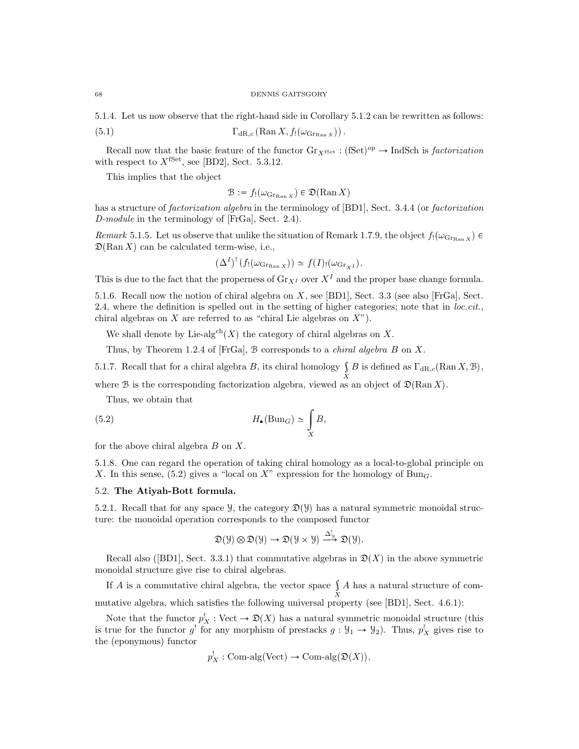5.1.4. Let us now observe that the right-hand side in Corollary 5.1.2 can be rewritten as follows:

$$\Gamma_{\mathrm{dR},c}\left(\mathrm{Ran}\, X, f_!(\omega_{\mathrm{Gr}_{\mathrm{Ran}\, X}})\right). \tag{5.1}$$

Recall now that the basic feature of the functor $\mathrm{Gr}_{X^{\mathrm{fSet}}} : (\mathrm{fSet})^{op} \to \mathrm{IndSch}$ is *factorization* with respect to $X^{\mathrm{fSet}}$, see [BD2], Sect. 5.3.12.

This implies that the object

$$\mathcal{B} := f_!(\omega_{\mathrm{Gr}_{\mathrm{Ran}\, X}}) \in \mathfrak{D}(\mathrm{Ran}\, X)$$

has a structure of *factorization algebra* in the terminology of [BD1], Sect. 3.4.4 (or *factorization D-module* in the terminology of [FrGa], Sect. 2.4).

*Remark* 5.1.5. Let us observe that unlike the situation of Remark 1.7.9, the object $f_!(\omega_{\mathrm{Gr}_{\mathrm{Ran}\, X}}) \in \mathfrak{D}(\mathrm{Ran}\, X)$ can be calculated term-wise, i.e.,

$$(\Delta^I)^! \left(f_!(\omega_{\mathrm{Gr}_{\mathrm{Ran}\, X}})\right) \simeq f(I)_!(\omega_{\mathrm{Gr}_{X^I}}).$$

This is due to the fact that the properness of $\mathrm{Gr}_{X^I}$ over $X^I$ and the proper base change formula.

5.1.6. Recall now the notion of chiral algebra on $X$, see [BD1], Sect. 3.3 (see also [FrGa], Sect. 2.4, where the definition is spelled out in the setting of higher categories; note that in *loc.cit.*, chiral algebras on $X$ are referred to as "chiral Lie algebras on $X$").

We shall denote by $\mathrm{Lie\text{-}alg}^{\mathrm{ch}}(X)$ the category of chiral algebras on $X$.

Thus, by Theorem 1.2.4 of [FrGa], $\mathcal{B}$ corresponds to a *chiral algebra $B$* on $X$.

5.1.7. Recall that for a chiral algebra $B$, its chiral homology $\int\limits_X B$ is defined as $\Gamma_{\mathrm{dR},c}(\mathrm{Ran}\, X, \mathcal{B})$, where $\mathcal{B}$ is the corresponding factorization algebra, viewed as an object of $\mathfrak{D}(\mathrm{Ran}\, X)$.

Thus, we obtain that

$$H_\bullet(\mathrm{Bun}_G) \simeq \int\limits_X B, \tag{5.2}$$

for the above chiral algebra $B$ on $X$.

5.1.8. One can regard the operation of taking chiral homology as a local-to-global principle on $X$. In this sense, (5.2) gives a "local on $X$" expression for the homology of $\mathrm{Bun}_G$.

## 5.2. **The Atiyah-Bott formula.**

5.2.1. Recall that for any space $\mathcal{Y}$, the category $\mathfrak{D}(\mathcal{Y})$ has a natural symmetric monoidal structure: the monoidal operation corresponds to the composed functor

$$\mathfrak{D}(\mathcal{Y}) \otimes \mathfrak{D}(\mathcal{Y}) \to \mathfrak{D}(\mathcal{Y} \times \mathcal{Y}) \xrightarrow{\Delta^!_{\mathcal{Y}}} \mathfrak{D}(\mathcal{Y}).$$

Recall also ([BD1], Sect. 3.3.1) that commutative algebras in $\mathfrak{D}(X)$ in the above symmetric monoidal structure give rise to chiral algebras.

If $A$ is a commutative chiral algebra, the vector space $\int\limits_X A$ has a natural structure of commutative algebra, which satisfies the following universal property (see [BD1], Sect. 4.6.1):

Note that the functor $p^!_X : \mathrm{Vect} \to \mathfrak{D}(X)$ has a natural symmetric monoidal structure (this is true for the functor $g^!$ for any morphism of prestacks $g : \mathcal{Y}_1 \to \mathcal{Y}_2$). Thus, $p^!_X$ gives rise to the (eponymous) functor

$$p^!_X : \mathrm{Com\text{-}alg}(\mathrm{Vect}) \to \mathrm{Com\text{-}alg}(\mathfrak{D}(X)).$$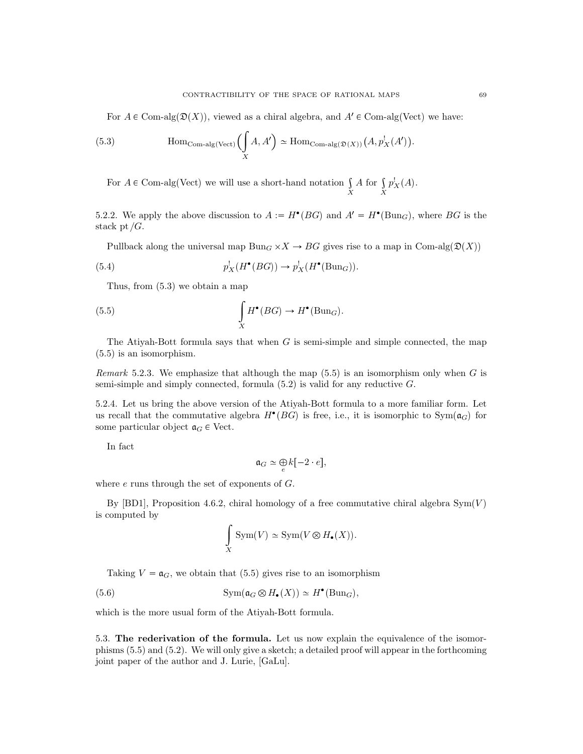For $A \in \text{Com-alg}(\mathfrak{D}(X))$, viewed as a chiral algebra, and $A' \in \text{Com-alg}(\text{Vect})$ we have:

$$\text{Hom}_{\text{Com-alg}(\text{Vect})}\Big(\int\limits_X A, A'\Big) \simeq \text{Hom}_{\text{Com-alg}(\mathfrak{D}(X))}\big(A, p_X^!(A')\big). \tag{5.3}$$

For $A \in \text{Com-alg}(\text{Vect})$ we will use a short-hand notation $\int\limits_X A$ for $\int\limits_X p_X^!(A)$.

5.2.2. We apply the above discussion to $A := H^\bullet(BG)$ and $A' = H^\bullet(\text{Bun}_G)$, where $BG$ is the stack $\text{pt}/G$.

Pullback along the universal map $\text{Bun}_G \times X \to BG$ gives rise to a map in $\text{Com-alg}(\mathfrak{D}(X))$

$$p_X^!(H^\bullet(BG)) \to p_X^!(H^\bullet(\text{Bun}_G)). \tag{5.4}$$

Thus, from (5.3) we obtain a map

$$\int\limits_X H^\bullet(BG) \to H^\bullet(\text{Bun}_G). \tag{5.5}$$

The Atiyah-Bott formula says that when $G$ is semi-simple and simple connected, the map (5.5) is an isomorphism.

*Remark* 5.2.3. We emphasize that although the map (5.5) is an isomorphism only when $G$ is semi-simple and simply connected, formula (5.2) is valid for any reductive $G$.

5.2.4. Let us bring the above version of the Atiyah-Bott formula to a more familiar form. Let us recall that the commutative algebra $H^\bullet(BG)$ is free, i.e., it is isomorphic to $\text{Sym}(\mathfrak{a}_G)$ for some particular object $\mathfrak{a}_G \in \text{Vect}$.

In fact

$$\mathfrak{a}_G \simeq \bigoplus_e k[-2 \cdot e],$$

where $e$ runs through the set of exponents of $G$.

By [BD1], Proposition 4.6.2, chiral homology of a free commutative chiral algebra $\text{Sym}(V)$ is computed by

$$\int\limits_X \text{Sym}(V) \simeq \text{Sym}(V \otimes H_\bullet(X)).$$

Taking $V = \mathfrak{a}_G$, we obtain that (5.5) gives rise to an isomorphism

$$\text{Sym}(\mathfrak{a}_G \otimes H_\bullet(X)) \simeq H^\bullet(\text{Bun}_G), \tag{5.6}$$

which is the more usual form of the Atiyah-Bott formula.

5.3. **The rederivation of the formula.** Let us now explain the equivalence of the isomorphisms (5.5) and (5.2). We will only give a sketch; a detailed proof will appear in the forthcoming joint paper of the author and J. Lurie, [GaLu].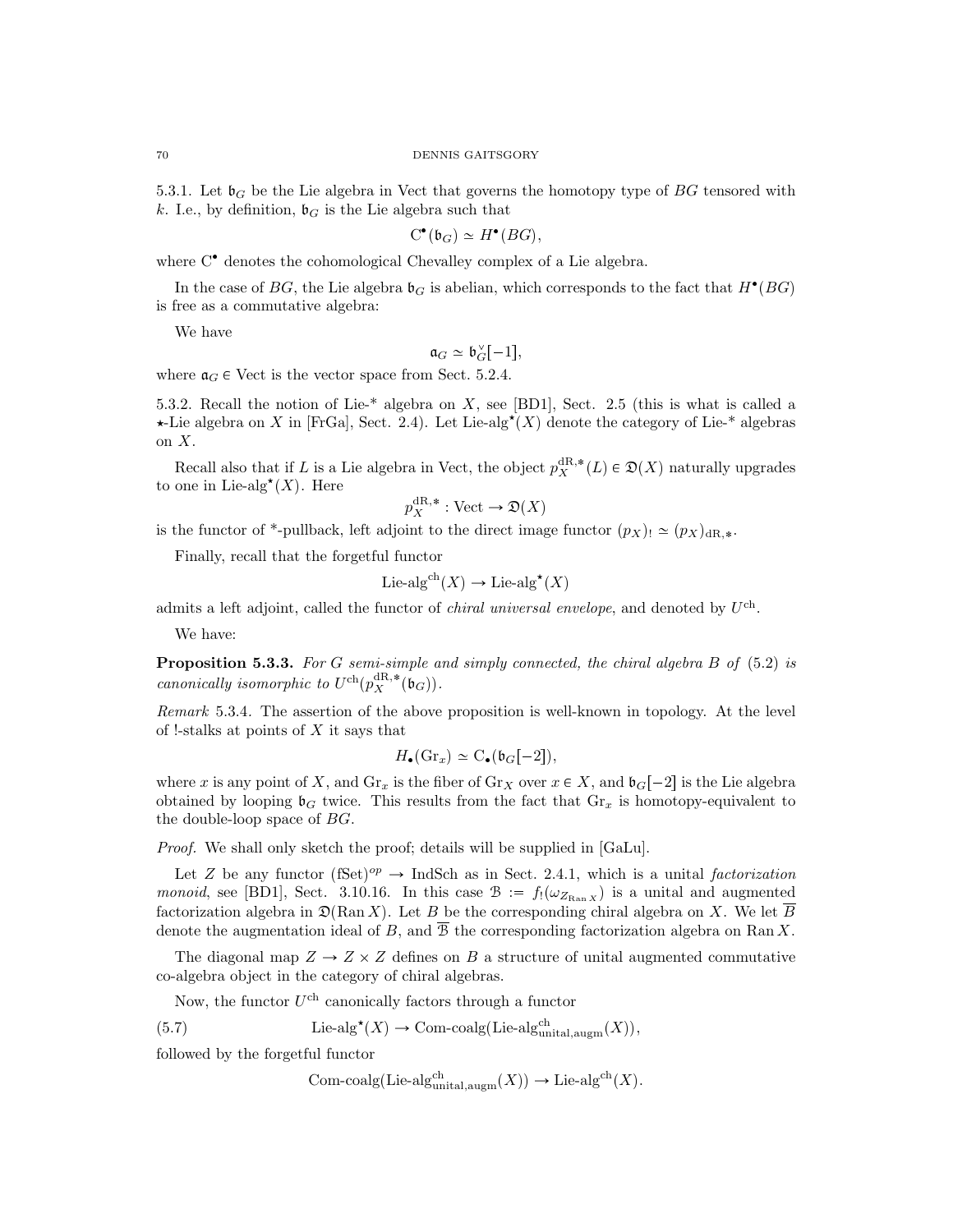5.3.1. Let $\mathfrak{b}_G$ be the Lie algebra in Vect that governs the homotopy type of $BG$ tensored with $k$. I.e., by definition, $\mathfrak{b}_G$ is the Lie algebra such that

$$\mathrm{C}^\bullet(\mathfrak{b}_G) \simeq H^\bullet(BG),$$

where $\mathrm{C}^\bullet$ denotes the cohomological Chevalley complex of a Lie algebra.

In the case of $BG$, the Lie algebra $\mathfrak{b}_G$ is abelian, which corresponds to the fact that $H^\bullet(BG)$ is free as a commutative algebra:

We have

$$\mathfrak{a}_G \simeq \mathfrak{b}_G^\vee[-1],$$

where $\mathfrak{a}_G \in \mathrm{Vect}$ is the vector space from Sect. 5.2.4.

5.3.2. Recall the notion of Lie-* algebra on $X$, see [BD1], Sect. 2.5 (this is what is called a $\star$-Lie algebra on $X$ in [FrGa], Sect. 2.4). Let $\mathrm{Lie\text{-}alg}^\star(X)$ denote the category of Lie-* algebras on $X$.

Recall also that if $L$ is a Lie algebra in Vect, the object $p_X^{\mathrm{dR},*}(L) \in \mathfrak{D}(X)$ naturally upgrades to one in $\mathrm{Lie\text{-}alg}^\star(X)$. Here

$$p_X^{\mathrm{dR},*} : \mathrm{Vect} \to \mathfrak{D}(X)$$

is the functor of *-pullback, left adjoint to the direct image functor $(p_X)_! \simeq (p_X)_{\mathrm{dR},*}$.

Finally, recall that the forgetful functor

$$\mathrm{Lie\text{-}alg}^{\mathrm{ch}}(X) \to \mathrm{Lie\text{-}alg}^\star(X)$$

admits a left adjoint, called the functor of *chiral universal envelope*, and denoted by $U^{\mathrm{ch}}$.

We have:

**Proposition 5.3.3.** *For $G$ semi-simple and simply connected, the chiral algebra $B$ of (5.2) is canonically isomorphic to $U^{\mathrm{ch}}(p_X^{\mathrm{dR},*}(\mathfrak{b}_G))$.*

*Remark* 5.3.4. The assertion of the above proposition is well-known in topology. At the level of !-stalks at points of $X$ it says that

$$H_\bullet(\mathrm{Gr}_x) \simeq \mathrm{C}_\bullet(\mathfrak{b}_G[-2]),$$

where $x$ is any point of $X$, and $\mathrm{Gr}_x$ is the fiber of $\mathrm{Gr}_X$ over $x \in X$, and $\mathfrak{b}_G[-2]$ is the Lie algebra obtained by looping $\mathfrak{b}_G$ twice. This results from the fact that $\mathrm{Gr}_x$ is homotopy-equivalent to the double-loop space of $BG$.

*Proof.* We shall only sketch the proof; details will be supplied in [GaLu].

Let $Z$ be any functor $(\mathrm{fSet})^{op} \to \mathrm{IndSch}$ as in Sect. 2.4.1, which is a unital *factorization monoid*, see [BD1], Sect. 3.10.16. In this case $\mathcal{B} := f_!(\omega_{Z_{\mathrm{Ran}\, X}})$ is a unital and augmented factorization algebra in $\mathfrak{D}(\mathrm{Ran}\, X)$. Let $B$ be the corresponding chiral algebra on $X$. We let $\overline{B}$ denote the augmentation ideal of $B$, and $\overline{\mathcal{B}}$ the corresponding factorization algebra on $\mathrm{Ran}\, X$.

The diagonal map $Z \to Z \times Z$ defines on $B$ a structure of unital augmented commutative co-algebra object in the category of chiral algebras.

Now, the functor $U^{\mathrm{ch}}$ canonically factors through a functor

$$\mathrm{Lie\text{-}alg}^\star(X) \to \mathrm{Com\text{-}coalg}(\mathrm{Lie\text{-}alg}^{\mathrm{ch}}_{\mathrm{unital,augm}}(X)), \tag{5.7}$$

followed by the forgetful functor

$$\mathrm{Com\text{-}coalg}(\mathrm{Lie\text{-}alg}^{\mathrm{ch}}_{\mathrm{unital,augm}}(X)) \to \mathrm{Lie\text{-}alg}^{\mathrm{ch}}(X).$$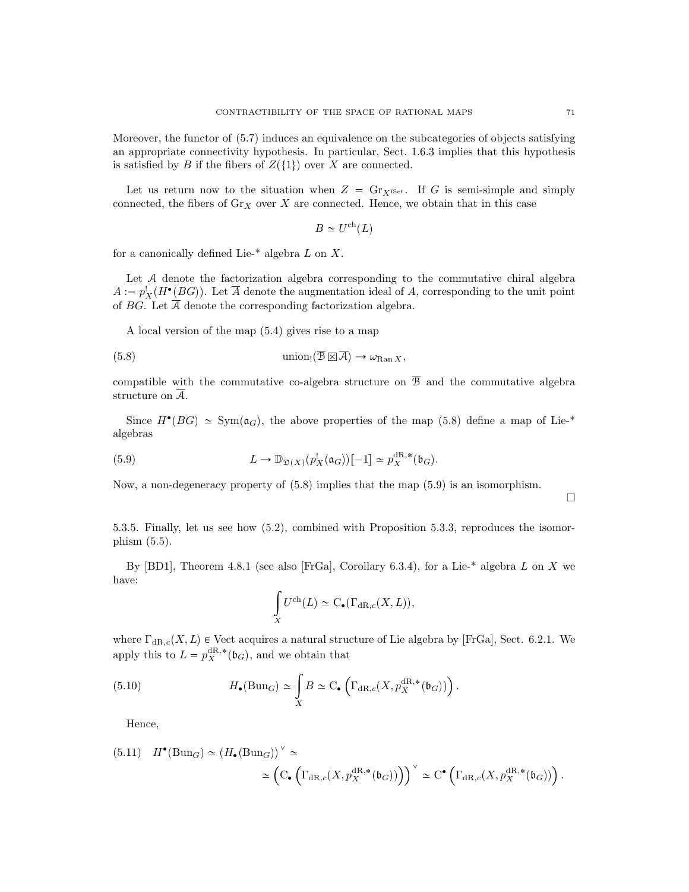Moreover, the functor of (5.7) induces an equivalence on the subcategories of objects satisfying an appropriate connectivity hypothesis. In particular, Sect. 1.6.3 implies that this hypothesis is satisfied by $B$ if the fibers of $Z(\{1\})$ over $X$ are connected.

Let us return now to the situation when $Z = \mathrm{Gr}_{X^{\mathrm{fSet}}}$. If $G$ is semi-simple and simply connected, the fibers of $\mathrm{Gr}_X$ over $X$ are connected. Hence, we obtain that in this case

$$B \simeq U^{\mathrm{ch}}(L)$$

for a canonically defined Lie-* algebra $L$ on $X$.

Let $\mathcal{A}$ denote the factorization algebra corresponding to the commutative chiral algebra $A := p_X^!(H^\bullet(BG))$. Let $\overline{A}$ denote the augmentation ideal of $A$, corresponding to the unit point of $BG$. Let $\overline{\mathcal{A}}$ denote the corresponding factorization algebra.

A local version of the map (5.4) gives rise to a map

$$\text{union}_!(\overline{\mathcal{B}} \boxtimes \overline{\mathcal{A}}) \to \omega_{\mathrm{Ran}\, X}, \tag{5.8}$$

compatible with the commutative co-algebra structure on $\overline{\mathcal{B}}$ and the commutative algebra structure on $\overline{\mathcal{A}}$.

Since $H^\bullet(BG) \simeq \mathrm{Sym}(\mathfrak{a}_G)$, the above properties of the map (5.8) define a map of Lie-* algebras

$$L \to \mathbb{D}_{\mathfrak{D}(X)}(p_X^!(\mathfrak{a}_G))[-1] \simeq p_X^{\mathrm{dR},*}(\mathfrak{b}_G). \tag{5.9}$$

Now, a non-degeneracy property of (5.8) implies that the map (5.9) is an isomorphism. □

5.3.5. Finally, let us see how (5.2), combined with Proposition 5.3.3, reproduces the isomorphism (5.5).

By [BD1], Theorem 4.8.1 (see also [FrGa], Corollary 6.3.4), for a Lie-* algebra $L$ on $X$ we have:

$$\int\limits_X U^{\mathrm{ch}}(L) \simeq \mathrm{C}_\bullet(\Gamma_{\mathrm{dR},c}(X, L)),$$

where $\Gamma_{\mathrm{dR},c}(X, L) \in \mathrm{Vect}$ acquires a natural structure of Lie algebra by [FrGa], Sect. 6.2.1. We apply this to $L = p_X^{\mathrm{dR},*}(\mathfrak{b}_G)$, and we obtain that

$$H_\bullet(\mathrm{Bun}_G) \simeq \int\limits_X B \simeq \mathrm{C}_\bullet\left(\Gamma_{\mathrm{dR},c}(X, p_X^{\mathrm{dR},*}(\mathfrak{b}_G))\right). \tag{5.10}$$

Hence,

$$\begin{aligned} H^\bullet(\mathrm{Bun}_G) \simeq (H_\bullet(\mathrm{Bun}_G))^\vee \simeq \\ \simeq \left(\mathrm{C}_\bullet\left(\Gamma_{\mathrm{dR},c}(X, p_X^{\mathrm{dR},*}(\mathfrak{b}_G))\right)\right)^\vee \simeq \mathrm{C}^\bullet\left(\Gamma_{\mathrm{dR},c}(X, p_X^{\mathrm{dR},*}(\mathfrak{b}_G))\right). \end{aligned} \tag{5.11}$$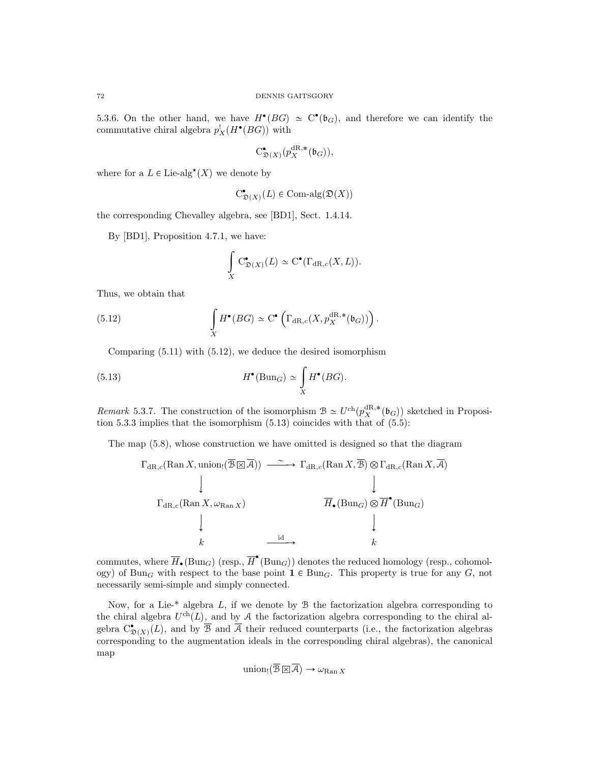5.3.6. On the other hand, we have $H^\bullet(BG) \simeq \mathrm{C}^\bullet(\mathfrak{b}_G)$, and therefore we can identify the commutative chiral algebra $p_X^!(H^\bullet(BG))$ with

$$\mathrm{C}^\bullet_{\mathfrak{D}(X)}(p_X^{\mathrm{dR},*}(\mathfrak{b}_G)),$$

where for a $L \in \text{Lie-alg}^\star(X)$ we denote by

$$\mathrm{C}^\bullet_{\mathfrak{D}(X)}(L) \in \text{Com-alg}(\mathfrak{D}(X))$$

the corresponding Chevalley algebra, see [BD1], Sect. 1.4.14.

By [BD1], Proposition 4.7.1, we have:

$$\int\limits_X \mathrm{C}^\bullet_{\mathfrak{D}(X)}(L) \simeq \mathrm{C}^\bullet(\Gamma_{\mathrm{dR},c}(X, L)).$$

Thus, we obtain that

$$\int\limits_X H^\bullet(BG) \simeq \mathrm{C}^\bullet\left(\Gamma_{\mathrm{dR},c}(X, p_X^{\mathrm{dR},*}(\mathfrak{b}_G))\right). \tag{5.12}$$

Comparing (5.11) with (5.12), we deduce the desired isomorphism

$$H^\bullet(\mathrm{Bun}_G) \simeq \int\limits_X H^\bullet(BG). \tag{5.13}$$

*Remark* 5.3.7. The construction of the isomorphism $\mathcal{B} \simeq U^{\mathrm{ch}}(p_X^{\mathrm{dR},*}(\mathfrak{b}_G))$ sketched in Proposition 5.3.3 implies that the isomorphism (5.13) coincides with that of (5.5):

The map (5.8), whose construction we have omitted is designed so that the diagram

$$\begin{array}{ccc}
\Gamma_{\mathrm{dR},c}(\mathrm{Ran}\, X, \mathrm{union}_!(\overline{\mathcal{B}} \boxtimes \overline{\mathcal{A}})) & \xrightarrow{\sim} & \Gamma_{\mathrm{dR},c}(\mathrm{Ran}\, X, \overline{\mathcal{B}}) \otimes \Gamma_{\mathrm{dR},c}(\mathrm{Ran}\, X, \overline{\mathcal{A}}) \\
\downarrow & & \downarrow \\
\Gamma_{\mathrm{dR},c}(\mathrm{Ran}\, X, \omega_{\mathrm{Ran}\, X}) & & \overline{H}_\bullet(\mathrm{Bun}_G) \otimes \overline{H}^\bullet(\mathrm{Bun}_G) \\
\downarrow & & \downarrow \\
k & \xrightarrow{\mathrm{id}} & k
\end{array}$$

commutes, where $\overline{H}_\bullet(\mathrm{Bun}_G)$ (resp., $\overline{H}^\bullet(\mathrm{Bun}_G)$) denotes the reduced homology (resp., cohomology) of $\mathrm{Bun}_G$ with respect to the base point $\mathbf{1} \in \mathrm{Bun}_G$. This property is true for any $G$, not necessarily semi-simple and simply connected.

Now, for a Lie-* algebra $L$, if we denote by $\mathcal{B}$ the factorization algebra corresponding to the chiral algebra $U^{\mathrm{ch}}(L)$, and by $\mathcal{A}$ the factorization algebra corresponding to the chiral algebra $\mathrm{C}^\bullet_{\mathfrak{D}(X)}(L)$, and by $\overline{\mathcal{B}}$ and $\overline{\mathcal{A}}$ their reduced counterparts (i.e., the factorization algebras corresponding to the augmentation ideals in the corresponding chiral algebras), the canonical map

$$\mathrm{union}_!(\overline{\mathcal{B}} \boxtimes \overline{\mathcal{A}}) \to \omega_{\mathrm{Ran}\, X}$$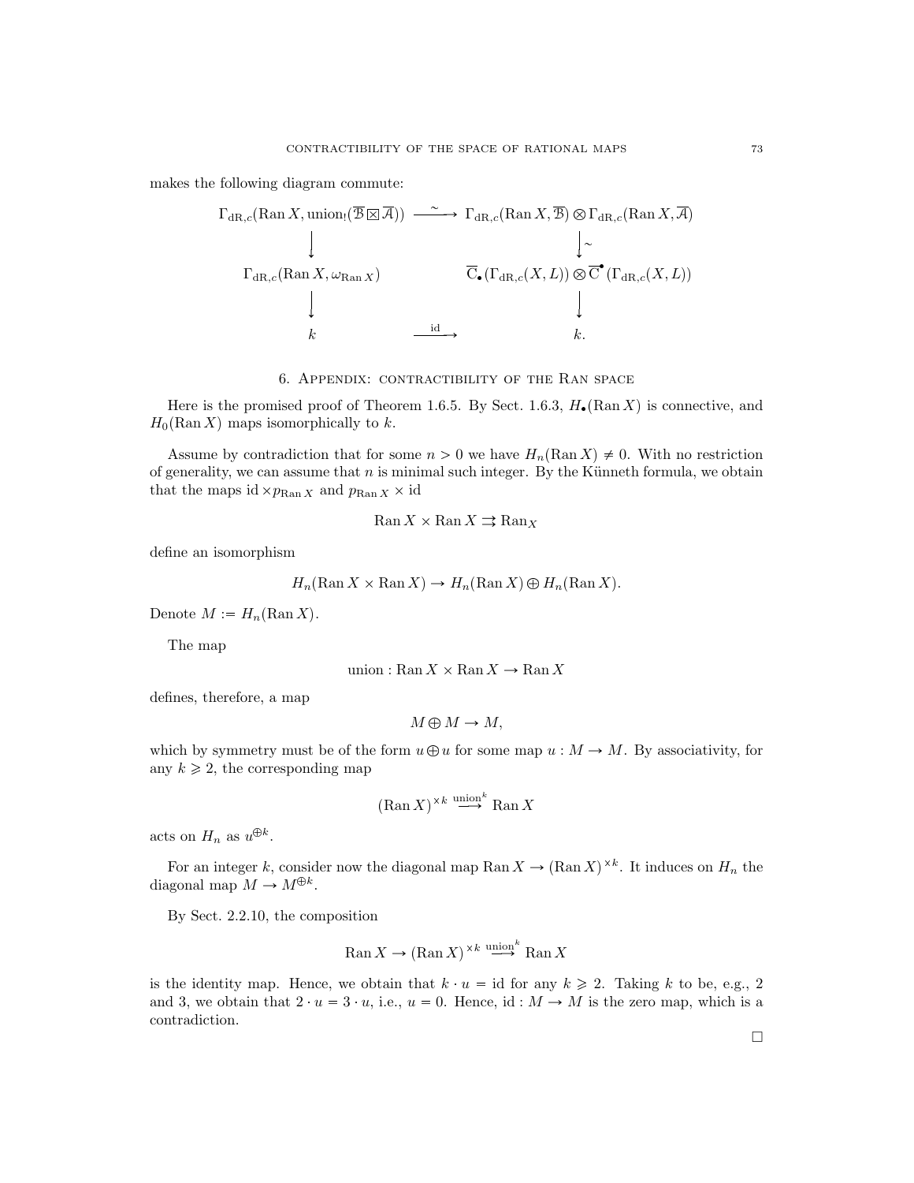makes the following diagram commute:

$$
\begin{array}{ccc}
\Gamma_{\mathrm{dR},c}(\operatorname{Ran} X, \operatorname{union}_!(\overline{\mathcal{B}} \boxtimes \overline{\mathcal{A}})) & \xrightarrow{\sim} & \Gamma_{\mathrm{dR},c}(\operatorname{Ran} X, \overline{\mathcal{B}}) \otimes \Gamma_{\mathrm{dR},c}(\operatorname{Ran} X, \overline{\mathcal{A}}) \\
\downarrow & & \downarrow \sim \\
\Gamma_{\mathrm{dR},c}(\operatorname{Ran} X, \omega_{\operatorname{Ran} X}) & & \overline{\mathrm{C}}_\bullet(\Gamma_{\mathrm{dR},c}(X, L)) \otimes \overline{\mathrm{C}}^\bullet(\Gamma_{\mathrm{dR},c}(X, L)) \\
\downarrow & & \downarrow \\
k & \xrightarrow{\mathrm{id}} & k.
\end{array}
$$

## 6. Appendix: contractibility of the Ran space

Here is the promised proof of Theorem 1.6.5. By Sect. 1.6.3, $H_\bullet(\operatorname{Ran} X)$ is connective, and $H_0(\operatorname{Ran} X)$ maps isomorphically to $k$.

Assume by contradiction that for some $n > 0$ we have $H_n(\operatorname{Ran} X) \neq 0$. With no restriction of generality, we can assume that $n$ is minimal such integer. By the Künneth formula, we obtain that the maps $\mathrm{id} \times p_{\operatorname{Ran} X}$ and $p_{\operatorname{Ran} X} \times \mathrm{id}$

$$
\operatorname{Ran} X \times \operatorname{Ran} X \rightrightarrows \operatorname{Ran}_X
$$

define an isomorphism

$$
H_n(\operatorname{Ran} X \times \operatorname{Ran} X) \to H_n(\operatorname{Ran} X) \oplus H_n(\operatorname{Ran} X).
$$

Denote $M := H_n(\operatorname{Ran} X)$.

The map

$$
\operatorname{union} : \operatorname{Ran} X \times \operatorname{Ran} X \to \operatorname{Ran} X
$$

defines, therefore, a map

$$
M \oplus M \to M,
$$

which by symmetry must be of the form $u \oplus u$ for some map $u : M \to M$. By associativity, for any $k \geqslant 2$, the corresponding map

$$
(\operatorname{Ran} X)^{\times k} \xrightarrow{\operatorname{union}^k} \operatorname{Ran} X
$$

acts on $H_n$ as $u^{\oplus k}$.

For an integer $k$, consider now the diagonal map $\operatorname{Ran} X \to (\operatorname{Ran} X)^{\times k}$. It induces on $H_n$ the diagonal map $M \to M^{\oplus k}$.

By Sect. 2.2.10, the composition

$$
\operatorname{Ran} X \to (\operatorname{Ran} X)^{\times k} \xrightarrow{\operatorname{union}^k} \operatorname{Ran} X
$$

is the identity map. Hence, we obtain that $k \cdot u = \mathrm{id}$ for any $k \geqslant 2$. Taking $k$ to be, e.g., 2 and 3, we obtain that $2 \cdot u = 3 \cdot u$, i.e., $u = 0$. Hence, $\mathrm{id} : M \to M$ is the zero map, which is a contradiction.

□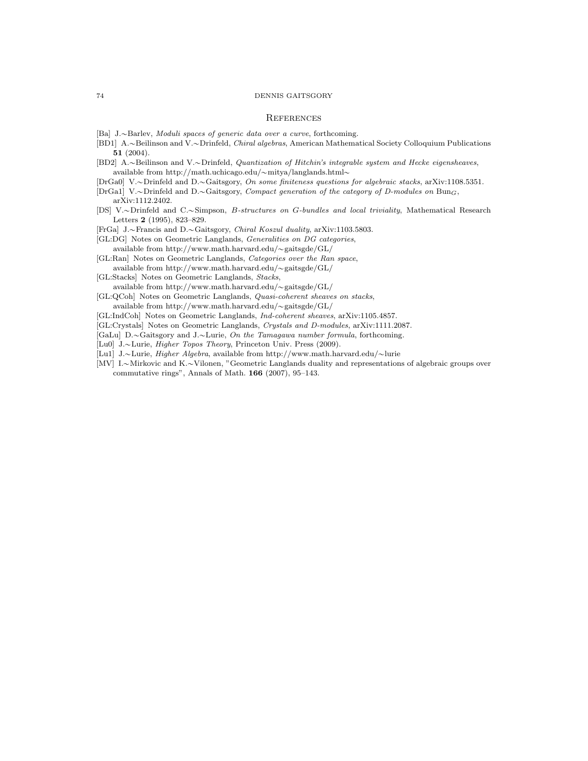## References

[Ba] J.∼Barlev, *Moduli spaces of generic data over a curve*, forthcoming.

[BD1] A.∼Beilinson and V.∼Drinfeld, *Chiral algebras*, American Mathematical Society Colloquium Publications **51** (2004).

[BD2] A.∼Beilinson and V.∼Drinfeld, *Quantization of Hitchin's integrable system and Hecke eigensheaves*, available from http://math.uchicago.edu/∼mitya/langlands.html∼

[DrGa0] V.∼Drinfeld and D.∼Gaitsgory, *On some finiteness questions for algebraic stacks*, arXiv:1108.5351.

[DrGa1] V.∼Drinfeld and D.∼Gaitsgory, *Compact generation of the category of D-modules on* $\mathrm{Bun}_G$, arXiv:1112.2402.

[DS] V.∼Drinfeld and C.∼Simpson, *B-structures on G-bundles and local triviality*, Mathematical Research Letters **2** (1995), 823–829.

[FrGa] J.∼Francis and D.∼Gaitsgory, *Chiral Koszul duality*, arXiv:1103.5803.

[GL:DG] Notes on Geometric Langlands, *Generalities on DG categories*, available from http://www.math.harvard.edu/∼gaitsgde/GL/

[GL:Ran] Notes on Geometric Langlands, *Categories over the Ran space*, available from http://www.math.harvard.edu/∼gaitsgde/GL/

[GL:Stacks] Notes on Geometric Langlands, *Stacks*, available from http://www.math.harvard.edu/∼gaitsgde/GL/

[GL:QCoh] Notes on Geometric Langlands, *Quasi-coherent sheaves on stacks*, available from http://www.math.harvard.edu/∼gaitsgde/GL/

[GL:IndCoh] Notes on Geometric Langlands, *Ind-coherent sheaves*, arXiv:1105.4857.

[GL:Crystals] Notes on Geometric Langlands, *Crystals and D-modules*, arXiv:1111.2087.

[GaLu] D.∼Gaitsgory and J.∼Lurie, *On the Tamagawa number formula*, forthcoming.

[Lu0] J.∼Lurie, *Higher Topos Theory*, Princeton Univ. Press (2009).

[Lu1] J.∼Lurie, *Higher Algebra*, available from http://www.math.harvard.edu/∼lurie

[MV] I.∼Mirkovic and K.∼Vilonen, "Geometric Langlands duality and representations of algebraic groups over commutative rings", Annals of Math. **166** (2007), 95–143.